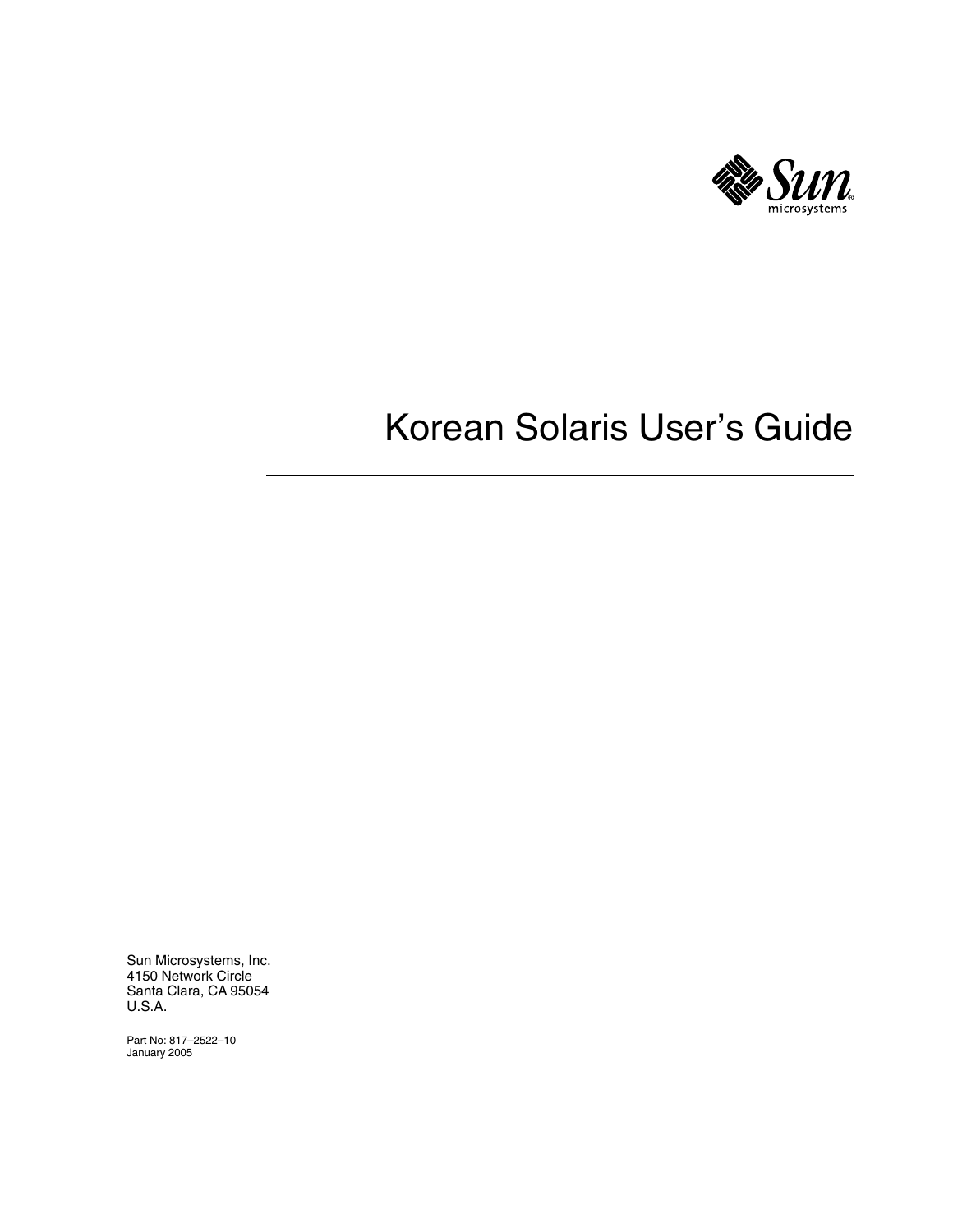# Korean Solaris User's Guide

Sun Microsystems, Inc.
4150 Network Circle
Santa Clara, CA 95054
U.S.A.

Part No: 817–2522–10
January 2005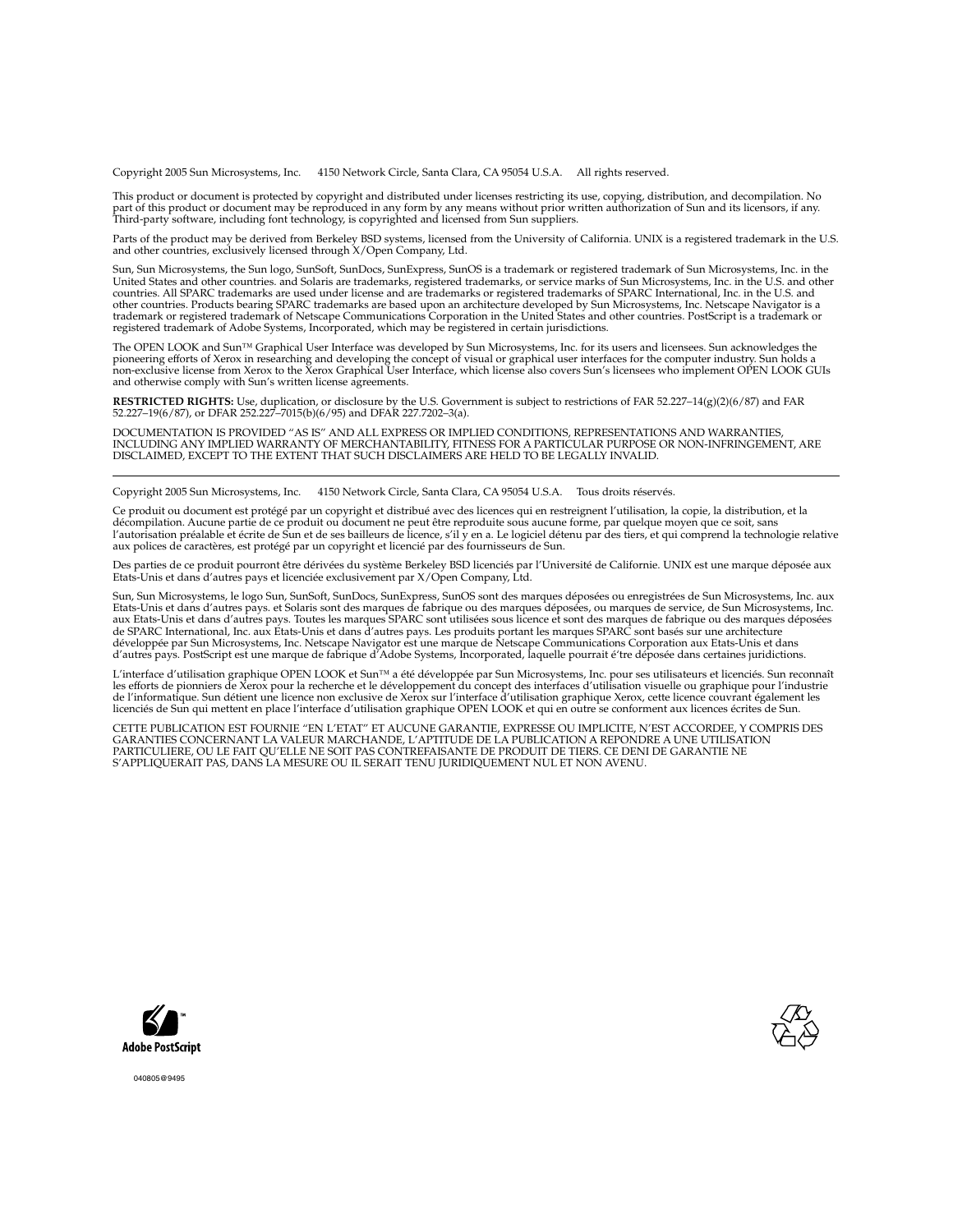Copyright 2005 Sun Microsystems, Inc. 4150 Network Circle, Santa Clara, CA 95054 U.S.A. All rights reserved.

This product or document is protected by copyright and distributed under licenses restricting its use, copying, distribution, and decompilation. No part of this product or document may be reproduced in any form by any means without prior written authorization of Sun and its licensors, if any. Third-party software, including font technology, is copyrighted and licensed from Sun suppliers.

Parts of the product may be derived from Berkeley BSD systems, licensed from the University of California. UNIX is a registered trademark in the U.S. and other countries, exclusively licensed through X/Open Company, Ltd.

Sun, Sun Microsystems, the Sun logo, SunSoft, SunDocs, SunExpress, SunOS is a trademark or registered trademark of Sun Microsystems, Inc. in the United States and other countries. and Solaris are trademarks, registered trademarks, or service marks of Sun Microsystems, Inc. in the U.S. and other countries. All SPARC trademarks are used under license and are trademarks or registered trademarks of SPARC International, Inc. in the U.S. and other countries. Products bearing SPARC trademarks are based upon an architecture developed by Sun Microsystems, Inc. Netscape Navigator is a trademark or registered trademark of Netscape Communications Corporation in the United States and other countries. PostScript is a trademark or registered trademark of Adobe Systems, Incorporated, which may be registered in certain jurisdictions.

The OPEN LOOK and Sun™ Graphical User Interface was developed by Sun Microsystems, Inc. for its users and licensees. Sun acknowledges the pioneering efforts of Xerox in researching and developing the concept of visual or graphical user interfaces for the computer industry. Sun holds a non-exclusive license from Xerox to the Xerox Graphical User Interface, which license also covers Sun's licensees who implement OPEN LOOK GUIs and otherwise comply with Sun's written license agreements.

**RESTRICTED RIGHTS:** Use, duplication, or disclosure by the U.S. Government is subject to restrictions of FAR 52.227–14(g)(2)(6/87) and FAR 52.227–19(6/87), or DFAR 252.227–7015(b)(6/95) and DFAR 227.7202–3(a).

DOCUMENTATION IS PROVIDED "AS IS" AND ALL EXPRESS OR IMPLIED CONDITIONS, REPRESENTATIONS AND WARRANTIES, INCLUDING ANY IMPLIED WARRANTY OF MERCHANTABILITY, FITNESS FOR A PARTICULAR PURPOSE OR NON-INFRINGEMENT, ARE DISCLAIMED, EXCEPT TO THE EXTENT THAT SUCH DISCLAIMERS ARE HELD TO BE LEGALLY INVALID.

---

Copyright 2005 Sun Microsystems, Inc. 4150 Network Circle, Santa Clara, CA 95054 U.S.A. Tous droits réservés.

Ce produit ou document est protégé par un copyright et distribué avec des licences qui en restreignent l'utilisation, la copie, la distribution, et la décompilation. Aucune partie de ce produit ou document ne peut être reproduite sous aucune forme, par quelque moyen que ce soit, sans l'autorisation préalable et écrite de Sun et de ses bailleurs de licence, s'il y en a. Le logiciel détenu par des tiers, et qui comprend la technologie relative aux polices de caractères, est protégé par un copyright et licencié par des fournisseurs de Sun.

Des parties de ce produit pourront être dérivées du système Berkeley BSD licenciés par l'Université de Californie. UNIX est une marque déposée aux Etats-Unis et dans d'autres pays et licenciée exclusivement par X/Open Company, Ltd.

Sun, Sun Microsystems, le logo Sun, SunSoft, SunDocs, SunExpress, SunOS sont des marques déposées ou enregistrées de Sun Microsystems, Inc. aux Etats-Unis et dans d'autres pays. et Solaris sont des marques de fabrique ou des marques déposées, ou marques de service, de Sun Microsystems, Inc. aux Etats-Unis et dans d'autres pays. Toutes les marques SPARC sont utilisées sous licence et sont des marques de fabrique ou des marques déposées de SPARC International, Inc. aux Etats-Unis et dans d'autres pays. Les produits portant les marques SPARC sont basés sur une architecture développée par Sun Microsystems, Inc. Netscape Navigator est une marque de Netscape Communications Corporation aux Etats-Unis et dans d'autres pays. PostScript est une marque de fabrique d'Adobe Systems, Incorporated, laquelle pourrait é'tre déposée dans certaines juridictions.

L'interface d'utilisation graphique OPEN LOOK et Sun™ a été développée par Sun Microsystems, Inc. pour ses utilisateurs et licenciés. Sun reconnaît les efforts de pionniers de Xerox pour la recherche et le développement du concept des interfaces d'utilisation visuelle ou graphique pour l'industrie de l'informatique. Sun détient une licence non exclusive de Xerox sur l'interface d'utilisation graphique Xerox, cette licence couvrant également les licenciés de Sun qui mettent en place l'interface d'utilisation graphique OPEN LOOK et qui en outre se conforment aux licences écrites de Sun.

CETTE PUBLICATION EST FOURNIE "EN L'ETAT" ET AUCUNE GARANTIE, EXPRESSE OU IMPLICITE, N'EST ACCORDEE, Y COMPRIS DES GARANTIES CONCERNANT LA VALEUR MARCHANDE, L'APTITUDE DE LA PUBLICATION A REPONDRE A UNE UTILISATION PARTICULIERE, OU LE FAIT QU'ELLE NE SOIT PAS CONTREFAISANTE DE PRODUIT DE TIERS. CE DENI DE GARANTIE NE S'APPLIQUERAIT PAS, DANS LA MESURE OU IL SERAIT TENU JURIDIQUEMENT NUL ET NON AVENU.

Adobe PostScript

040805@9495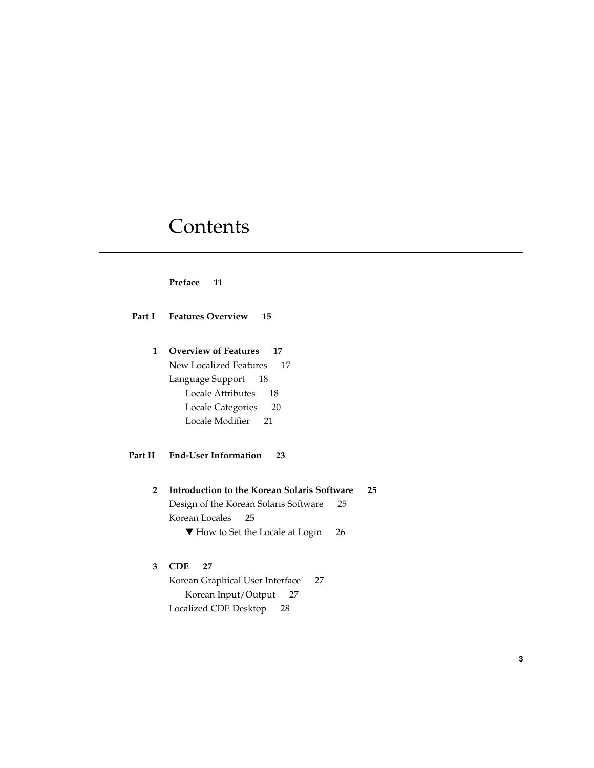# Contents

**Preface 11**

**Part I Features Overview 15**

**1 Overview of Features 17**

New Localized Features 17

Language Support 18

Locale Attributes 18

Locale Categories 20

Locale Modifier 21

**Part II End-User Information 23**

**2 Introduction to the Korean Solaris Software 25**

Design of the Korean Solaris Software 25

Korean Locales 25

▼ How to Set the Locale at Login 26

**3 CDE 27**

Korean Graphical User Interface 27

Korean Input/Output 27

Localized CDE Desktop 28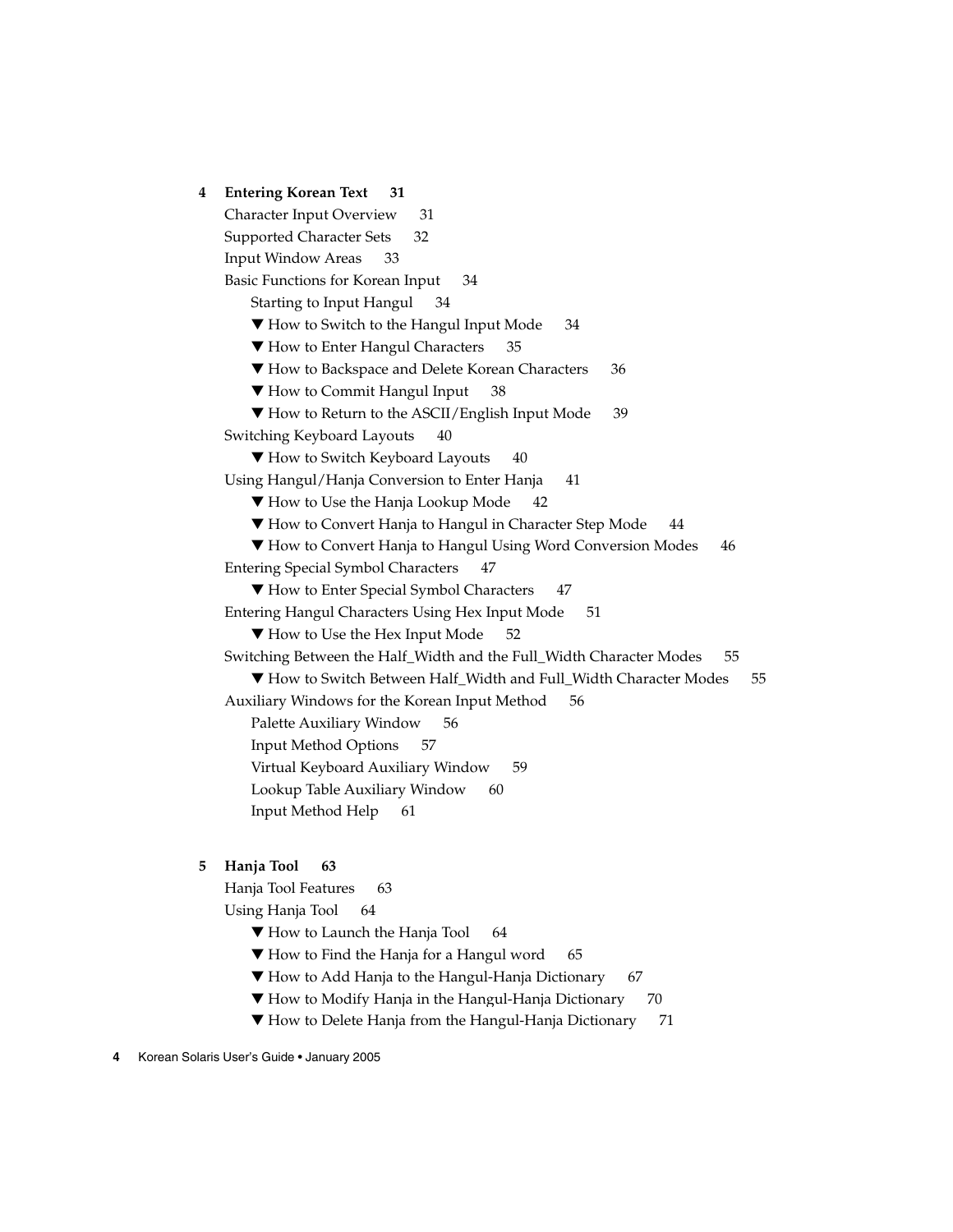**4 Entering Korean Text 31**

Character Input Overview 31

Supported Character Sets 32

Input Window Areas 33

Basic Functions for Korean Input 34

- Starting to Input Hangul 34
- ▼ How to Switch to the Hangul Input Mode 34
- ▼ How to Enter Hangul Characters 35
- ▼ How to Backspace and Delete Korean Characters 36
- ▼ How to Commit Hangul Input 38
- ▼ How to Return to the ASCII/English Input Mode 39

Switching Keyboard Layouts 40

- ▼ How to Switch Keyboard Layouts 40

Using Hangul/Hanja Conversion to Enter Hanja 41

- ▼ How to Use the Hanja Lookup Mode 42
- ▼ How to Convert Hanja to Hangul in Character Step Mode 44
- ▼ How to Convert Hanja to Hangul Using Word Conversion Modes 46

Entering Special Symbol Characters 47

- ▼ How to Enter Special Symbol Characters 47

Entering Hangul Characters Using Hex Input Mode 51

- ▼ How to Use the Hex Input Mode 52

Switching Between the Half_Width and the Full_Width Character Modes 55

- ▼ How to Switch Between Half_Width and Full_Width Character Modes 55

Auxiliary Windows for the Korean Input Method 56

- Palette Auxiliary Window 56
- Input Method Options 57
- Virtual Keyboard Auxiliary Window 59
- Lookup Table Auxiliary Window 60
- Input Method Help 61

**5 Hanja Tool 63**

Hanja Tool Features 63

Using Hanja Tool 64

- ▼ How to Launch the Hanja Tool 64
- ▼ How to Find the Hanja for a Hangul word 65
- ▼ How to Add Hanja to the Hangul-Hanja Dictionary 67
- ▼ How to Modify Hanja in the Hangul-Hanja Dictionary 70
- ▼ How to Delete Hanja from the Hangul-Hanja Dictionary 71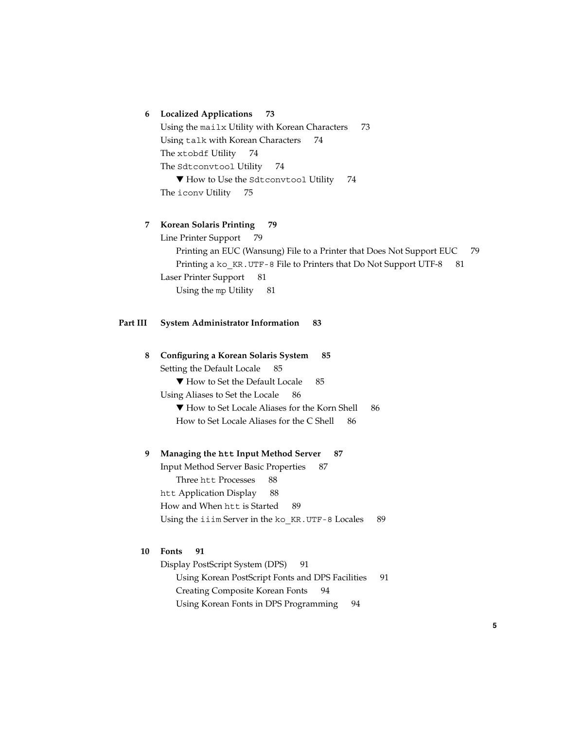**6 Localized Applications 73**

Using the `mailx` Utility with Korean Characters 73

Using `talk` with Korean Characters 74

The `xtobdf` Utility 74

The `Sdtconvtool` Utility 74

  ▼ How to Use the `Sdtconvtool` Utility 74

The `iconv` Utility 75

**7 Korean Solaris Printing 79**

Line Printer Support 79

  Printing an EUC (Wansung) File to a Printer that Does Not Support EUC 79

  Printing a `ko_KR.UTF-8` File to Printers that Do Not Support UTF-8 81

Laser Printer Support 81

  Using the `mp` Utility 81

**Part III System Administrator Information 83**

**8 Configuring a Korean Solaris System 85**

Setting the Default Locale 85

  ▼ How to Set the Default Locale 85

Using Aliases to Set the Locale 86

  ▼ How to Set Locale Aliases for the Korn Shell 86

  How to Set Locale Aliases for the C Shell 86

**9 Managing the `htt` Input Method Server 87**

Input Method Server Basic Properties 87

  Three `htt` Processes 88

`htt` Application Display 88

How and When `htt` is Started 89

Using the `iiim` Server in the `ko_KR.UTF-8` Locales 89

**10 Fonts 91**

Display PostScript System (DPS) 91

  Using Korean PostScript Fonts and DPS Facilities 91

  Creating Composite Korean Fonts 94

  Using Korean Fonts in DPS Programming 94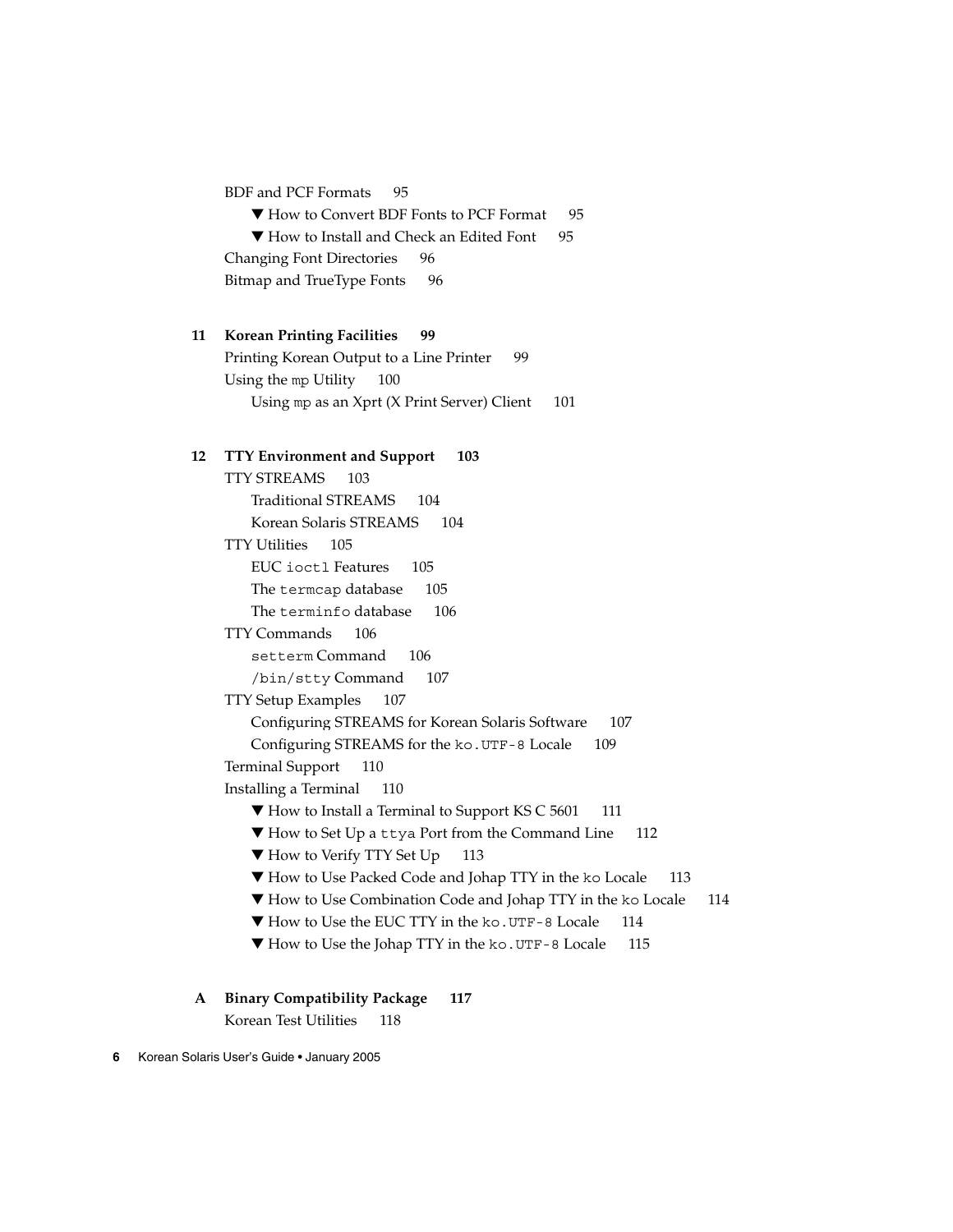BDF and PCF Formats 95

▼ How to Convert BDF Fonts to PCF Format 95

▼ How to Install and Check an Edited Font 95

Changing Font Directories 96

Bitmap and TrueType Fonts 96

**11 Korean Printing Facilities 99**

Printing Korean Output to a Line Printer 99

Using the `mp` Utility 100

Using `mp` as an Xprt (X Print Server) Client 101

**12 TTY Environment and Support 103**

TTY STREAMS 103

Traditional STREAMS 104

Korean Solaris STREAMS 104

TTY Utilities 105

EUC `ioctl` Features 105

The `termcap` database 105

The `terminfo` database 106

TTY Commands 106

`setterm` Command 106

`/bin/stty` Command 107

TTY Setup Examples 107

Configuring STREAMS for Korean Solaris Software 107

Configuring STREAMS for the `ko.UTF-8` Locale 109

Terminal Support 110

Installing a Terminal 110

▼ How to Install a Terminal to Support KS C 5601 111

▼ How to Set Up a `ttya` Port from the Command Line 112

▼ How to Verify TTY Set Up 113

▼ How to Use Packed Code and Johap TTY in the `ko` Locale 113

▼ How to Use Combination Code and Johap TTY in the `ko` Locale 114

▼ How to Use the EUC TTY in the `ko.UTF-8` Locale 114

▼ How to Use the Johap TTY in the `ko.UTF-8` Locale 115

**A Binary Compatibility Package 117**

Korean Test Utilities 118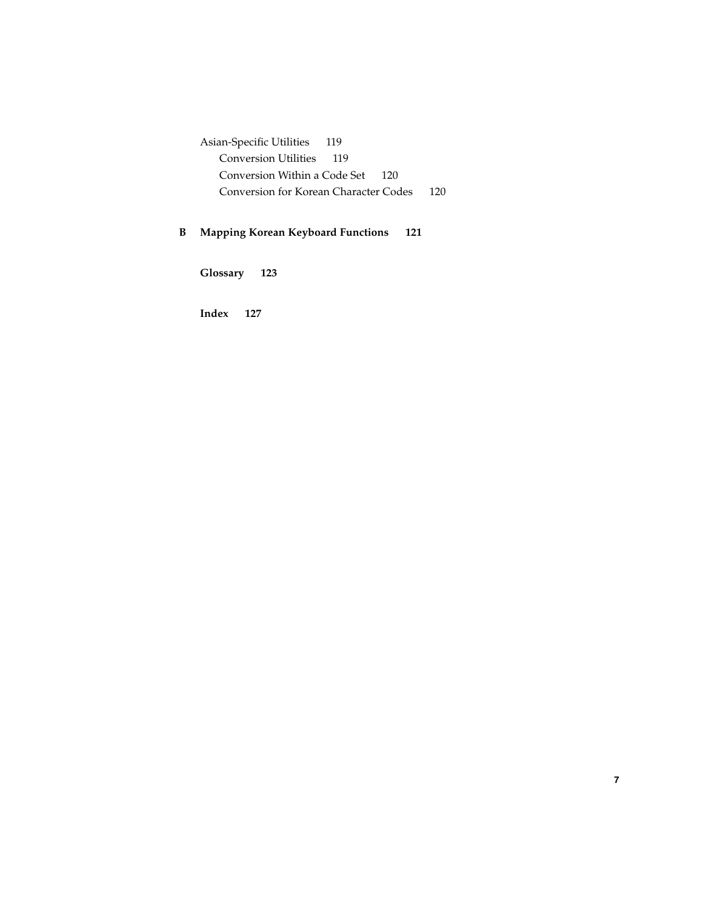Asian-Specific Utilities 119
  Conversion Utilities 119
  Conversion Within a Code Set 120
  Conversion for Korean Character Codes 120

**B Mapping Korean Keyboard Functions 121**

**Glossary 123**

**Index 127**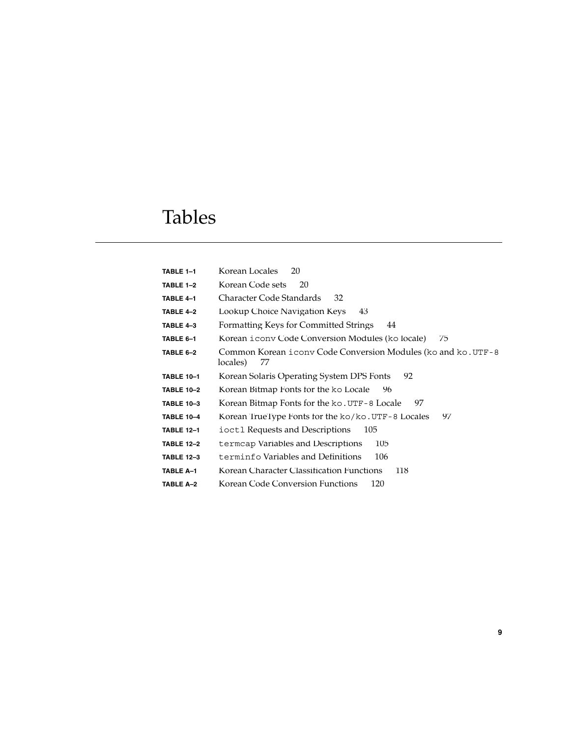# Tables

| | | |
|---|---|---|
| **TABLE 1–1** | Korean Locales | 20 |
| **TABLE 1–2** | Korean Code sets | 20 |
| **TABLE 4–1** | Character Code Standards | 32 |
| **TABLE 4–2** | Lookup Choice Navigation Keys | 43 |
| **TABLE 4–3** | Formatting Keys for Committed Strings | 44 |
| **TABLE 6–1** | Korean `iconv` Code Conversion Modules (`ko` locale) | 75 |
| **TABLE 6–2** | Common Korean `iconv` Code Conversion Modules (`ko` and `ko.UTF-8` locales) | 77 |
| **TABLE 10–1** | Korean Solaris Operating System DPS Fonts | 92 |
| **TABLE 10–2** | Korean Bitmap Fonts for the `ko` Locale | 96 |
| **TABLE 10–3** | Korean Bitmap Fonts for the `ko.UTF-8` Locale | 97 |
| **TABLE 10–4** | Korean TrueType Fonts for the `ko`/`ko.UTF-8` Locales | 97 |
| **TABLE 12–1** | `ioctl` Requests and Descriptions | 105 |
| **TABLE 12–2** | `termcap` Variables and Descriptions | 105 |
| **TABLE 12–3** | `terminfo` Variables and Definitions | 106 |
| **TABLE A–1** | Korean Character Classification Functions | 118 |
| **TABLE A–2** | Korean Code Conversion Functions | 120 |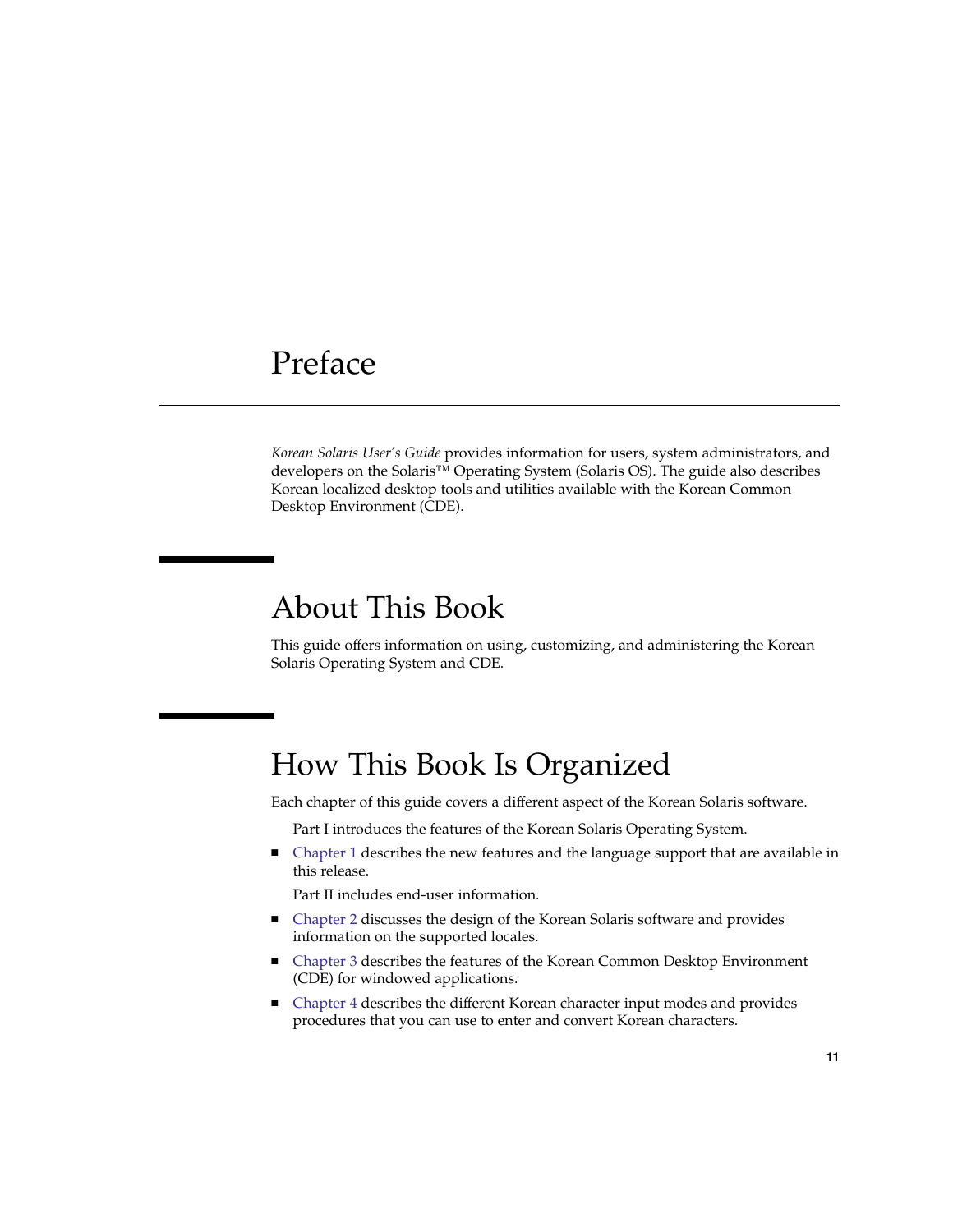# Preface

*Korean Solaris User's Guide* provides information for users, system administrators, and developers on the Solaris™ Operating System (Solaris OS). The guide also describes Korean localized desktop tools and utilities available with the Korean Common Desktop Environment (CDE).

## About This Book

This guide offers information on using, customizing, and administering the Korean Solaris Operating System and CDE.

## How This Book Is Organized

Each chapter of this guide covers a different aspect of the Korean Solaris software.

Part I introduces the features of the Korean Solaris Operating System.

- Chapter 1 describes the new features and the language support that are available in this release.

Part II includes end-user information.

- Chapter 2 discusses the design of the Korean Solaris software and provides information on the supported locales.
- Chapter 3 describes the features of the Korean Common Desktop Environment (CDE) for windowed applications.
- Chapter 4 describes the different Korean character input modes and provides procedures that you can use to enter and convert Korean characters.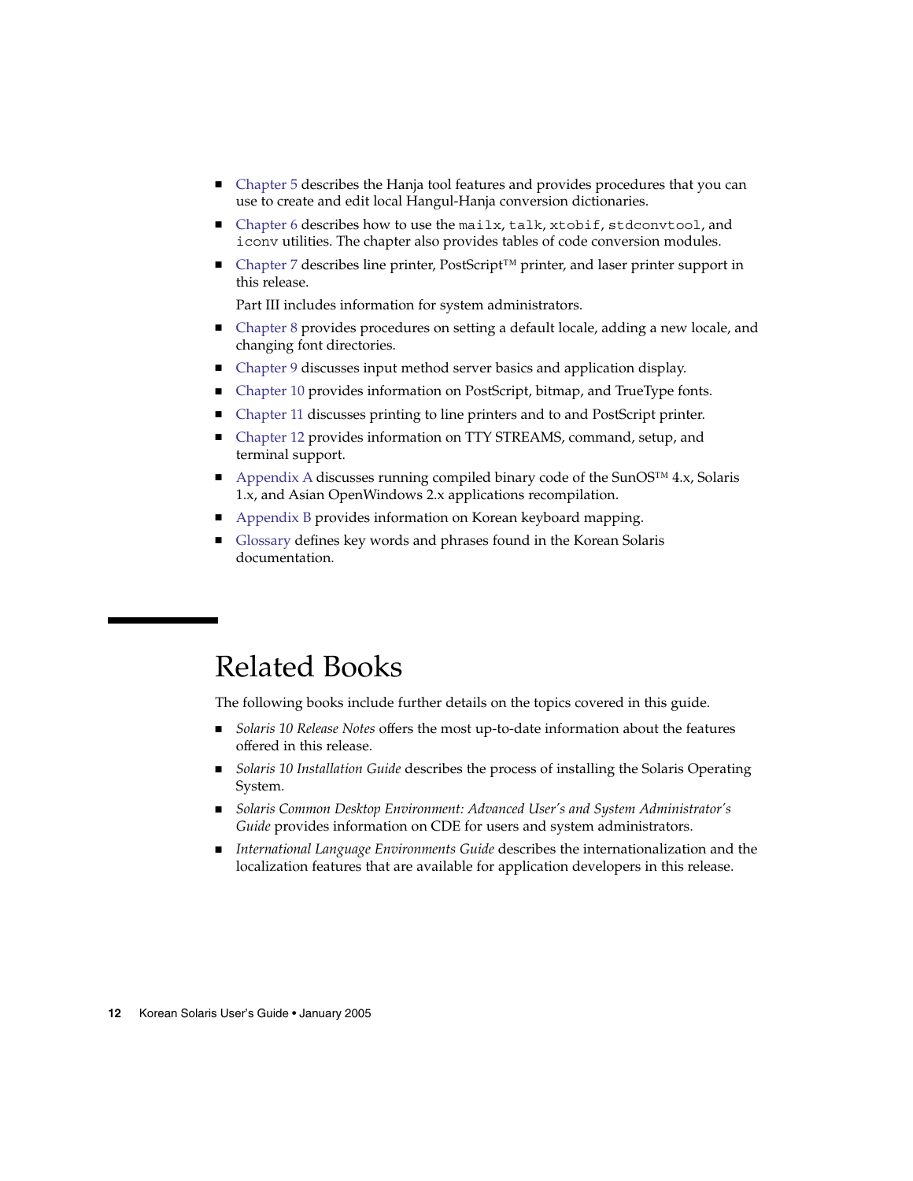- Chapter 5 describes the Hanja tool features and provides procedures that you can use to create and edit local Hangul-Hanja conversion dictionaries.
- Chapter 6 describes how to use the `mailx`, `talk`, `xtobif`, `stdconvtool`, and `iconv` utilities. The chapter also provides tables of code conversion modules.
- Chapter 7 describes line printer, PostScript™ printer, and laser printer support in this release.

  Part III includes information for system administrators.
- Chapter 8 provides procedures on setting a default locale, adding a new locale, and changing font directories.
- Chapter 9 discusses input method server basics and application display.
- Chapter 10 provides information on PostScript, bitmap, and TrueType fonts.
- Chapter 11 discusses printing to line printers and to and PostScript printer.
- Chapter 12 provides information on TTY STREAMS, command, setup, and terminal support.
- Appendix A discusses running compiled binary code of the SunOS™ 4.x, Solaris 1.x, and Asian OpenWindows 2.x applications recompilation.
- Appendix B provides information on Korean keyboard mapping.
- Glossary defines key words and phrases found in the Korean Solaris documentation.

## Related Books

The following books include further details on the topics covered in this guide.

- *Solaris 10 Release Notes* offers the most up-to-date information about the features offered in this release.
- *Solaris 10 Installation Guide* describes the process of installing the Solaris Operating System.
- *Solaris Common Desktop Environment: Advanced User's and System Administrator's Guide* provides information on CDE for users and system administrators.
- *International Language Environments Guide* describes the internationalization and the localization features that are available for application developers in this release.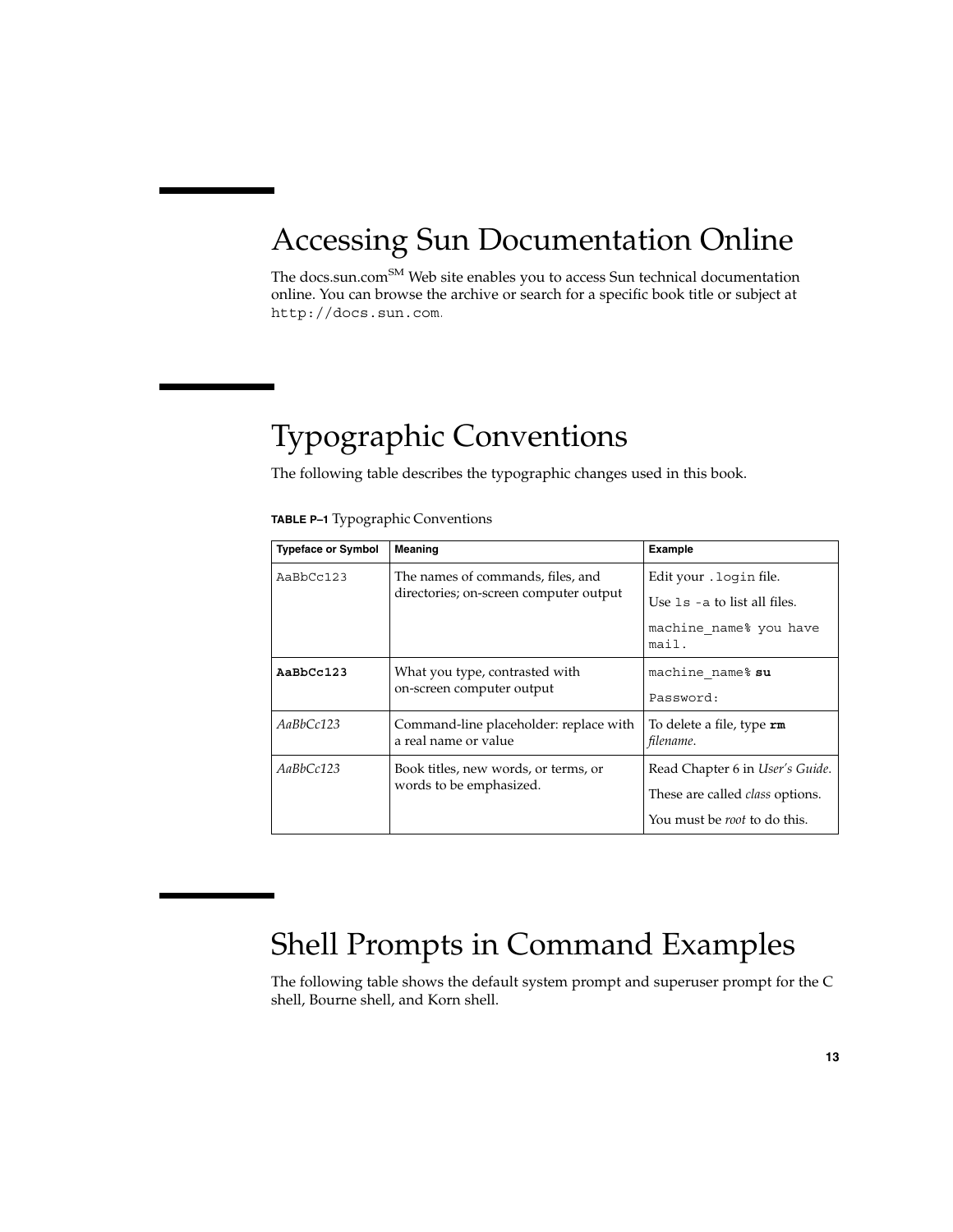## Accessing Sun Documentation Online

The docs.sun.com[SM] Web site enables you to access Sun technical documentation online. You can browse the archive or search for a specific book title or subject at `http://docs.sun.com`.

## Typographic Conventions

The following table describes the typographic changes used in this book.

**TABLE P–1** Typographic Conventions

| Typeface or Symbol | Meaning | Example |
| --- | --- | --- |
| `AaBbCc123` | The names of commands, files, and directories; on-screen computer output | Edit your `.login` file.<br>Use `ls -a` to list all files.<br>`machine_name% you have mail.` |
| **`AaBbCc123`** | What you type, contrasted with on-screen computer output | `machine_name%` **`su`**<br>`Password:` |
| *AaBbCc123* | Command-line placeholder: replace with a real name or value | To delete a file, type **`rm`** *filename*. |
| *AaBbCc123* | Book titles, new words, or terms, or words to be emphasized. | Read Chapter 6 in *User's Guide*.<br>These are called *class* options.<br>You must be *root* to do this. |

## Shell Prompts in Command Examples

The following table shows the default system prompt and superuser prompt for the C shell, Bourne shell, and Korn shell.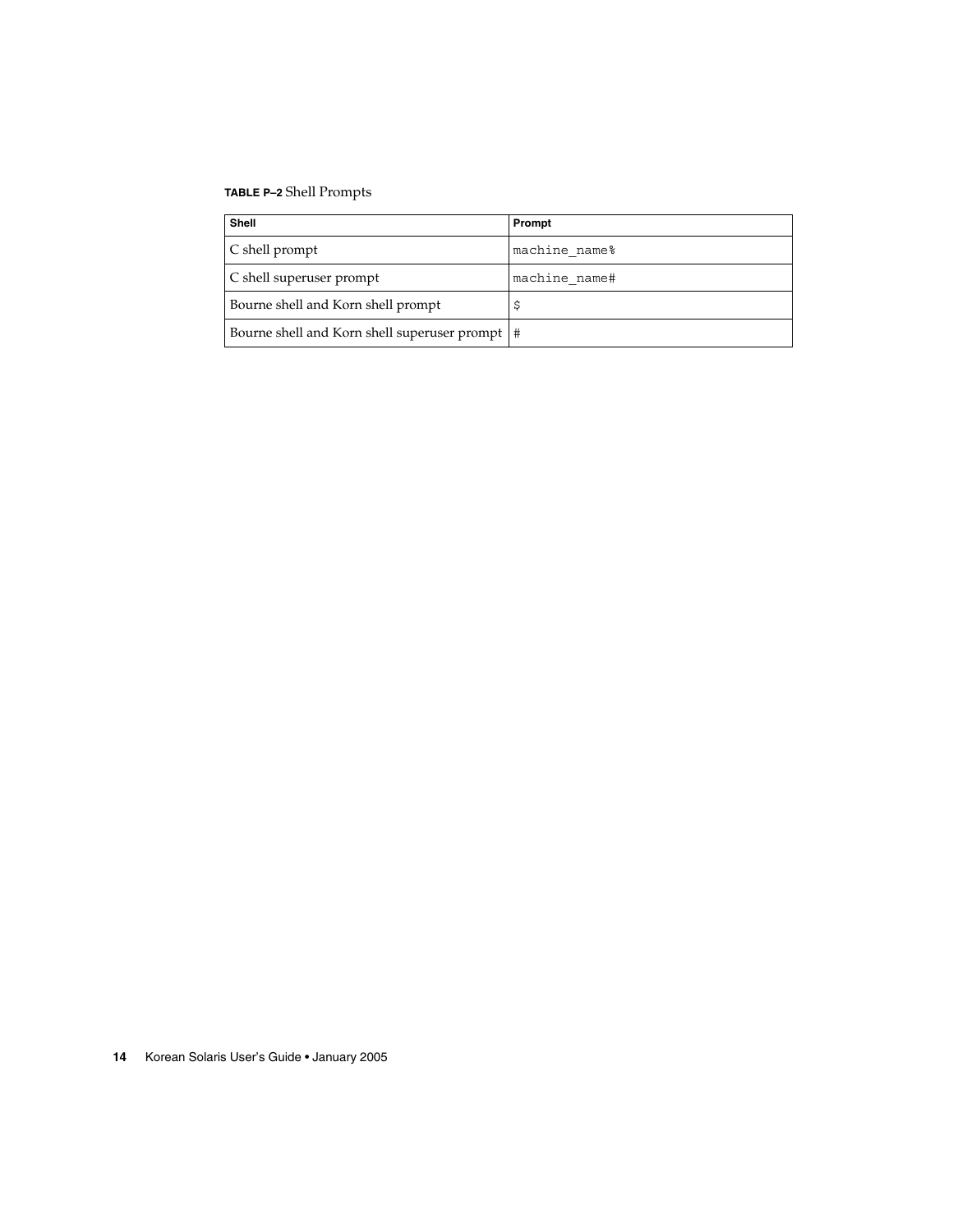**TABLE P–2** Shell Prompts

| Shell | Prompt |
| --- | --- |
| C shell prompt | `machine_name%` |
| C shell superuser prompt | `machine_name#` |
| Bourne shell and Korn shell prompt | `$` |
| Bourne shell and Korn shell superuser prompt | `#` |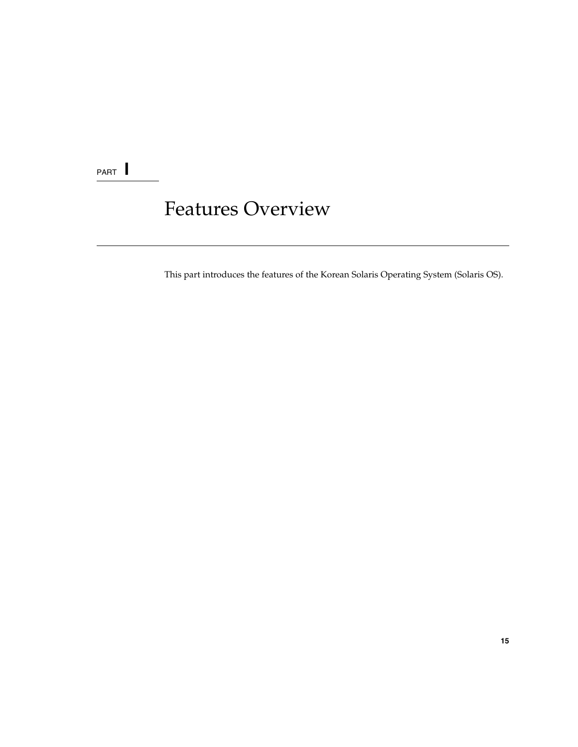PART I

# Features Overview

This part introduces the features of the Korean Solaris Operating System (Solaris OS).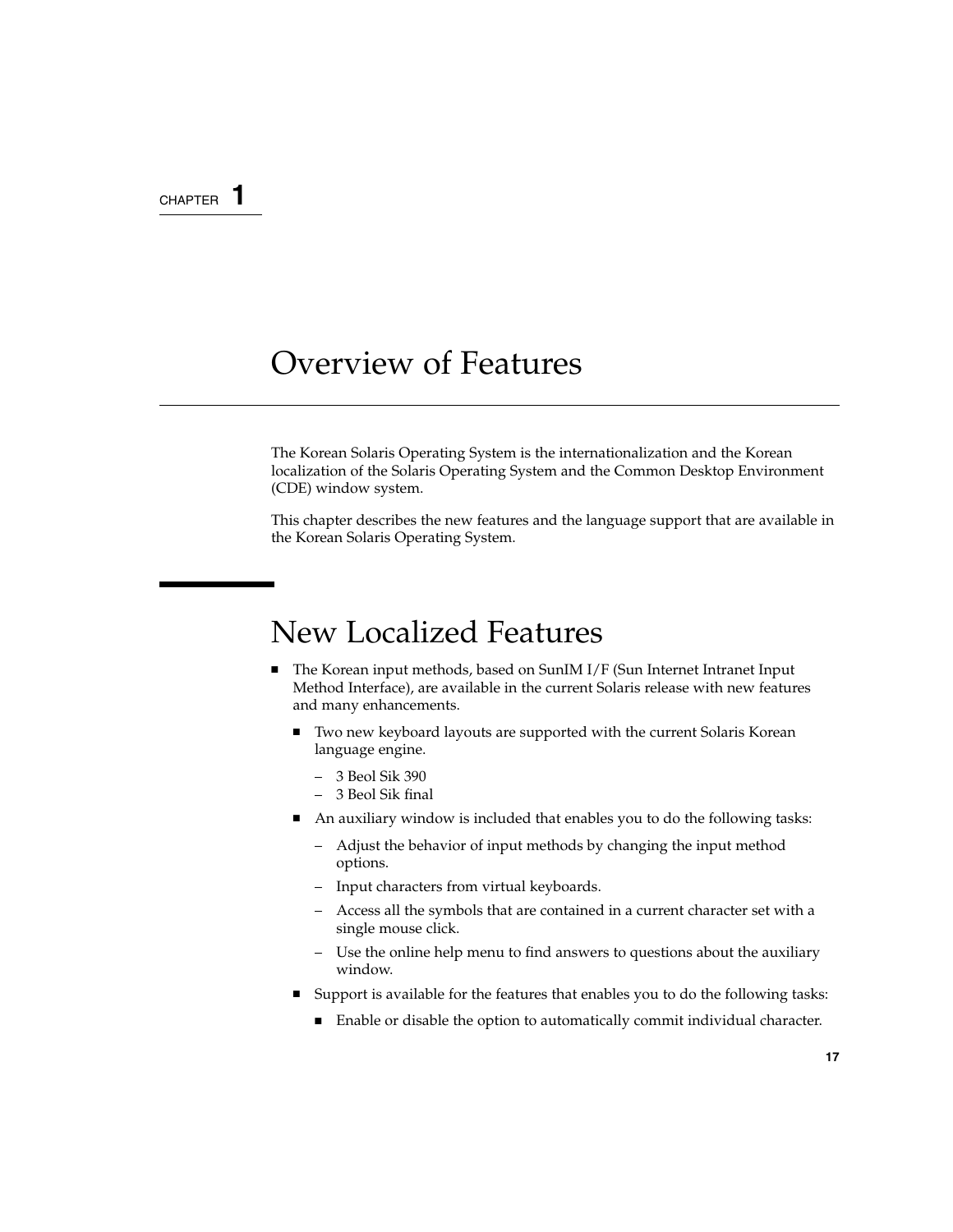CHAPTER 1

# Overview of Features

The Korean Solaris Operating System is the internationalization and the Korean localization of the Solaris Operating System and the Common Desktop Environment (CDE) window system.

This chapter describes the new features and the language support that are available in the Korean Solaris Operating System.

## New Localized Features

- The Korean input methods, based on SunIM I/F (Sun Internet Intranet Input Method Interface), are available in the current Solaris release with new features and many enhancements.
  - Two new keyboard layouts are supported with the current Solaris Korean language engine.
    - 3 Beol Sik 390
    - 3 Beol Sik final
  - An auxiliary window is included that enables you to do the following tasks:
    - Adjust the behavior of input methods by changing the input method options.
    - Input characters from virtual keyboards.
    - Access all the symbols that are contained in a current character set with a single mouse click.
    - Use the online help menu to find answers to questions about the auxiliary window.
  - Support is available for the features that enables you to do the following tasks:
    - Enable or disable the option to automatically commit individual character.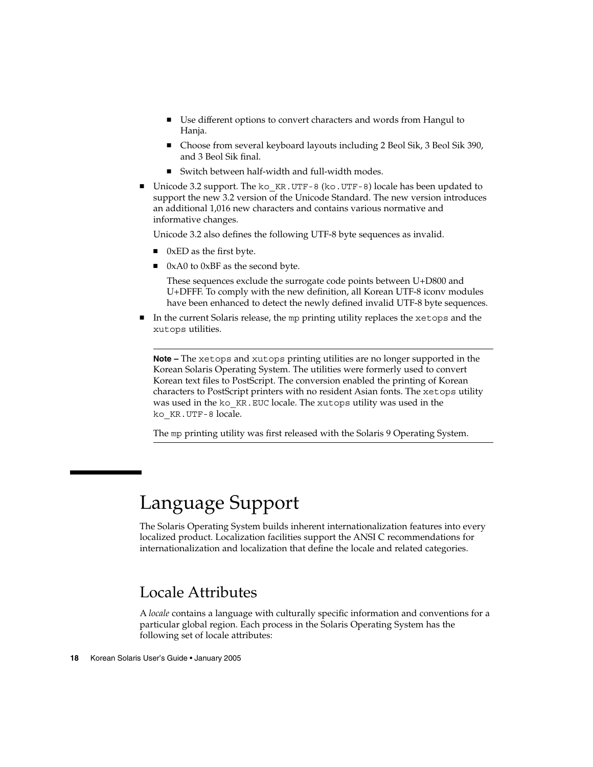- Use different options to convert characters and words from Hangul to Hanja.
  - Choose from several keyboard layouts including 2 Beol Sik, 3 Beol Sik 390, and 3 Beol Sik final.
  - Switch between half-width and full-width modes.
- Unicode 3.2 support. The `ko_KR.UTF-8` (`ko.UTF-8`) locale has been updated to support the new 3.2 version of the Unicode Standard. The new version introduces an additional 1,016 new characters and contains various normative and informative changes.

  Unicode 3.2 also defines the following UTF-8 byte sequences as invalid.

  - 0xED as the first byte.
  - 0xA0 to 0xBF as the second byte.

    These sequences exclude the surrogate code points between U+D800 and U+DFFF. To comply with the new definition, all Korean UTF-8 iconv modules have been enhanced to detect the newly defined invalid UTF-8 byte sequences.
- In the current Solaris release, the `mp` printing utility replaces the `xetops` and the `xutops` utilities.

---

**Note –** The `xetops` and `xutops` printing utilities are no longer supported in the Korean Solaris Operating System. The utilities were formerly used to convert Korean text files to PostScript. The conversion enabled the printing of Korean characters to PostScript printers with no resident Asian fonts. The `xetops` utility was used in the `ko_KR.EUC` locale. The `xutops` utility was used in the `ko_KR.UTF-8` locale.

The `mp` printing utility was first released with the Solaris 9 Operating System.

---

# Language Support

The Solaris Operating System builds inherent internationalization features into every localized product. Localization facilities support the ANSI C recommendations for internationalization and localization that define the locale and related categories.

## Locale Attributes

A *locale* contains a language with culturally specific information and conventions for a particular global region. Each process in the Solaris Operating System has the following set of locale attributes: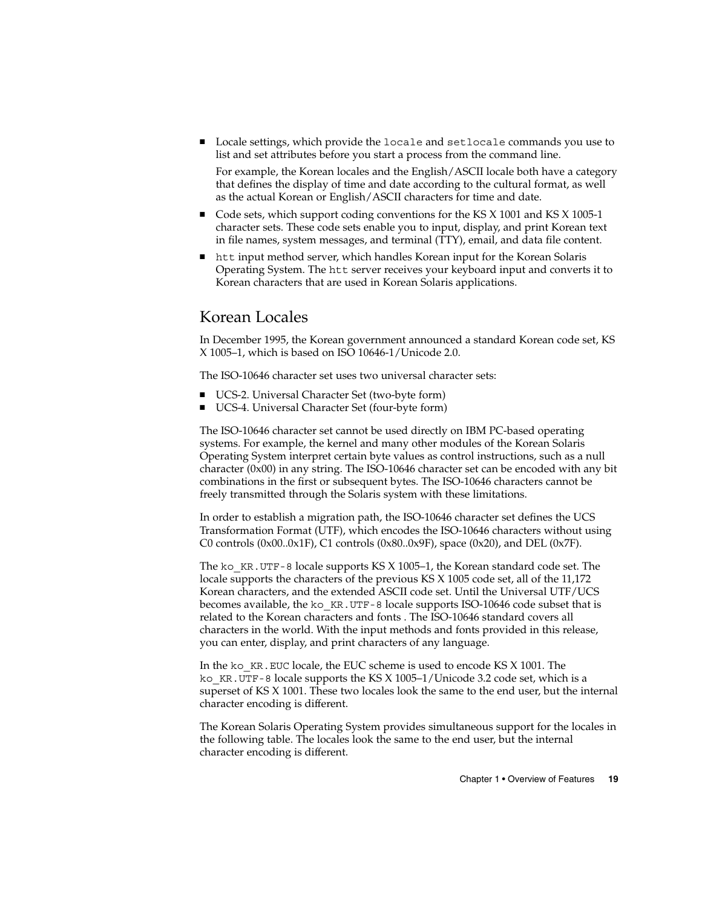- Locale settings, which provide the `locale` and `setlocale` commands you use to list and set attributes before you start a process from the command line.

  For example, the Korean locales and the English/ASCII locale both have a category that defines the display of time and date according to the cultural format, as well as the actual Korean or English/ASCII characters for time and date.

- Code sets, which support coding conventions for the KS X 1001 and KS X 1005-1 character sets. These code sets enable you to input, display, and print Korean text in file names, system messages, and terminal (TTY), email, and data file content.
- `htt` input method server, which handles Korean input for the Korean Solaris Operating System. The `htt` server receives your keyboard input and converts it to Korean characters that are used in Korean Solaris applications.

## Korean Locales

In December 1995, the Korean government announced a standard Korean code set, KS X 1005–1, which is based on ISO 10646-1/Unicode 2.0.

The ISO-10646 character set uses two universal character sets:

- UCS-2. Universal Character Set (two-byte form)
- UCS-4. Universal Character Set (four-byte form)

The ISO-10646 character set cannot be used directly on IBM PC-based operating systems. For example, the kernel and many other modules of the Korean Solaris Operating System interpret certain byte values as control instructions, such as a null character (0x00) in any string. The ISO-10646 character set can be encoded with any bit combinations in the first or subsequent bytes. The ISO-10646 characters cannot be freely transmitted through the Solaris system with these limitations.

In order to establish a migration path, the ISO-10646 character set defines the UCS Transformation Format (UTF), which encodes the ISO-10646 characters without using C0 controls (0x00..0x1F), C1 controls (0x80..0x9F), space (0x20), and DEL (0x7F).

The `ko_KR.UTF-8` locale supports KS X 1005–1, the Korean standard code set. The locale supports the characters of the previous KS X 1005 code set, all of the 11,172 Korean characters, and the extended ASCII code set. Until the Universal UTF/UCS becomes available, the `ko_KR.UTF-8` locale supports ISO-10646 code subset that is related to the Korean characters and fonts . The ISO-10646 standard covers all characters in the world. With the input methods and fonts provided in this release, you can enter, display, and print characters of any language.

In the `ko_KR.EUC` locale, the EUC scheme is used to encode KS X 1001. The `ko_KR.UTF-8` locale supports the KS X 1005–1/Unicode 3.2 code set, which is a superset of KS X 1001. These two locales look the same to the end user, but the internal character encoding is different.

The Korean Solaris Operating System provides simultaneous support for the locales in the following table. The locales look the same to the end user, but the internal character encoding is different.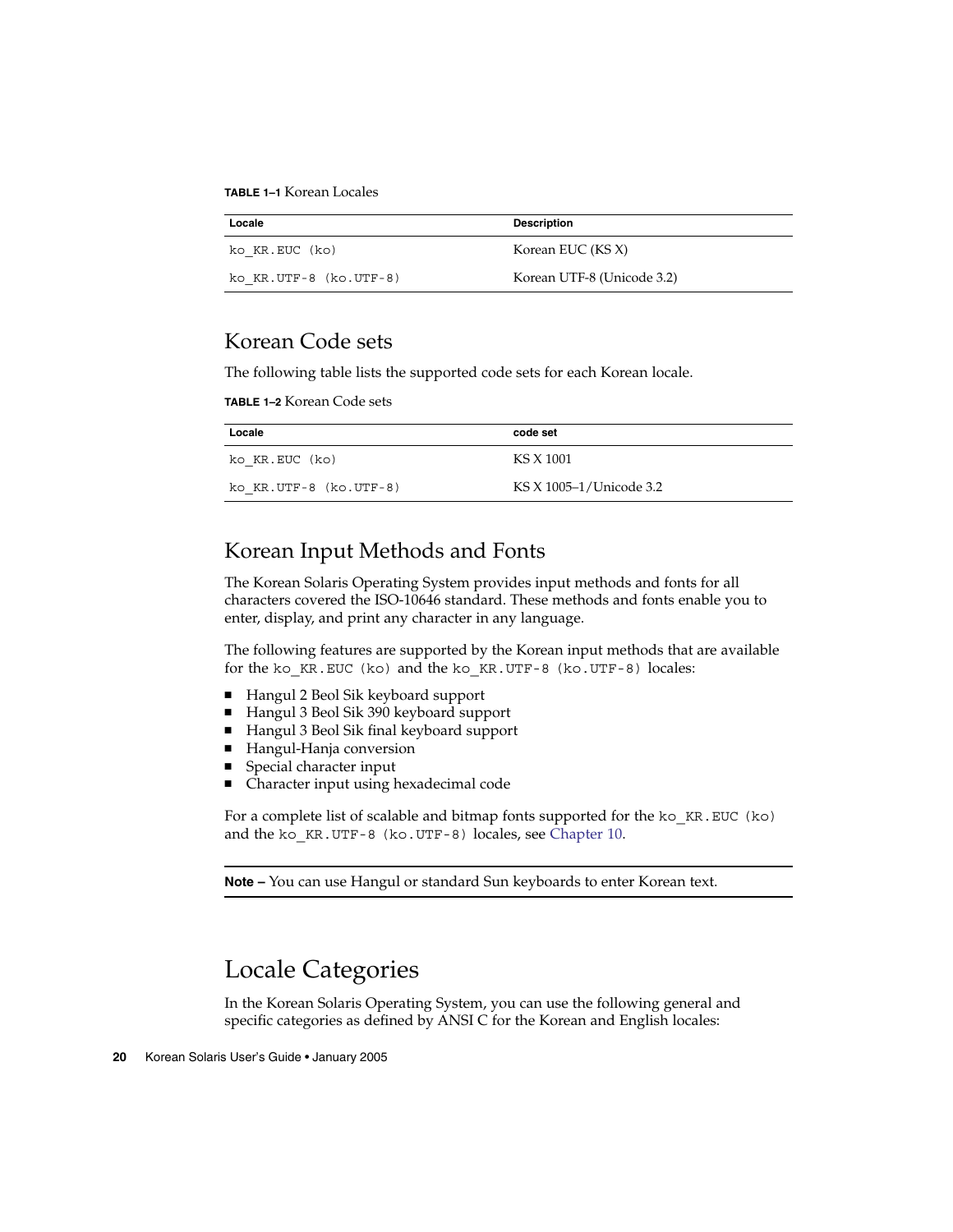**TABLE 1–1** Korean Locales

| Locale | Description |
| --- | --- |
| `ko_KR.EUC (ko)` | Korean EUC (KS X) |
| `ko_KR.UTF-8 (ko.UTF-8)` | Korean UTF-8 (Unicode 3.2) |

## Korean Code sets

The following table lists the supported code sets for each Korean locale.

**TABLE 1–2** Korean Code sets

| Locale | code set |
| --- | --- |
| `ko_KR.EUC (ko)` | KS X 1001 |
| `ko_KR.UTF-8 (ko.UTF-8)` | KS X 1005–1/Unicode 3.2 |

## Korean Input Methods and Fonts

The Korean Solaris Operating System provides input methods and fonts for all characters covered the ISO-10646 standard. These methods and fonts enable you to enter, display, and print any character in any language.

The following features are supported by the Korean input methods that are available for the `ko_KR.EUC (ko)` and the `ko_KR.UTF-8 (ko.UTF-8)` locales:

- Hangul 2 Beol Sik keyboard support
- Hangul 3 Beol Sik 390 keyboard support
- Hangul 3 Beol Sik final keyboard support
- Hangul-Hanja conversion
- Special character input
- Character input using hexadecimal code

For a complete list of scalable and bitmap fonts supported for the `ko_KR.EUC (ko)` and the `ko_KR.UTF-8 (ko.UTF-8)` locales, see Chapter 10.

---

**Note –** You can use Hangul or standard Sun keyboards to enter Korean text.

---

# Locale Categories

In the Korean Solaris Operating System, you can use the following general and specific categories as defined by ANSI C for the Korean and English locales: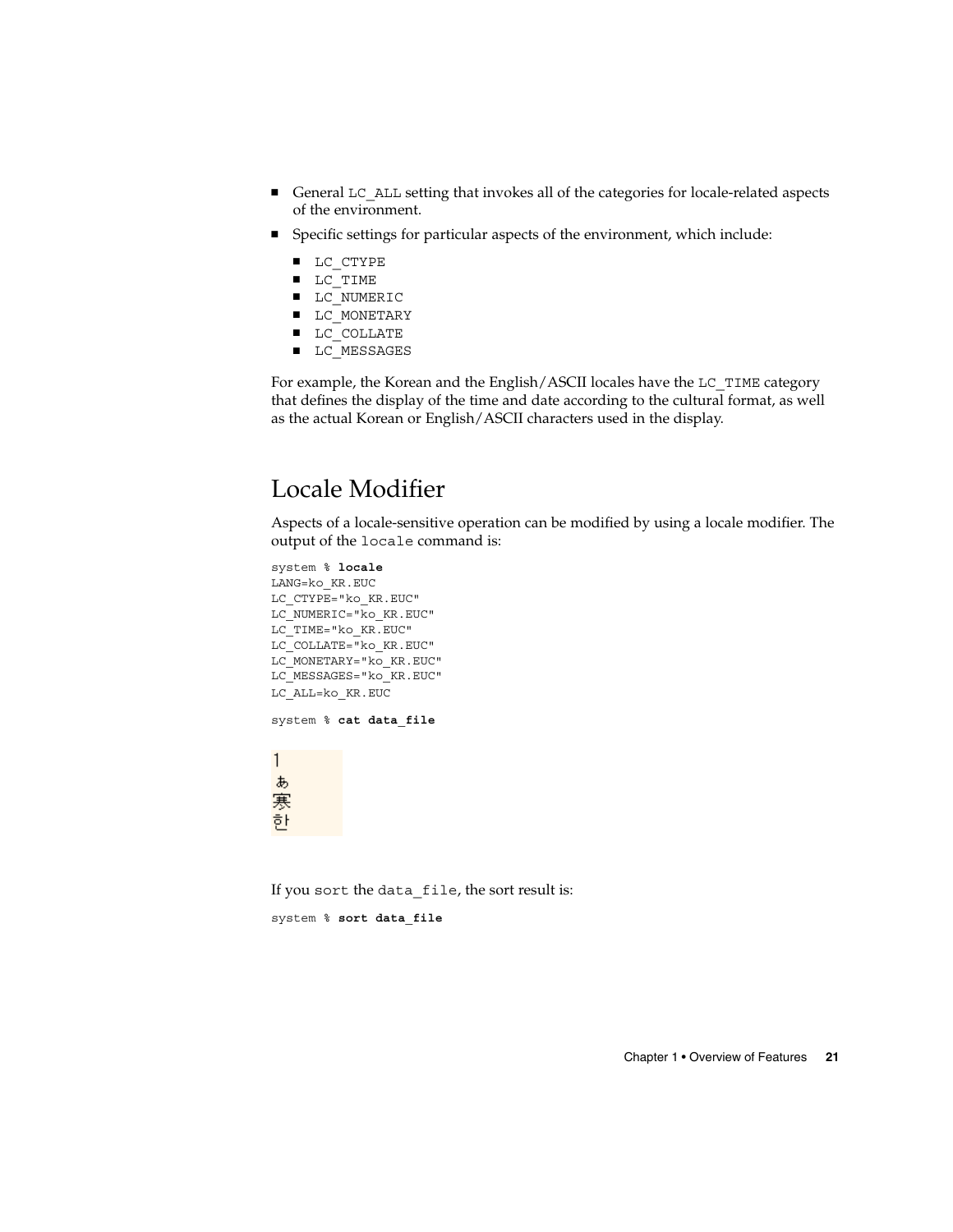- General `LC_ALL` setting that invokes all of the categories for locale-related aspects of the environment.
- Specific settings for particular aspects of the environment, which include:
  - `LC_CTYPE`
  - `LC_TIME`
  - `LC_NUMERIC`
  - `LC_MONETARY`
  - `LC_COLLATE`
  - `LC_MESSAGES`

For example, the Korean and the English/ASCII locales have the `LC_TIME` category that defines the display of the time and date according to the cultural format, as well as the actual Korean or English/ASCII characters used in the display.

## Locale Modifier

Aspects of a locale-sensitive operation can be modified by using a locale modifier. The output of the `locale` command is:

```
system % locale
LANG=ko_KR.EUC
LC_CTYPE="ko_KR.EUC"
LC_NUMERIC="ko_KR.EUC"
LC_TIME="ko_KR.EUC"
LC_COLLATE="ko_KR.EUC"
LC_MONETARY="ko_KR.EUC"
LC_MESSAGES="ko_KR.EUC"
LC_ALL=ko_KR.EUC
```

```
system % cat data_file
```

```
1
ぁ
寒
한
```

If you `sort` the `data_file`, the sort result is:

```
system % sort data_file
```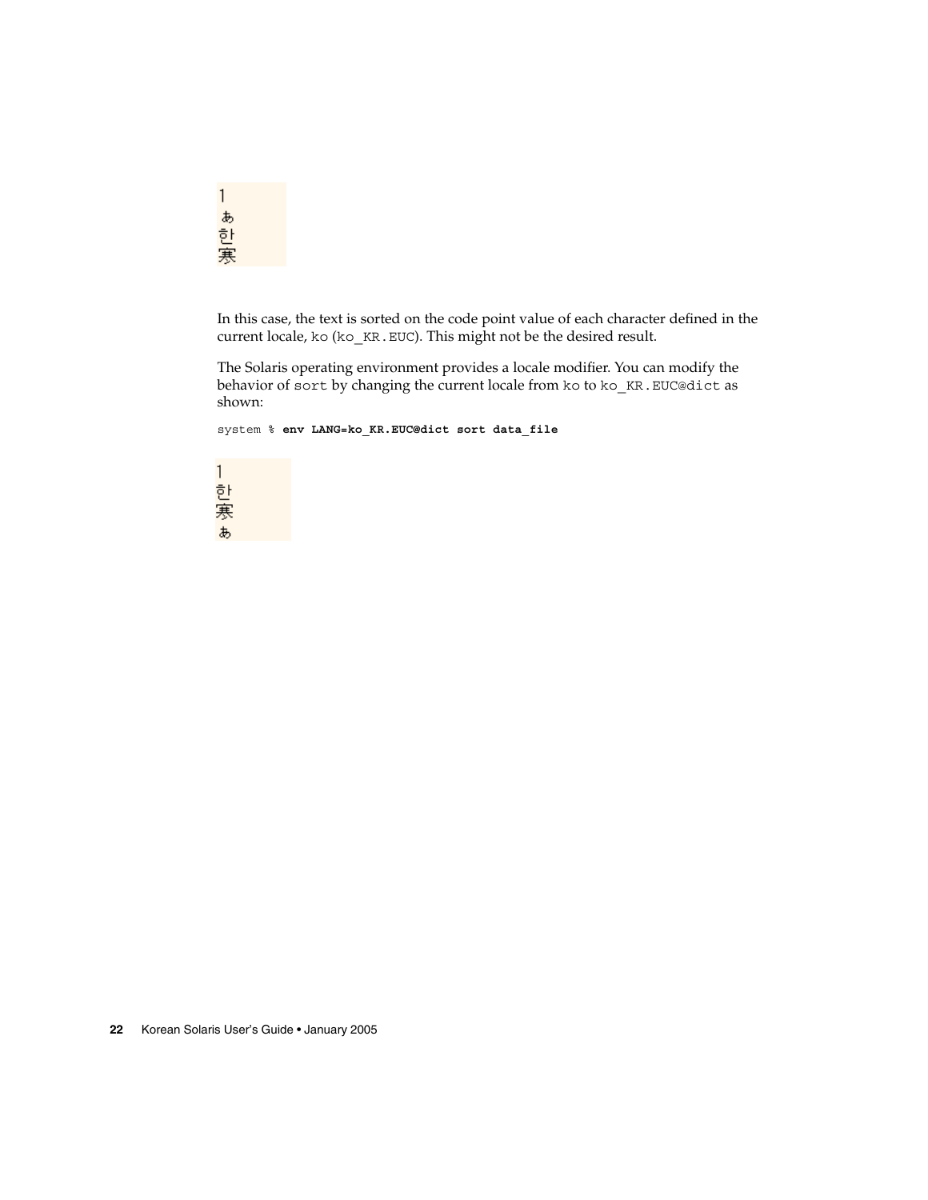```
1
ぁ
한
寒
```

In this case, the text is sorted on the code point value of each character defined in the current locale, ko (ko_KR.EUC). This might not be the desired result.

The Solaris operating environment provides a locale modifier. You can modify the behavior of sort by changing the current locale from ko to ko_KR.EUC@dict as shown:

```
system % env LANG=ko_KR.EUC@dict sort data_file
```

```
1
한
寒
ぁ
```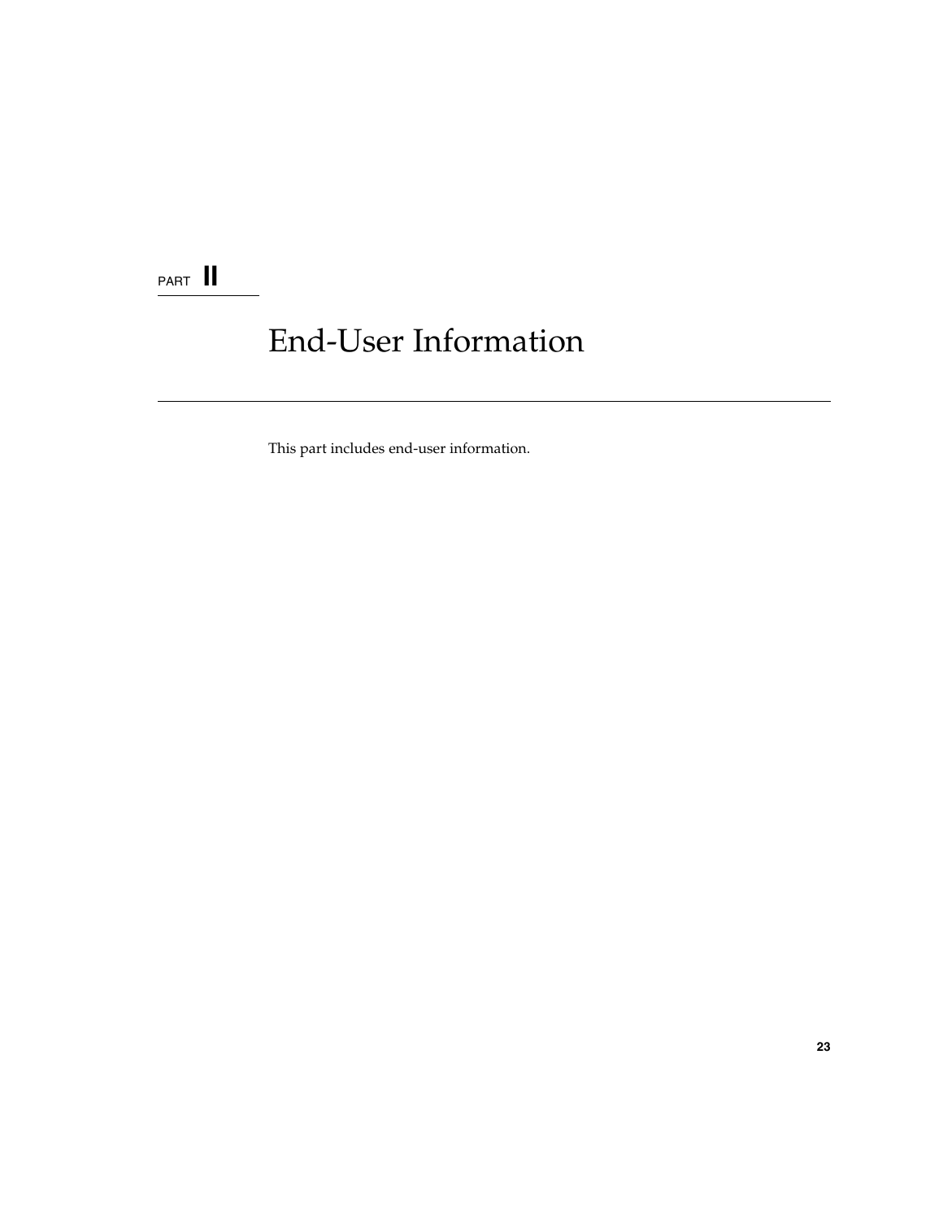PART II

# End-User Information

This part includes end-user information.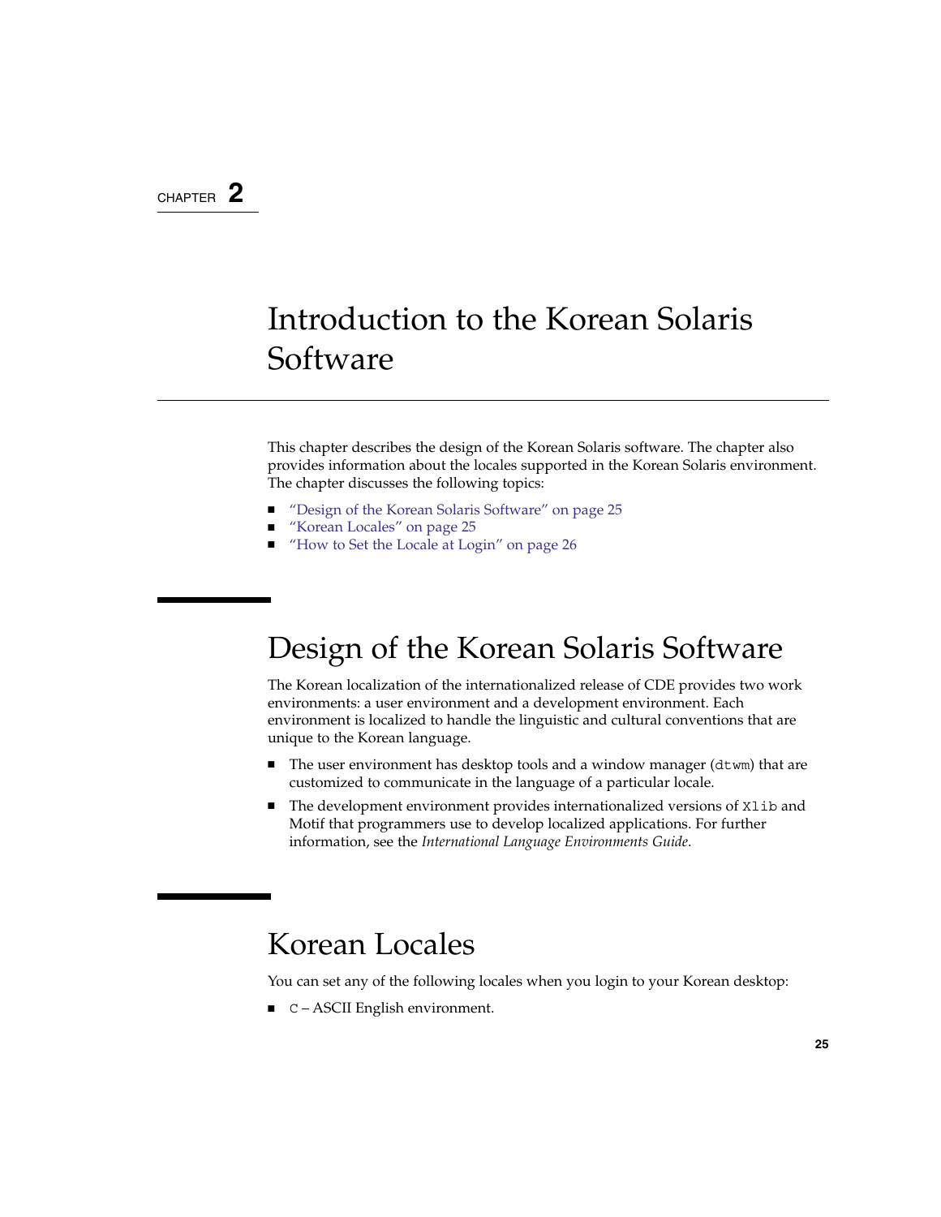CHAPTER 2

# Introduction to the Korean Solaris Software

This chapter describes the design of the Korean Solaris software. The chapter also provides information about the locales supported in the Korean Solaris environment. The chapter discusses the following topics:

- "Design of the Korean Solaris Software" on page 25
- "Korean Locales" on page 25
- "How to Set the Locale at Login" on page 26

## Design of the Korean Solaris Software

The Korean localization of the internationalized release of CDE provides two work environments: a user environment and a development environment. Each environment is localized to handle the linguistic and cultural conventions that are unique to the Korean language.

- The user environment has desktop tools and a window manager (`dtwm`) that are customized to communicate in the language of a particular locale.
- The development environment provides internationalized versions of `Xlib` and Motif that programmers use to develop localized applications. For further information, see the *International Language Environments Guide*.

## Korean Locales

You can set any of the following locales when you login to your Korean desktop:

- `C` – ASCII English environment.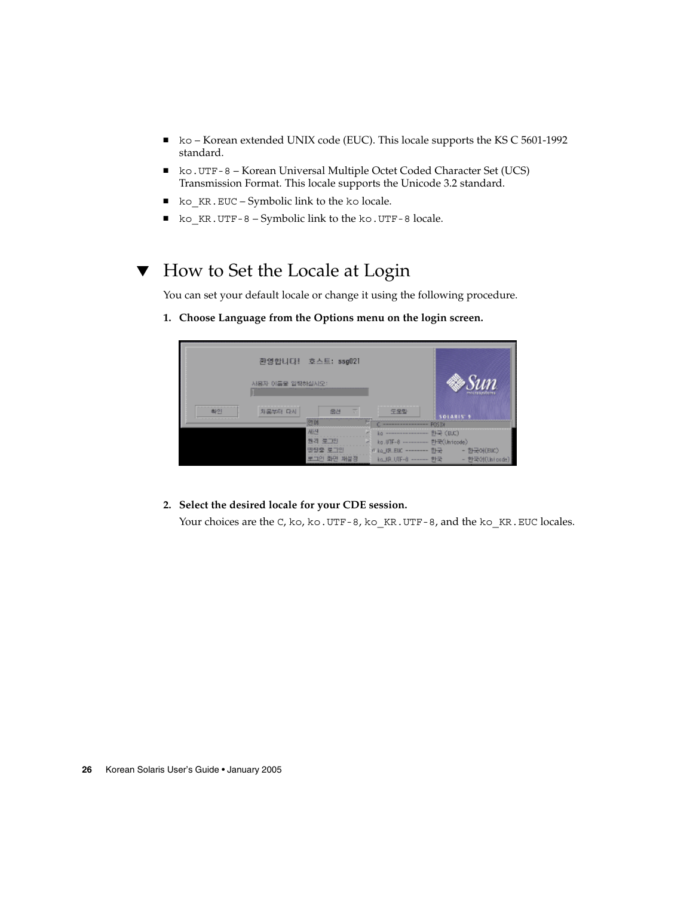- `ko` – Korean extended UNIX code (EUC). This locale supports the KS C 5601-1992 standard.
- `ko.UTF-8` – Korean Universal Multiple Octet Coded Character Set (UCS) Transmission Format. This locale supports the Unicode 3.2 standard.
- `ko_KR.EUC` – Symbolic link to the `ko` locale.
- `ko_KR.UTF-8` – Symbolic link to the `ko.UTF-8` locale.

## ▼ How to Set the Locale at Login

You can set your default locale or change it using the following procedure.

1. **Choose Language from the Options menu on the login screen.**

2. **Select the desired locale for your CDE session.**

   Your choices are the `C`, `ko`, `ko.UTF-8`, `ko_KR.UTF-8`, and the `ko_KR.EUC` locales.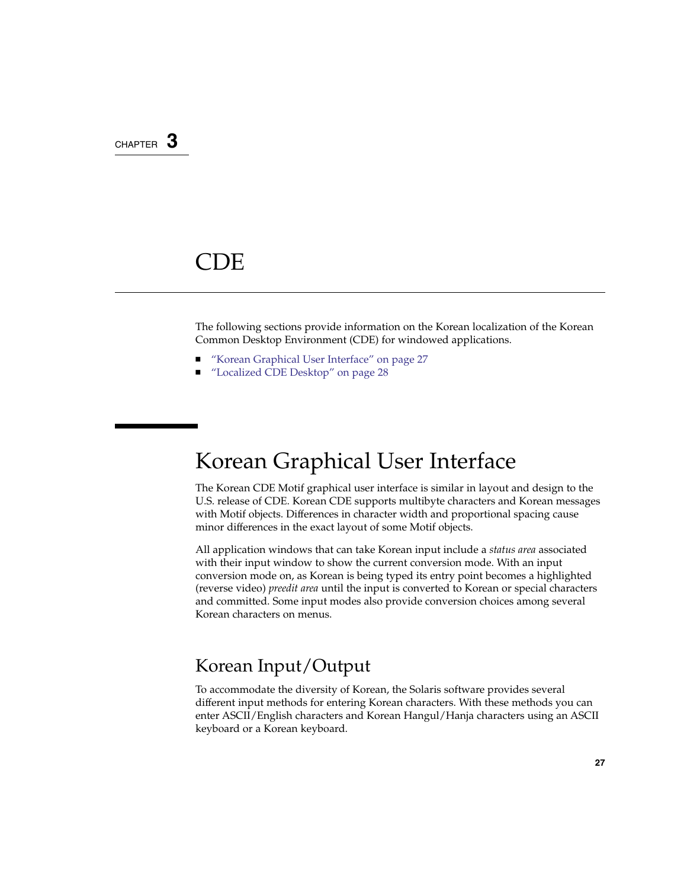CHAPTER 3

# CDE

The following sections provide information on the Korean localization of the Korean Common Desktop Environment (CDE) for windowed applications.

- "Korean Graphical User Interface" on page 27
- "Localized CDE Desktop" on page 28

## Korean Graphical User Interface

The Korean CDE Motif graphical user interface is similar in layout and design to the U.S. release of CDE. Korean CDE supports multibyte characters and Korean messages with Motif objects. Differences in character width and proportional spacing cause minor differences in the exact layout of some Motif objects.

All application windows that can take Korean input include a *status area* associated with their input window to show the current conversion mode. With an input conversion mode on, as Korean is being typed its entry point becomes a highlighted (reverse video) *preedit area* until the input is converted to Korean or special characters and committed. Some input modes also provide conversion choices among several Korean characters on menus.

### Korean Input/Output

To accommodate the diversity of Korean, the Solaris software provides several different input methods for entering Korean characters. With these methods you can enter ASCII/English characters and Korean Hangul/Hanja characters using an ASCII keyboard or a Korean keyboard.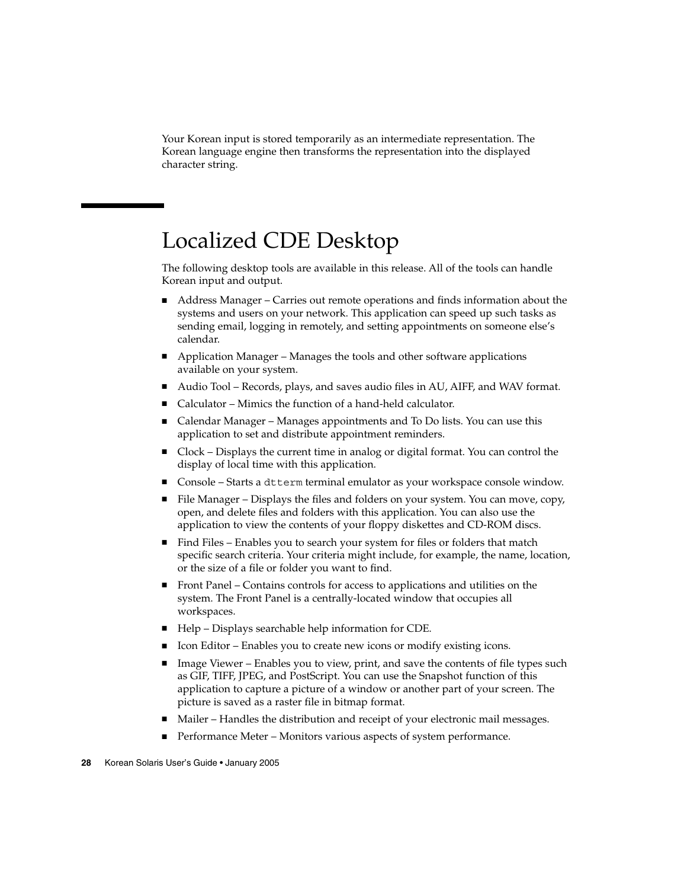Your Korean input is stored temporarily as an intermediate representation. The Korean language engine then transforms the representation into the displayed character string.

## Localized CDE Desktop

The following desktop tools are available in this release. All of the tools can handle Korean input and output.

- Address Manager – Carries out remote operations and finds information about the systems and users on your network. This application can speed up such tasks as sending email, logging in remotely, and setting appointments on someone else's calendar.
- Application Manager – Manages the tools and other software applications available on your system.
- Audio Tool – Records, plays, and saves audio files in AU, AIFF, and WAV format.
- Calculator – Mimics the function of a hand-held calculator.
- Calendar Manager – Manages appointments and To Do lists. You can use this application to set and distribute appointment reminders.
- Clock – Displays the current time in analog or digital format. You can control the display of local time with this application.
- Console – Starts a `dtterm` terminal emulator as your workspace console window.
- File Manager – Displays the files and folders on your system. You can move, copy, open, and delete files and folders with this application. You can also use the application to view the contents of your floppy diskettes and CD-ROM discs.
- Find Files – Enables you to search your system for files or folders that match specific search criteria. Your criteria might include, for example, the name, location, or the size of a file or folder you want to find.
- Front Panel – Contains controls for access to applications and utilities on the system. The Front Panel is a centrally-located window that occupies all workspaces.
- Help – Displays searchable help information for CDE.
- Icon Editor – Enables you to create new icons or modify existing icons.
- Image Viewer – Enables you to view, print, and save the contents of file types such as GIF, TIFF, JPEG, and PostScript. You can use the Snapshot function of this application to capture a picture of a window or another part of your screen. The picture is saved as a raster file in bitmap format.
- Mailer – Handles the distribution and receipt of your electronic mail messages.
- Performance Meter – Monitors various aspects of system performance.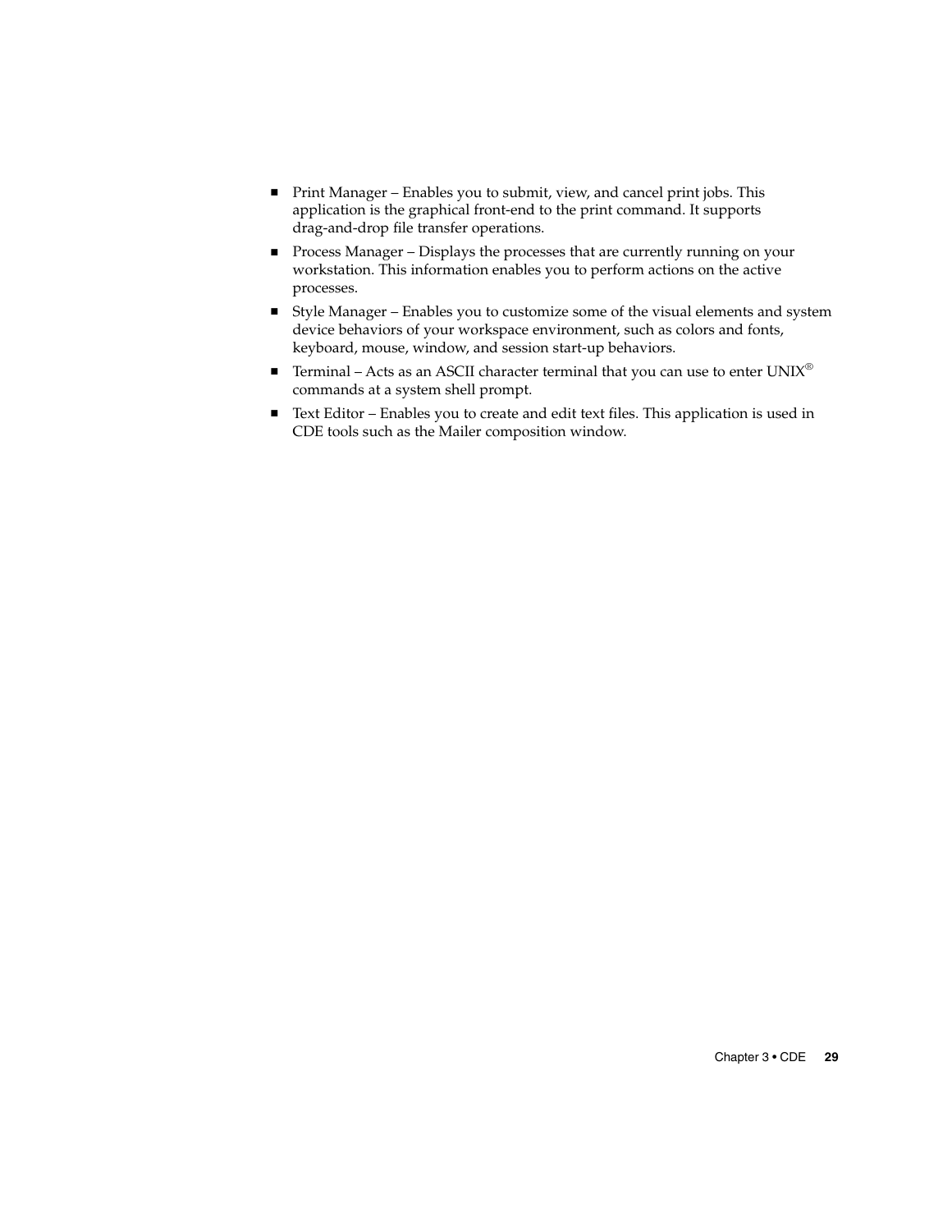- Print Manager – Enables you to submit, view, and cancel print jobs. This application is the graphical front-end to the print command. It supports drag-and-drop file transfer operations.
- Process Manager – Displays the processes that are currently running on your workstation. This information enables you to perform actions on the active processes.
- Style Manager – Enables you to customize some of the visual elements and system device behaviors of your workspace environment, such as colors and fonts, keyboard, mouse, window, and session start-up behaviors.
- Terminal – Acts as an ASCII character terminal that you can use to enter UNIX® commands at a system shell prompt.
- Text Editor – Enables you to create and edit text files. This application is used in CDE tools such as the Mailer composition window.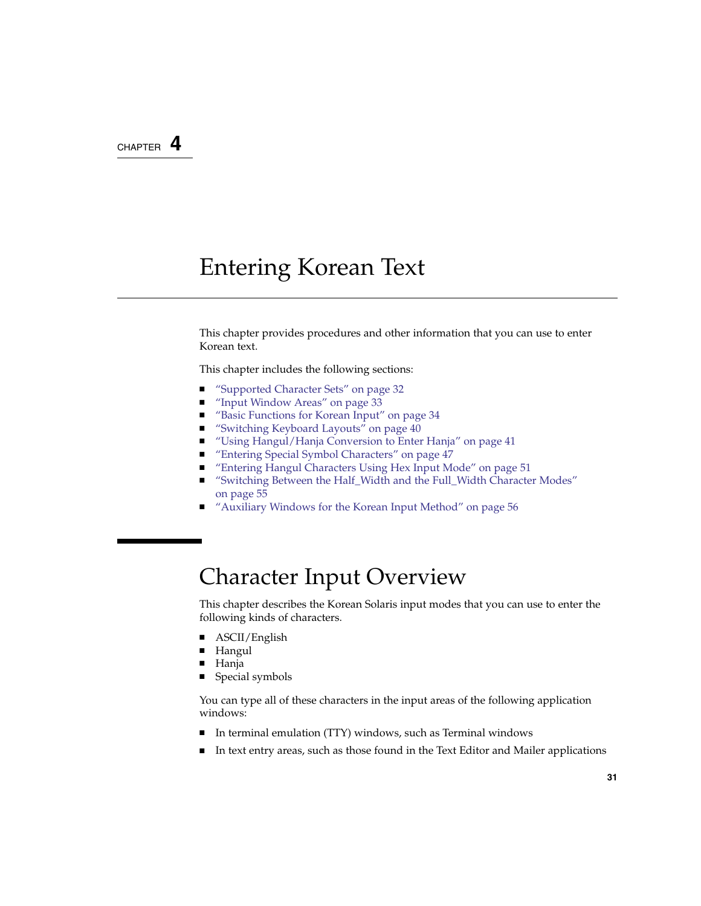# CHAPTER 4

# Entering Korean Text

This chapter provides procedures and other information that you can use to enter Korean text.

This chapter includes the following sections:

- "Supported Character Sets" on page 32
- "Input Window Areas" on page 33
- "Basic Functions for Korean Input" on page 34
- "Switching Keyboard Layouts" on page 40
- "Using Hangul/Hanja Conversion to Enter Hanja" on page 41
- "Entering Special Symbol Characters" on page 47
- "Entering Hangul Characters Using Hex Input Mode" on page 51
- "Switching Between the Half_Width and the Full_Width Character Modes" on page 55
- "Auxiliary Windows for the Korean Input Method" on page 56

## Character Input Overview

This chapter describes the Korean Solaris input modes that you can use to enter the following kinds of characters.

- ASCII/English
- Hangul
- Hanja
- Special symbols

You can type all of these characters in the input areas of the following application windows:

- In terminal emulation (TTY) windows, such as Terminal windows
- In text entry areas, such as those found in the Text Editor and Mailer applications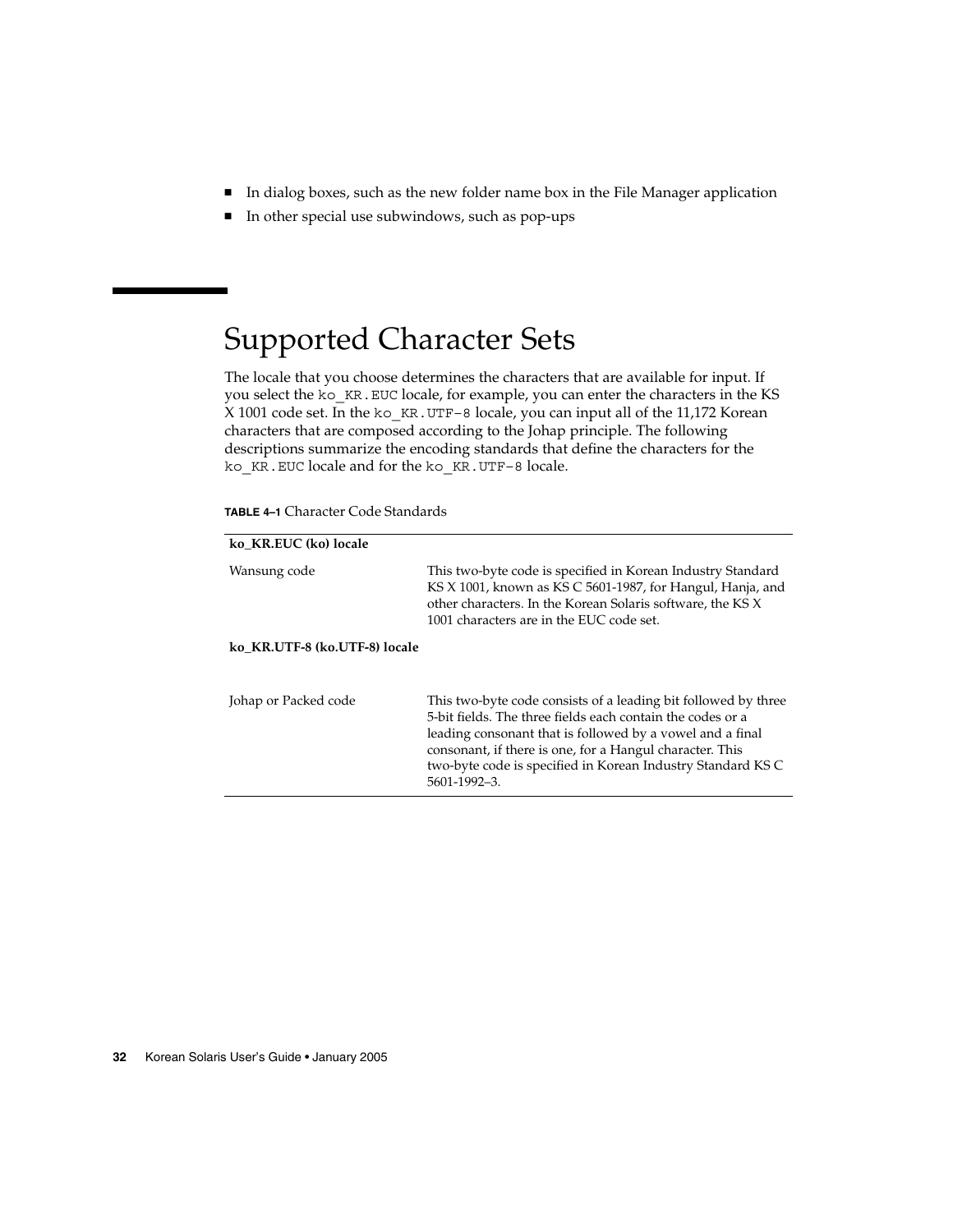- In dialog boxes, such as the new folder name box in the File Manager application
- In other special use subwindows, such as pop-ups

# Supported Character Sets

The locale that you choose determines the characters that are available for input. If you select the `ko_KR.EUC` locale, for example, you can enter the characters in the KS X 1001 code set. In the `ko_KR.UTF-8` locale, you can input all of the 11,172 Korean characters that are composed according to the Johap principle. The following descriptions summarize the encoding standards that define the characters for the `ko_KR.EUC` locale and for the `ko_KR.UTF-8` locale.

**TABLE 4–1** Character Code Standards

| | |
|---|---|
| **ko_KR.EUC (ko) locale** | |
| Wansung code | This two-byte code is specified in Korean Industry Standard KS X 1001, known as KS C 5601-1987, for Hangul, Hanja, and other characters. In the Korean Solaris software, the KS X 1001 characters are in the EUC code set. |
| **ko_KR.UTF-8 (ko.UTF-8) locale** | |
| Johap or Packed code | This two-byte code consists of a leading bit followed by three 5-bit fields. The three fields each contain the codes or a leading consonant that is followed by a vowel and a final consonant, if there is one, for a Hangul character. This two-byte code is specified in Korean Industry Standard KS C 5601-1992–3. |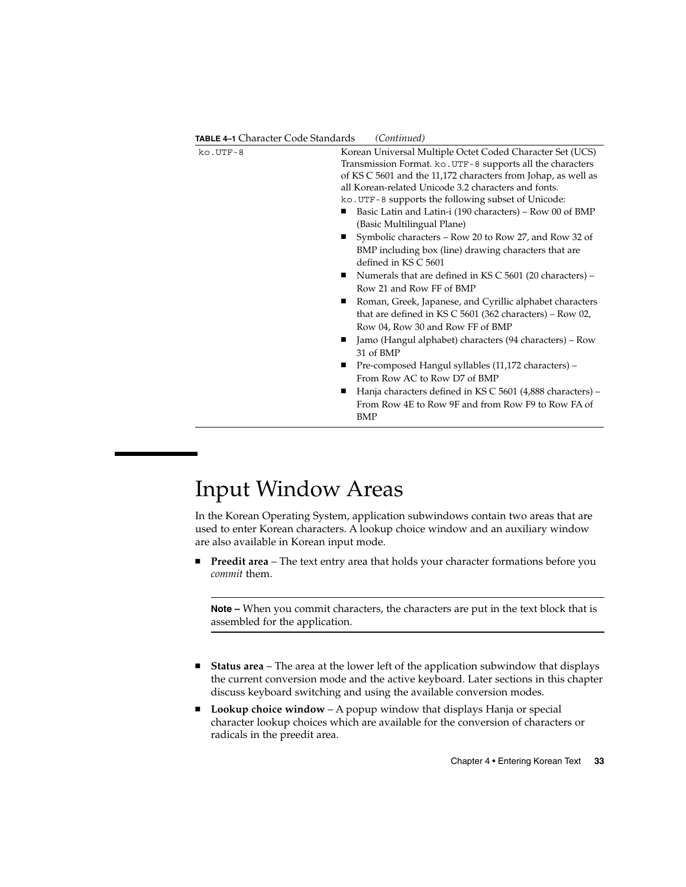**TABLE 4–1** Character Code Standards *(Continued)*

| | |
|---|---|
| `ko.UTF-8` | Korean Universal Multiple Octet Coded Character Set (UCS) Transmission Format. `ko.UTF-8` supports all the characters of KS C 5601 and the 11,172 characters from Johap, as well as all Korean-related Unicode 3.2 characters and fonts. `ko.UTF-8` supports the following subset of Unicode: <br>■ Basic Latin and Latin-i (190 characters) – Row 00 of BMP (Basic Multilingual Plane) <br>■ Symbolic characters – Row 20 to Row 27, and Row 32 of BMP including box (line) drawing characters that are defined in KS C 5601 <br>■ Numerals that are defined in KS C 5601 (20 characters) – Row 21 and Row FF of BMP <br>■ Roman, Greek, Japanese, and Cyrillic alphabet characters that are defined in KS C 5601 (362 characters) – Row 02, Row 04, Row 30 and Row FF of BMP <br>■ Jamo (Hangul alphabet) characters (94 characters) – Row 31 of BMP <br>■ Pre-composed Hangul syllables (11,172 characters) – From Row AC to Row D7 of BMP <br>■ Hanja characters defined in KS C 5601 (4,888 characters) – From Row 4E to Row 9F and from Row F9 to Row FA of BMP |

# Input Window Areas

In the Korean Operating System, application subwindows contain two areas that are used to enter Korean characters. A lookup choice window and an auxiliary window are also available in Korean input mode.

- **Preedit area** – The text entry area that holds your character formations before you *commit* them.

**Note –** When you commit characters, the characters are put in the text block that is assembled for the application.

- **Status area** – The area at the lower left of the application subwindow that displays the current conversion mode and the active keyboard. Later sections in this chapter discuss keyboard switching and using the available conversion modes.
- **Lookup choice window** – A popup window that displays Hanja or special character lookup choices which are available for the conversion of characters or radicals in the preedit area.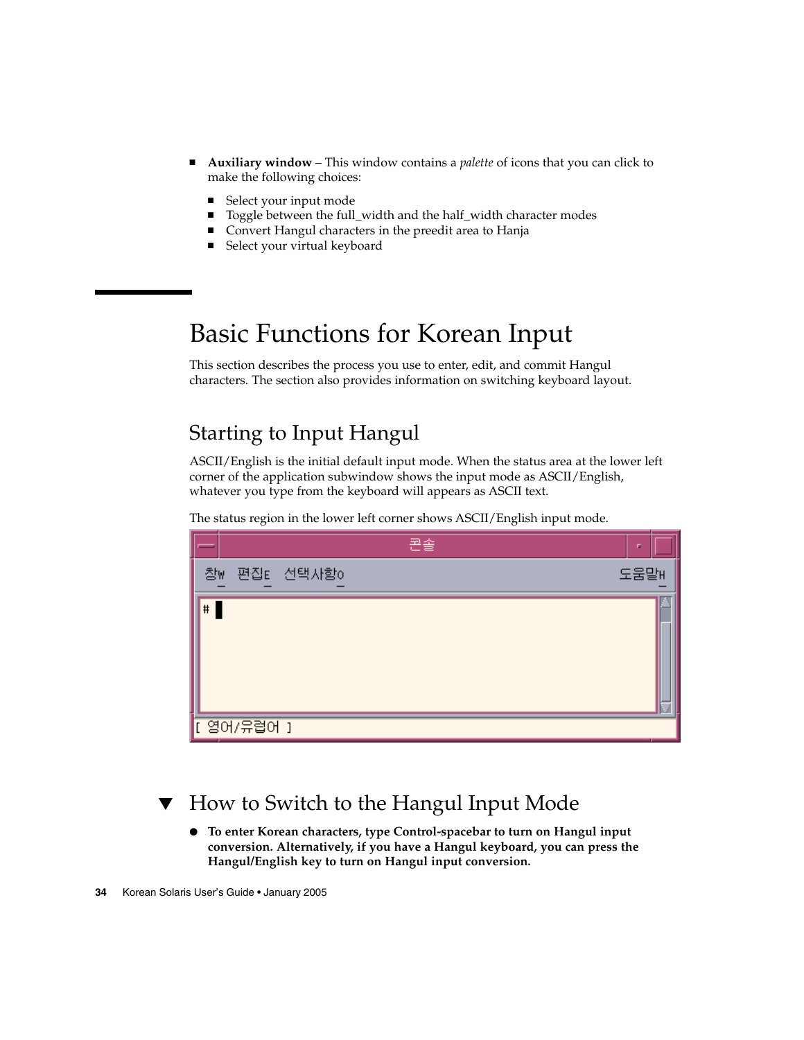- **Auxiliary window** – This window contains a *palette* of icons that you can click to make the following choices:
  - Select your input mode
  - Toggle between the full_width and the half_width character modes
  - Convert Hangul characters in the preedit area to Hanja
  - Select your virtual keyboard

# Basic Functions for Korean Input

This section describes the process you use to enter, edit, and commit Hangul characters. The section also provides information on switching keyboard layout.

## Starting to Input Hangul

ASCII/English is the initial default input mode. When the status area at the lower left corner of the application subwindow shows the input mode as ASCII/English, whatever you type from the keyboard will appears as ASCII text.

The status region in the lower left corner shows ASCII/English input mode.

## ▼ How to Switch to the Hangul Input Mode

- **To enter Korean characters, type Control-spacebar to turn on Hangul input conversion. Alternatively, if you have a Hangul keyboard, you can press the Hangul/English key to turn on Hangul input conversion.**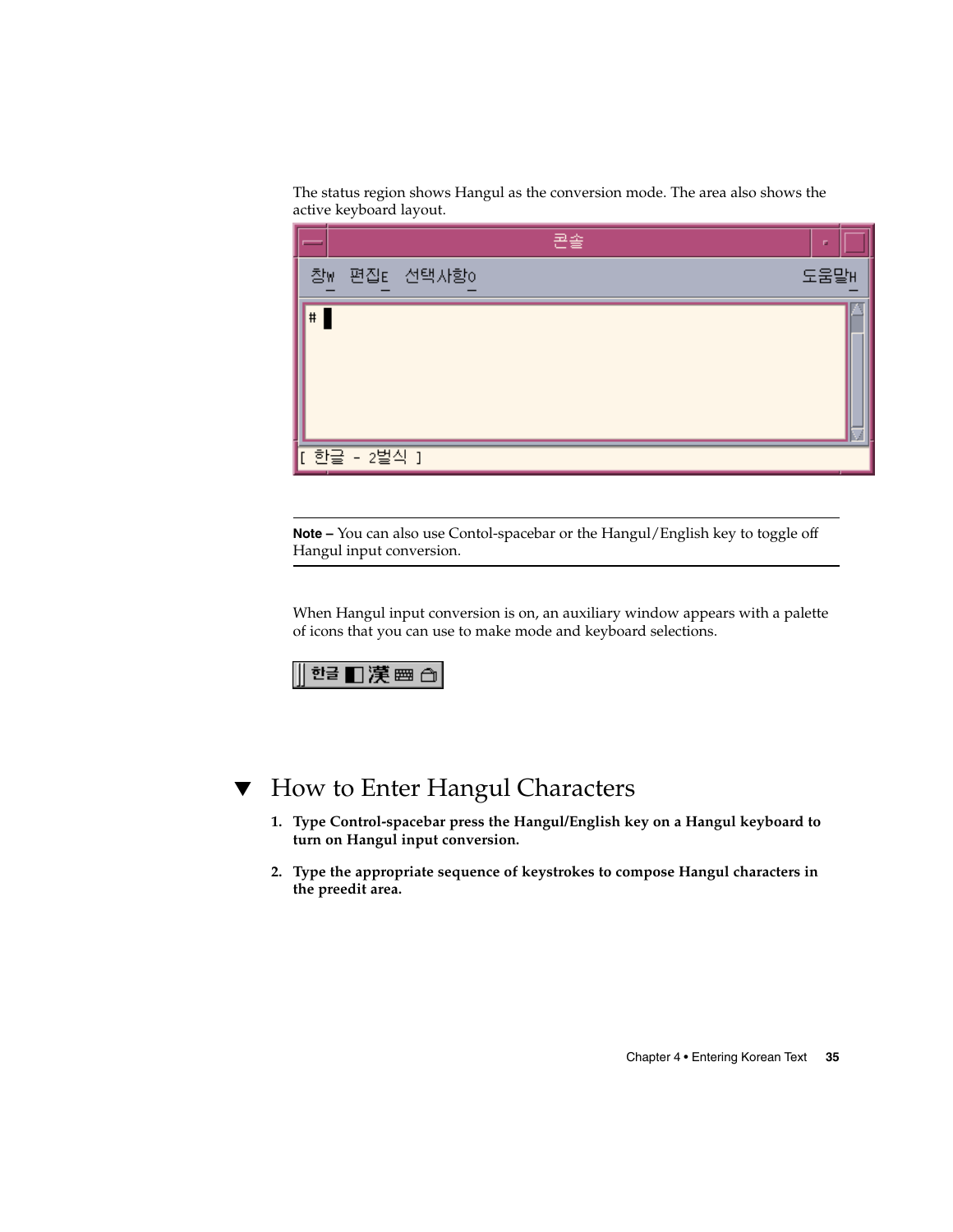The status region shows Hangul as the conversion mode. The area also shows the active keyboard layout.

---

**Note –** You can also use Contol-spacebar or the Hangul/English key to toggle off Hangul input conversion.

---

When Hangul input conversion is on, an auxiliary window appears with a palette of icons that you can use to make mode and keyboard selections.

## ▼ How to Enter Hangul Characters

1. **Type Control-spacebar press the Hangul/English key on a Hangul keyboard to turn on Hangul input conversion.**

2. **Type the appropriate sequence of keystrokes to compose Hangul characters in the preedit area.**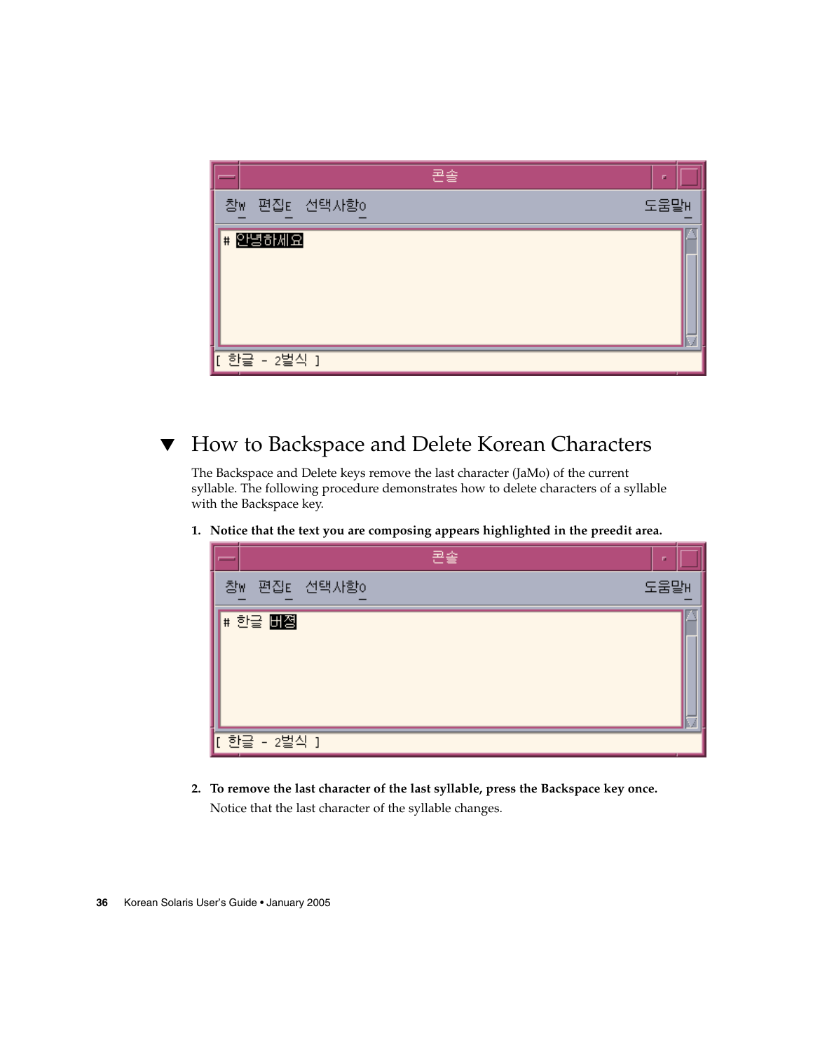## ▼ How to Backspace and Delete Korean Characters

The Backspace and Delete keys remove the last character (JaMo) of the current syllable. The following procedure demonstrates how to delete characters of a syllable with the Backspace key.

1. **Notice that the text you are composing appears highlighted in the preedit area.**

2. **To remove the last character of the last syllable, press the Backspace key once.**

   Notice that the last character of the syllable changes.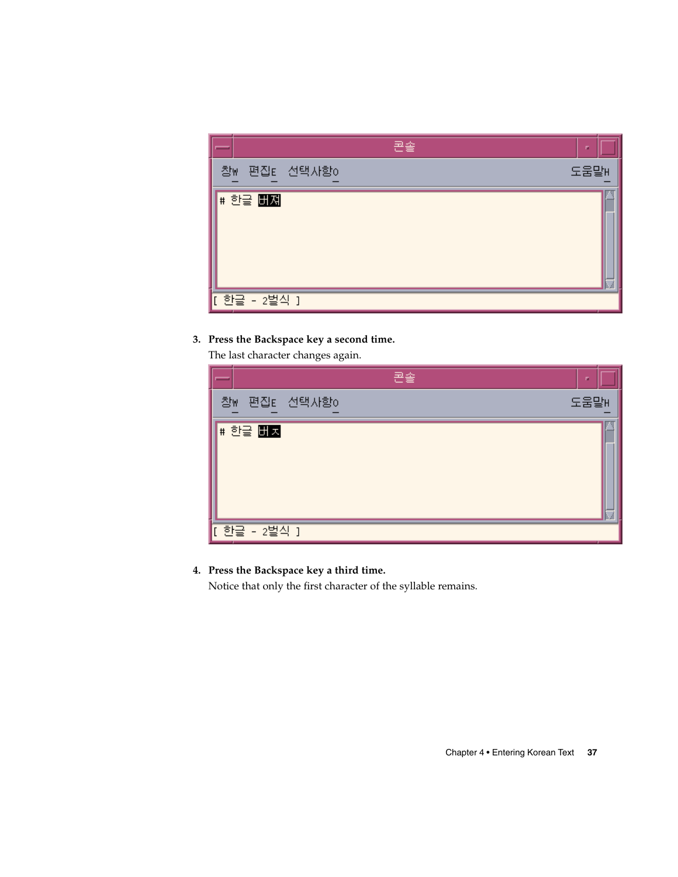3. **Press the Backspace key a second time.**

   The last character changes again.

4. **Press the Backspace key a third time.**

   Notice that only the first character of the syllable remains.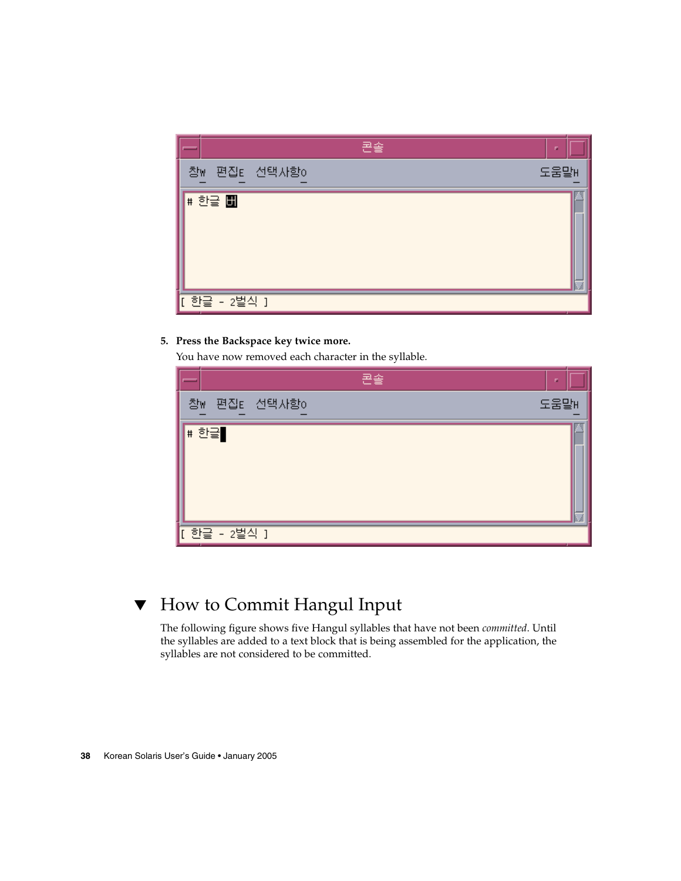5. **Press the Backspace key twice more.**

   You have now removed each character in the syllable.

## ▼ How to Commit Hangul Input

The following figure shows five Hangul syllables that have not been *committed*. Until the syllables are added to a text block that is being assembled for the application, the syllables are not considered to be committed.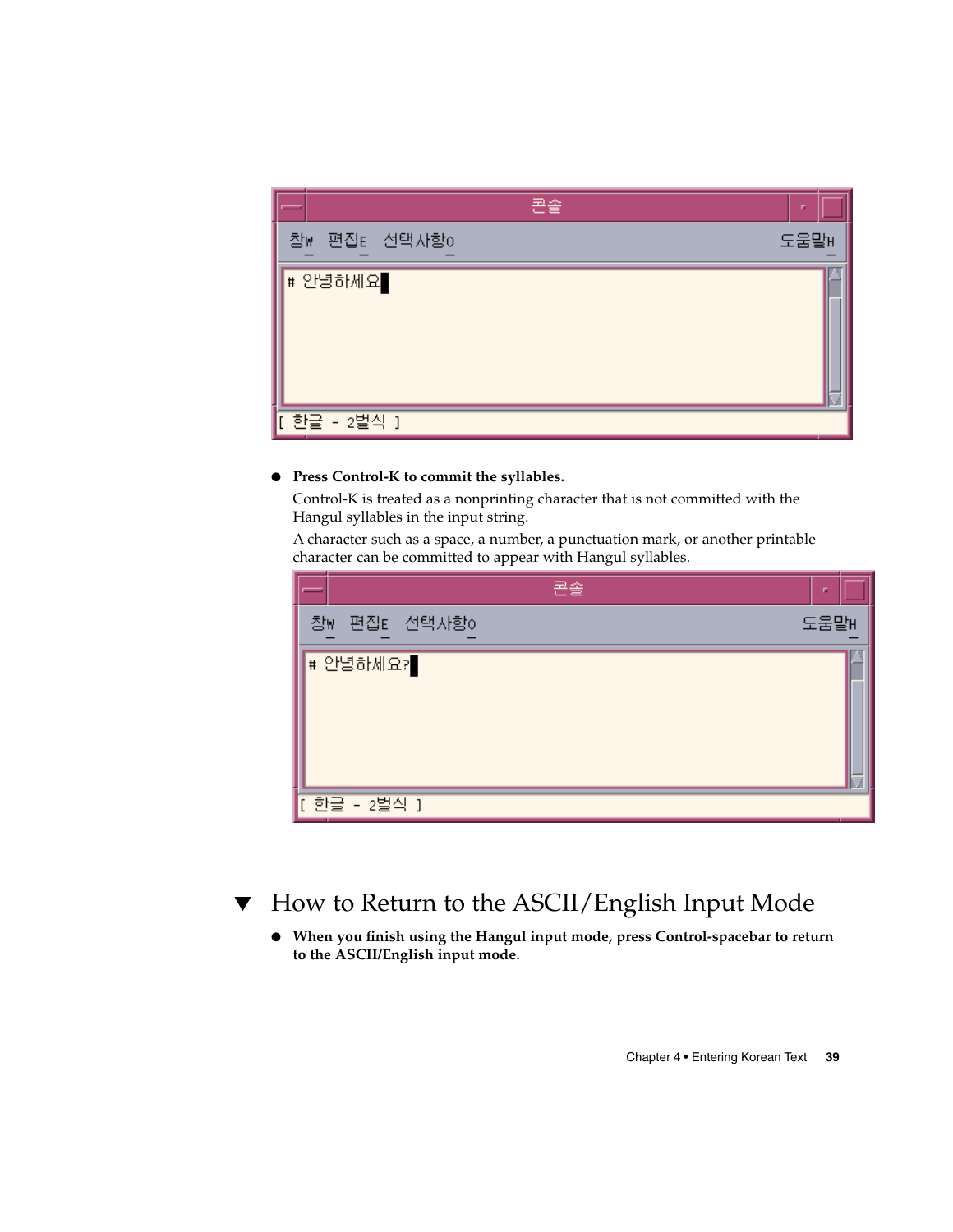- **Press Control-K to commit the syllables.**

  Control-K is treated as a nonprinting character that is not committed with the Hangul syllables in the input string.

  A character such as a space, a number, a punctuation mark, or another printable character can be committed to appear with Hangul syllables.

## ▼ How to Return to the ASCII/English Input Mode

- **When you finish using the Hangul input mode, press Control-spacebar to return to the ASCII/English input mode.**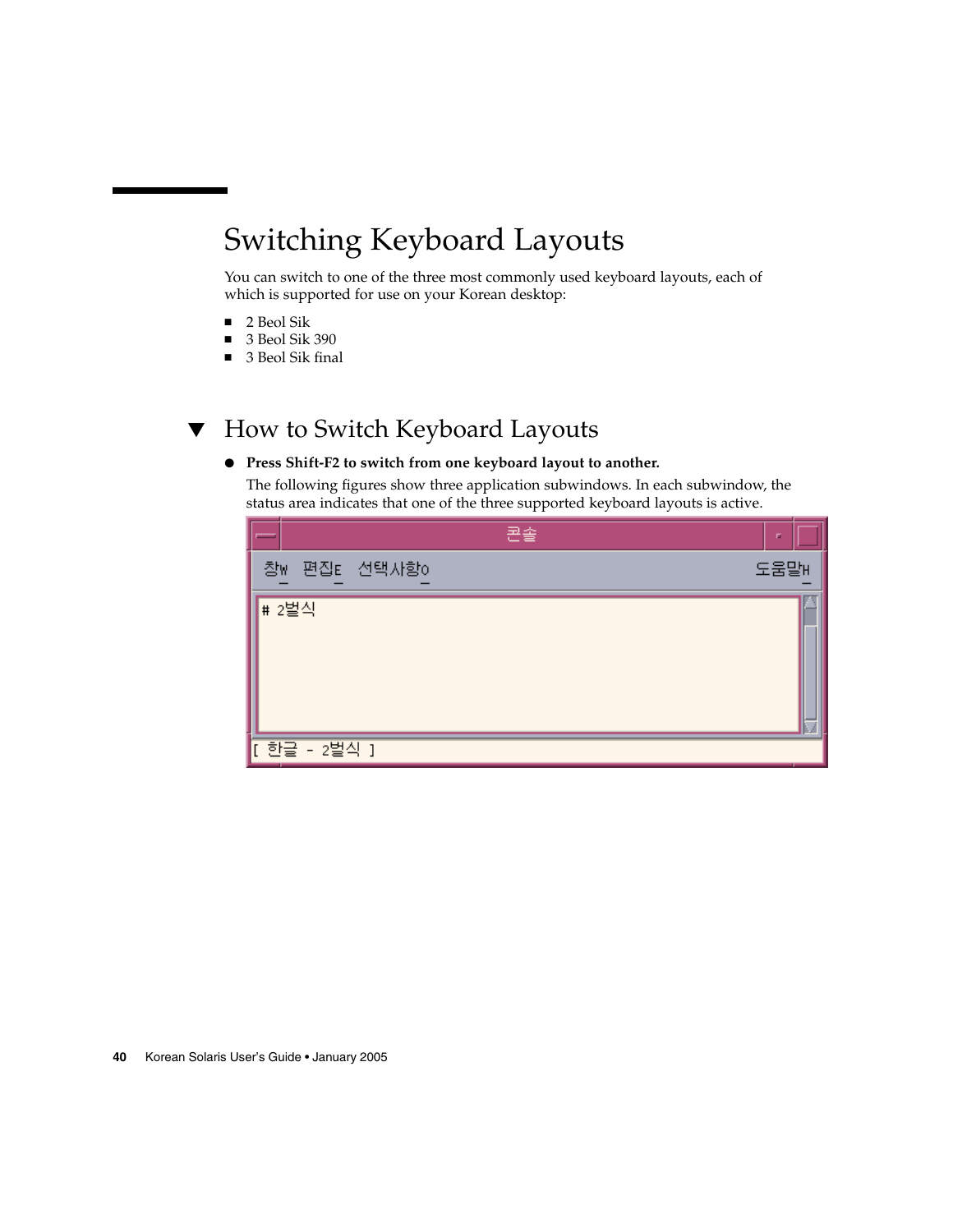# Switching Keyboard Layouts

You can switch to one of the three most commonly used keyboard layouts, each of which is supported for use on your Korean desktop:

- 2 Beol Sik
- 3 Beol Sik 390
- 3 Beol Sik final

## ▼ How to Switch Keyboard Layouts

- **Press Shift-F2 to switch from one keyboard layout to another.**

  The following figures show three application subwindows. In each subwindow, the status area indicates that one of the three supported keyboard layouts is active.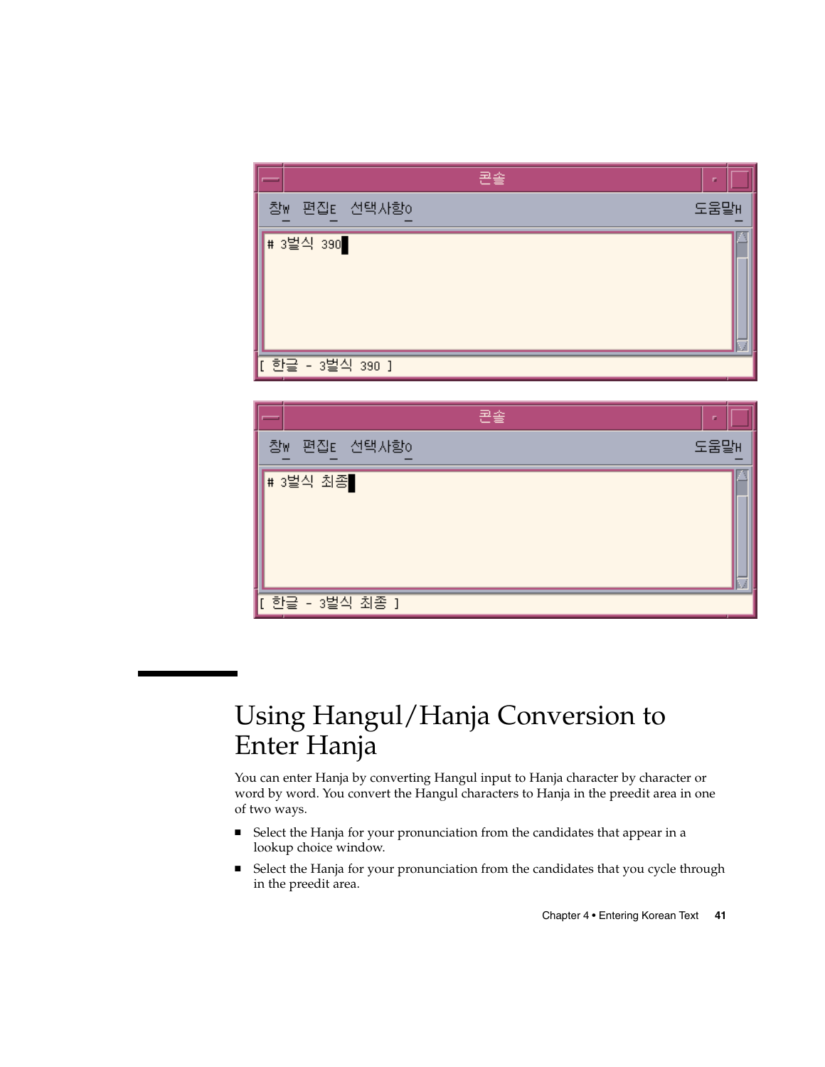## Using Hangul/Hanja Conversion to Enter Hanja

You can enter Hanja by converting Hangul input to Hanja character by character or word by word. You convert the Hangul characters to Hanja in the preedit area in one of two ways.

- Select the Hanja for your pronunciation from the candidates that appear in a lookup choice window.
- Select the Hanja for your pronunciation from the candidates that you cycle through in the preedit area.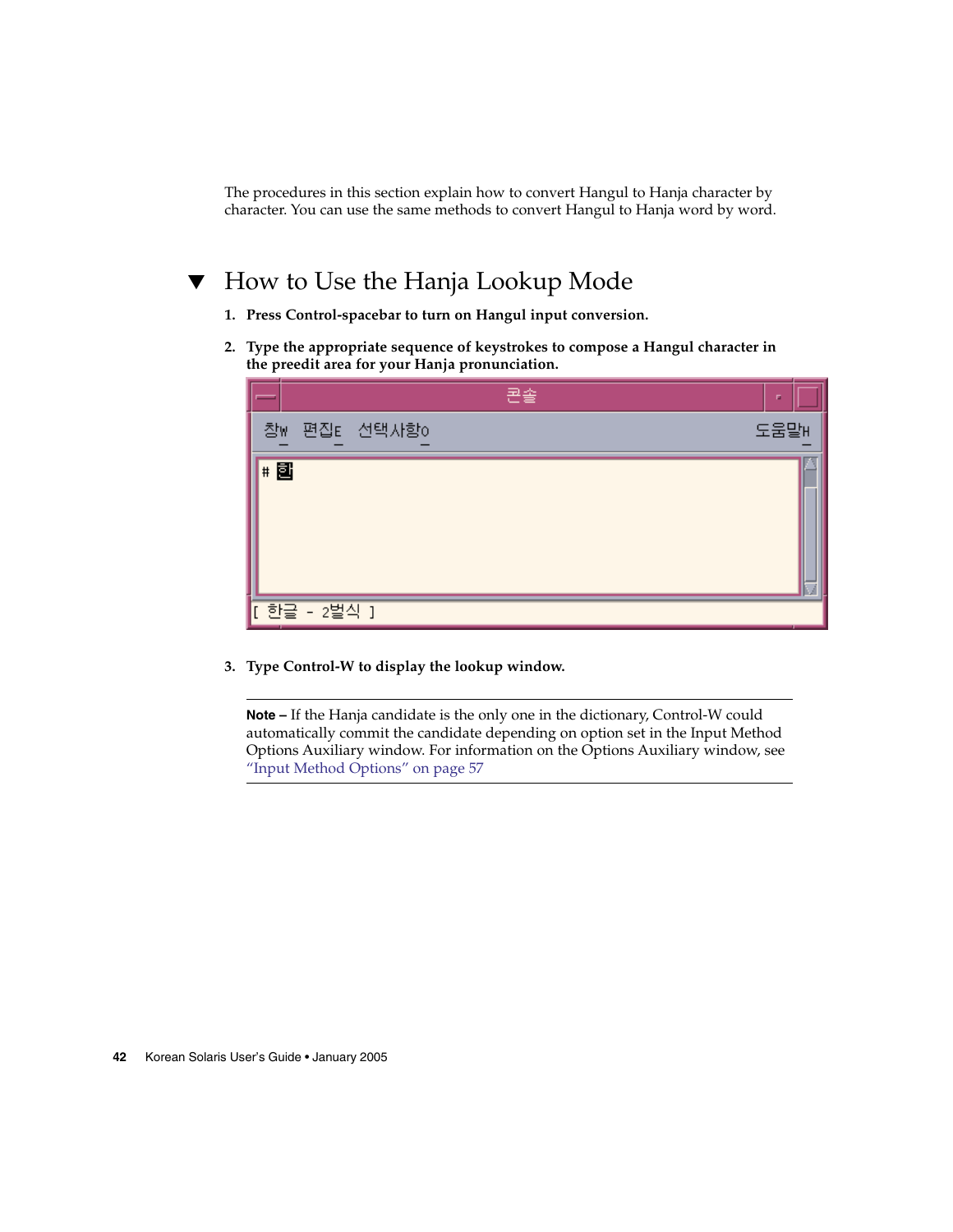The procedures in this section explain how to convert Hangul to Hanja character by character. You can use the same methods to convert Hangul to Hanja word by word.

## ▼ How to Use the Hanja Lookup Mode

1. **Press Control-spacebar to turn on Hangul input conversion.**

2. **Type the appropriate sequence of keystrokes to compose a Hangul character in the preedit area for your Hanja pronunciation.**

3. **Type Control-W to display the lookup window.**

---

**Note –** If the Hanja candidate is the only one in the dictionary, Control-W could automatically commit the candidate depending on option set in the Input Method Options Auxiliary window. For information on the Options Auxiliary window, see "Input Method Options" on page 57

---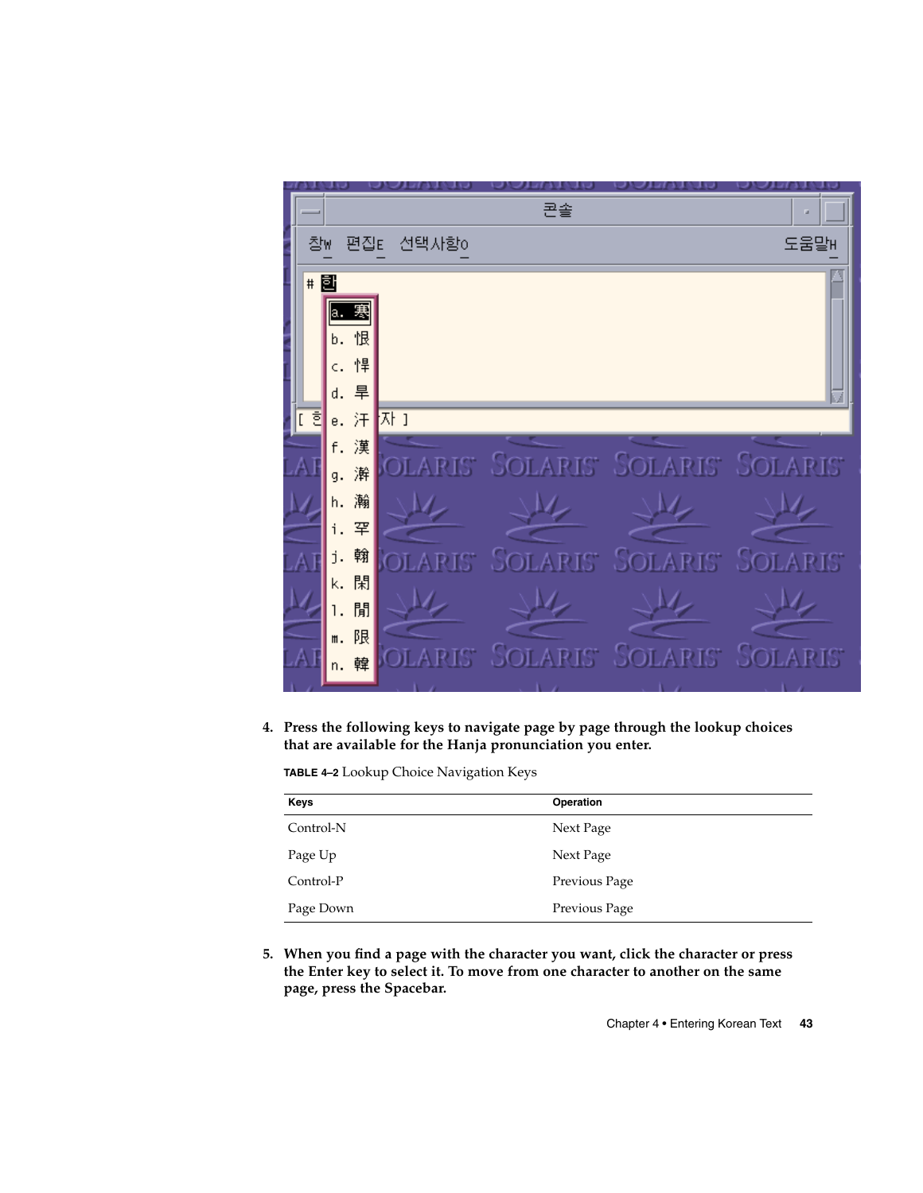4. **Press the following keys to navigate page by page through the lookup choices that are available for the Hanja pronunciation you enter.**

**TABLE 4–2** Lookup Choice Navigation Keys

| Keys | Operation |
| --- | --- |
| Control-N | Next Page |
| Page Up | Next Page |
| Control-P | Previous Page |
| Page Down | Previous Page |

5. **When you find a page with the character you want, click the character or press the Enter key to select it. To move from one character to another on the same page, press the Spacebar.**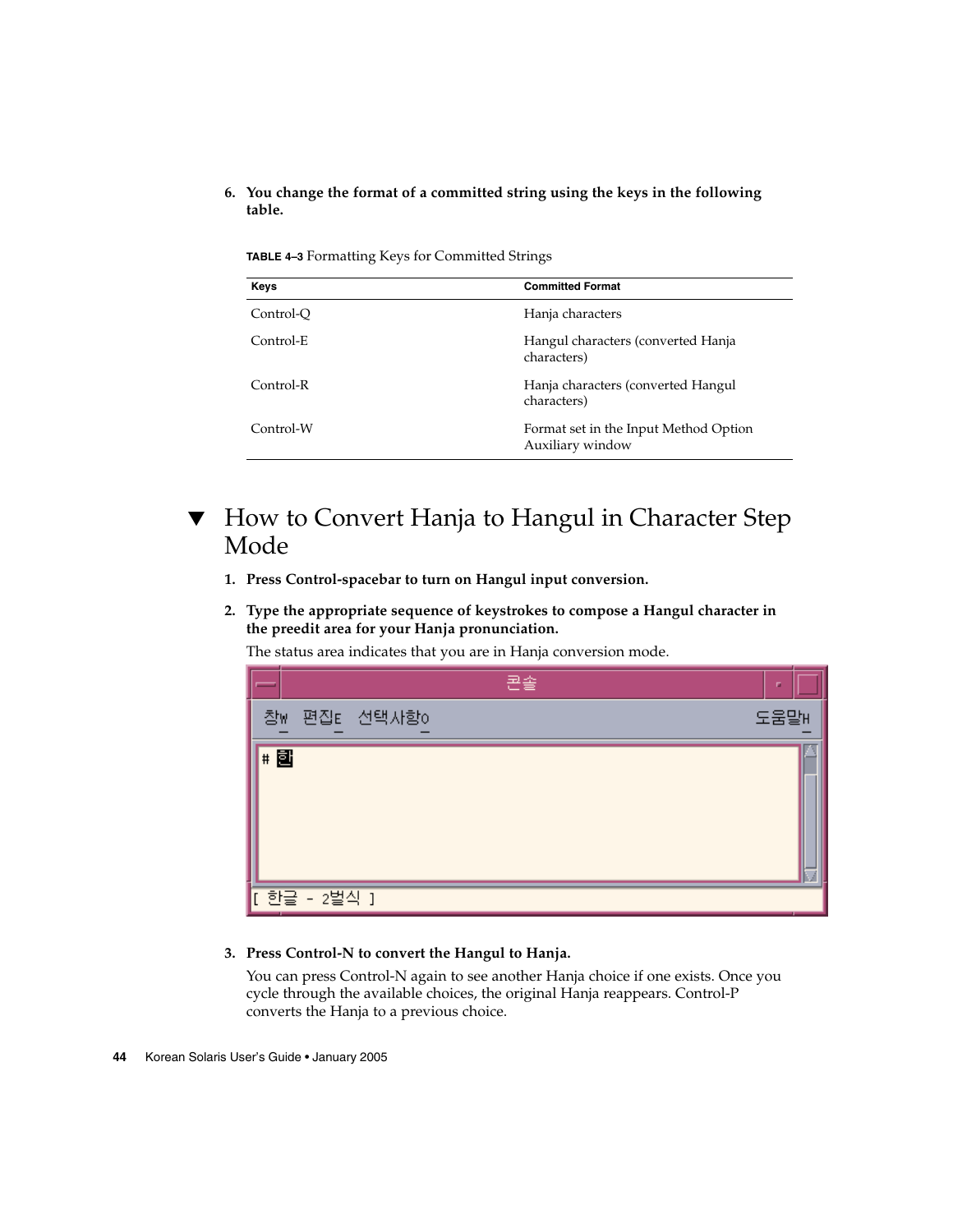6. **You change the format of a committed string using the keys in the following table.**

**TABLE 4–3** Formatting Keys for Committed Strings

| Keys | Committed Format |
| --- | --- |
| Control-Q | Hanja characters |
| Control-E | Hangul characters (converted Hanja characters) |
| Control-R | Hanja characters (converted Hangul characters) |
| Control-W | Format set in the Input Method Option Auxiliary window |

## ▼ How to Convert Hanja to Hangul in Character Step Mode

1. **Press Control-spacebar to turn on Hangul input conversion.**
2. **Type the appropriate sequence of keystrokes to compose a Hangul character in the preedit area for your Hanja pronunciation.**

   The status area indicates that you are in Hanja conversion mode.

3. **Press Control-N to convert the Hangul to Hanja.**

   You can press Control-N again to see another Hanja choice if one exists. Once you cycle through the available choices, the original Hanja reappears. Control-P converts the Hanja to a previous choice.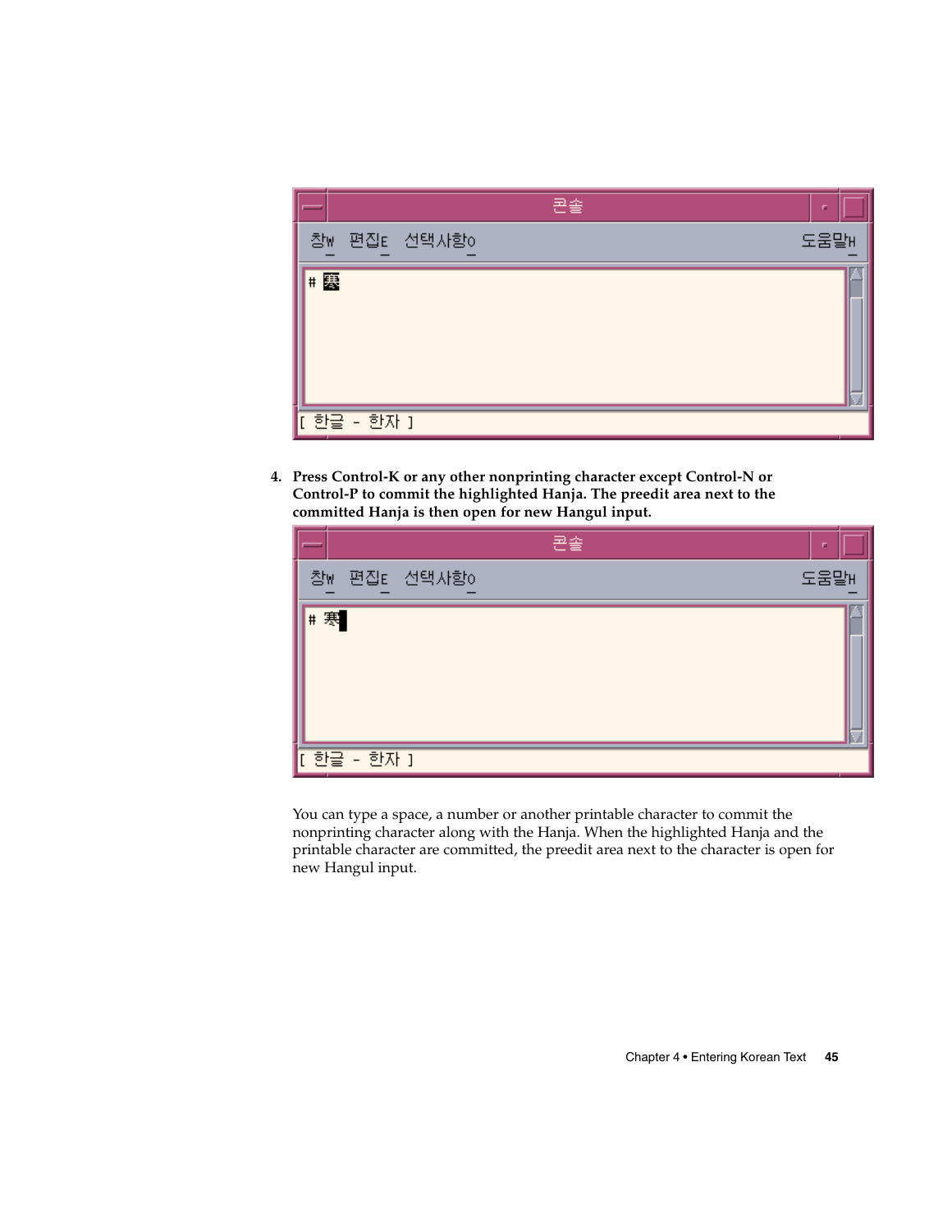4. **Press Control-K or any other nonprinting character except Control-N or Control-P to commit the highlighted Hanja. The preedit area next to the committed Hanja is then open for new Hangul input.**

   You can type a space, a number or another printable character to commit the nonprinting character along with the Hanja. When the highlighted Hanja and the printable character are committed, the preedit area next to the character is open for new Hangul input.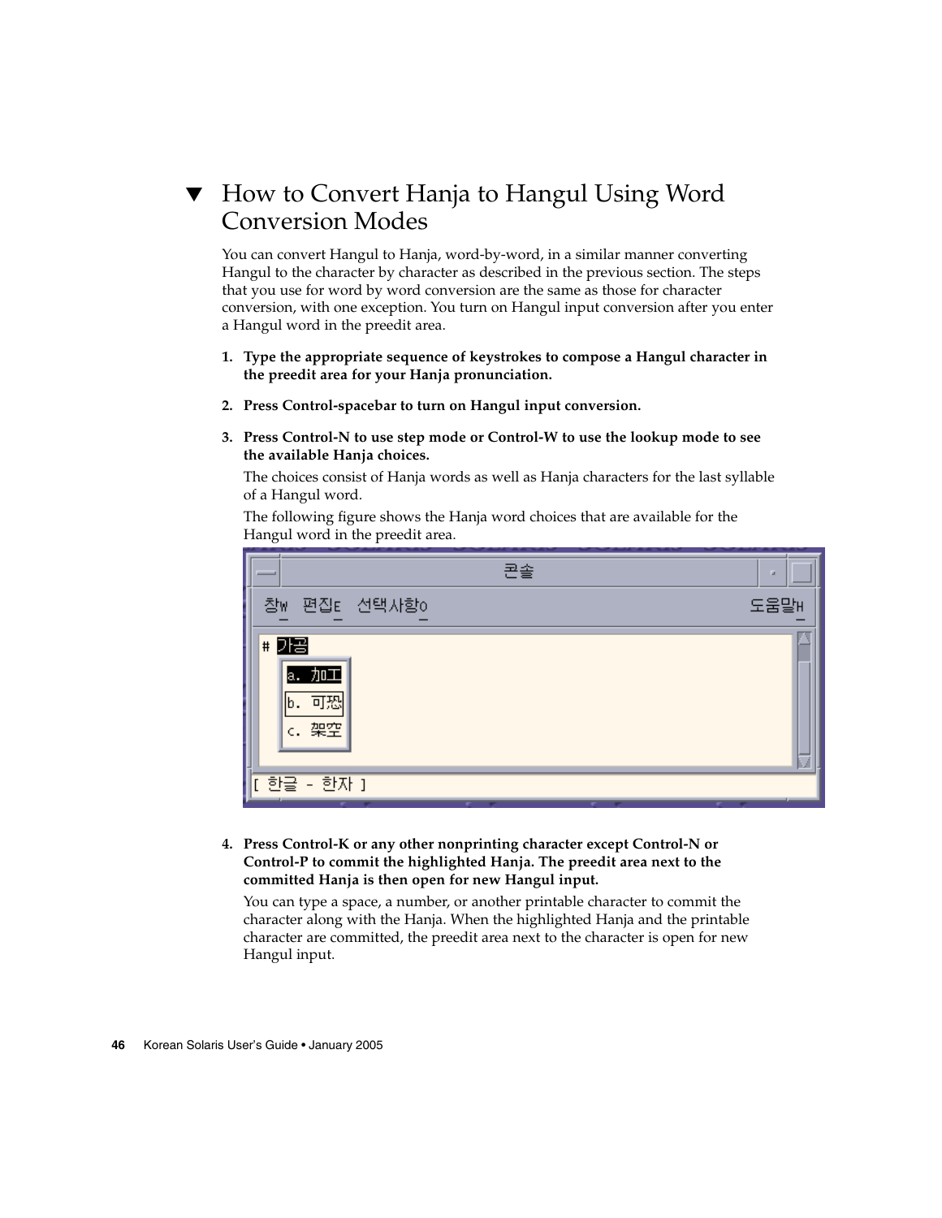## ▼ How to Convert Hanja to Hangul Using Word Conversion Modes

You can convert Hangul to Hanja, word-by-word, in a similar manner converting Hangul to the character by character as described in the previous section. The steps that you use for word by word conversion are the same as those for character conversion, with one exception. You turn on Hangul input conversion after you enter a Hangul word in the preedit area.

1. **Type the appropriate sequence of keystrokes to compose a Hangul character in the preedit area for your Hanja pronunciation.**

2. **Press Control-spacebar to turn on Hangul input conversion.**

3. **Press Control-N to use step mode or Control-W to use the lookup mode to see the available Hanja choices.**

   The choices consist of Hanja words as well as Hanja characters for the last syllable of a Hangul word.

   The following figure shows the Hanja word choices that are available for the Hangul word in the preedit area.

4. **Press Control-K or any other nonprinting character except Control-N or Control-P to commit the highlighted Hanja. The preedit area next to the committed Hanja is then open for new Hangul input.**

   You can type a space, a number, or another printable character to commit the character along with the Hanja. When the highlighted Hanja and the printable character are committed, the preedit area next to the character is open for new Hangul input.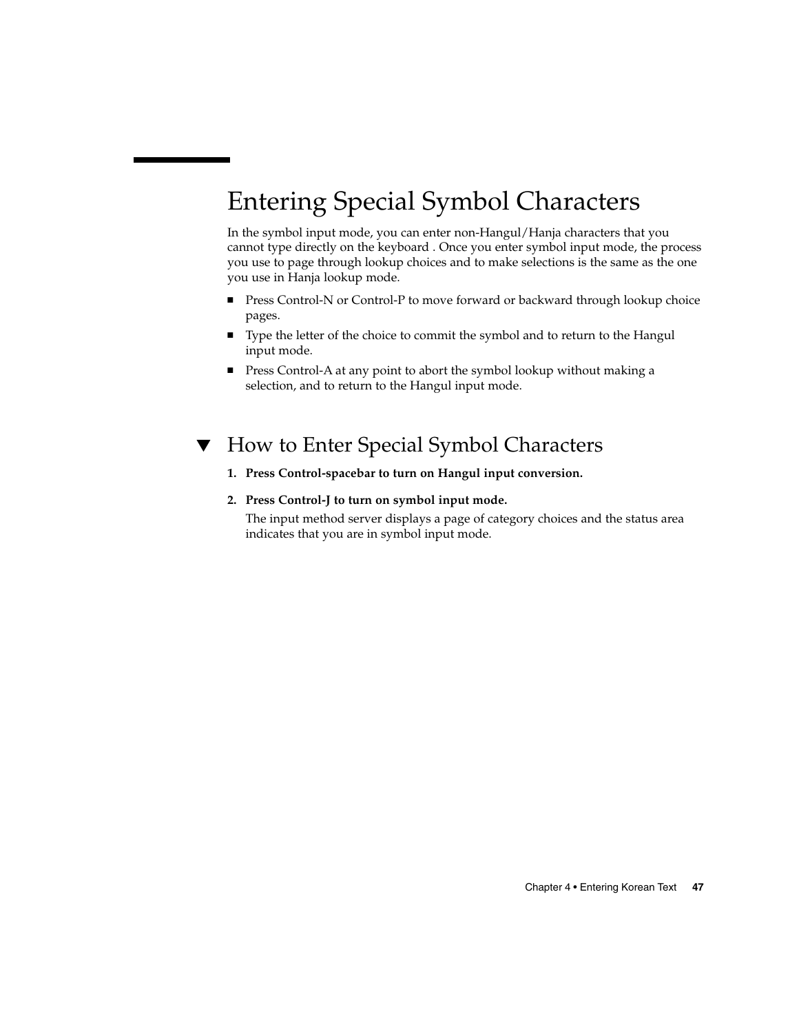# Entering Special Symbol Characters

In the symbol input mode, you can enter non-Hangul/Hanja characters that you cannot type directly on the keyboard . Once you enter symbol input mode, the process you use to page through lookup choices and to make selections is the same as the one you use in Hanja lookup mode.

- Press Control-N or Control-P to move forward or backward through lookup choice pages.
- Type the letter of the choice to commit the symbol and to return to the Hangul input mode.
- Press Control-A at any point to abort the symbol lookup without making a selection, and to return to the Hangul input mode.

## ▼ How to Enter Special Symbol Characters

1. **Press Control-spacebar to turn on Hangul input conversion.**
2. **Press Control-J to turn on symbol input mode.**

   The input method server displays a page of category choices and the status area indicates that you are in symbol input mode.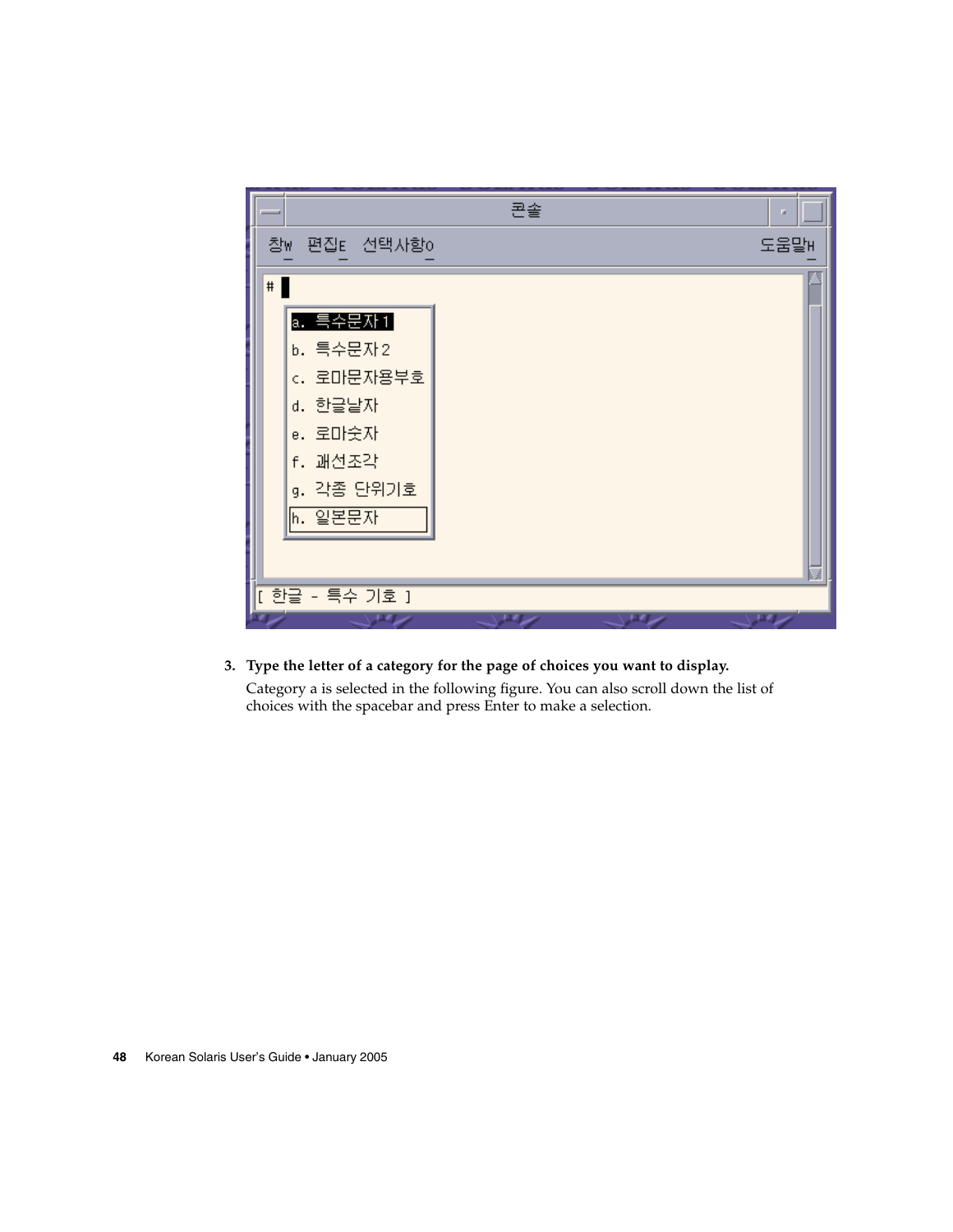3. **Type the letter of a category for the page of choices you want to display.**

   Category a is selected in the following figure. You can also scroll down the list of choices with the spacebar and press Enter to make a selection.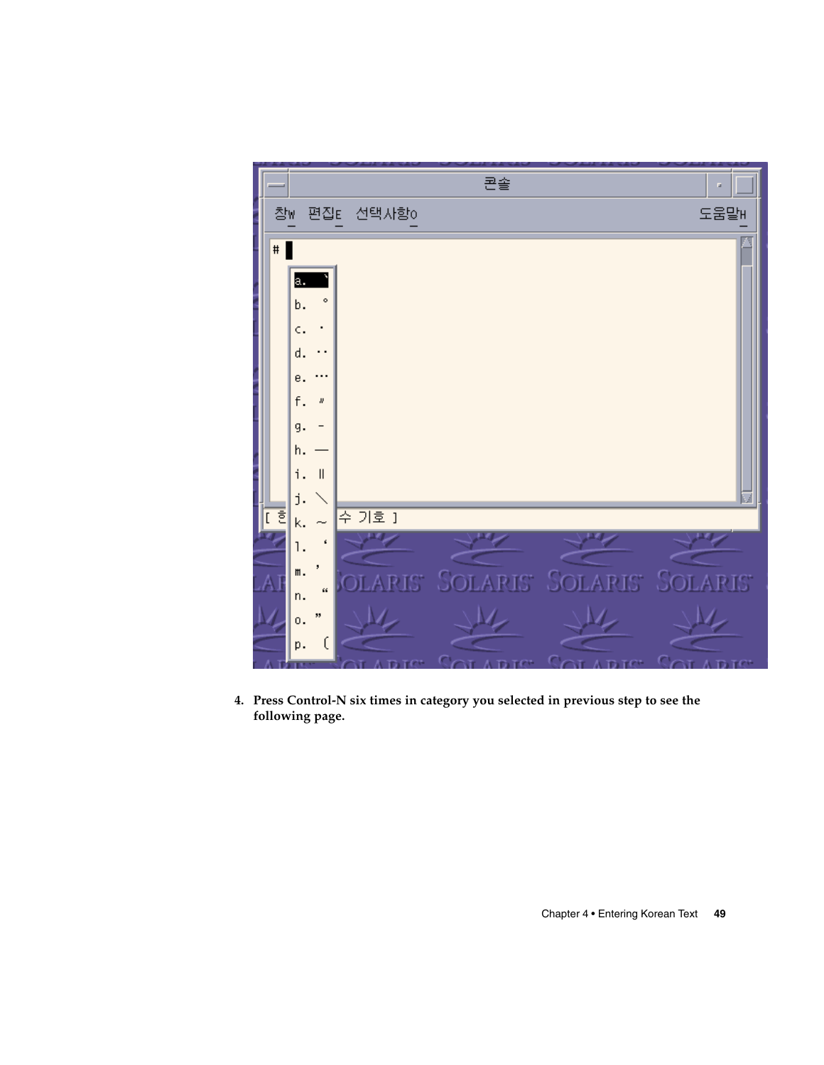4. **Press Control-N six times in category you selected in previous step to see the following page.**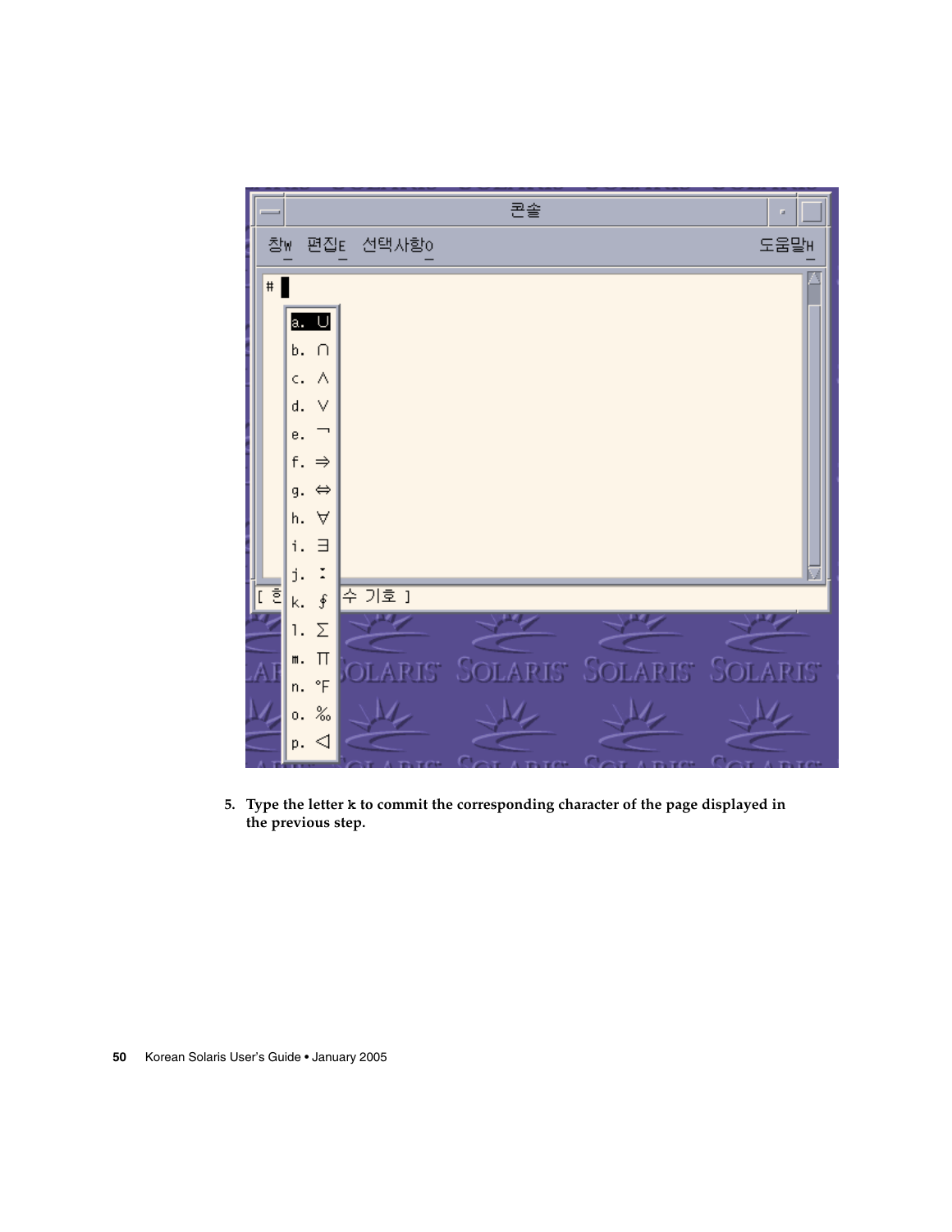5. **Type the letter** `k` **to commit the corresponding character of the page displayed in the previous step.**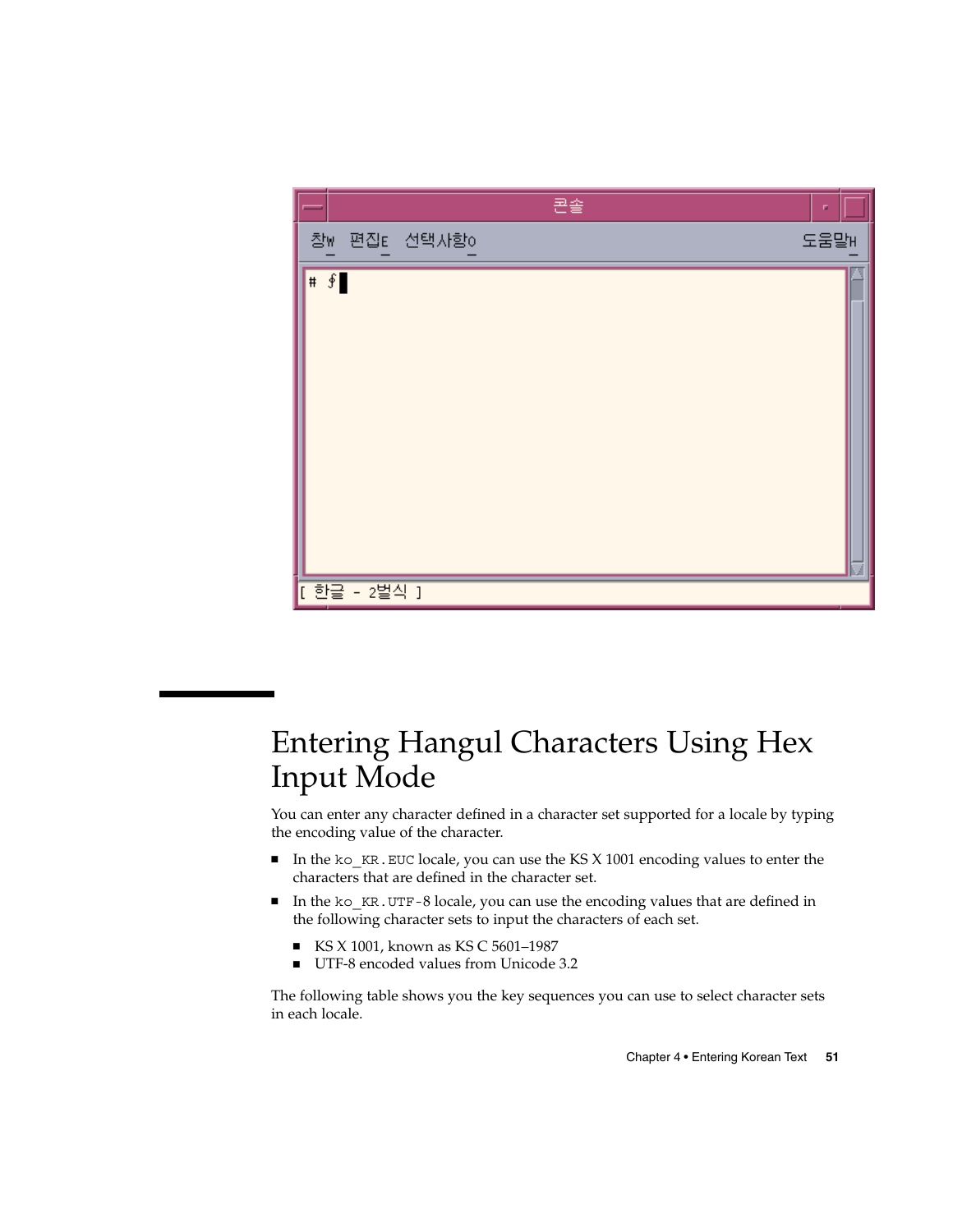# Entering Hangul Characters Using Hex Input Mode

You can enter any character defined in a character set supported for a locale by typing the encoding value of the character.

- In the `ko_KR.EUC` locale, you can use the KS X 1001 encoding values to enter the characters that are defined in the character set.
- In the `ko_KR.UTF-8` locale, you can use the encoding values that are defined in the following character sets to input the characters of each set.
  - KS X 1001, known as KS C 5601–1987
  - UTF-8 encoded values from Unicode 3.2

The following table shows you the key sequences you can use to select character sets in each locale.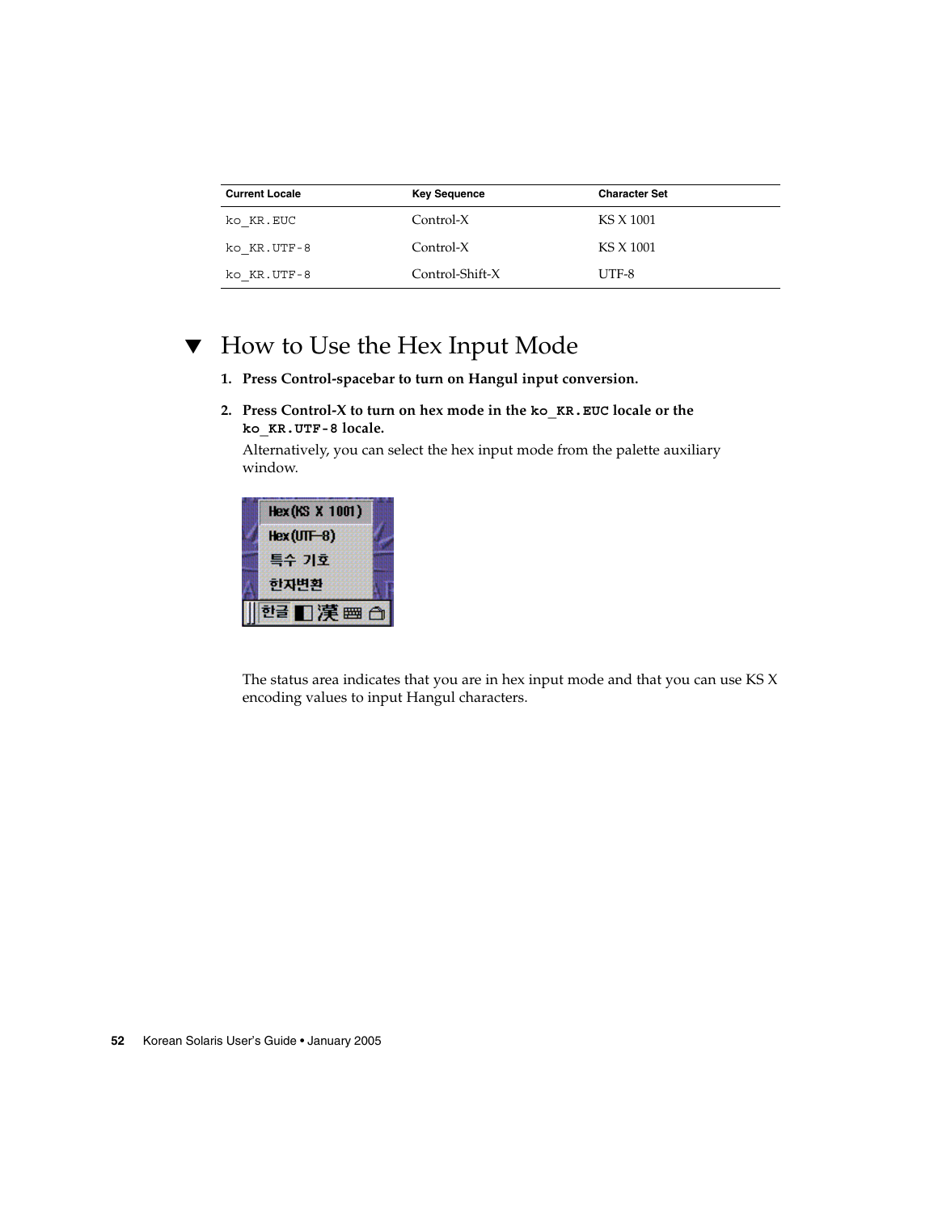| Current Locale | Key Sequence | Character Set |
| --- | --- | --- |
| ko_KR.EUC | Control-X | KS X 1001 |
| ko_KR.UTF-8 | Control-X | KS X 1001 |
| ko_KR.UTF-8 | Control-Shift-X | UTF-8 |

## ▼ How to Use the Hex Input Mode

1. **Press Control-spacebar to turn on Hangul input conversion.**

2. **Press Control-X to turn on hex mode in the `ko_KR.EUC` locale or the `ko_KR.UTF-8` locale.**

   Alternatively, you can select the hex input mode from the palette auxiliary window.

   The status area indicates that you are in hex input mode and that you can use KS X encoding values to input Hangul characters.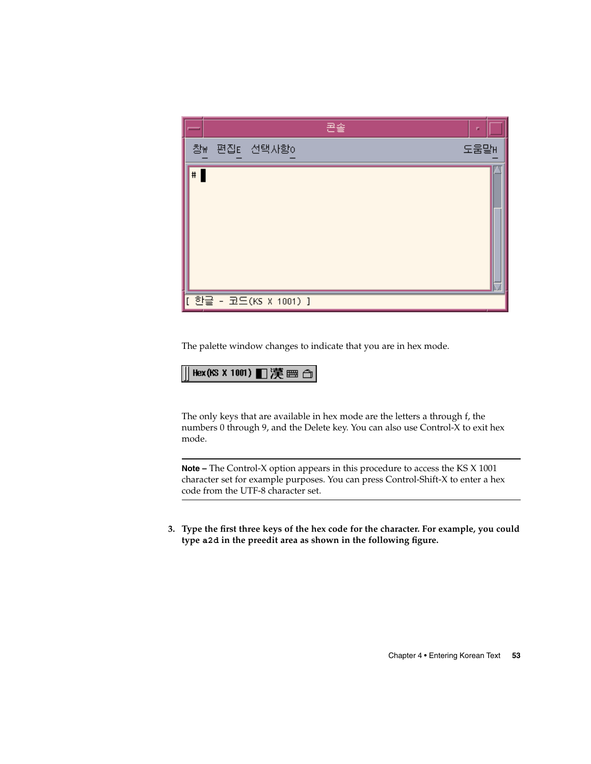The palette window changes to indicate that you are in hex mode.

The only keys that are available in hex mode are the letters a through f, the numbers 0 through 9, and the Delete key. You can also use Control-X to exit hex mode.

---

**Note –** The Control-X option appears in this procedure to access the KS X 1001 character set for example purposes. You can press Control-Shift-X to enter a hex code from the UTF-8 character set.

---

3. **Type the first three keys of the hex code for the character. For example, you could type `a2d` in the preedit area as shown in the following figure.**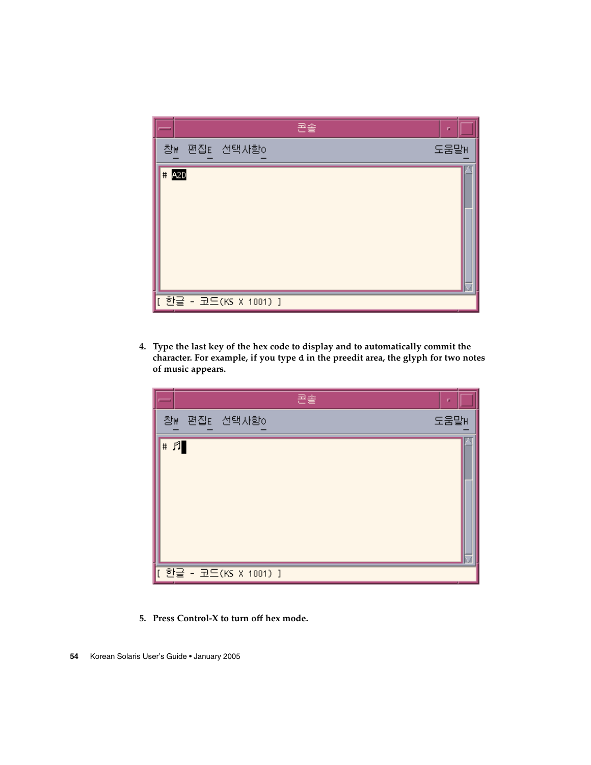4. **Type the last key of the hex code to display and to automatically commit the character. For example, if you type `d` in the preedit area, the glyph for two notes of music appears.**

5. **Press Control-X to turn off hex mode.**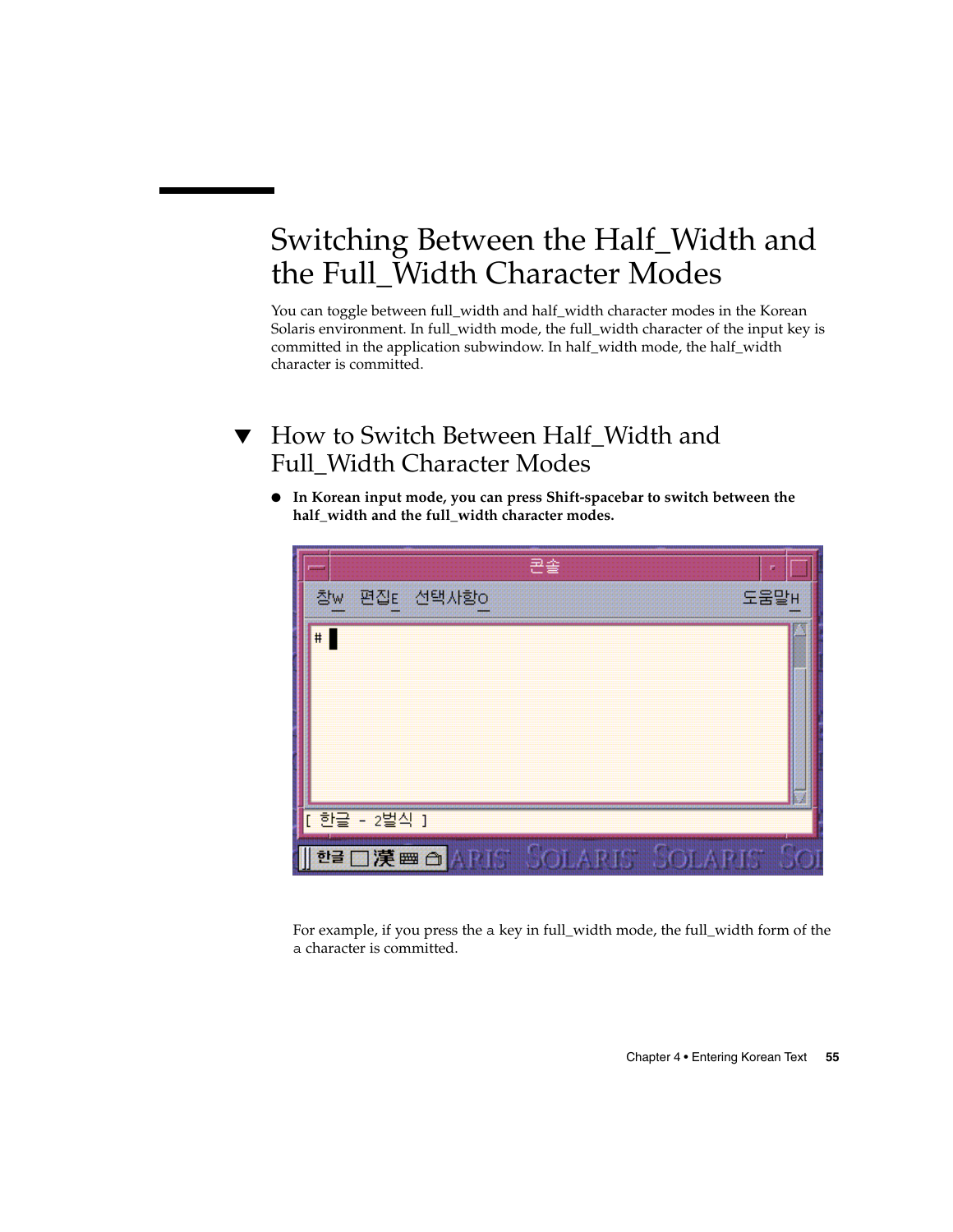# Switching Between the Half_Width and the Full_Width Character Modes

You can toggle between full_width and half_width character modes in the Korean Solaris environment. In full_width mode, the full_width character of the input key is committed in the application subwindow. In half_width mode, the half_width character is committed.

## ▼ How to Switch Between Half_Width and Full_Width Character Modes

- **In Korean input mode, you can press Shift-spacebar to switch between the half_width and the full_width character modes.**

For example, if you press the a key in full_width mode, the full_width form of the a character is committed.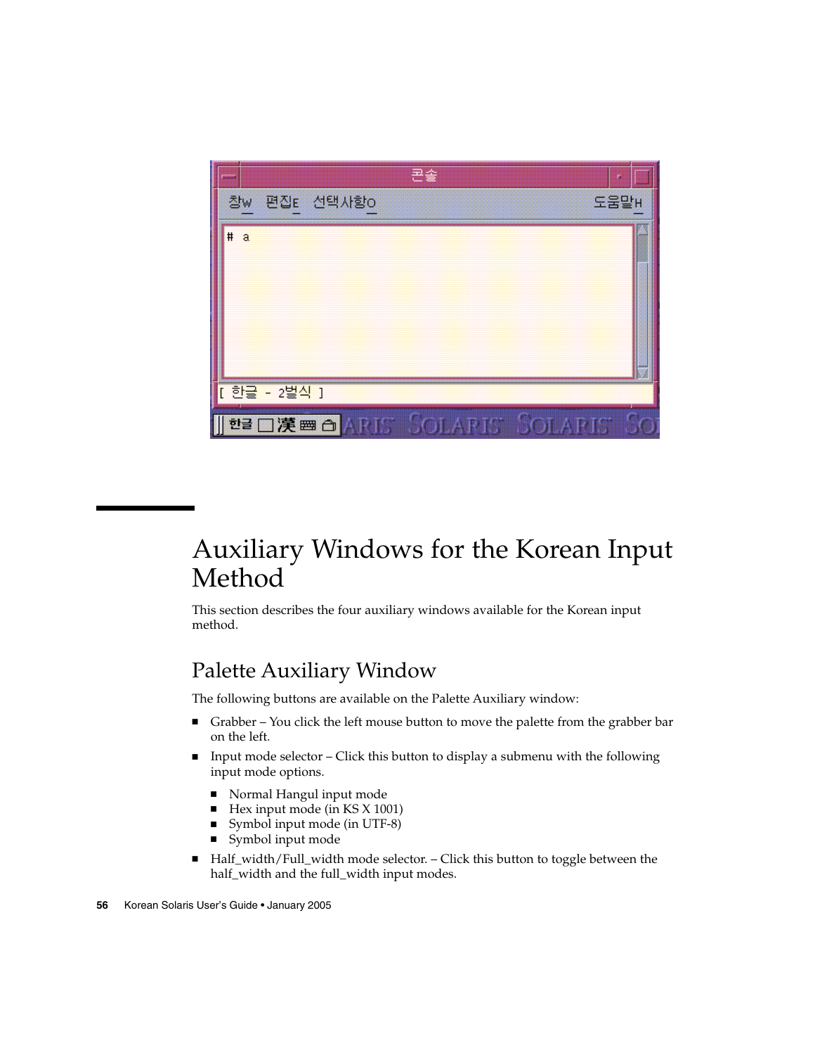# Auxiliary Windows for the Korean Input Method

This section describes the four auxiliary windows available for the Korean input method.

## Palette Auxiliary Window

The following buttons are available on the Palette Auxiliary window:

- Grabber – You click the left mouse button to move the palette from the grabber bar on the left.
- Input mode selector – Click this button to display a submenu with the following input mode options.
  - Normal Hangul input mode
  - Hex input mode (in KS X 1001)
  - Symbol input mode (in UTF-8)
  - Symbol input mode
- Half_width/Full_width mode selector. – Click this button to toggle between the half_width and the full_width input modes.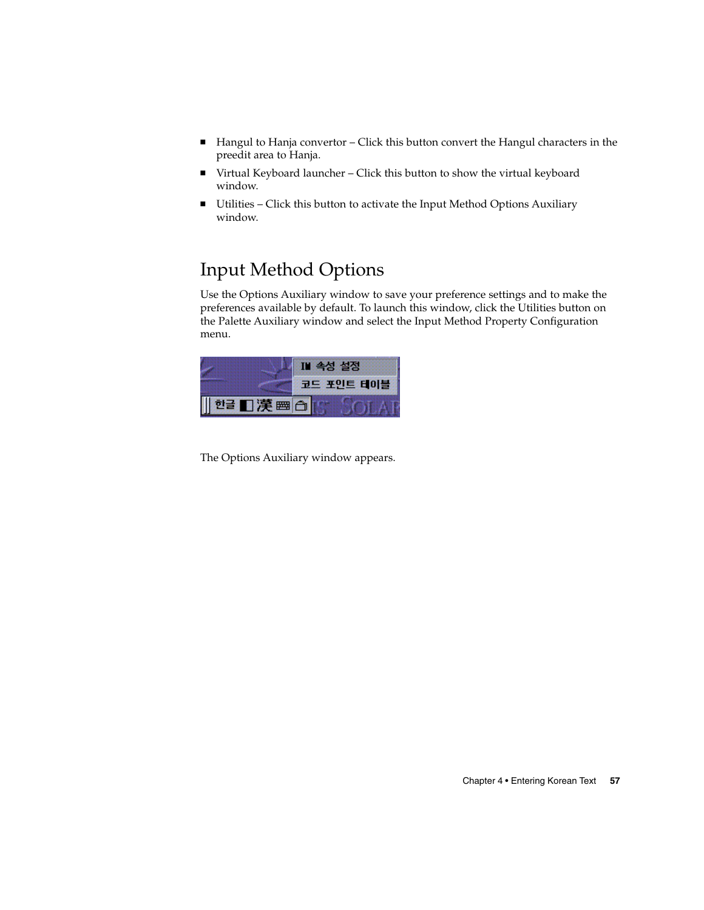- Hangul to Hanja convertor – Click this button convert the Hangul characters in the preedit area to Hanja.
- Virtual Keyboard launcher – Click this button to show the virtual keyboard window.
- Utilities – Click this button to activate the Input Method Options Auxiliary window.

## Input Method Options

Use the Options Auxiliary window to save your preference settings and to make the preferences available by default. To launch this window, click the Utilities button on the Palette Auxiliary window and select the Input Method Property Configuration menu.

The Options Auxiliary window appears.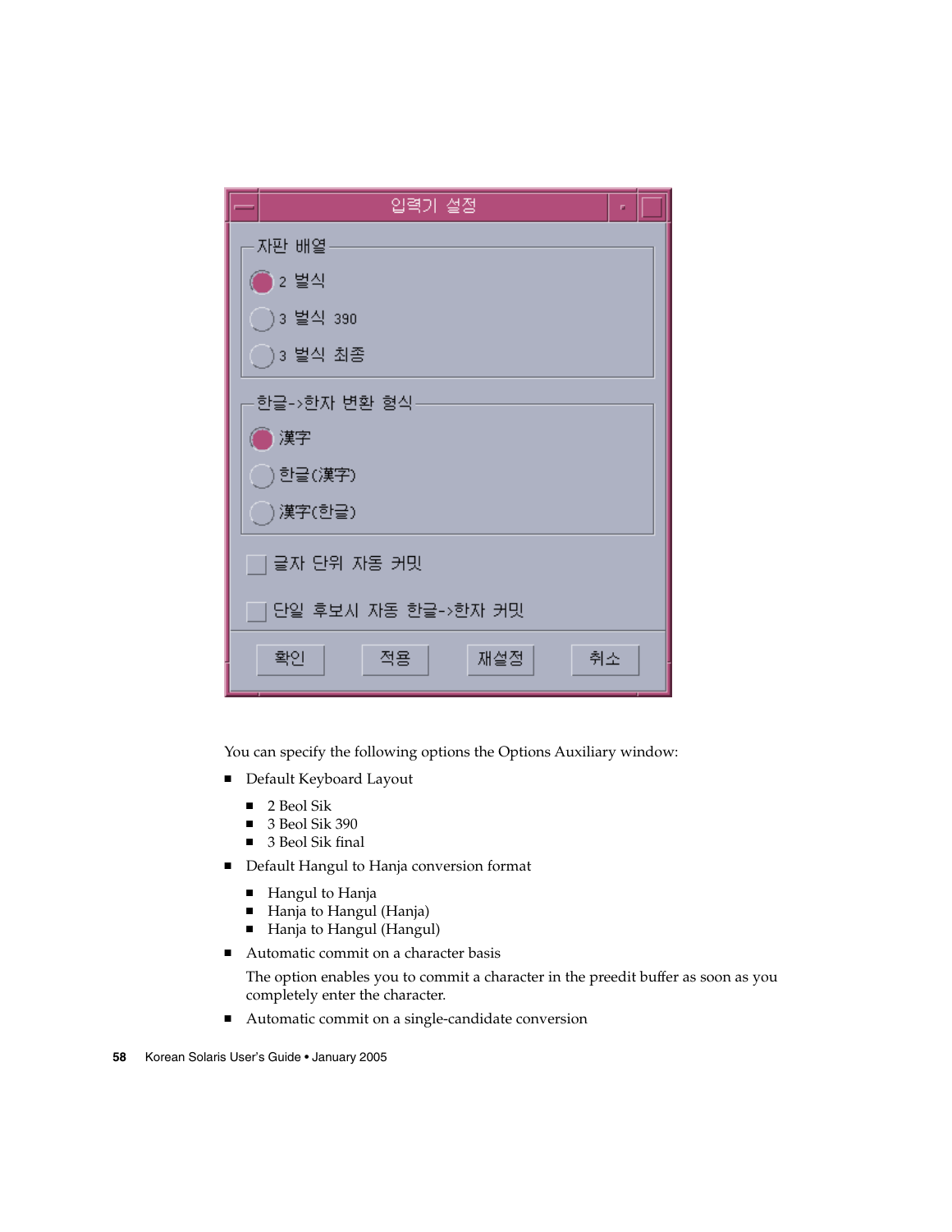You can specify the following options the Options Auxiliary window:

- Default Keyboard Layout
  - 2 Beol Sik
  - 3 Beol Sik 390
  - 3 Beol Sik final
- Default Hangul to Hanja conversion format
  - Hangul to Hanja
  - Hanja to Hangul (Hanja)
  - Hanja to Hangul (Hangul)
- Automatic commit on a character basis

  The option enables you to commit a character in the preedit buffer as soon as you completely enter the character.
- Automatic commit on a single-candidate conversion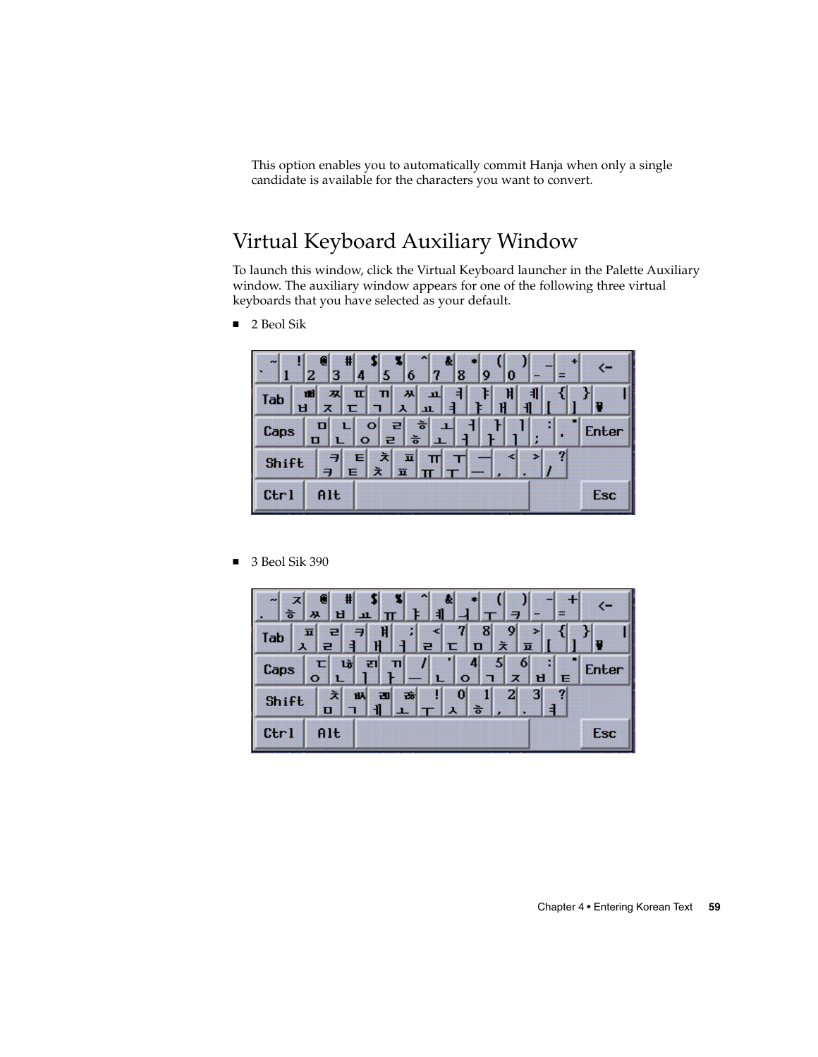This option enables you to automatically commit Hanja when only a single candidate is available for the characters you want to convert.

## Virtual Keyboard Auxiliary Window

To launch this window, click the Virtual Keyboard launcher in the Palette Auxiliary window. The auxiliary window appears for one of the following three virtual keyboards that you have selected as your default.

- 2 Beol Sik

- 3 Beol Sik 390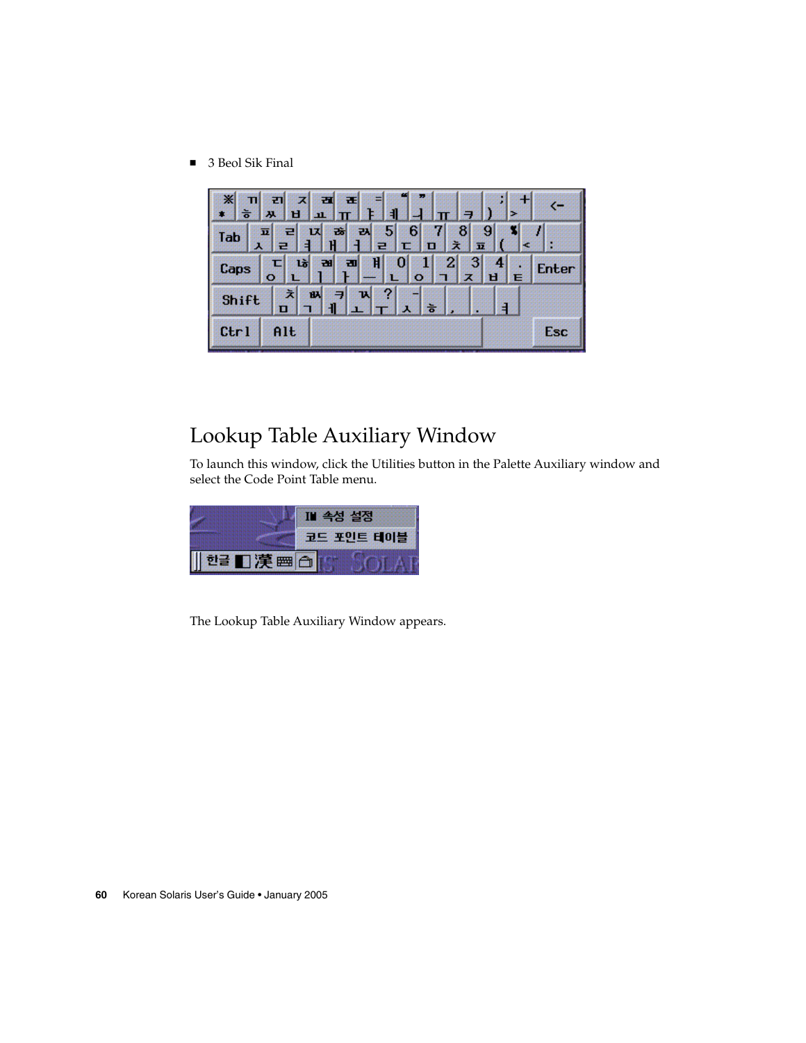- 3 Beol Sik Final

## Lookup Table Auxiliary Window

To launch this window, click the Utilities button in the Palette Auxiliary window and select the Code Point Table menu.

The Lookup Table Auxiliary Window appears.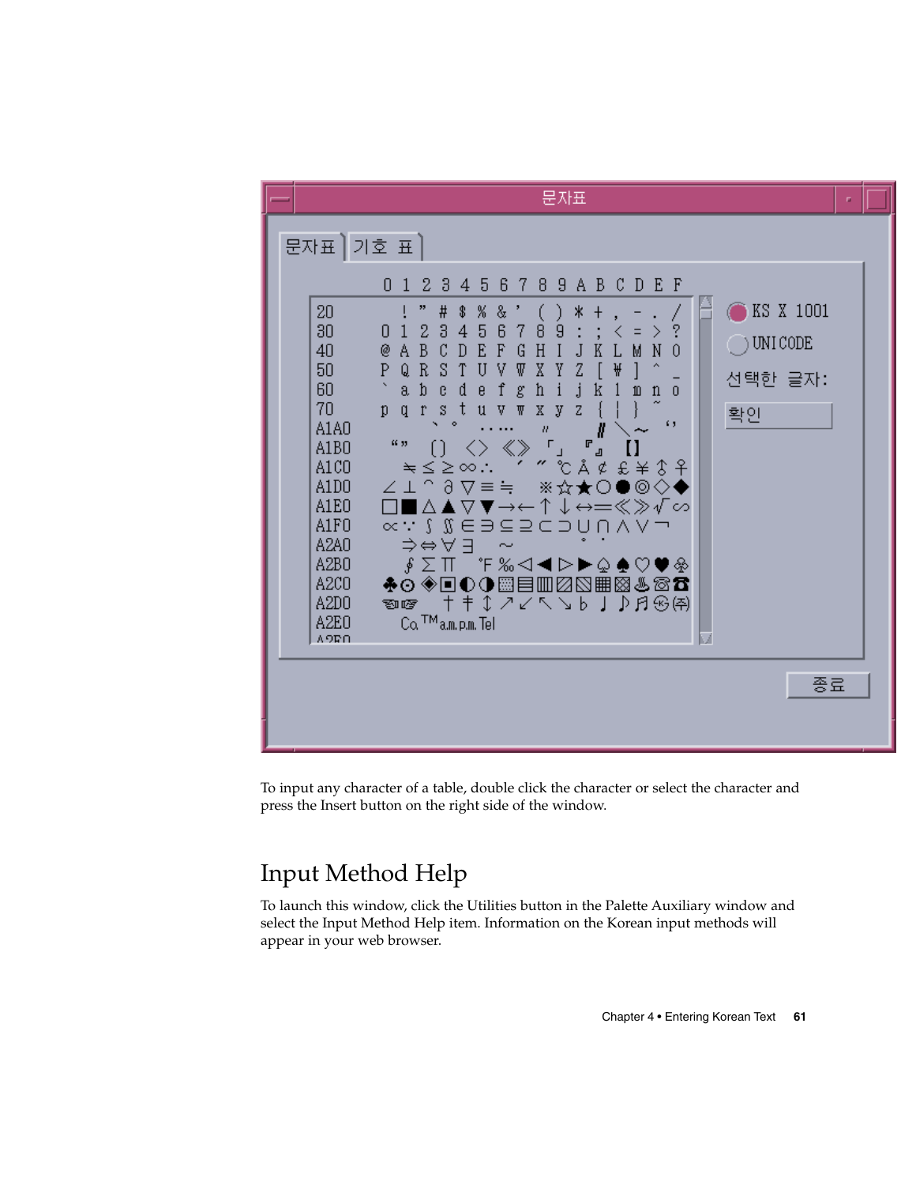To input any character of a table, double click the character or select the character and press the Insert button on the right side of the window.

## Input Method Help

To launch this window, click the Utilities button in the Palette Auxiliary window and select the Input Method Help item. Information on the Korean input methods will appear in your web browser.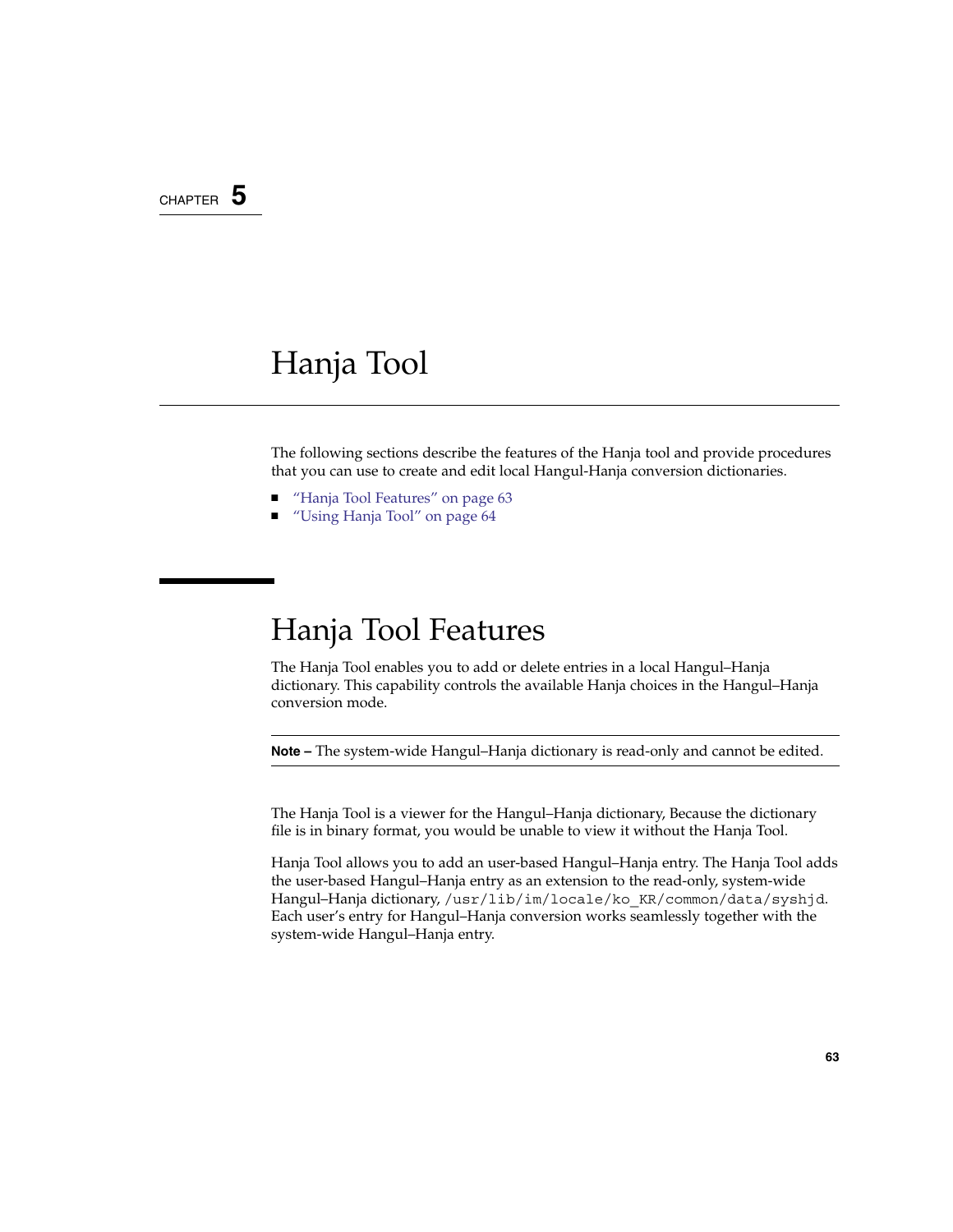CHAPTER 5

# Hanja Tool

The following sections describe the features of the Hanja tool and provide procedures that you can use to create and edit local Hangul-Hanja conversion dictionaries.

- "Hanja Tool Features" on page 63
- "Using Hanja Tool" on page 64

## Hanja Tool Features

The Hanja Tool enables you to add or delete entries in a local Hangul–Hanja dictionary. This capability controls the available Hanja choices in the Hangul–Hanja conversion mode.

---

**Note –** The system-wide Hangul–Hanja dictionary is read-only and cannot be edited.

---

The Hanja Tool is a viewer for the Hangul–Hanja dictionary, Because the dictionary file is in binary format, you would be unable to view it without the Hanja Tool.

Hanja Tool allows you to add an user-based Hangul–Hanja entry. The Hanja Tool adds the user-based Hangul–Hanja entry as an extension to the read-only, system-wide Hangul–Hanja dictionary, `/usr/lib/im/locale/ko_KR/common/data/syshjd`. Each user's entry for Hangul–Hanja conversion works seamlessly together with the system-wide Hangul–Hanja entry.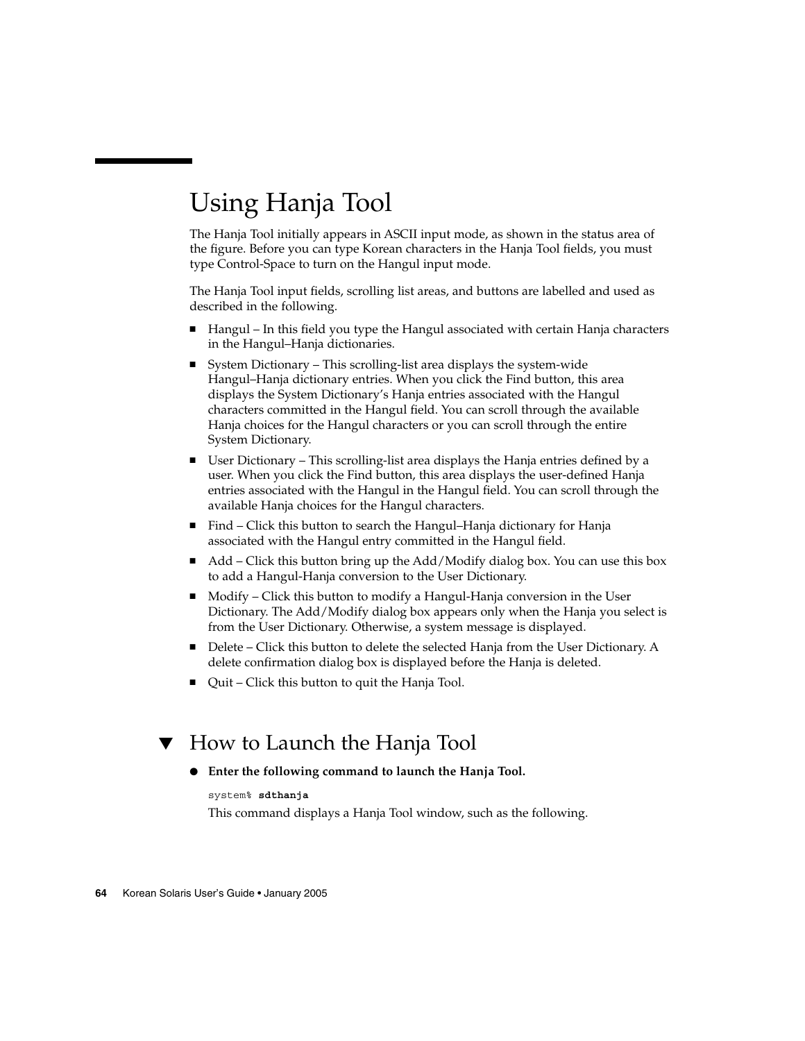# Using Hanja Tool

The Hanja Tool initially appears in ASCII input mode, as shown in the status area of the figure. Before you can type Korean characters in the Hanja Tool fields, you must type Control-Space to turn on the Hangul input mode.

The Hanja Tool input fields, scrolling list areas, and buttons are labelled and used as described in the following.

- Hangul – In this field you type the Hangul associated with certain Hanja characters in the Hangul–Hanja dictionaries.
- System Dictionary – This scrolling-list area displays the system-wide Hangul–Hanja dictionary entries. When you click the Find button, this area displays the System Dictionary's Hanja entries associated with the Hangul characters committed in the Hangul field. You can scroll through the available Hanja choices for the Hangul characters or you can scroll through the entire System Dictionary.
- User Dictionary – This scrolling-list area displays the Hanja entries defined by a user. When you click the Find button, this area displays the user-defined Hanja entries associated with the Hangul in the Hangul field. You can scroll through the available Hanja choices for the Hangul characters.
- Find – Click this button to search the Hangul–Hanja dictionary for Hanja associated with the Hangul entry committed in the Hangul field.
- Add – Click this button bring up the Add/Modify dialog box. You can use this box to add a Hangul-Hanja conversion to the User Dictionary.
- Modify – Click this button to modify a Hangul-Hanja conversion in the User Dictionary. The Add/Modify dialog box appears only when the Hanja you select is from the User Dictionary. Otherwise, a system message is displayed.
- Delete – Click this button to delete the selected Hanja from the User Dictionary. A delete confirmation dialog box is displayed before the Hanja is deleted.
- Quit – Click this button to quit the Hanja Tool.

## ▼ How to Launch the Hanja Tool

- **Enter the following command to launch the Hanja Tool.**

```
system% sdthanja
```

This command displays a Hanja Tool window, such as the following.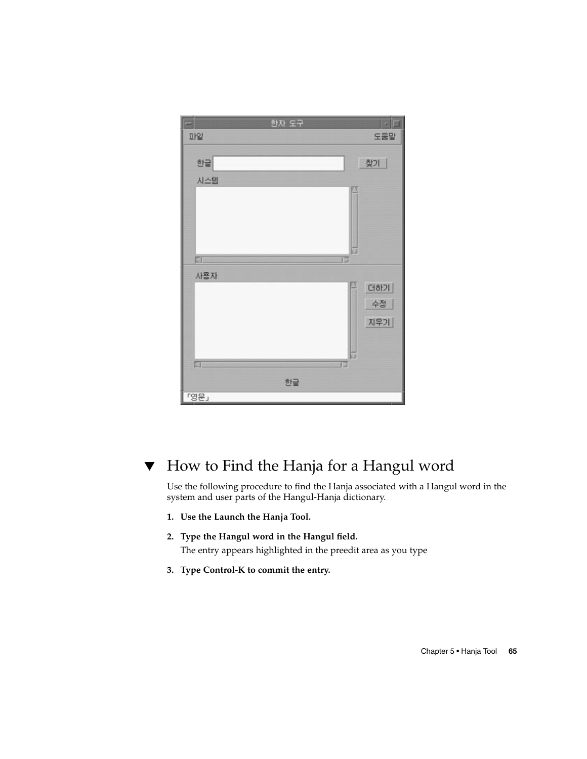## ▼ How to Find the Hanja for a Hangul word

Use the following procedure to find the Hanja associated with a Hangul word in the system and user parts of the Hangul-Hanja dictionary.

1. **Use the Launch the Hanja Tool.**
2. **Type the Hangul word in the Hangul field.**

   The entry appears highlighted in the preedit area as you type
3. **Type Control-K to commit the entry.**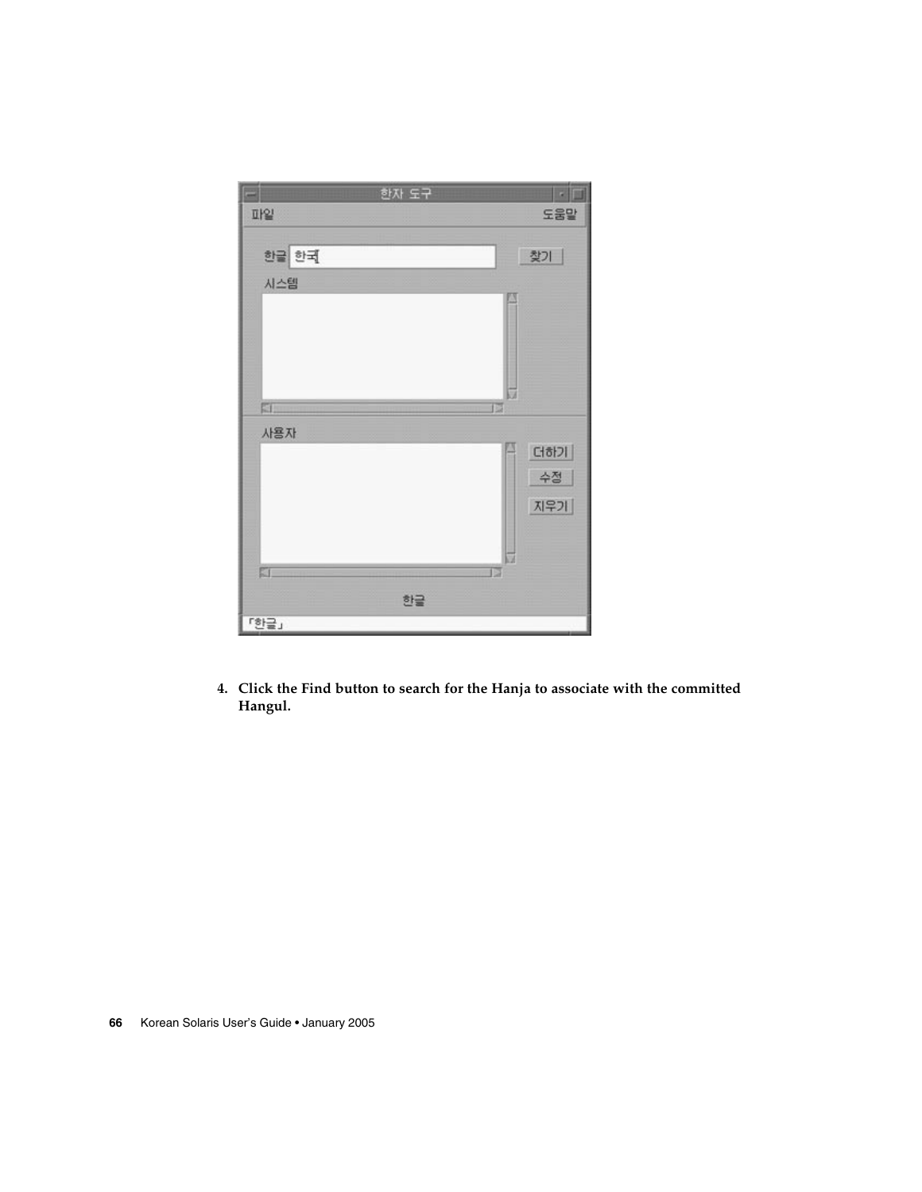4. **Click the Find button to search for the Hanja to associate with the committed Hangul.**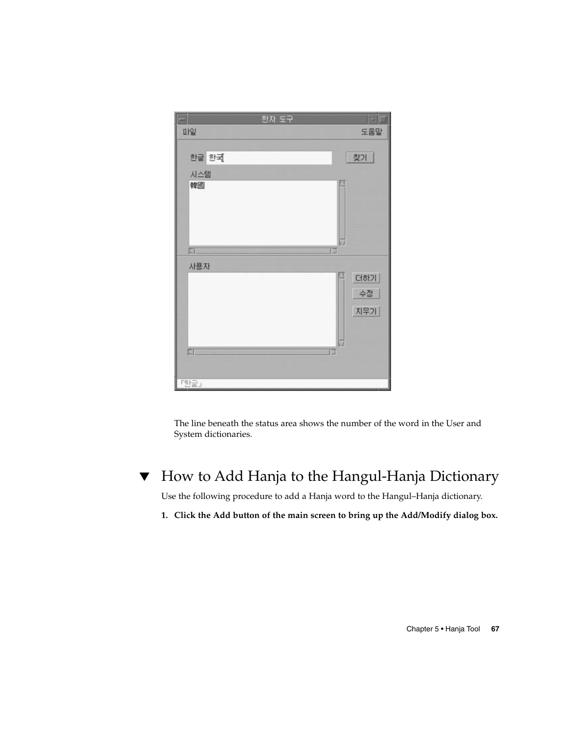The line beneath the status area shows the number of the word in the User and System dictionaries.

## ▼ How to Add Hanja to the Hangul-Hanja Dictionary

Use the following procedure to add a Hanja word to the Hangul–Hanja dictionary.

1. **Click the Add button of the main screen to bring up the Add/Modify dialog box.**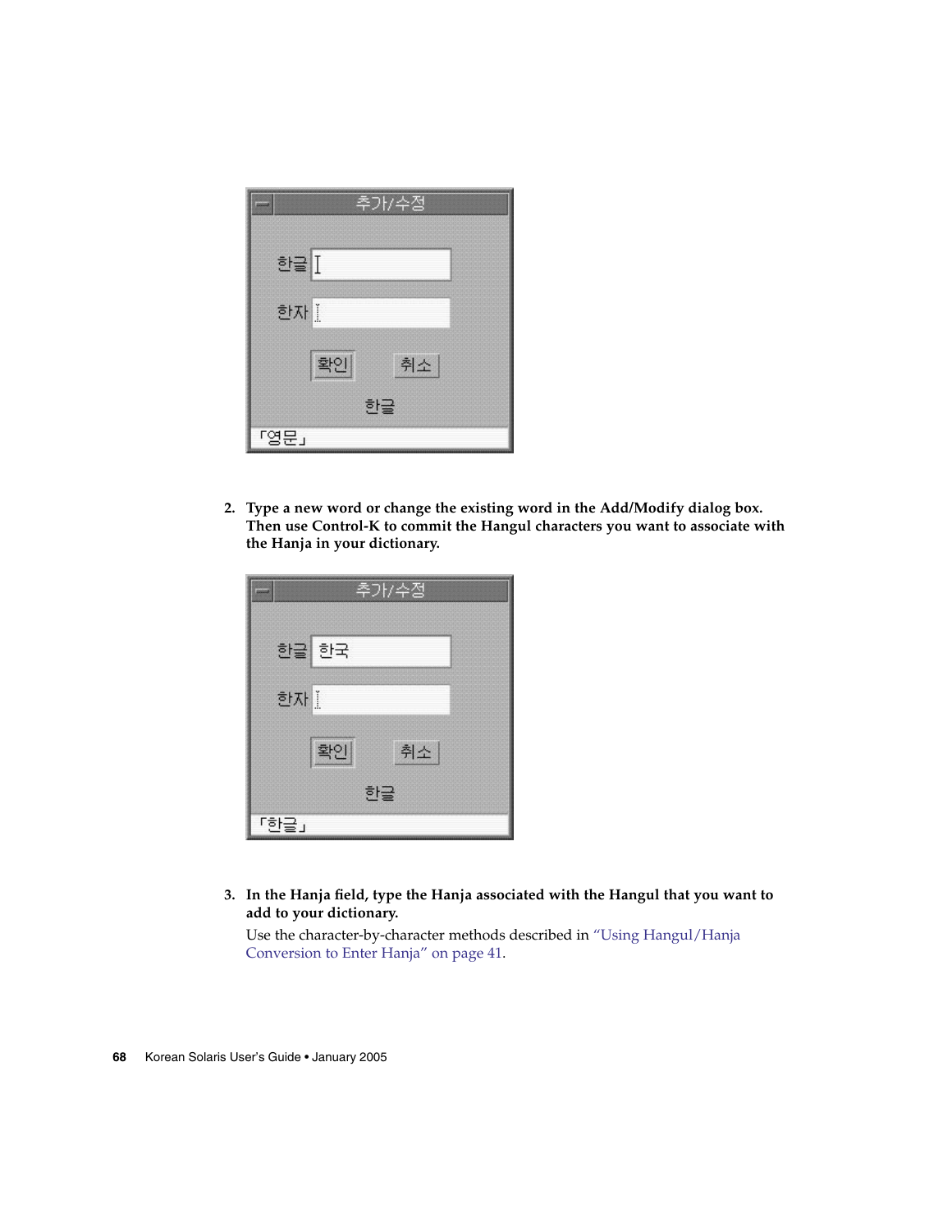2. **Type a new word or change the existing word in the Add/Modify dialog box. Then use Control-K to commit the Hangul characters you want to associate with the Hanja in your dictionary.**

3. **In the Hanja field, type the Hanja associated with the Hangul that you want to add to your dictionary.**

   Use the character-by-character methods described in "Using Hangul/Hanja Conversion to Enter Hanja" on page 41.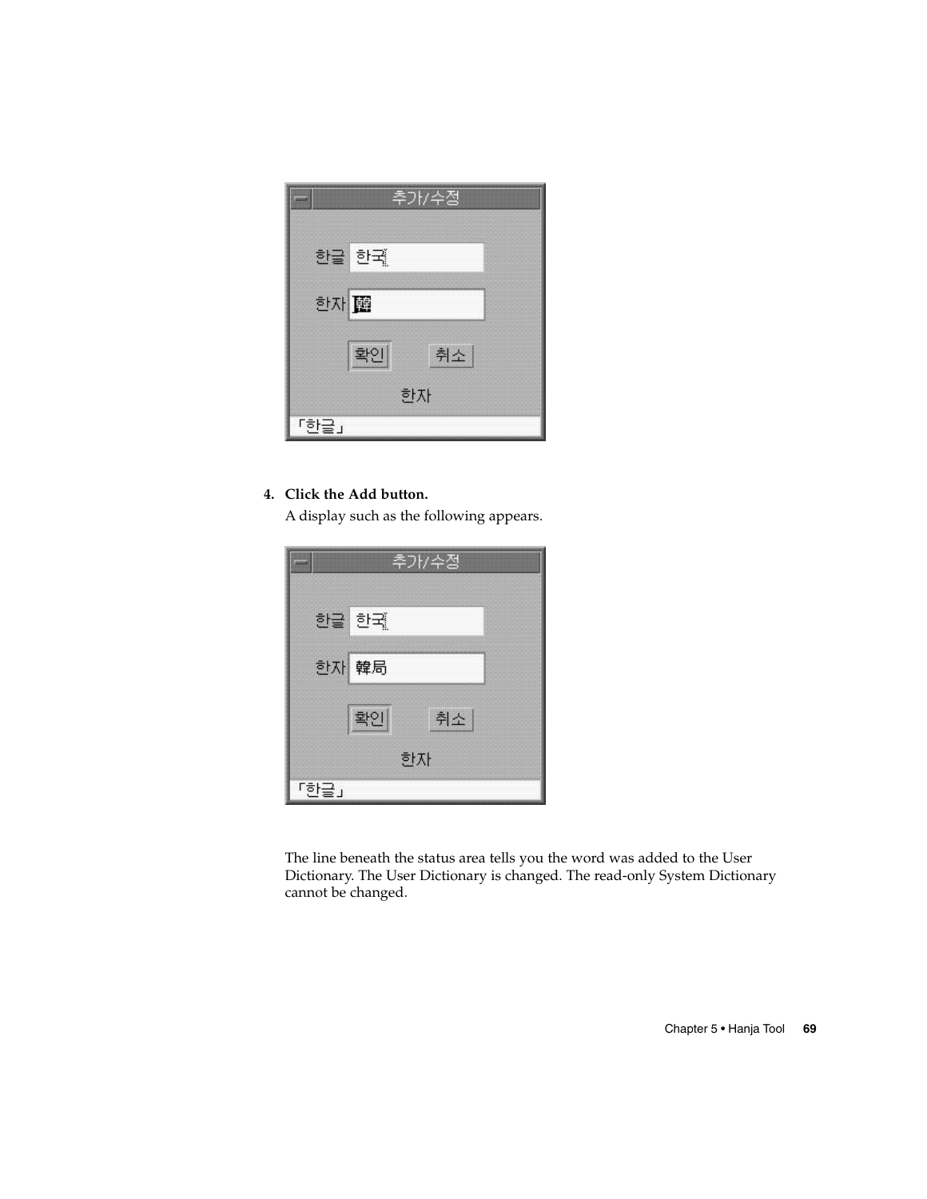4. **Click the Add button.**

   A display such as the following appears.

The line beneath the status area tells you the word was added to the User Dictionary. The User Dictionary is changed. The read-only System Dictionary cannot be changed.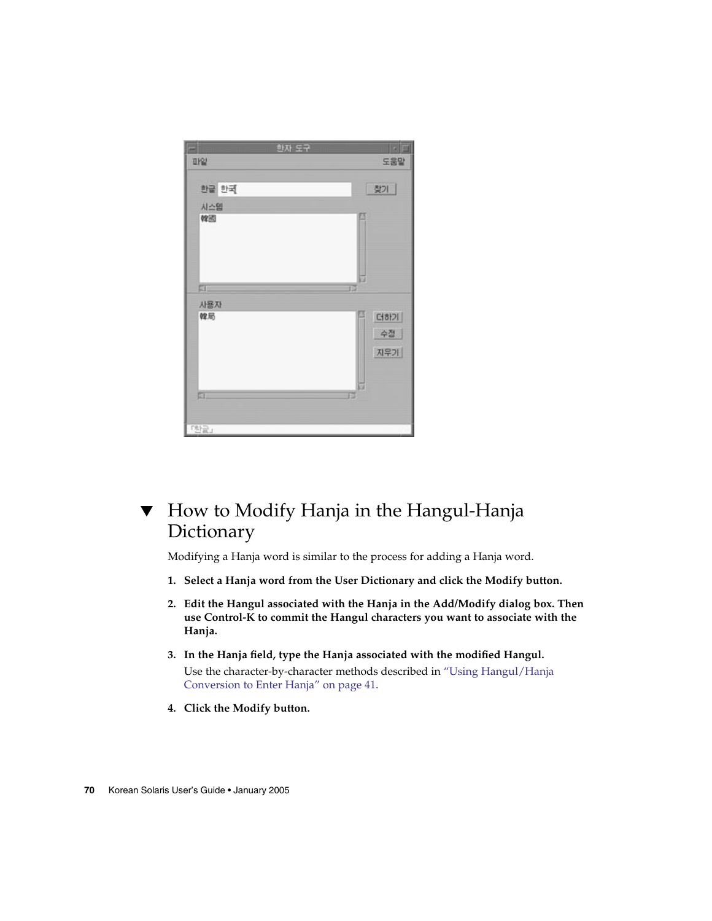## How to Modify Hanja in the Hangul-Hanja Dictionary

Modifying a Hanja word is similar to the process for adding a Hanja word.

1. **Select a Hanja word from the User Dictionary and click the Modify button.**
2. **Edit the Hangul associated with the Hanja in the Add/Modify dialog box. Then use Control-K to commit the Hangul characters you want to associate with the Hanja.**
3. **In the Hanja field, type the Hanja associated with the modified Hangul.**

   Use the character-by-character methods described in "Using Hangul/Hanja Conversion to Enter Hanja" on page 41.
4. **Click the Modify button.**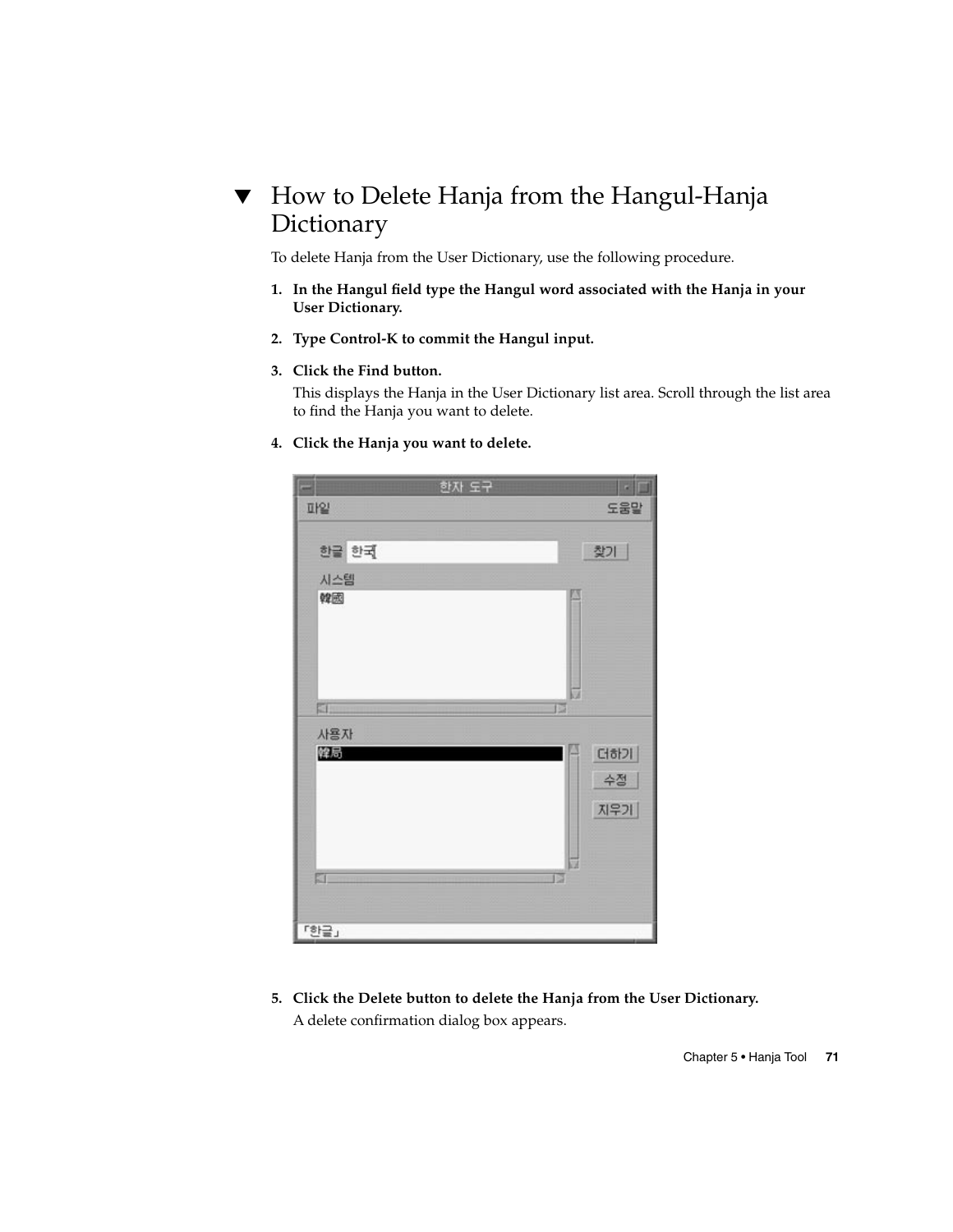# ▼ How to Delete Hanja from the Hangul-Hanja Dictionary

To delete Hanja from the User Dictionary, use the following procedure.

1. **In the Hangul field type the Hangul word associated with the Hanja in your User Dictionary.**

2. **Type Control-K to commit the Hangul input.**

3. **Click the Find button.**

   This displays the Hanja in the User Dictionary list area. Scroll through the list area to find the Hanja you want to delete.

4. **Click the Hanja you want to delete.**

5. **Click the Delete button to delete the Hanja from the User Dictionary.**

   A delete confirmation dialog box appears.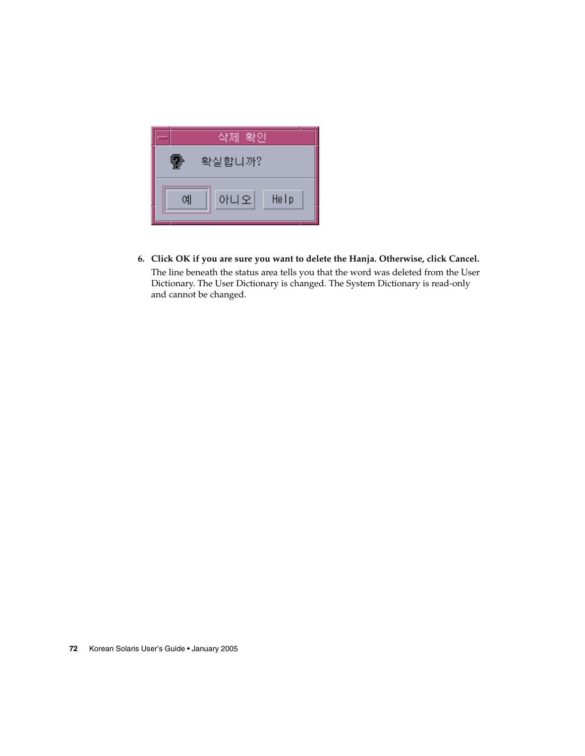6. **Click OK if you are sure you want to delete the Hanja. Otherwise, click Cancel.**

   The line beneath the status area tells you that the word was deleted from the User Dictionary. The User Dictionary is changed. The System Dictionary is read-only and cannot be changed.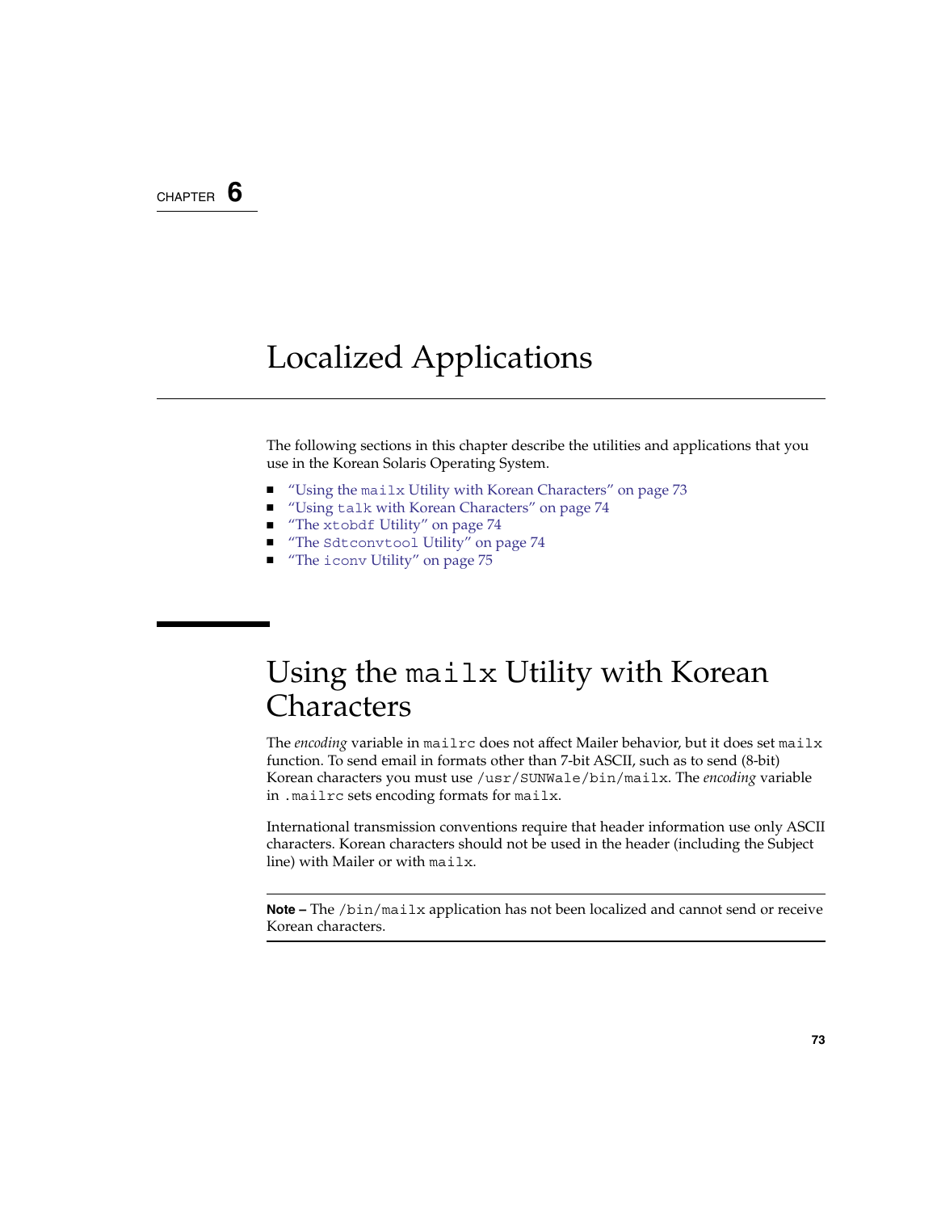CHAPTER 6

# Localized Applications

The following sections in this chapter describe the utilities and applications that you use in the Korean Solaris Operating System.

- "Using the `mailx` Utility with Korean Characters" on page 73
- "Using `talk` with Korean Characters" on page 74
- "The `xtobdf` Utility" on page 74
- "The `Sdtconvtool` Utility" on page 74
- "The `iconv` Utility" on page 75

## Using the `mailx` Utility with Korean Characters

The *encoding* variable in `mailrc` does not affect Mailer behavior, but it does set `mailx` function. To send email in formats other than 7-bit ASCII, such as to send (8-bit) Korean characters you must use `/usr/SUNWale/bin/mailx`. The *encoding* variable in `.mailrc` sets encoding formats for `mailx`.

International transmission conventions require that header information use only ASCII characters. Korean characters should not be used in the header (including the Subject line) with Mailer or with `mailx`.

---

**Note –** The `/bin/mailx` application has not been localized and cannot send or receive Korean characters.

---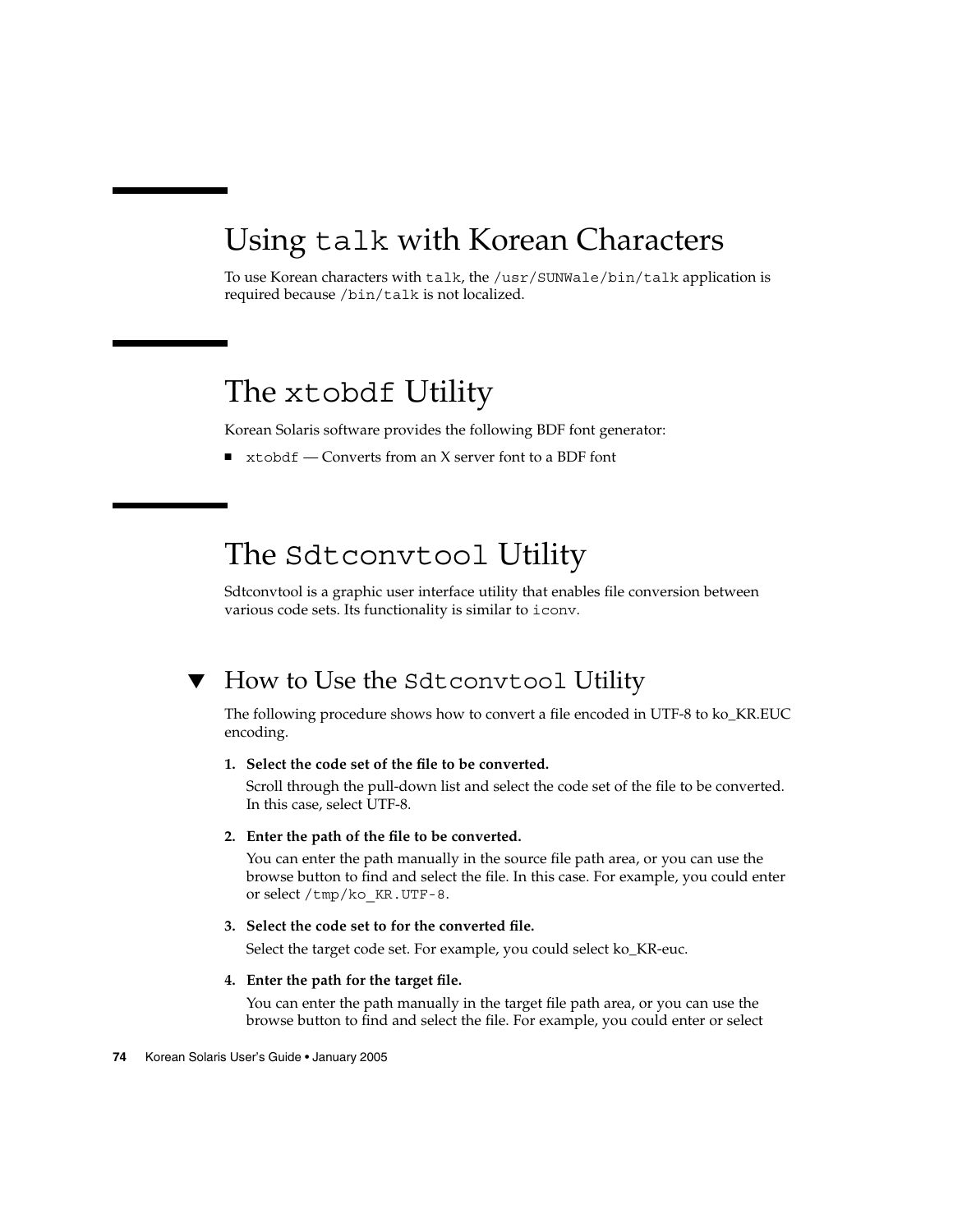# Using `talk` with Korean Characters

To use Korean characters with `talk`, the `/usr/SUNWale/bin/talk` application is required because `/bin/talk` is not localized.

# The `xtobdf` Utility

Korean Solaris software provides the following BDF font generator:

- `xtobdf` — Converts from an X server font to a BDF font

# The `Sdtconvtool` Utility

Sdtconvtool is a graphic user interface utility that enables file conversion between various code sets. Its functionality is similar to `iconv`.

## ▼ How to Use the `Sdtconvtool` Utility

The following procedure shows how to convert a file encoded in UTF-8 to ko_KR.EUC encoding.

1. **Select the code set of the file to be converted.**

   Scroll through the pull-down list and select the code set of the file to be converted. In this case, select UTF-8.

2. **Enter the path of the file to be converted.**

   You can enter the path manually in the source file path area, or you can use the browse button to find and select the file. In this case. For example, you could enter or select `/tmp/ko_KR.UTF-8`.

3. **Select the code set to for the converted file.**

   Select the target code set. For example, you could select ko_KR-euc.

4. **Enter the path for the target file.**

   You can enter the path manually in the target file path area, or you can use the browse button to find and select the file. For example, you could enter or select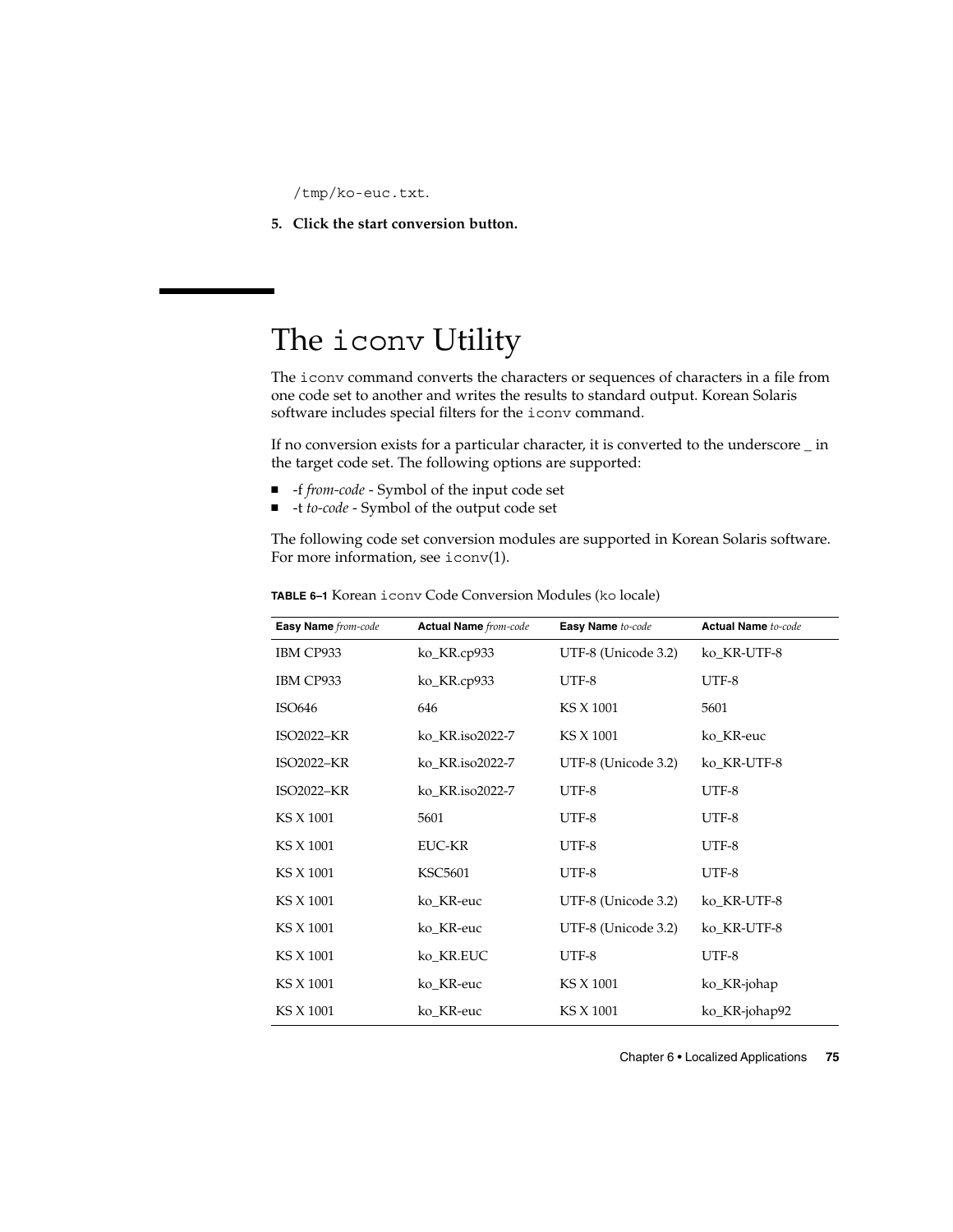`/tmp/ko-euc.txt`.

5. **Click the start conversion button.**

## The `iconv` Utility

The `iconv` command converts the characters or sequences of characters in a file from one code set to another and writes the results to standard output. Korean Solaris software includes special filters for the `iconv` command.

If no conversion exists for a particular character, it is converted to the underscore _ in the target code set. The following options are supported:

- -f *from-code* - Symbol of the input code set
- -t *to-code* - Symbol of the output code set

The following code set conversion modules are supported in Korean Solaris software. For more information, see `iconv`(1).

**TABLE 6–1** Korean `iconv` Code Conversion Modules (`ko` locale)

| **Easy Name** *from-code* | **Actual Name** *from-code* | **Easy Name** *to-code* | **Actual Name** *to-code* |
|---|---|---|---|
| IBM CP933 | ko_KR.cp933 | UTF-8 (Unicode 3.2) | ko_KR-UTF-8 |
| IBM CP933 | ko_KR.cp933 | UTF-8 | UTF-8 |
| ISO646 | 646 | KS X 1001 | 5601 |
| ISO2022–KR | ko_KR.iso2022-7 | KS X 1001 | ko_KR-euc |
| ISO2022–KR | ko_KR.iso2022-7 | UTF-8 (Unicode 3.2) | ko_KR-UTF-8 |
| ISO2022–KR | ko_KR.iso2022-7 | UTF-8 | UTF-8 |
| KS X 1001 | 5601 | UTF-8 | UTF-8 |
| KS X 1001 | EUC-KR | UTF-8 | UTF-8 |
| KS X 1001 | KSC5601 | UTF-8 | UTF-8 |
| KS X 1001 | ko_KR-euc | UTF-8 (Unicode 3.2) | ko_KR-UTF-8 |
| KS X 1001 | ko_KR-euc | UTF-8 (Unicode 3.2) | ko_KR-UTF-8 |
| KS X 1001 | ko_KR.EUC | UTF-8 | UTF-8 |
| KS X 1001 | ko_KR-euc | KS X 1001 | ko_KR-johap |
| KS X 1001 | ko_KR-euc | KS X 1001 | ko_KR-johap92 |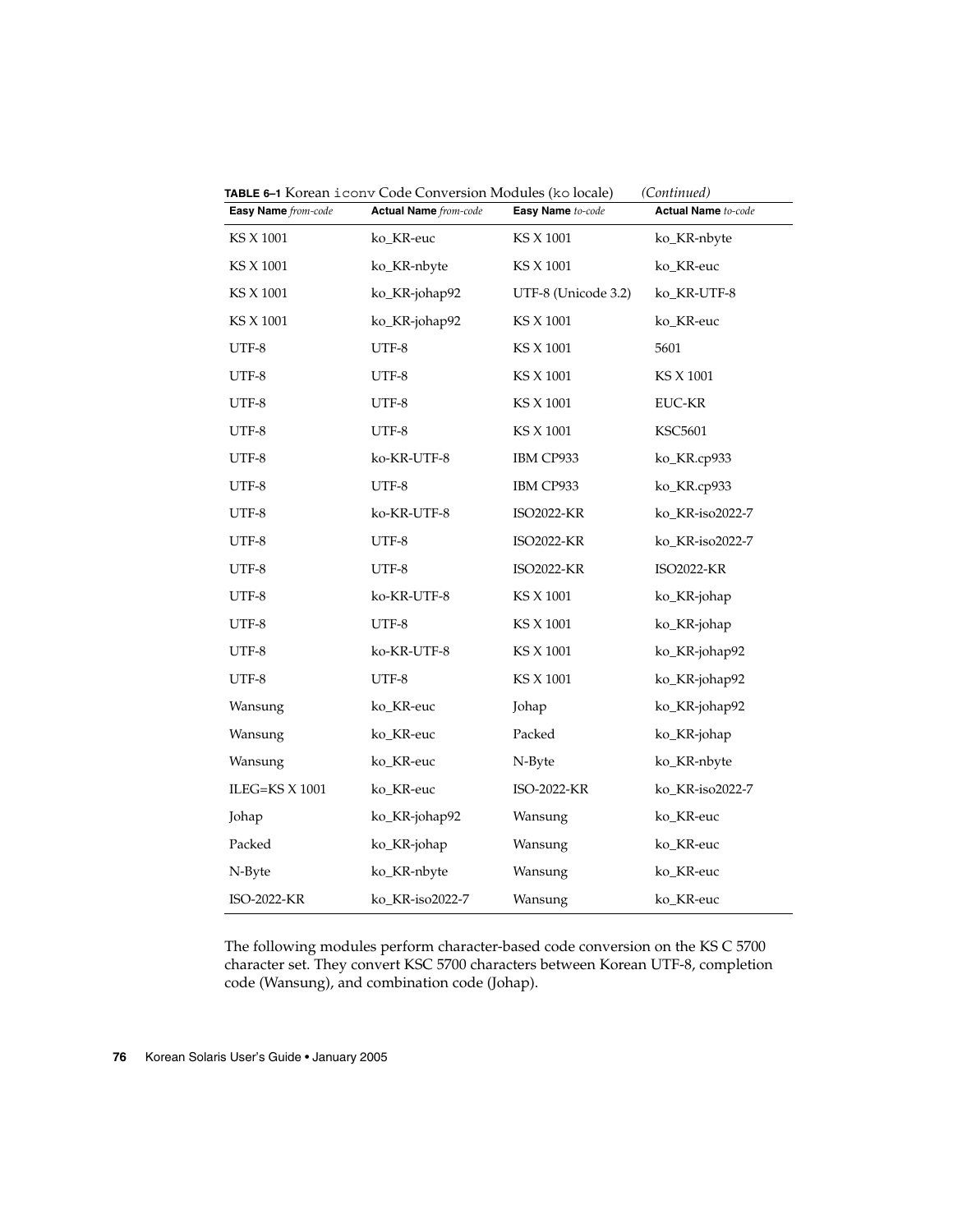**TABLE 6–1** Korean `iconv` Code Conversion Modules (`ko` locale) *(Continued)*

| **Easy Name** *from-code* | **Actual Name** *from-code* | **Easy Name** *to-code* | **Actual Name** *to-code* |
|---|---|---|---|
| KS X 1001 | ko_KR-euc | KS X 1001 | ko_KR-nbyte |
| KS X 1001 | ko_KR-nbyte | KS X 1001 | ko_KR-euc |
| KS X 1001 | ko_KR-johap92 | UTF-8 (Unicode 3.2) | ko_KR-UTF-8 |
| KS X 1001 | ko_KR-johap92 | KS X 1001 | ko_KR-euc |
| UTF-8 | UTF-8 | KS X 1001 | 5601 |
| UTF-8 | UTF-8 | KS X 1001 | KS X 1001 |
| UTF-8 | UTF-8 | KS X 1001 | EUC-KR |
| UTF-8 | UTF-8 | KS X 1001 | KSC5601 |
| UTF-8 | ko-KR-UTF-8 | IBM CP933 | ko_KR.cp933 |
| UTF-8 | UTF-8 | IBM CP933 | ko_KR.cp933 |
| UTF-8 | ko-KR-UTF-8 | ISO2022-KR | ko_KR-iso2022-7 |
| UTF-8 | UTF-8 | ISO2022-KR | ko_KR-iso2022-7 |
| UTF-8 | UTF-8 | ISO2022-KR | ISO2022-KR |
| UTF-8 | ko-KR-UTF-8 | KS X 1001 | ko_KR-johap |
| UTF-8 | UTF-8 | KS X 1001 | ko_KR-johap |
| UTF-8 | ko-KR-UTF-8 | KS X 1001 | ko_KR-johap92 |
| UTF-8 | UTF-8 | KS X 1001 | ko_KR-johap92 |
| Wansung | ko_KR-euc | Johap | ko_KR-johap92 |
| Wansung | ko_KR-euc | Packed | ko_KR-johap |
| Wansung | ko_KR-euc | N-Byte | ko_KR-nbyte |
| ILEG=KS X 1001 | ko_KR-euc | ISO-2022-KR | ko_KR-iso2022-7 |
| Johap | ko_KR-johap92 | Wansung | ko_KR-euc |
| Packed | ko_KR-johap | Wansung | ko_KR-euc |
| N-Byte | ko_KR-nbyte | Wansung | ko_KR-euc |
| ISO-2022-KR | ko_KR-iso2022-7 | Wansung | ko_KR-euc |

The following modules perform character-based code conversion on the KS C 5700 character set. They convert KSC 5700 characters between Korean UTF-8, completion code (Wansung), and combination code (Johap).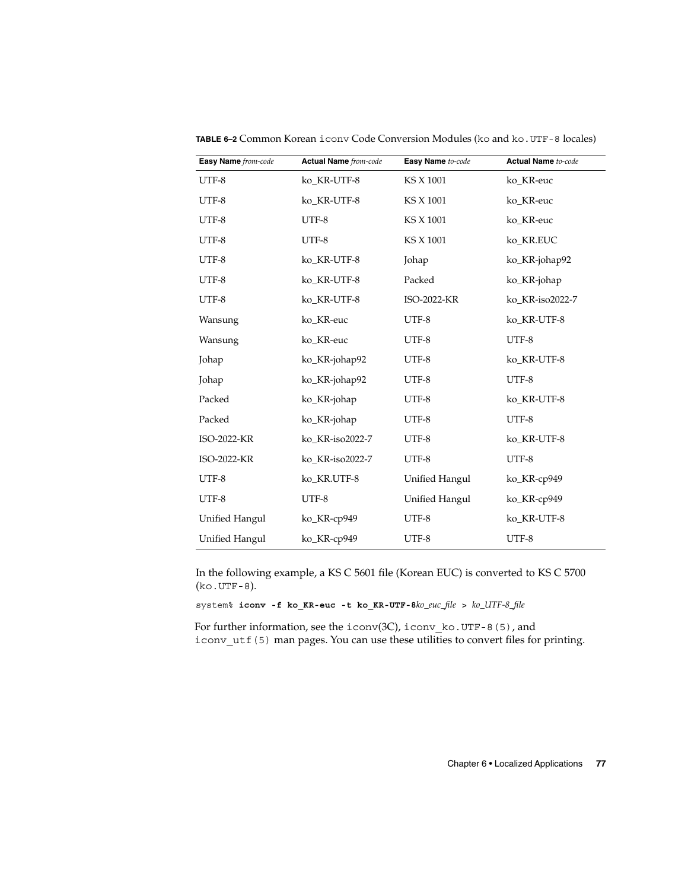**TABLE 6–2** Common Korean `iconv` Code Conversion Modules (`ko` and `ko.UTF-8` locales)

| **Easy Name** *from-code* | **Actual Name** *from-code* | **Easy Name** *to-code* | **Actual Name** *to-code* |
|---|---|---|---|
| UTF-8 | ko_KR-UTF-8 | KS X 1001 | ko_KR-euc |
| UTF-8 | ko_KR-UTF-8 | KS X 1001 | ko_KR-euc |
| UTF-8 | UTF-8 | KS X 1001 | ko_KR-euc |
| UTF-8 | UTF-8 | KS X 1001 | ko_KR.EUC |
| UTF-8 | ko_KR-UTF-8 | Johap | ko_KR-johap92 |
| UTF-8 | ko_KR-UTF-8 | Packed | ko_KR-johap |
| UTF-8 | ko_KR-UTF-8 | ISO-2022-KR | ko_KR-iso2022-7 |
| Wansung | ko_KR-euc | UTF-8 | ko_KR-UTF-8 |
| Wansung | ko_KR-euc | UTF-8 | UTF-8 |
| Johap | ko_KR-johap92 | UTF-8 | ko_KR-UTF-8 |
| Johap | ko_KR-johap92 | UTF-8 | UTF-8 |
| Packed | ko_KR-johap | UTF-8 | ko_KR-UTF-8 |
| Packed | ko_KR-johap | UTF-8 | UTF-8 |
| ISO-2022-KR | ko_KR-iso2022-7 | UTF-8 | ko_KR-UTF-8 |
| ISO-2022-KR | ko_KR-iso2022-7 | UTF-8 | UTF-8 |
| UTF-8 | ko_KR.UTF-8 | Unified Hangul | ko_KR-cp949 |
| UTF-8 | UTF-8 | Unified Hangul | ko_KR-cp949 |
| Unified Hangul | ko_KR-cp949 | UTF-8 | ko_KR-UTF-8 |
| Unified Hangul | ko_KR-cp949 | UTF-8 | UTF-8 |

In the following example, a KS C 5601 file (Korean EUC) is converted to KS C 5700 (`ko.UTF-8`).

```
system% iconv -f ko_KR-euc -t ko_KR-UTF-8ko_euc_file > ko_UTF-8_file
```

For further information, see the `iconv`(3C), `iconv_ko.UTF-8(5)`, and `iconv_utf(5)` man pages. You can use these utilities to convert files for printing.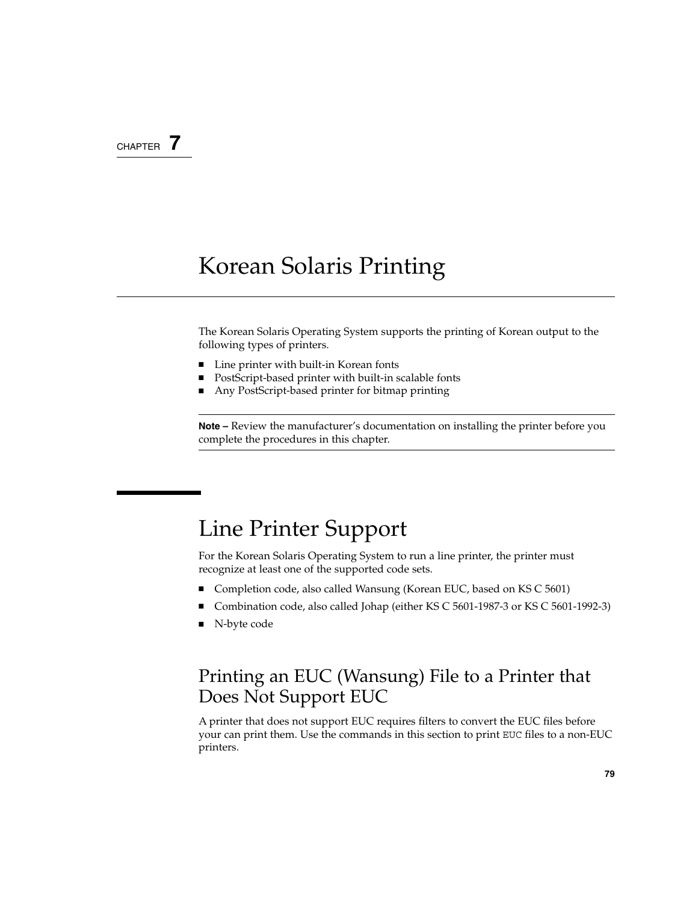CHAPTER 7

# Korean Solaris Printing

The Korean Solaris Operating System supports the printing of Korean output to the following types of printers.

- Line printer with built-in Korean fonts
- PostScript-based printer with built-in scalable fonts
- Any PostScript-based printer for bitmap printing

---

**Note –** Review the manufacturer's documentation on installing the printer before you complete the procedures in this chapter.

---

## Line Printer Support

For the Korean Solaris Operating System to run a line printer, the printer must recognize at least one of the supported code sets.

- Completion code, also called Wansung (Korean EUC, based on KS C 5601)
- Combination code, also called Johap (either KS C 5601-1987-3 or KS C 5601-1992-3)
- N-byte code

### Printing an EUC (Wansung) File to a Printer that Does Not Support EUC

A printer that does not support EUC requires filters to convert the EUC files before your can print them. Use the commands in this section to print `EUC` files to a non-EUC printers.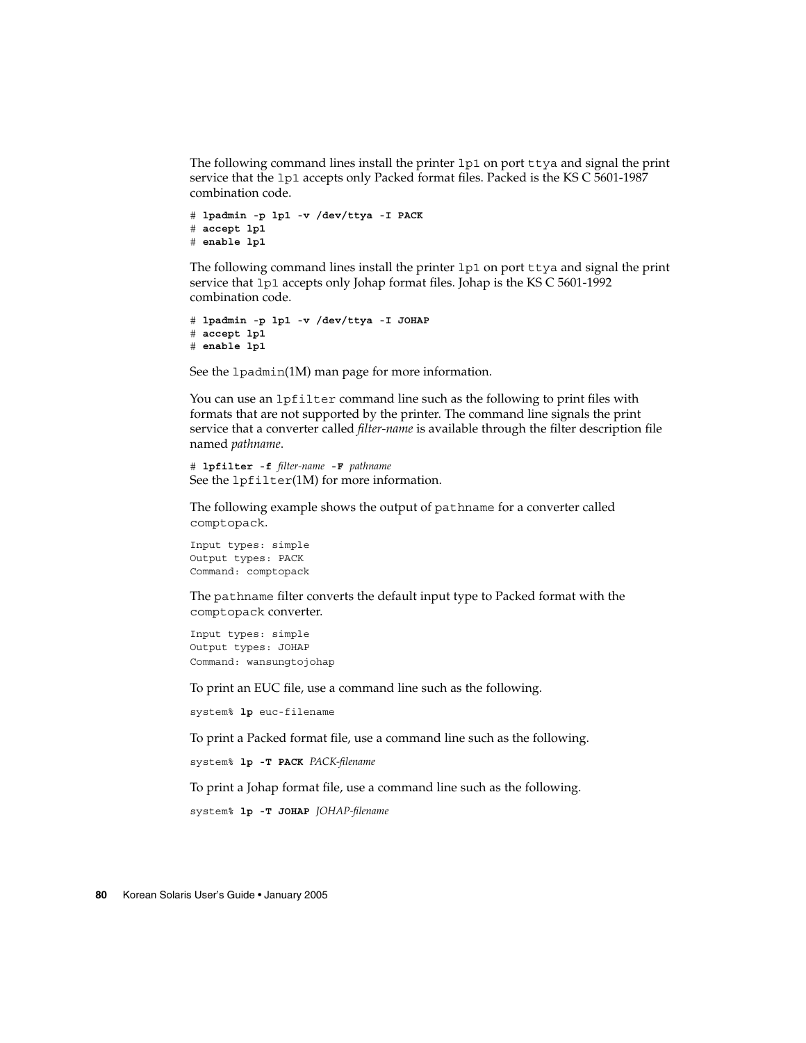The following command lines install the printer `lp1` on port `ttya` and signal the print service that the `lp1` accepts only Packed format files. Packed is the KS C 5601-1987 combination code.

```
# lpadmin -p lp1 -v /dev/ttya -I PACK
# accept lp1
# enable lp1
```

The following command lines install the printer `lp1` on port `ttya` and signal the print service that `lp1` accepts only Johap format files. Johap is the KS C 5601-1992 combination code.

```
# lpadmin -p lp1 -v /dev/ttya -I JOHAP
# accept lp1
# enable lp1
```

See the `lpadmin`(1M) man page for more information.

You can use an `lpfilter` command line such as the following to print files with formats that are not supported by the printer. The command line signals the print service that a converter called *filter-name* is available through the filter description file named *pathname*.

```
# lpfilter -f filter-name -F pathname
```

See the `lpfilter`(1M) for more information.

The following example shows the output of `pathname` for a converter called `comptopack`.

```
Input types: simple
Output types: PACK
Command: comptopack
```

The `pathname` filter converts the default input type to Packed format with the `comptopack` converter.

```
Input types: simple
Output types: JOHAP
Command: wansungtojohap
```

To print an EUC file, use a command line such as the following.

```
system% lp euc-filename
```

To print a Packed format file, use a command line such as the following.

```
system% lp -T PACK PACK-filename
```

To print a Johap format file, use a command line such as the following.

```
system% lp -T JOHAP JOHAP-filename
```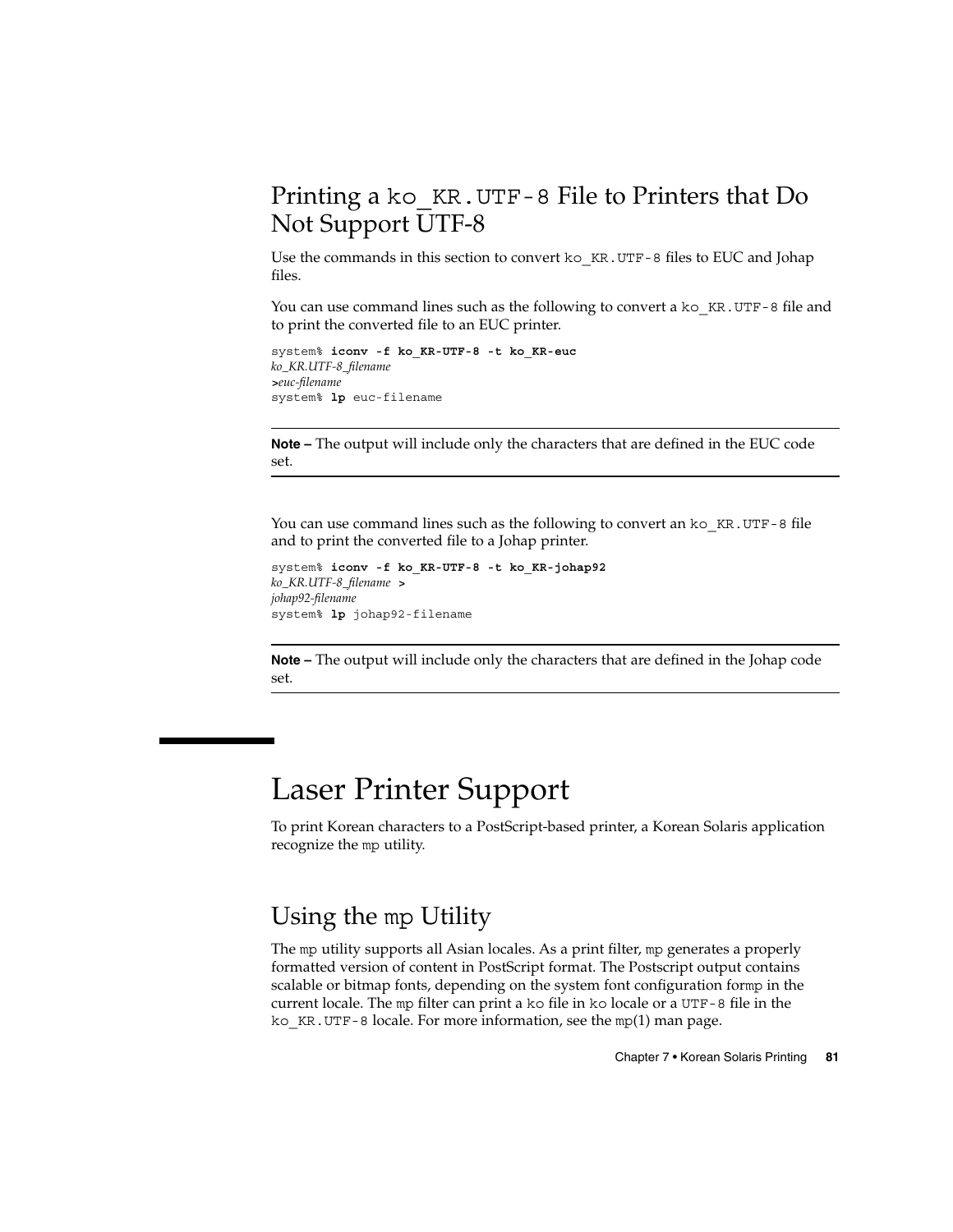## Printing a ko_KR.UTF-8 File to Printers that Do Not Support UTF-8

Use the commands in this section to convert ko_KR.UTF-8 files to EUC and Johap files.

You can use command lines such as the following to convert a ko_KR.UTF-8 file and to print the converted file to an EUC printer.

```
system% iconv -f ko_KR-UTF-8 -t ko_KR-euc
ko_KR.UTF-8_filename
>euc-filename
system% lp euc-filename
```

---

**Note –** The output will include only the characters that are defined in the EUC code set.

---

You can use command lines such as the following to convert an ko_KR.UTF-8 file and to print the converted file to a Johap printer.

```
system% iconv -f ko_KR-UTF-8 -t ko_KR-johap92
ko_KR.UTF-8_filename  >
johap92-filename
system% lp johap92-filename
```

---

**Note –** The output will include only the characters that are defined in the Johap code set.

---

# Laser Printer Support

To print Korean characters to a PostScript-based printer, a Korean Solaris application recognize the mp utility.

## Using the mp Utility

The mp utility supports all Asian locales. As a print filter, mp generates a properly formatted version of content in PostScript format. The Postscript output contains scalable or bitmap fonts, depending on the system font configuration formp in the current locale. The mp filter can print a ko file in ko locale or a UTF-8 file in the ko_KR.UTF-8 locale. For more information, see the mp(1) man page.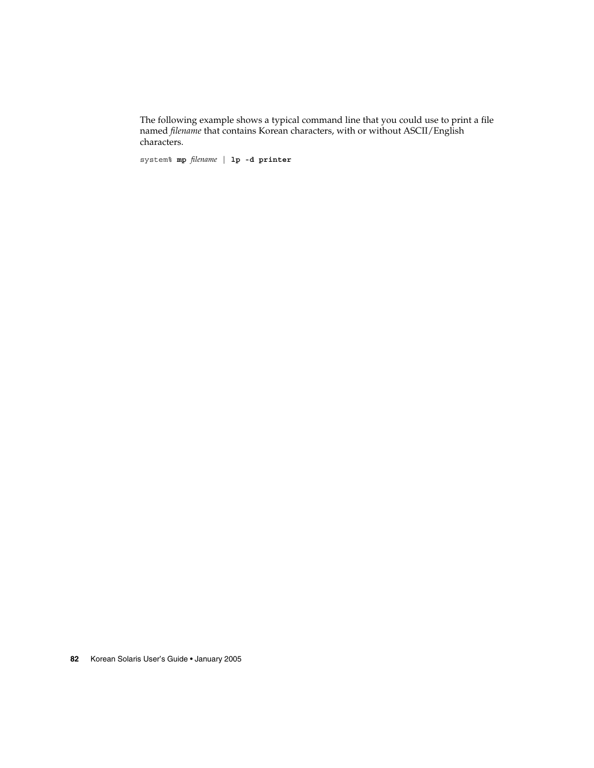The following example shows a typical command line that you could use to print a file named *filename* that contains Korean characters, with or without ASCII/English characters.

```
system% mp filename | lp -d printer
```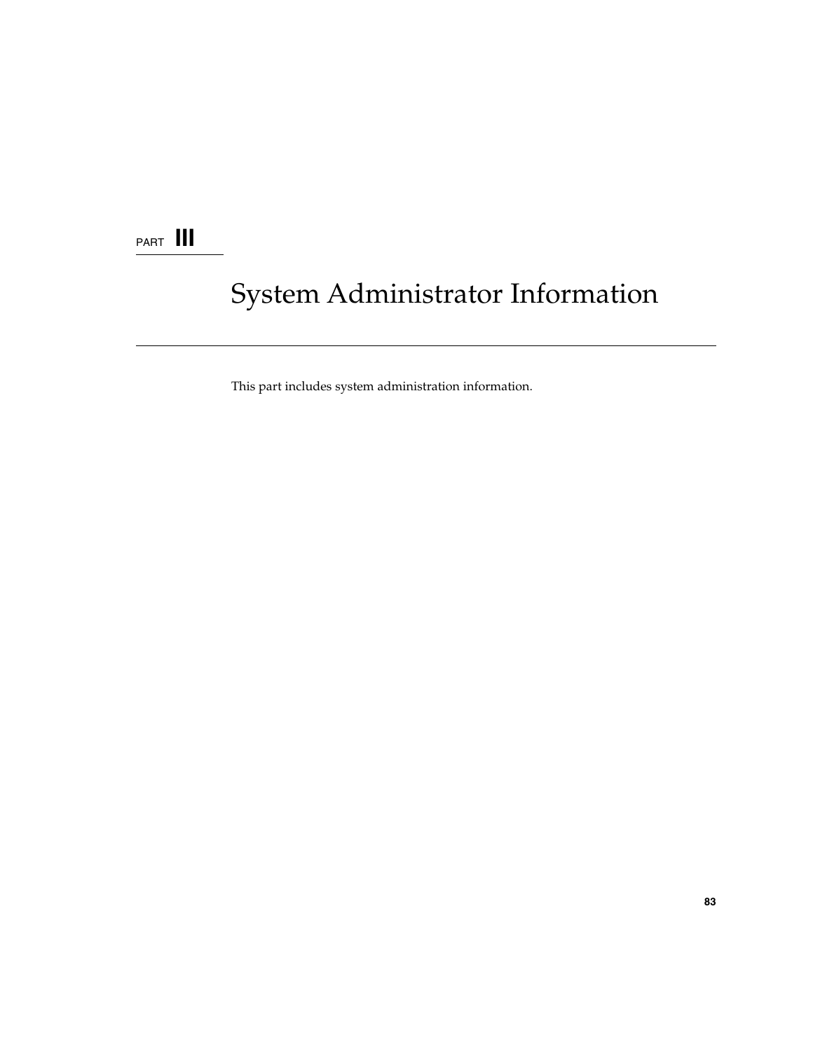PART III

# System Administrator Information

This part includes system administration information.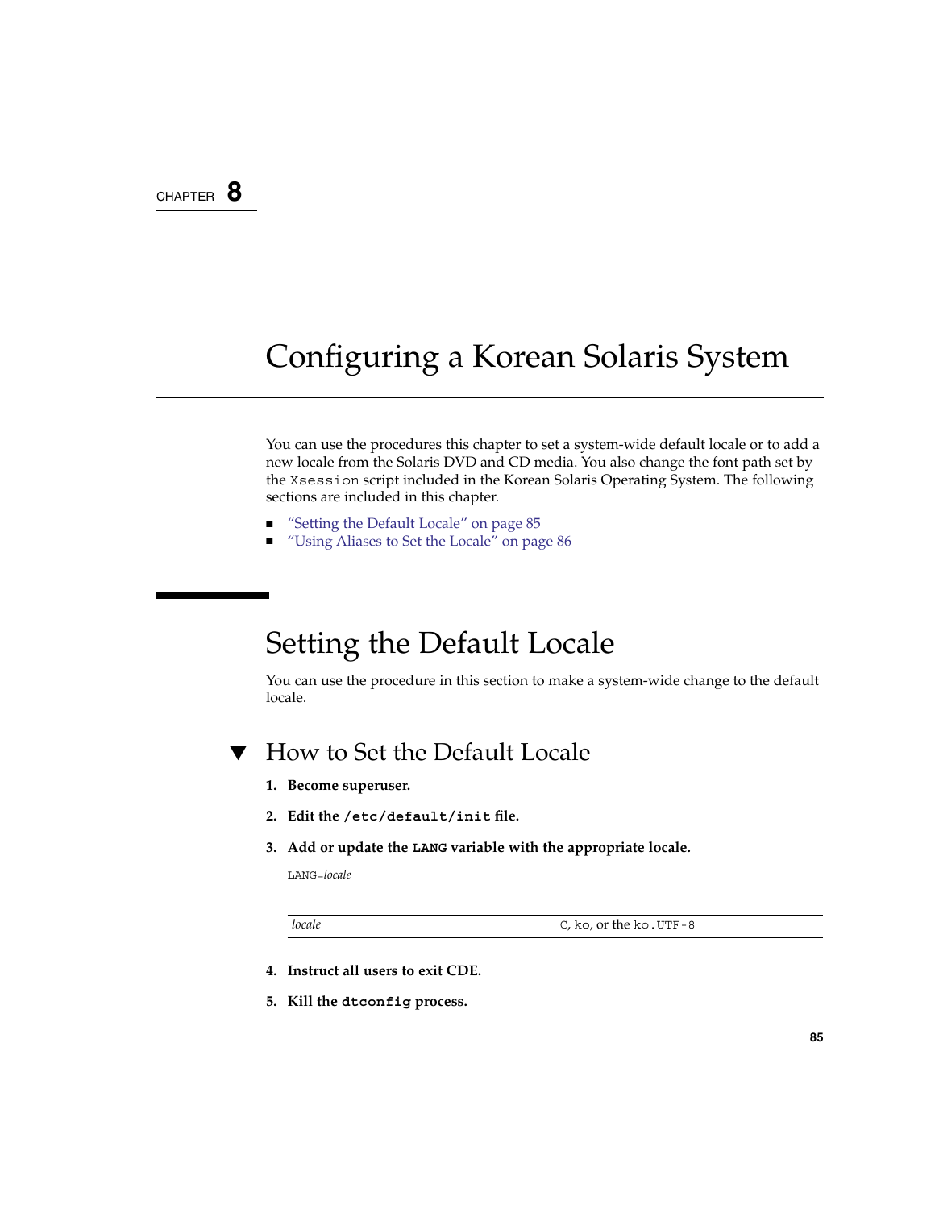CHAPTER 8

# Configuring a Korean Solaris System

You can use the procedures this chapter to set a system-wide default locale or to add a new locale from the Solaris DVD and CD media. You also change the font path set by the `Xsession` script included in the Korean Solaris Operating System. The following sections are included in this chapter.

- "Setting the Default Locale" on page 85
- "Using Aliases to Set the Locale" on page 86

## Setting the Default Locale

You can use the procedure in this section to make a system-wide change to the default locale.

### ▼ How to Set the Default Locale

1. **Become superuser.**
2. **Edit the `/etc/default/init` file.**
3. **Add or update the `LANG` variable with the appropriate locale.**

   `LANG=`*`locale`*

   | | |
   |---|---|
   | *locale* | `C`, `ko`, or the `ko.UTF-8` |

4. **Instruct all users to exit CDE.**
5. **Kill the `dtconfig` process.**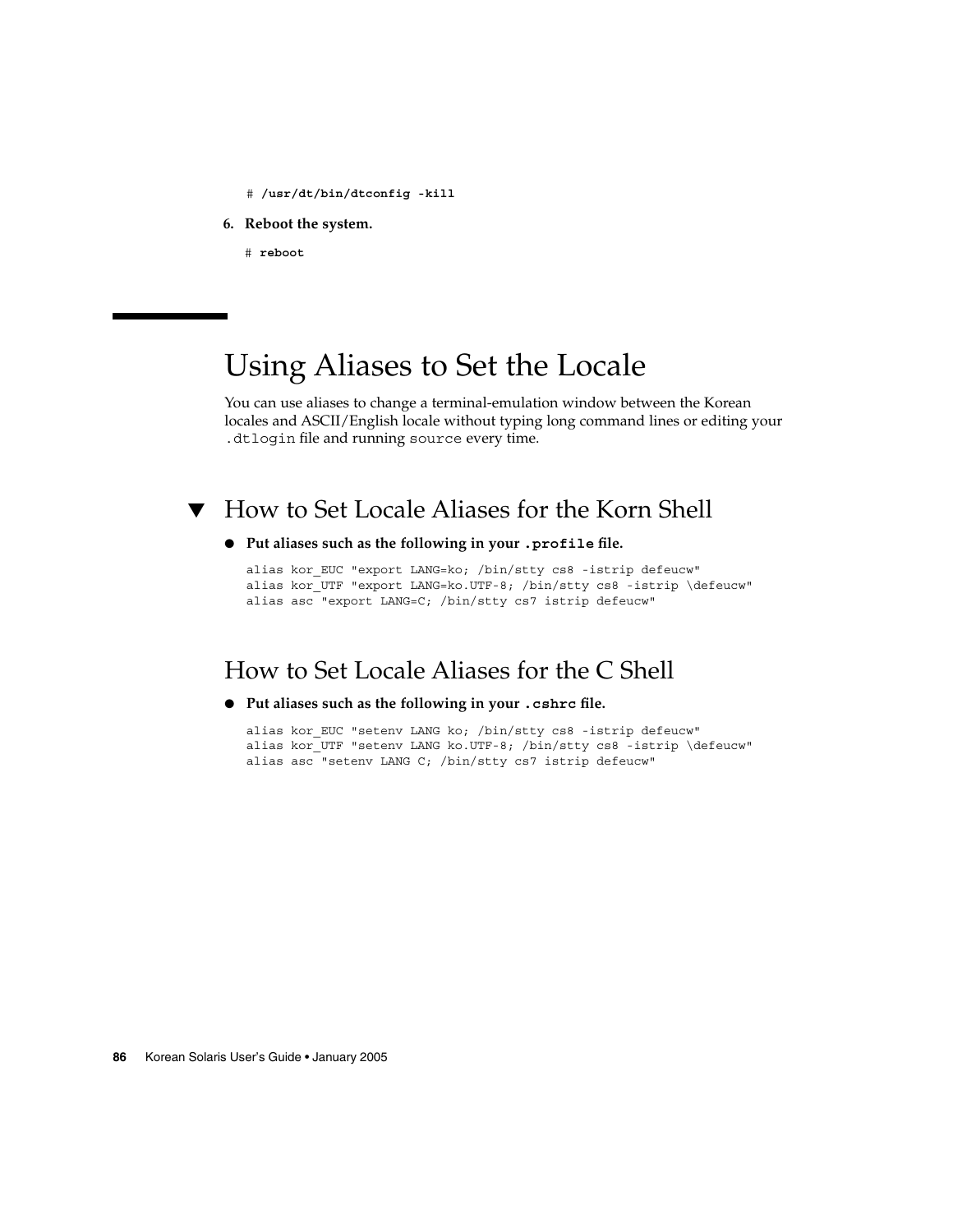```
# /usr/dt/bin/dtconfig -kill
```

6. **Reboot the system.**

```
# reboot
```

## Using Aliases to Set the Locale

You can use aliases to change a terminal-emulation window between the Korean locales and ASCII/English locale without typing long command lines or editing your `.dtlogin` file and running `source` every time.

### ▼ How to Set Locale Aliases for the Korn Shell

- **Put aliases such as the following in your `.profile` file.**

```
alias kor_EUC "export LANG=ko; /bin/stty cs8 -istrip defeucw"
alias kor_UTF "export LANG=ko.UTF-8; /bin/stty cs8 -istrip \defeucw"
alias asc "export LANG=C; /bin/stty cs7 istrip defeucw"
```

### How to Set Locale Aliases for the C Shell

- **Put aliases such as the following in your `.cshrc` file.**

```
alias kor_EUC "setenv LANG ko; /bin/stty cs8 -istrip defeucw"
alias kor_UTF "setenv LANG ko.UTF-8; /bin/stty cs8 -istrip \defeucw"
alias asc "setenv LANG C; /bin/stty cs7 istrip defeucw"
```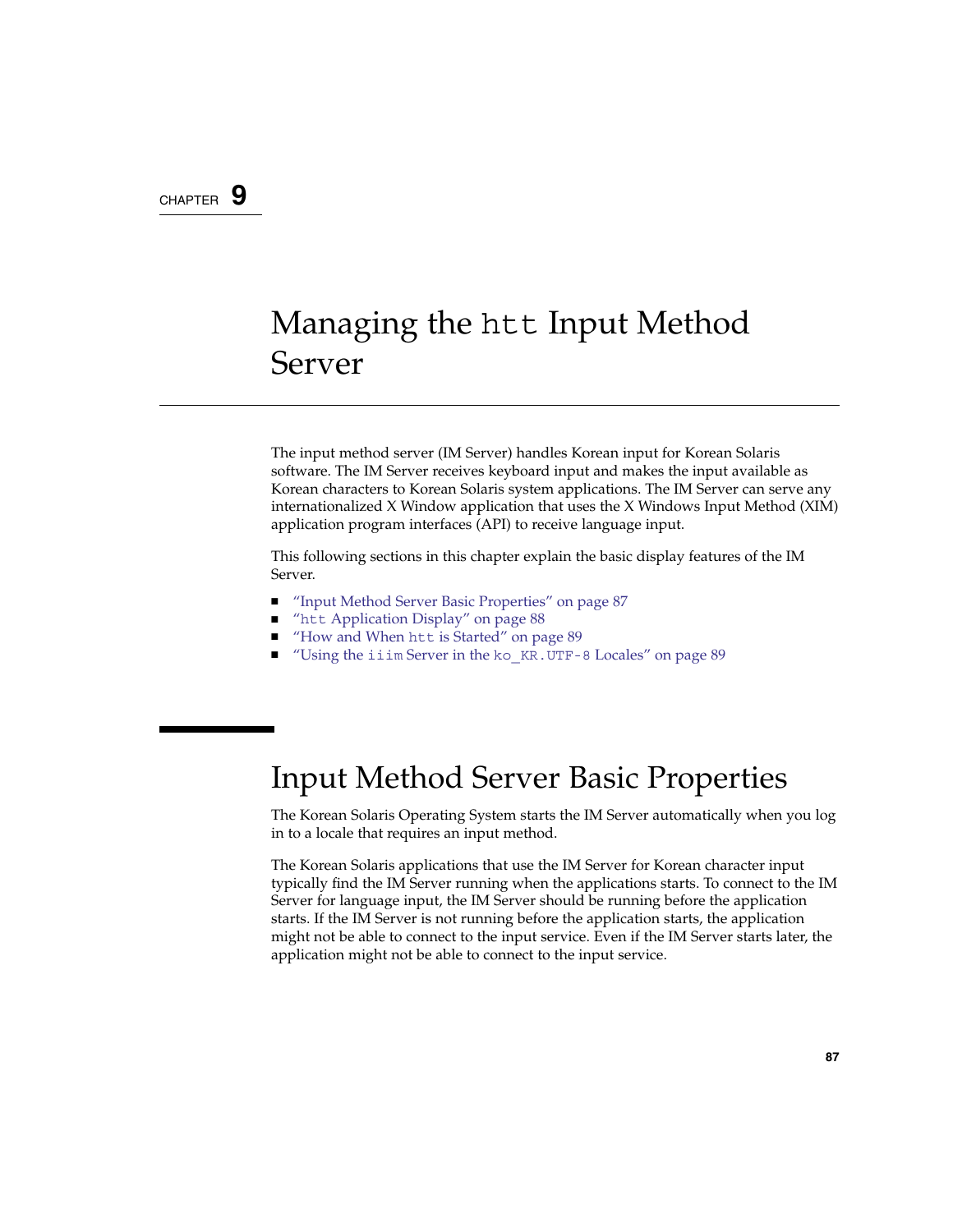CHAPTER 9

# Managing the `htt` Input Method Server

The input method server (IM Server) handles Korean input for Korean Solaris software. The IM Server receives keyboard input and makes the input available as Korean characters to Korean Solaris system applications. The IM Server can serve any internationalized X Window application that uses the X Windows Input Method (XIM) application program interfaces (API) to receive language input.

This following sections in this chapter explain the basic display features of the IM Server.

- "Input Method Server Basic Properties" on page 87
- "`htt` Application Display" on page 88
- "How and When `htt` is Started" on page 89
- "Using the `iiim` Server in the `ko_KR.UTF-8` Locales" on page 89

## Input Method Server Basic Properties

The Korean Solaris Operating System starts the IM Server automatically when you log in to a locale that requires an input method.

The Korean Solaris applications that use the IM Server for Korean character input typically find the IM Server running when the applications starts. To connect to the IM Server for language input, the IM Server should be running before the application starts. If the IM Server is not running before the application starts, the application might not be able to connect to the input service. Even if the IM Server starts later, the application might not be able to connect to the input service.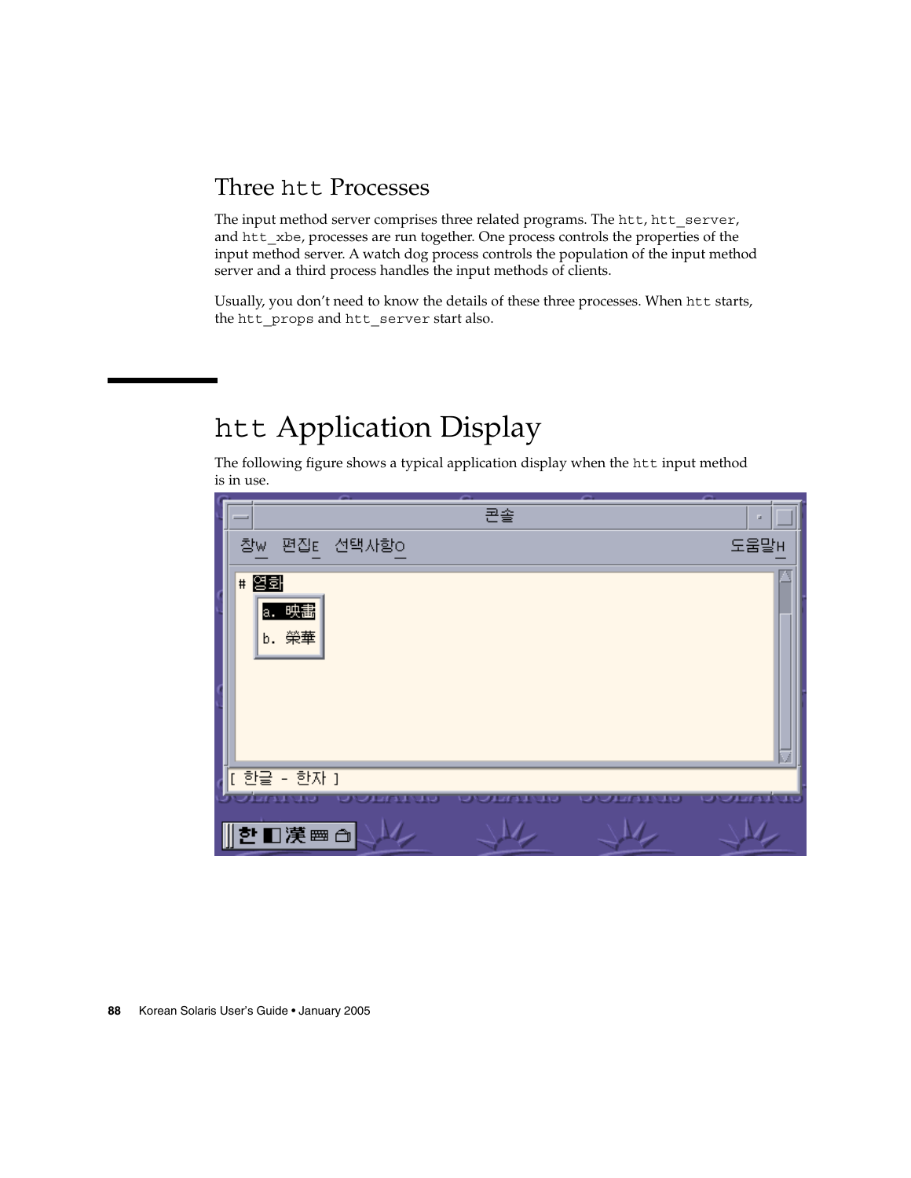## Three htt Processes

The input method server comprises three related programs. The htt, htt_server, and htt_xbe, processes are run together. One process controls the properties of the input method server. A watch dog process controls the population of the input method server and a third process handles the input methods of clients.

Usually, you don't need to know the details of these three processes. When htt starts, the htt_props and htt_server start also.

# htt Application Display

The following figure shows a typical application display when the htt input method is in use.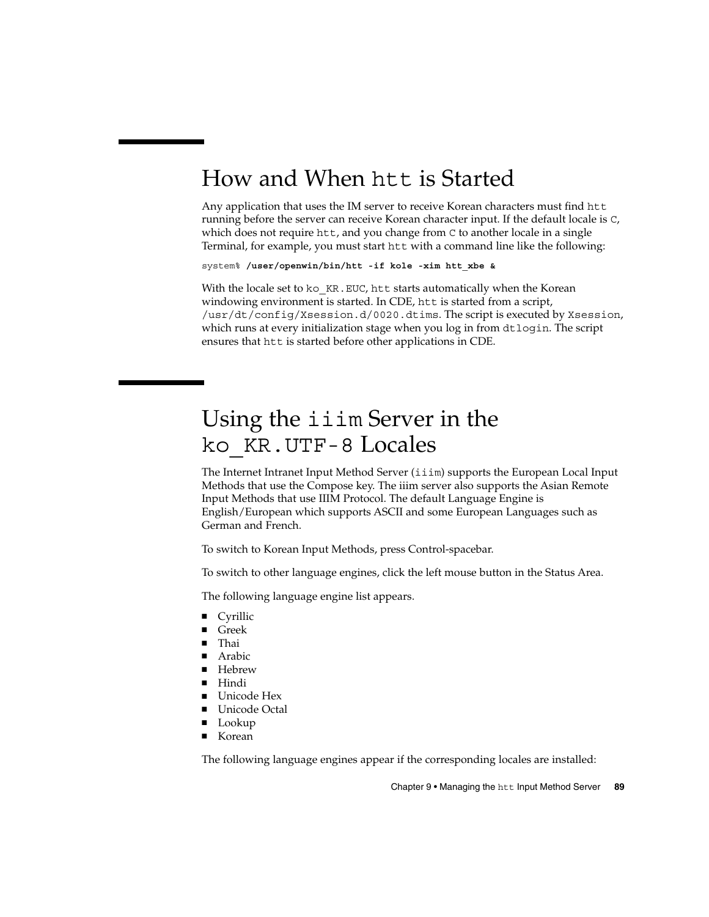## How and When `htt` is Started

Any application that uses the IM server to receive Korean characters must find `htt` running before the server can receive Korean character input. If the default locale is `C`, which does not require `htt`, and you change from `C` to another locale in a single Terminal, for example, you must start `htt` with a command line like the following:

```
system% /user/openwin/bin/htt -if kole -xim htt_xbe &
```

With the locale set to `ko_KR.EUC`, `htt` starts automatically when the Korean windowing environment is started. In CDE, `htt` is started from a script, `/usr/dt/config/Xsession.d/0020.dtims`. The script is executed by `Xsession`, which runs at every initialization stage when you log in from `dtlogin`. The script ensures that `htt` is started before other applications in CDE.

## Using the `iiim` Server in the `ko_KR.UTF-8` Locales

The Internet Intranet Input Method Server (`iiim`) supports the European Local Input Methods that use the Compose key. The iiim server also supports the Asian Remote Input Methods that use IIIM Protocol. The default Language Engine is English/European which supports ASCII and some European Languages such as German and French.

To switch to Korean Input Methods, press Control-spacebar.

To switch to other language engines, click the left mouse button in the Status Area.

The following language engine list appears.

- Cyrillic
- Greek
- Thai
- Arabic
- Hebrew
- Hindi
- Unicode Hex
- Unicode Octal
- Lookup
- Korean

The following language engines appear if the corresponding locales are installed: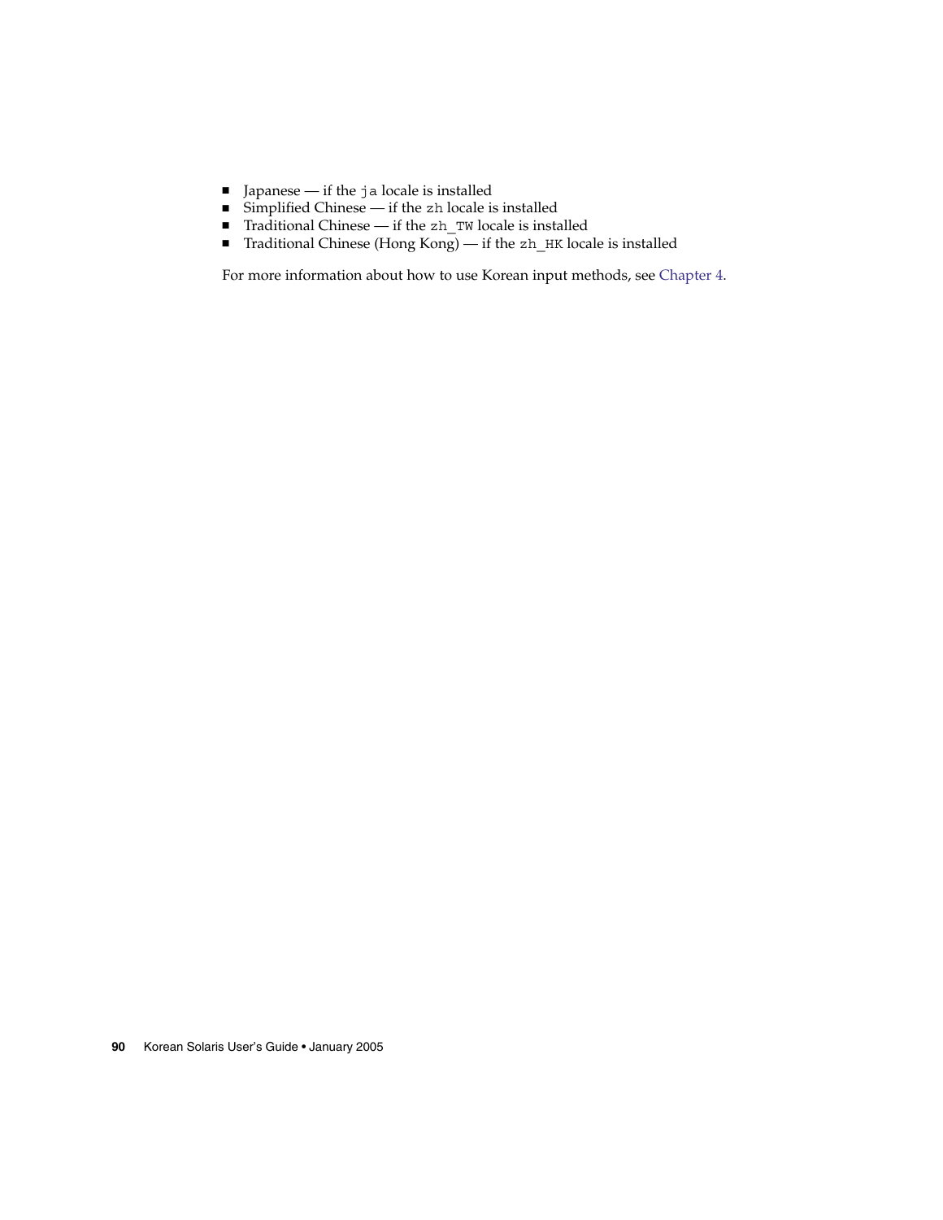- Japanese — if the `ja` locale is installed
- Simplified Chinese — if the `zh` locale is installed
- Traditional Chinese — if the `zh_TW` locale is installed
- Traditional Chinese (Hong Kong) — if the `zh_HK` locale is installed

For more information about how to use Korean input methods, see Chapter 4.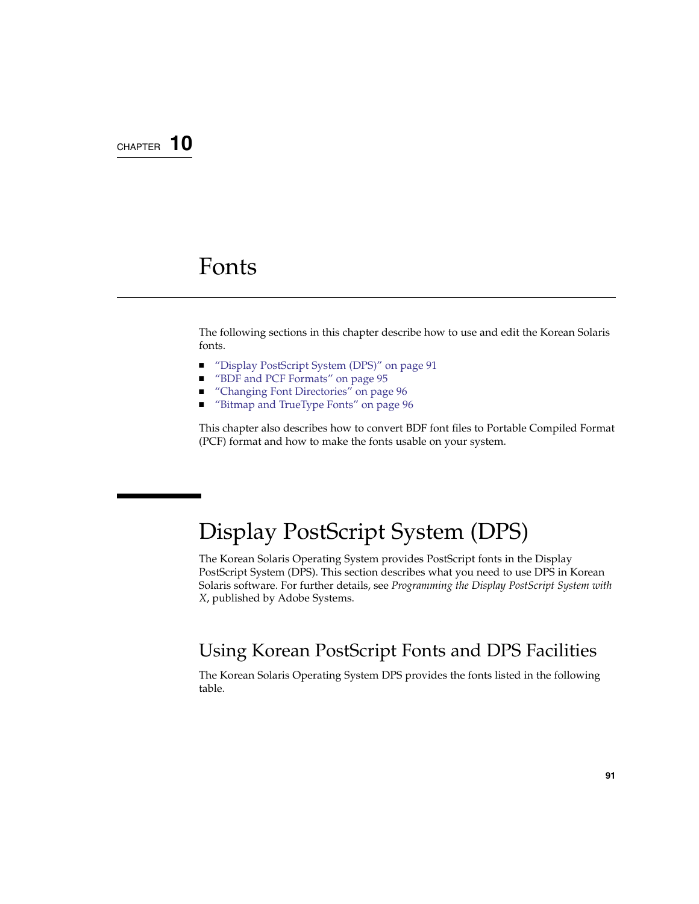CHAPTER 10

# Fonts

The following sections in this chapter describe how to use and edit the Korean Solaris fonts.

- "Display PostScript System (DPS)" on page 91
- "BDF and PCF Formats" on page 95
- "Changing Font Directories" on page 96
- "Bitmap and TrueType Fonts" on page 96

This chapter also describes how to convert BDF font files to Portable Compiled Format (PCF) format and how to make the fonts usable on your system.

## Display PostScript System (DPS)

The Korean Solaris Operating System provides PostScript fonts in the Display PostScript System (DPS). This section describes what you need to use DPS in Korean Solaris software. For further details, see *Programming the Display PostScript System with X*, published by Adobe Systems.

### Using Korean PostScript Fonts and DPS Facilities

The Korean Solaris Operating System DPS provides the fonts listed in the following table.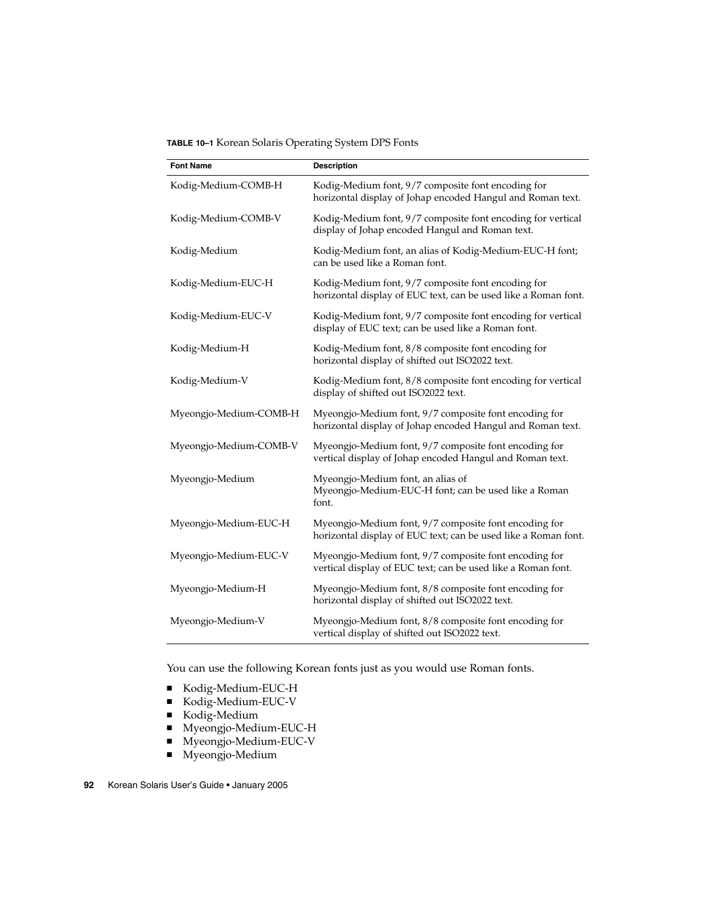**TABLE 10–1** Korean Solaris Operating System DPS Fonts

| Font Name | Description |
| --- | --- |
| Kodig-Medium-COMB-H | Kodig-Medium font, 9/7 composite font encoding for horizontal display of Johap encoded Hangul and Roman text. |
| Kodig-Medium-COMB-V | Kodig-Medium font, 9/7 composite font encoding for vertical display of Johap encoded Hangul and Roman text. |
| Kodig-Medium | Kodig-Medium font, an alias of Kodig-Medium-EUC-H font; can be used like a Roman font. |
| Kodig-Medium-EUC-H | Kodig-Medium font, 9/7 composite font encoding for horizontal display of EUC text, can be used like a Roman font. |
| Kodig-Medium-EUC-V | Kodig-Medium font, 9/7 composite font encoding for vertical display of EUC text; can be used like a Roman font. |
| Kodig-Medium-H | Kodig-Medium font, 8/8 composite font encoding for horizontal display of shifted out ISO2022 text. |
| Kodig-Medium-V | Kodig-Medium font, 8/8 composite font encoding for vertical display of shifted out ISO2022 text. |
| Myeongjo-Medium-COMB-H | Myeongjo-Medium font, 9/7 composite font encoding for horizontal display of Johap encoded Hangul and Roman text. |
| Myeongjo-Medium-COMB-V | Myeongjo-Medium font, 9/7 composite font encoding for vertical display of Johap encoded Hangul and Roman text. |
| Myeongjo-Medium | Myeongjo-Medium font, an alias of Myeongjo-Medium-EUC-H font; can be used like a Roman font. |
| Myeongjo-Medium-EUC-H | Myeongjo-Medium font, 9/7 composite font encoding for horizontal display of EUC text; can be used like a Roman font. |
| Myeongjo-Medium-EUC-V | Myeongjo-Medium font, 9/7 composite font encoding for vertical display of EUC text; can be used like a Roman font. |
| Myeongjo-Medium-H | Myeongjo-Medium font, 8/8 composite font encoding for horizontal display of shifted out ISO2022 text. |
| Myeongjo-Medium-V | Myeongjo-Medium font, 8/8 composite font encoding for vertical display of shifted out ISO2022 text. |

You can use the following Korean fonts just as you would use Roman fonts.

- Kodig-Medium-EUC-H
- Kodig-Medium-EUC-V
- Kodig-Medium
- Myeongjo-Medium-EUC-H
- Myeongjo-Medium-EUC-V
- Myeongjo-Medium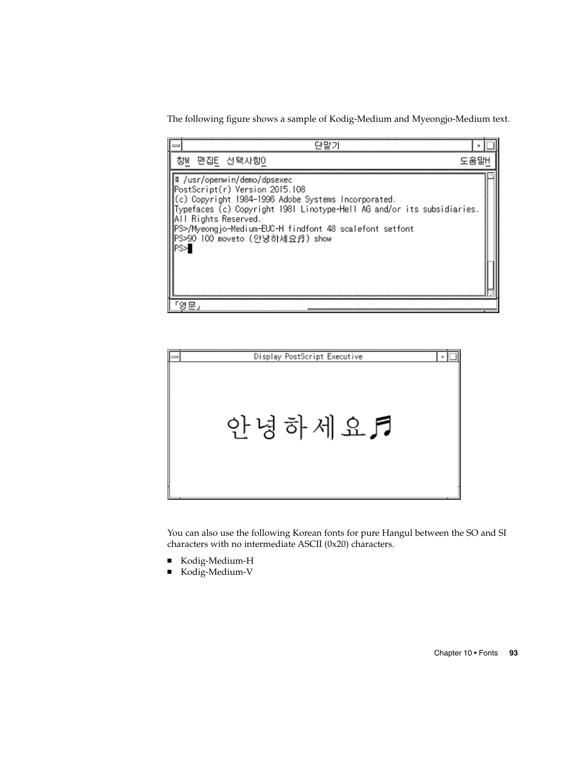The following figure shows a sample of Kodig-Medium and Myeongjo-Medium text.

You can also use the following Korean fonts for pure Hangul between the SO and SI characters with no intermediate ASCII (0x20) characters.

- Kodig-Medium-H
- Kodig-Medium-V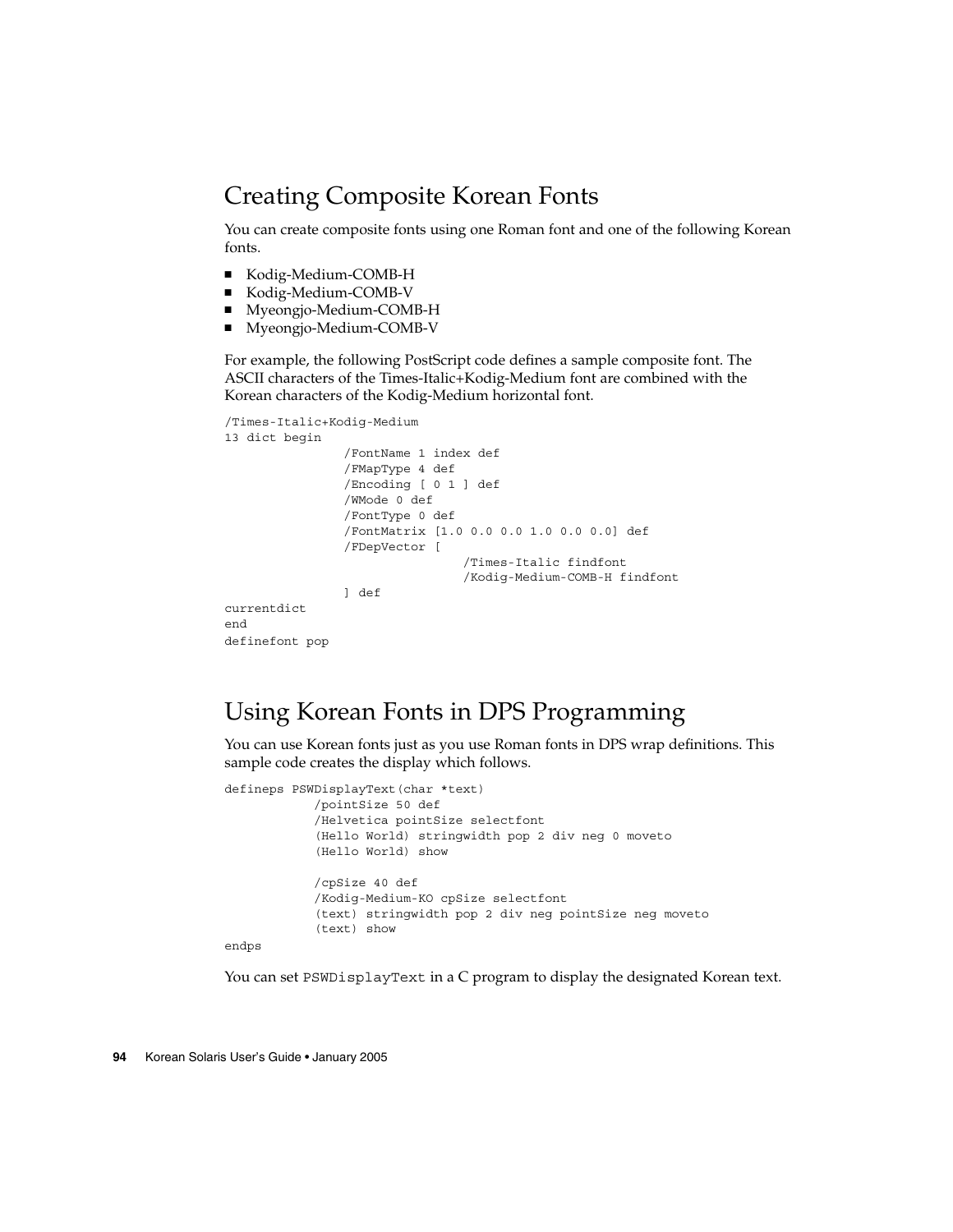## Creating Composite Korean Fonts

You can create composite fonts using one Roman font and one of the following Korean fonts.

- Kodig-Medium-COMB-H
- Kodig-Medium-COMB-V
- Myeongjo-Medium-COMB-H
- Myeongjo-Medium-COMB-V

For example, the following PostScript code defines a sample composite font. The ASCII characters of the Times-Italic+Kodig-Medium font are combined with the Korean characters of the Kodig-Medium horizontal font.

```
/Times-Italic+Kodig-Medium
13 dict begin
                /FontName 1 index def
                /FMapType 4 def
                /Encoding [ 0 1 ] def
                /WMode 0 def
                /FontType 0 def
                /FontMatrix [1.0 0.0 0.0 1.0 0.0 0.0] def
                /FDepVector [
                                /Times-Italic findfont
                                /Kodig-Medium-COMB-H findfont
                ] def
currentdict
end
definefont pop
```

## Using Korean Fonts in DPS Programming

You can use Korean fonts just as you use Roman fonts in DPS wrap definitions. This sample code creates the display which follows.

```
defineps PSWDisplayText(char *text)
            /pointSize 50 def
            /Helvetica pointSize selectfont
            (Hello World) stringwidth pop 2 div neg 0 moveto
            (Hello World) show

            /cpSize 40 def
            /Kodig-Medium-KO cpSize selectfont
            (text) stringwidth pop 2 div neg pointSize neg moveto
            (text) show
endps
```

You can set `PSWDisplayText` in a C program to display the designated Korean text.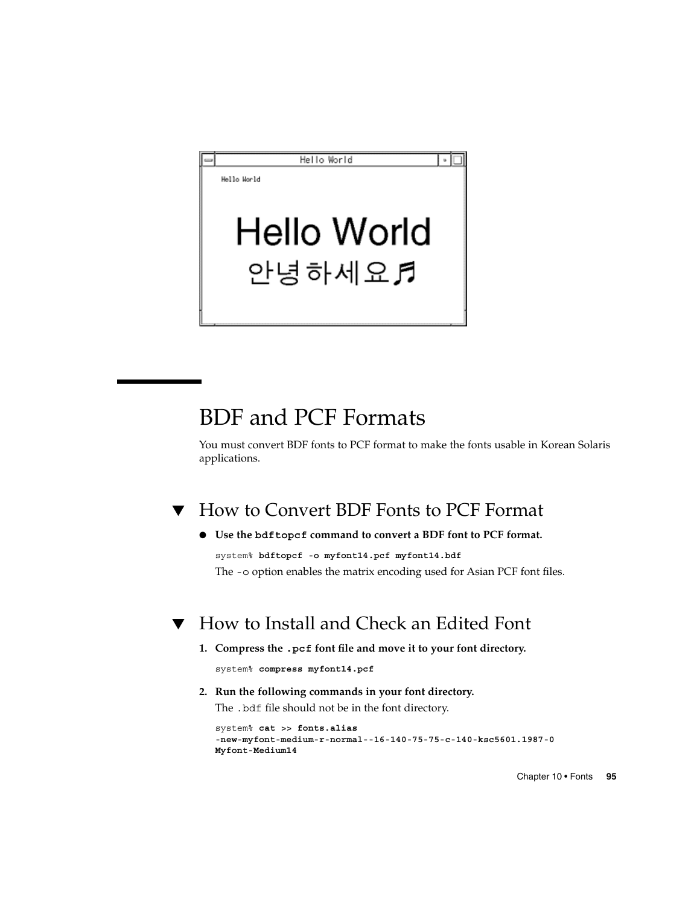## BDF and PCF Formats

You must convert BDF fonts to PCF format to make the fonts usable in Korean Solaris applications.

### ▼ How to Convert BDF Fonts to PCF Format

- **Use the `bdftopcf` command to convert a BDF font to PCF format.**

```
system% bdftopcf -o myfont14.pcf myfont14.bdf
```

The `-o` option enables the matrix encoding used for Asian PCF font files.

### ▼ How to Install and Check an Edited Font

1. **Compress the `.pcf` font file and move it to your font directory.**

```
system% compress myfont14.pcf
```

2. **Run the following commands in your font directory.**

   The `.bdf` file should not be in the font directory.

```
system% cat >> fonts.alias
-new-myfont-medium-r-normal--16-140-75-75-c-140-ksc5601.1987-0
Myfont-Medium14
```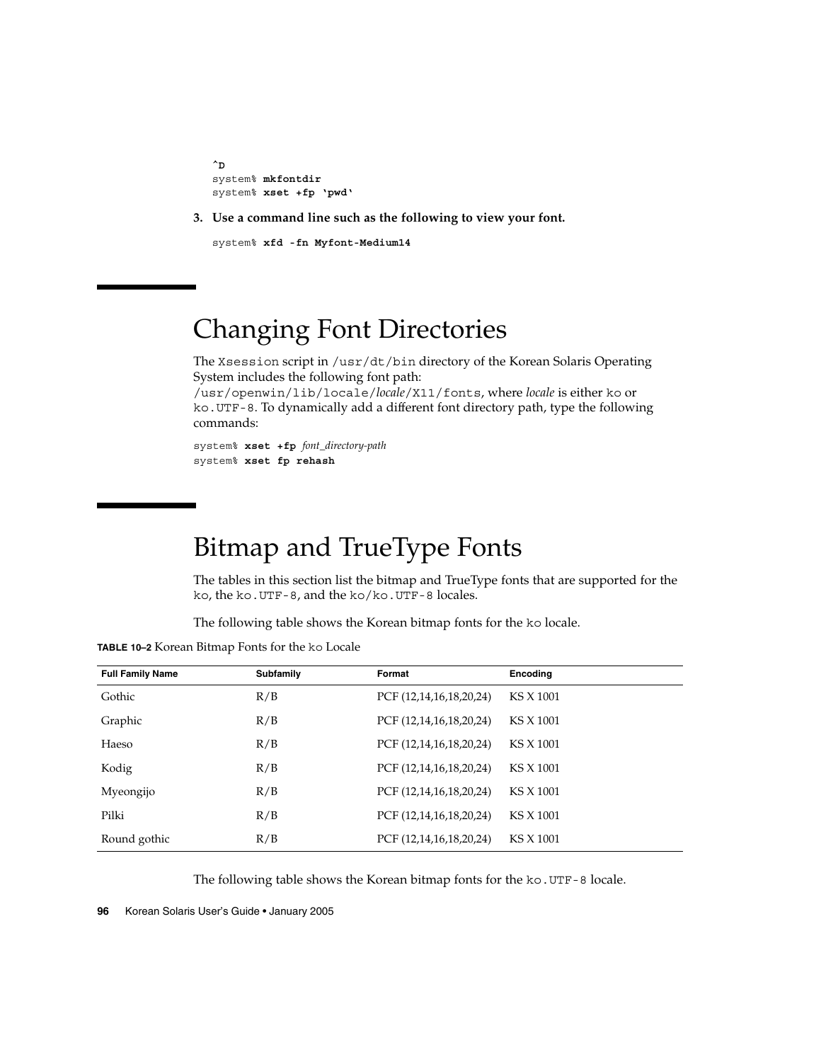```
^D
system% mkfontdir
system% xset +fp `pwd`
```

3. **Use a command line such as the following to view your font.**

```
system% xfd -fn Myfont-Medium14
```

# Changing Font Directories

The Xsession script in /usr/dt/bin directory of the Korean Solaris Operating System includes the following font path: /usr/openwin/lib/locale/*locale*/X11/fonts, where *locale* is either ko or ko.UTF-8. To dynamically add a different font directory path, type the following commands:

```
system% xset +fp font_directory-path
system% xset fp rehash
```

# Bitmap and TrueType Fonts

The tables in this section list the bitmap and TrueType fonts that are supported for the ko, the ko.UTF-8, and the ko/ko.UTF-8 locales.

The following table shows the Korean bitmap fonts for the ko locale.

**TABLE 10–2** Korean Bitmap Fonts for the ko Locale

| Full Family Name | Subfamily | Format | Encoding |
|---|---|---|---|
| Gothic | R/B | PCF (12,14,16,18,20,24) | KS X 1001 |
| Graphic | R/B | PCF (12,14,16,18,20,24) | KS X 1001 |
| Haeso | R/B | PCF (12,14,16,18,20,24) | KS X 1001 |
| Kodig | R/B | PCF (12,14,16,18,20,24) | KS X 1001 |
| Myeongijo | R/B | PCF (12,14,16,18,20,24) | KS X 1001 |
| Pilki | R/B | PCF (12,14,16,18,20,24) | KS X 1001 |
| Round gothic | R/B | PCF (12,14,16,18,20,24) | KS X 1001 |

The following table shows the Korean bitmap fonts for the ko.UTF-8 locale.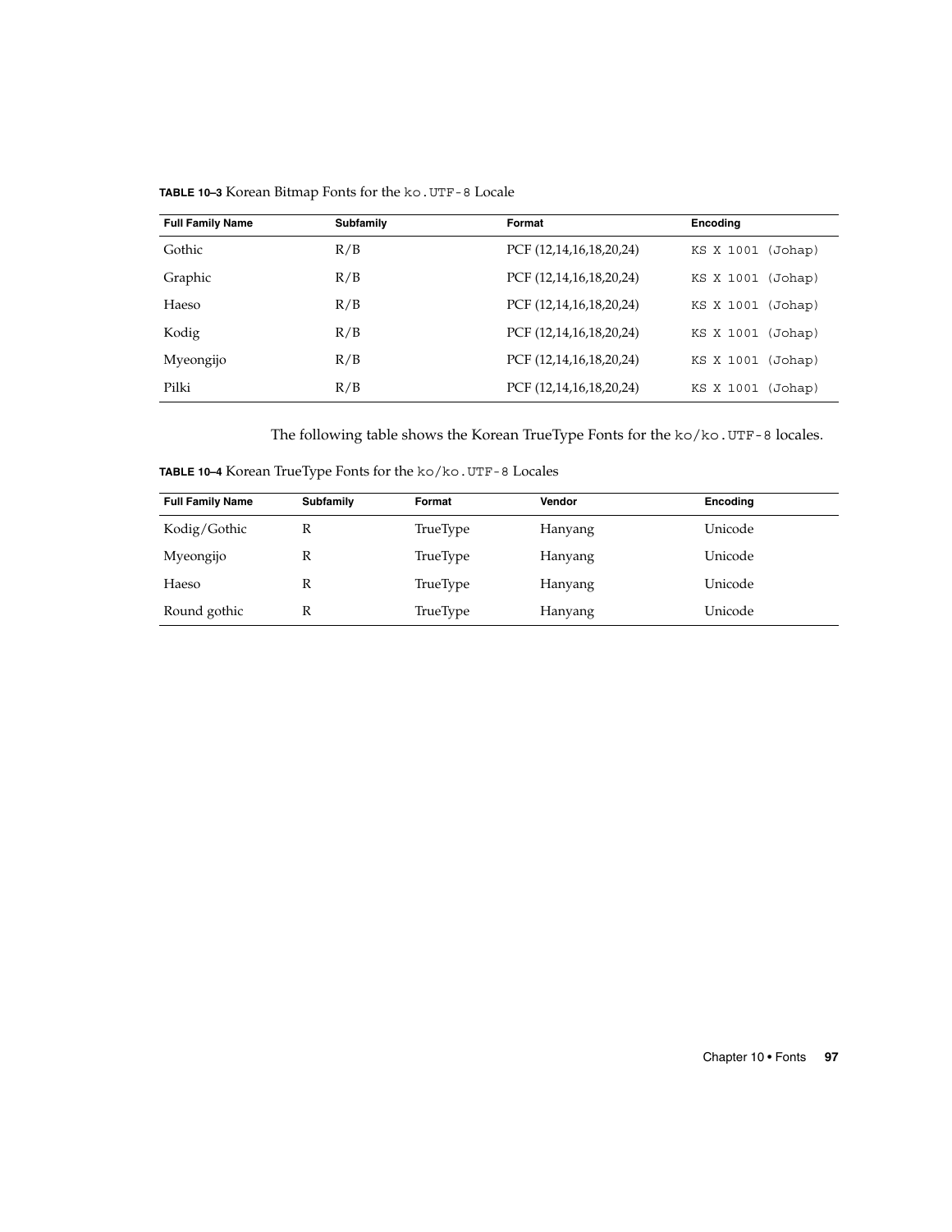**TABLE 10–3** Korean Bitmap Fonts for the `ko.UTF-8` Locale

| Full Family Name | Subfamily | Format | Encoding |
| --- | --- | --- | --- |
| Gothic | R/B | PCF (12,14,16,18,20,24) | `KS X 1001 (Johap)` |
| Graphic | R/B | PCF (12,14,16,18,20,24) | `KS X 1001 (Johap)` |
| Haeso | R/B | PCF (12,14,16,18,20,24) | `KS X 1001 (Johap)` |
| Kodig | R/B | PCF (12,14,16,18,20,24) | `KS X 1001 (Johap)` |
| Myeongijo | R/B | PCF (12,14,16,18,20,24) | `KS X 1001 (Johap)` |
| Pilki | R/B | PCF (12,14,16,18,20,24) | `KS X 1001 (Johap)` |

The following table shows the Korean TrueType Fonts for the `ko/ko.UTF-8` locales.

**TABLE 10–4** Korean TrueType Fonts for the `ko/ko.UTF-8` Locales

| Full Family Name | Subfamily | Format | Vendor | Encoding |
| --- | --- | --- | --- | --- |
| Kodig/Gothic | R | TrueType | Hanyang | Unicode |
| Myeongijo | R | TrueType | Hanyang | Unicode |
| Haeso | R | TrueType | Hanyang | Unicode |
| Round gothic | R | TrueType | Hanyang | Unicode |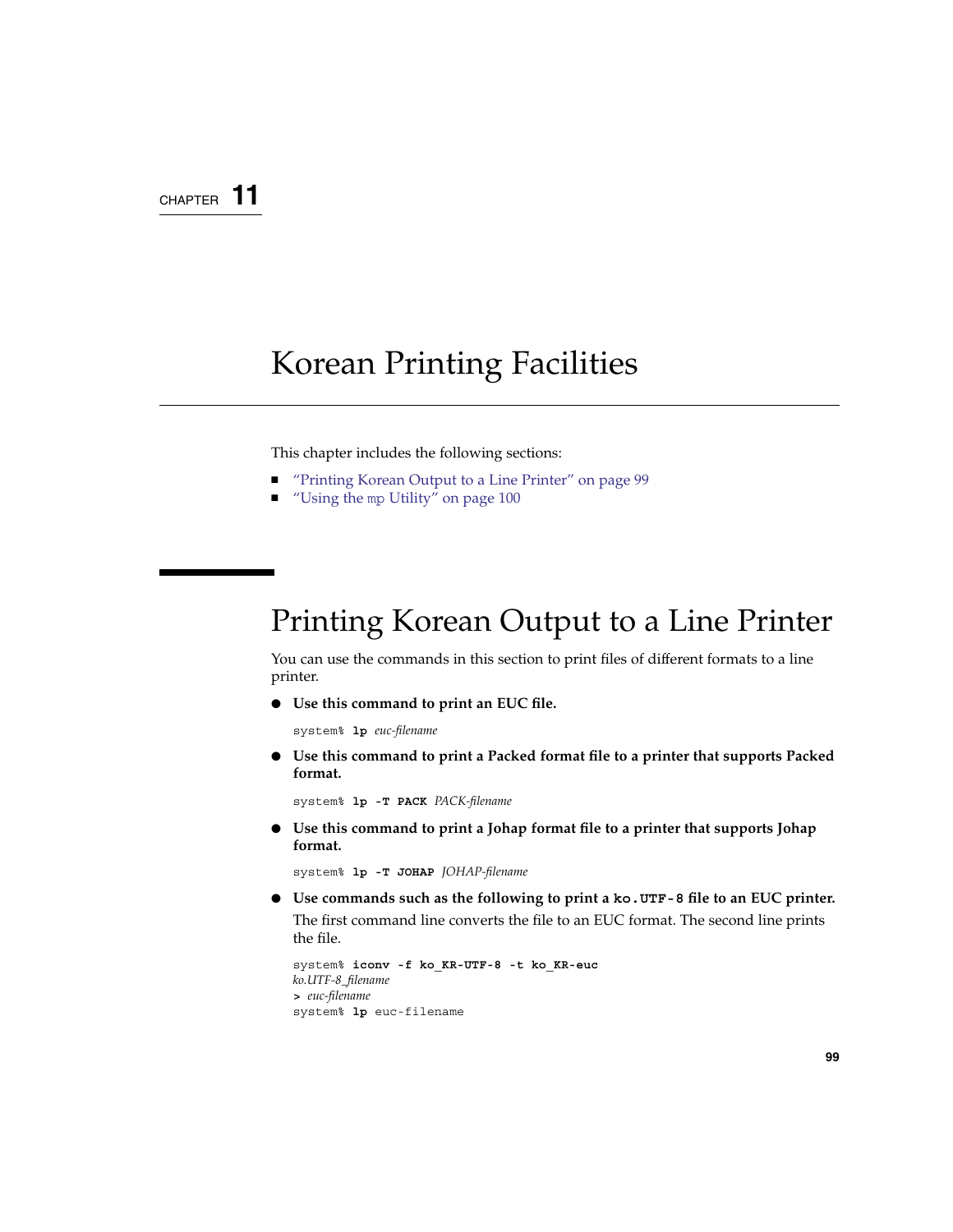CHAPTER 11

# Korean Printing Facilities

This chapter includes the following sections:

- "Printing Korean Output to a Line Printer" on page 99
- "Using the mp Utility" on page 100

## Printing Korean Output to a Line Printer

You can use the commands in this section to print files of different formats to a line printer.

- **Use this command to print an EUC file.**

```
system% lp euc-filename
```

- **Use this command to print a Packed format file to a printer that supports Packed format.**

```
system% lp -T PACK PACK-filename
```

- **Use this command to print a Johap format file to a printer that supports Johap format.**

```
system% lp -T JOHAP JOHAP-filename
```

- **Use commands such as the following to print a `ko.UTF-8` file to an EUC printer.**

  The first command line converts the file to an EUC format. The second line prints the file.

```
system% iconv -f ko_KR-UTF-8 -t ko_KR-euc
ko.UTF-8_filename
> euc-filename
system% lp euc-filename
```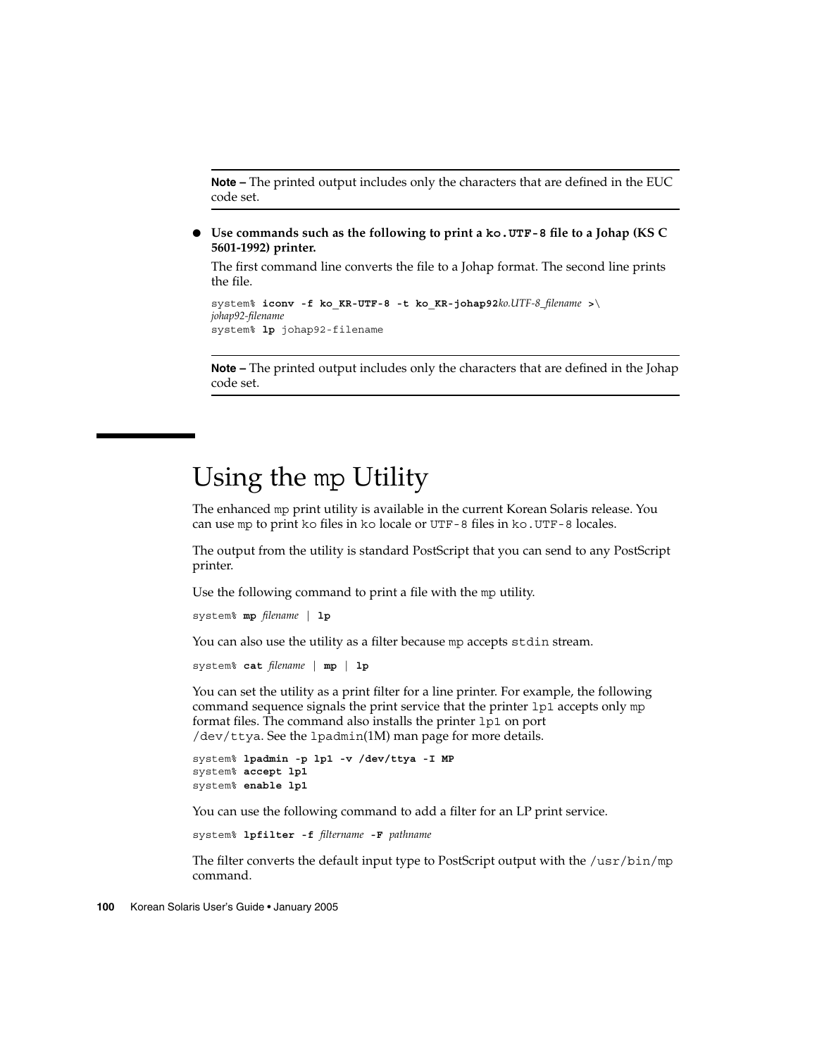**Note –** The printed output includes only the characters that are defined in the EUC code set.

- **Use commands such as the following to print a `ko.UTF-8` file to a Johap (KS C 5601-1992) printer.**

  The first command line converts the file to a Johap format. The second line prints the file.

  ```
  system% iconv -f ko_KR-UTF-8 -t ko_KR-johap92ko.UTF-8_filename >\
  johap92-filename
  system% lp johap92-filename
  ```

**Note –** The printed output includes only the characters that are defined in the Johap code set.

## Using the `mp` Utility

The enhanced `mp` print utility is available in the current Korean Solaris release. You can use `mp` to print `ko` files in `ko` locale or `UTF-8` files in `ko.UTF-8` locales.

The output from the utility is standard PostScript that you can send to any PostScript printer.

Use the following command to print a file with the `mp` utility.

```
system% mp filename | lp
```

You can also use the utility as a filter because `mp` accepts `stdin` stream.

```
system% cat filename | mp | lp
```

You can set the utility as a print filter for a line printer. For example, the following command sequence signals the print service that the printer `lp1` accepts only `mp` format files. The command also installs the printer `lp1` on port `/dev/ttya`. See the `lpadmin`(1M) man page for more details.

```
system% lpadmin -p lp1 -v /dev/ttya -I MP
system% accept lp1
system% enable lp1
```

You can use the following command to add a filter for an LP print service.

```
system% lpfilter -f filtername -F pathname
```

The filter converts the default input type to PostScript output with the `/usr/bin/mp` command.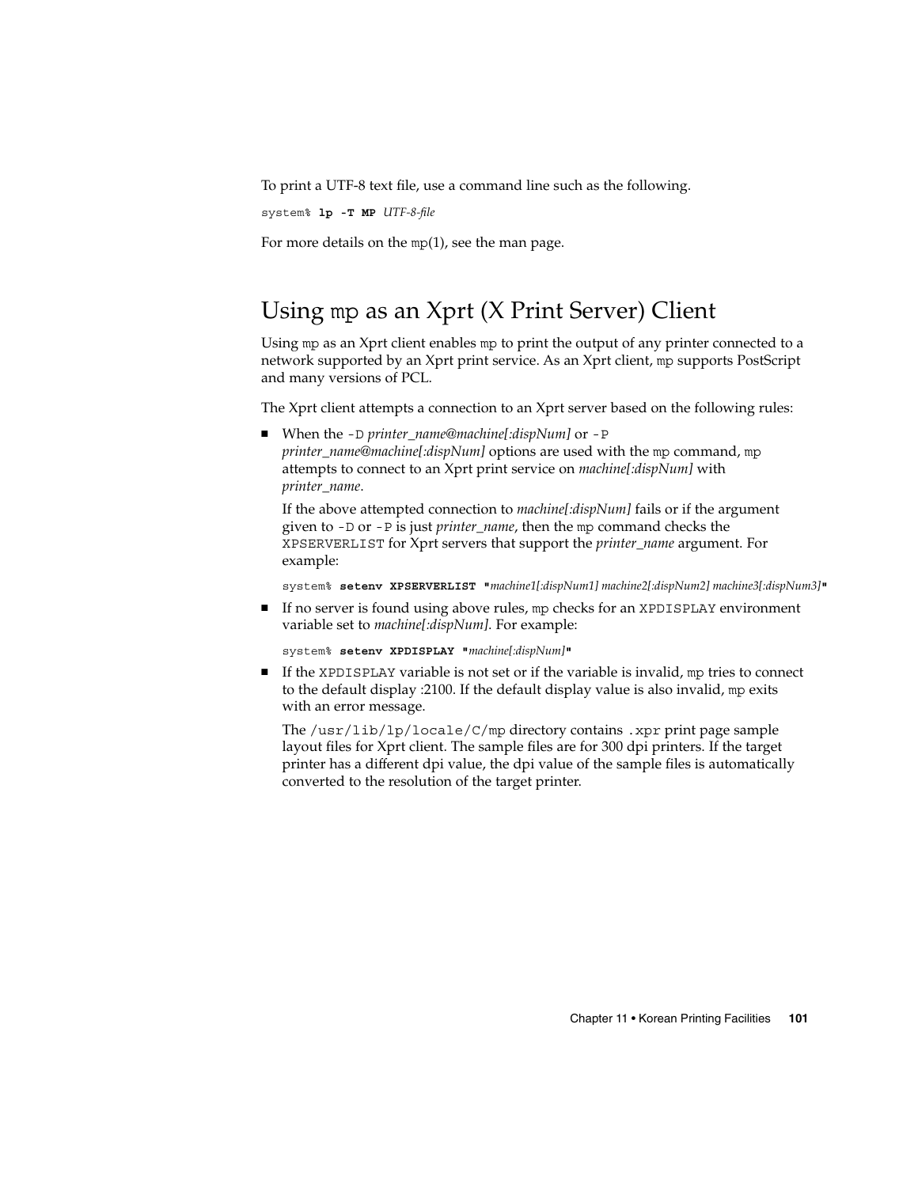To print a UTF-8 text file, use a command line such as the following.

```
system% lp -T MP UTF-8-file
```

For more details on the `mp`(1), see the man page.

## Using `mp` as an Xprt (X Print Server) Client

Using `mp` as an Xprt client enables `mp` to print the output of any printer connected to a network supported by an Xprt print service. As an Xprt client, `mp` supports PostScript and many versions of PCL.

The Xprt client attempts a connection to an Xprt server based on the following rules:

- When the `-D` *printer_name@machine[:dispNum]* or `-P` *printer_name@machine[:dispNum]* options are used with the `mp` command, `mp` attempts to connect to an Xprt print service on *machine[:dispNum]* with *printer_name*.

  If the above attempted connection to *machine[:dispNum]* fails or if the argument given to `-D` or `-P` is just *printer_name*, then the `mp` command checks the `XPSERVERLIST` for Xprt servers that support the *printer_name* argument. For example:

  ```
  system% setenv XPSERVERLIST "machine1[:dispNum1] machine2[:dispNum2] machine3[:dispNum3]"
  ```

- If no server is found using above rules, `mp` checks for an `XPDISPLAY` environment variable set to *machine[:dispNum]*. For example:

  ```
  system% setenv XPDISPLAY "machine[:dispNum]"
  ```

- If the `XPDISPLAY` variable is not set or if the variable is invalid, `mp` tries to connect to the default display :2100. If the default display value is also invalid, `mp` exits with an error message.

  The `/usr/lib/lp/locale/C/mp` directory contains `.xpr` print page sample layout files for Xprt client. The sample files are for 300 dpi printers. If the target printer has a different dpi value, the dpi value of the sample files is automatically converted to the resolution of the target printer.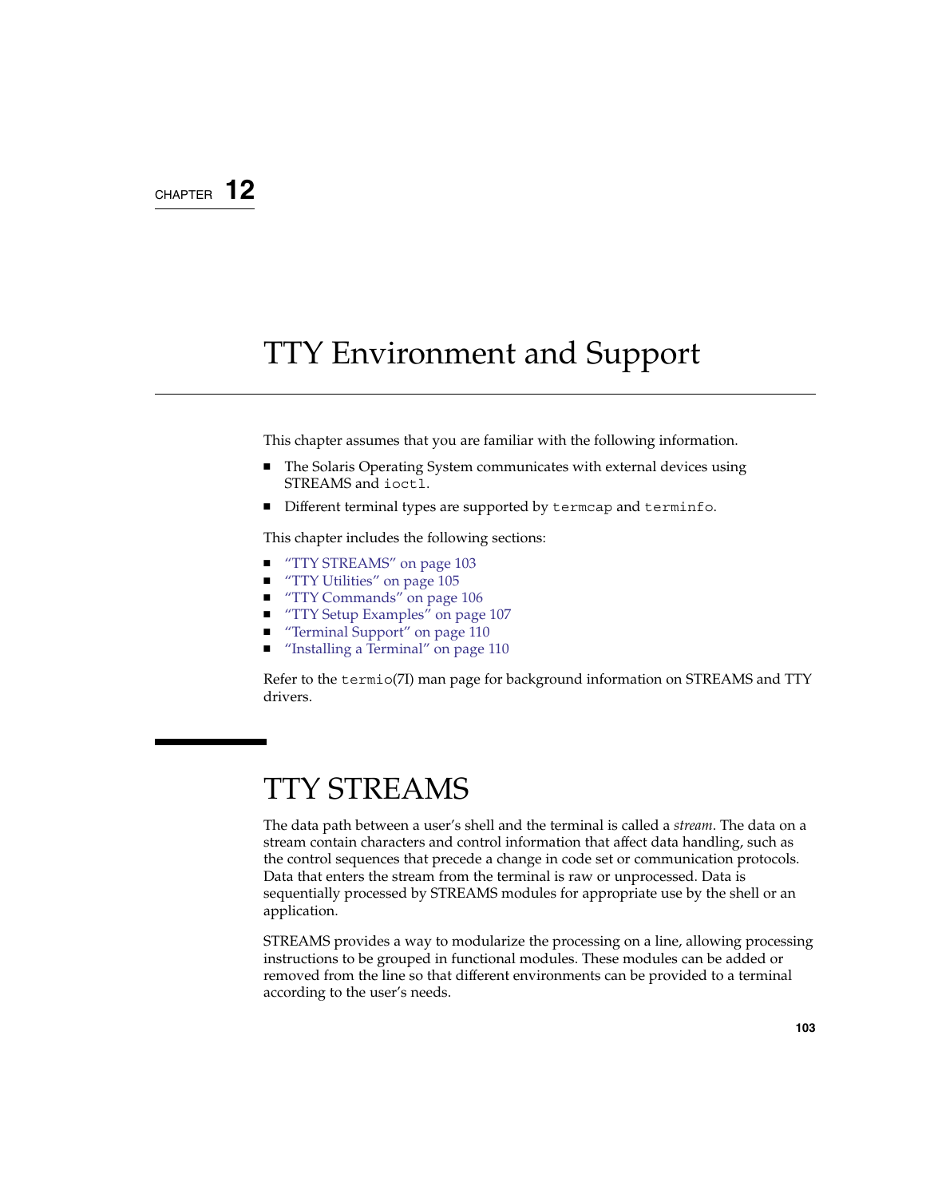CHAPTER 12

# TTY Environment and Support

This chapter assumes that you are familiar with the following information.

- The Solaris Operating System communicates with external devices using STREAMS and `ioctl`.
- Different terminal types are supported by `termcap` and `terminfo`.

This chapter includes the following sections:

- "TTY STREAMS" on page 103
- "TTY Utilities" on page 105
- "TTY Commands" on page 106
- "TTY Setup Examples" on page 107
- "Terminal Support" on page 110
- "Installing a Terminal" on page 110

Refer to the `termio`(7I) man page for background information on STREAMS and TTY drivers.

## TTY STREAMS

The data path between a user's shell and the terminal is called a *stream*. The data on a stream contain characters and control information that affect data handling, such as the control sequences that precede a change in code set or communication protocols. Data that enters the stream from the terminal is raw or unprocessed. Data is sequentially processed by STREAMS modules for appropriate use by the shell or an application.

STREAMS provides a way to modularize the processing on a line, allowing processing instructions to be grouped in functional modules. These modules can be added or removed from the line so that different environments can be provided to a terminal according to the user's needs.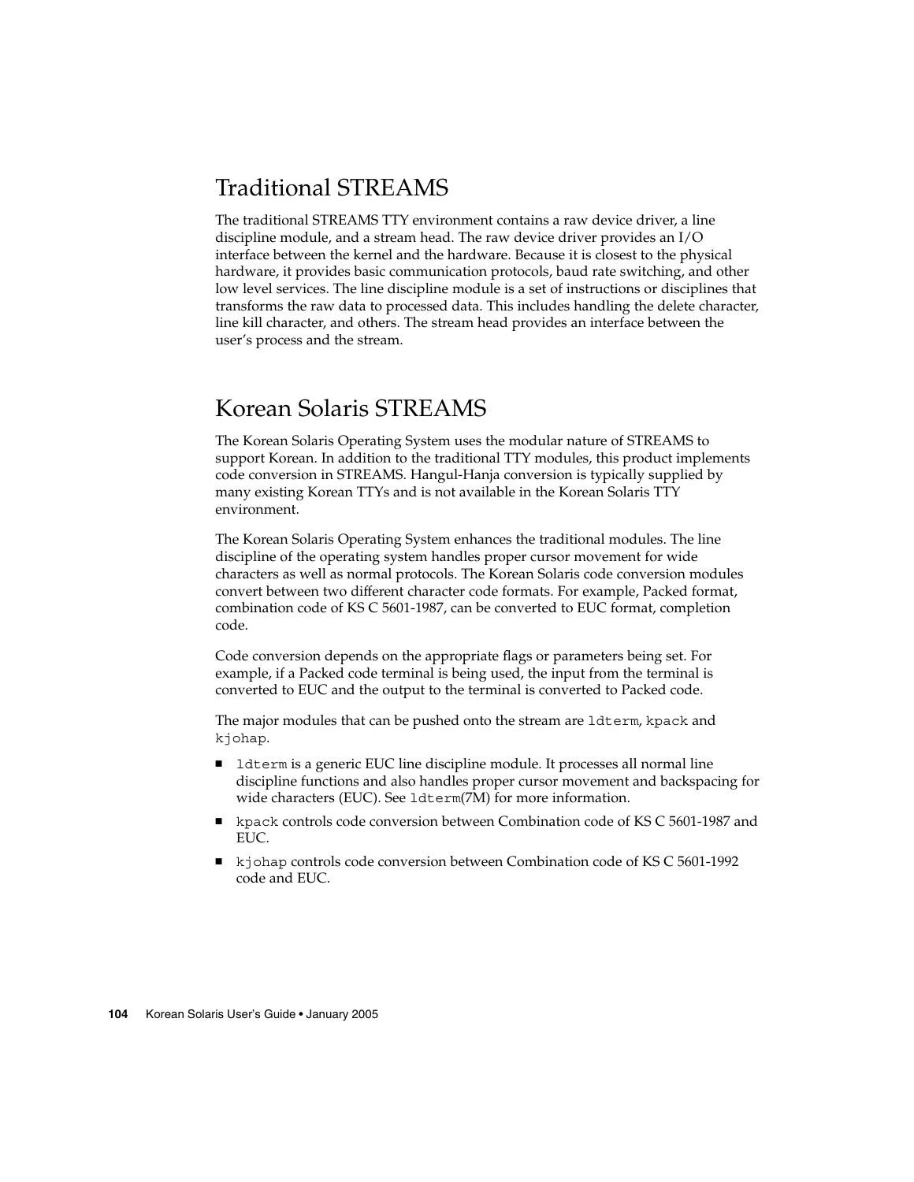## Traditional STREAMS

The traditional STREAMS TTY environment contains a raw device driver, a line discipline module, and a stream head. The raw device driver provides an I/O interface between the kernel and the hardware. Because it is closest to the physical hardware, it provides basic communication protocols, baud rate switching, and other low level services. The line discipline module is a set of instructions or disciplines that transforms the raw data to processed data. This includes handling the delete character, line kill character, and others. The stream head provides an interface between the user's process and the stream.

## Korean Solaris STREAMS

The Korean Solaris Operating System uses the modular nature of STREAMS to support Korean. In addition to the traditional TTY modules, this product implements code conversion in STREAMS. Hangul-Hanja conversion is typically supplied by many existing Korean TTYs and is not available in the Korean Solaris TTY environment.

The Korean Solaris Operating System enhances the traditional modules. The line discipline of the operating system handles proper cursor movement for wide characters as well as normal protocols. The Korean Solaris code conversion modules convert between two different character code formats. For example, Packed format, combination code of KS C 5601-1987, can be converted to EUC format, completion code.

Code conversion depends on the appropriate flags or parameters being set. For example, if a Packed code terminal is being used, the input from the terminal is converted to EUC and the output to the terminal is converted to Packed code.

The major modules that can be pushed onto the stream are `ldterm`, `kpack` and `kjohap`.

- `ldterm` is a generic EUC line discipline module. It processes all normal line discipline functions and also handles proper cursor movement and backspacing for wide characters (EUC). See `ldterm`(7M) for more information.
- `kpack` controls code conversion between Combination code of KS C 5601-1987 and EUC.
- `kjohap` controls code conversion between Combination code of KS C 5601-1992 code and EUC.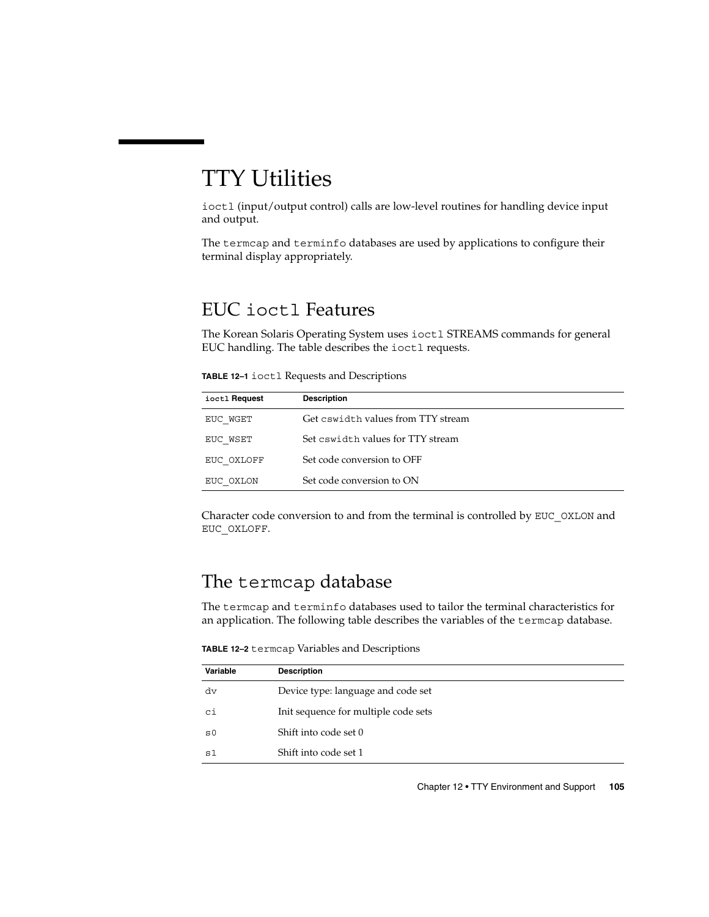# TTY Utilities

`ioctl` (input/output control) calls are low-level routines for handling device input and output.

The `termcap` and `terminfo` databases are used by applications to configure their terminal display appropriately.

## EUC `ioctl` Features

The Korean Solaris Operating System uses `ioctl` STREAMS commands for general EUC handling. The table describes the `ioctl` requests.

**TABLE 12–1** `ioctl` Requests and Descriptions

| `ioctl` Request | Description |
| --- | --- |
| EUC_WGET | Get `cswidth` values from TTY stream |
| EUC_WSET | Set `cswidth` values for TTY stream |
| EUC_OXLOFF | Set code conversion to OFF |
| EUC_OXLON | Set code conversion to ON |

Character code conversion to and from the terminal is controlled by `EUC_OXLON` and `EUC_OXLOFF`.

## The `termcap` database

The `termcap` and `terminfo` databases used to tailor the terminal characteristics for an application. The following table describes the variables of the `termcap` database.

**TABLE 12–2** `termcap` Variables and Descriptions

| Variable | Description |
| --- | --- |
| dv | Device type: language and code set |
| ci | Init sequence for multiple code sets |
| s0 | Shift into code set 0 |
| s1 | Shift into code set 1 |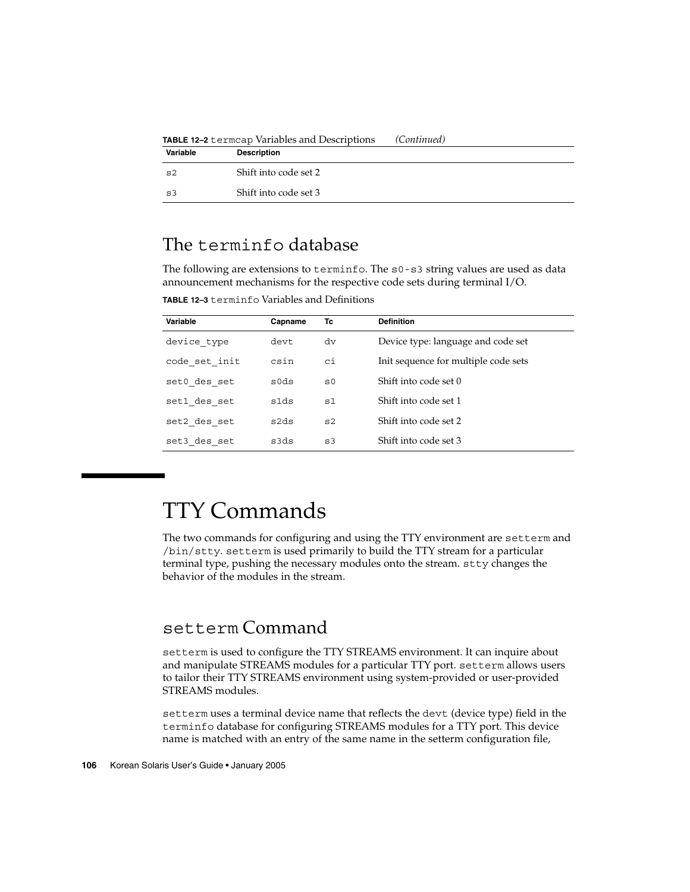**TABLE 12–2** `termcap` Variables and Descriptions *(Continued)*

| Variable | Description |
| --- | --- |
| `s2` | Shift into code set 2 |
| `s3` | Shift into code set 3 |

## The `terminfo` database

The following are extensions to `terminfo`. The `s0-s3` string values are used as data announcement mechanisms for the respective code sets during terminal I/O.

**TABLE 12–3** `terminfo` Variables and Definitions

| Variable | Capname | Tc | Definition |
| --- | --- | --- | --- |
| `device_type` | `devt` | `dv` | Device type: language and code set |
| `code_set_init` | `csin` | `ci` | Init sequence for multiple code sets |
| `set0_des_set` | `s0ds` | `s0` | Shift into code set 0 |
| `set1_des_set` | `s1ds` | `s1` | Shift into code set 1 |
| `set2_des_set` | `s2ds` | `s2` | Shift into code set 2 |
| `set3_des_set` | `s3ds` | `s3` | Shift into code set 3 |

# TTY Commands

The two commands for configuring and using the TTY environment are `setterm` and `/bin/stty`. `setterm` is used primarily to build the TTY stream for a particular terminal type, pushing the necessary modules onto the stream. `stty` changes the behavior of the modules in the stream.

## `setterm` Command

`setterm` is used to configure the TTY STREAMS environment. It can inquire about and manipulate STREAMS modules for a particular TTY port. `setterm` allows users to tailor their TTY STREAMS environment using system-provided or user-provided STREAMS modules.

`setterm` uses a terminal device name that reflects the `devt` (device type) field in the `terminfo` database for configuring STREAMS modules for a TTY port. This device name is matched with an entry of the same name in the setterm configuration file,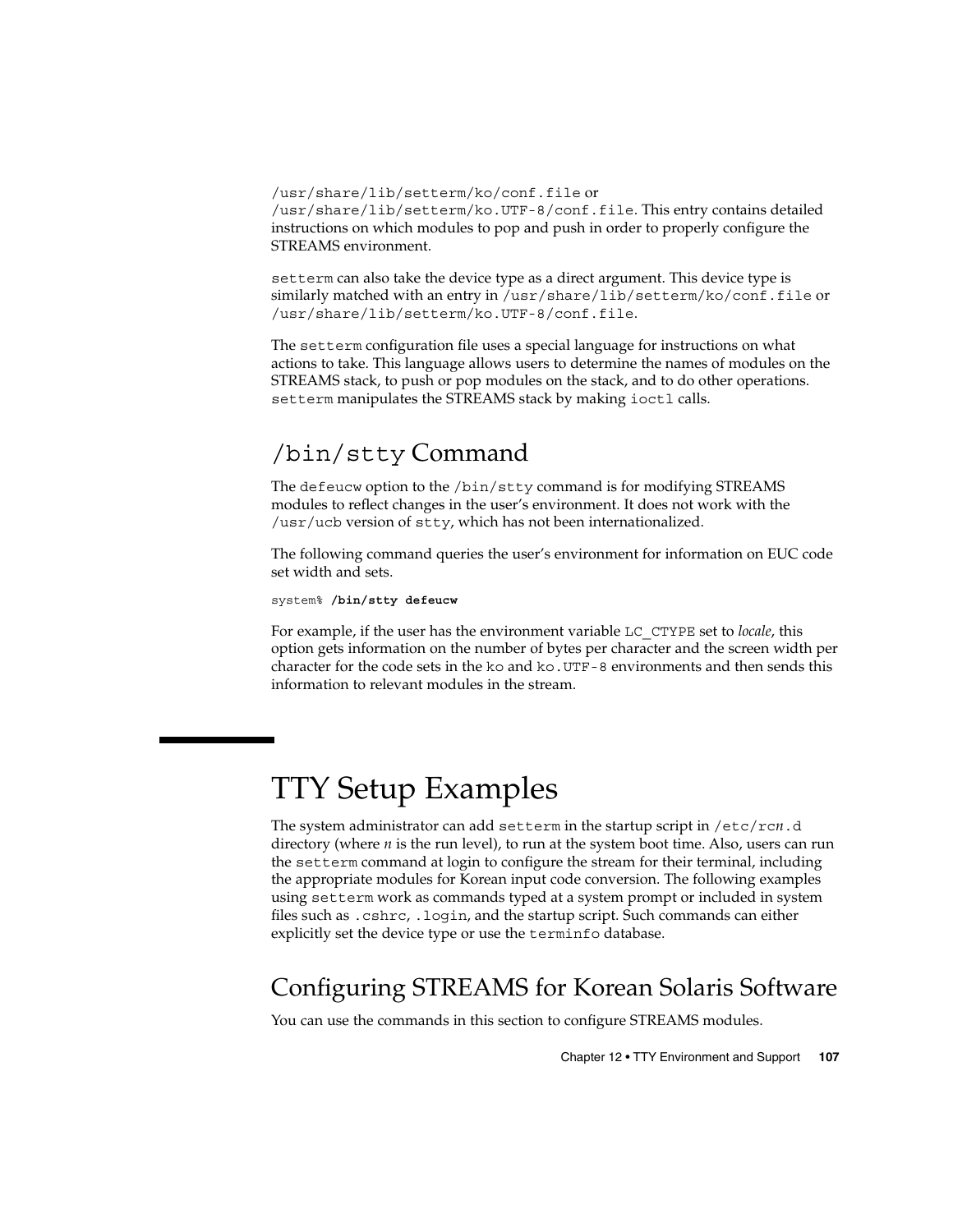/usr/share/lib/setterm/ko/conf.file or /usr/share/lib/setterm/ko.UTF-8/conf.file. This entry contains detailed instructions on which modules to pop and push in order to properly configure the STREAMS environment.

setterm can also take the device type as a direct argument. This device type is similarly matched with an entry in /usr/share/lib/setterm/ko/conf.file or /usr/share/lib/setterm/ko.UTF-8/conf.file.

The setterm configuration file uses a special language for instructions on what actions to take. This language allows users to determine the names of modules on the STREAMS stack, to push or pop modules on the stack, and to do other operations. setterm manipulates the STREAMS stack by making ioctl calls.

## /bin/stty Command

The defeucw option to the /bin/stty command is for modifying STREAMS modules to reflect changes in the user's environment. It does not work with the /usr/ucb version of stty, which has not been internationalized.

The following command queries the user's environment for information on EUC code set width and sets.

```
system% /bin/stty defeucw
```

For example, if the user has the environment variable LC_CTYPE set to *locale*, this option gets information on the number of bytes per character and the screen width per character for the code sets in the ko and ko.UTF-8 environments and then sends this information to relevant modules in the stream.

# TTY Setup Examples

The system administrator can add setterm in the startup script in /etc/rc*n*.d directory (where *n* is the run level), to run at the system boot time. Also, users can run the setterm command at login to configure the stream for their terminal, including the appropriate modules for Korean input code conversion. The following examples using setterm work as commands typed at a system prompt or included in system files such as .cshrc, .login, and the startup script. Such commands can either explicitly set the device type or use the terminfo database.

## Configuring STREAMS for Korean Solaris Software

You can use the commands in this section to configure STREAMS modules.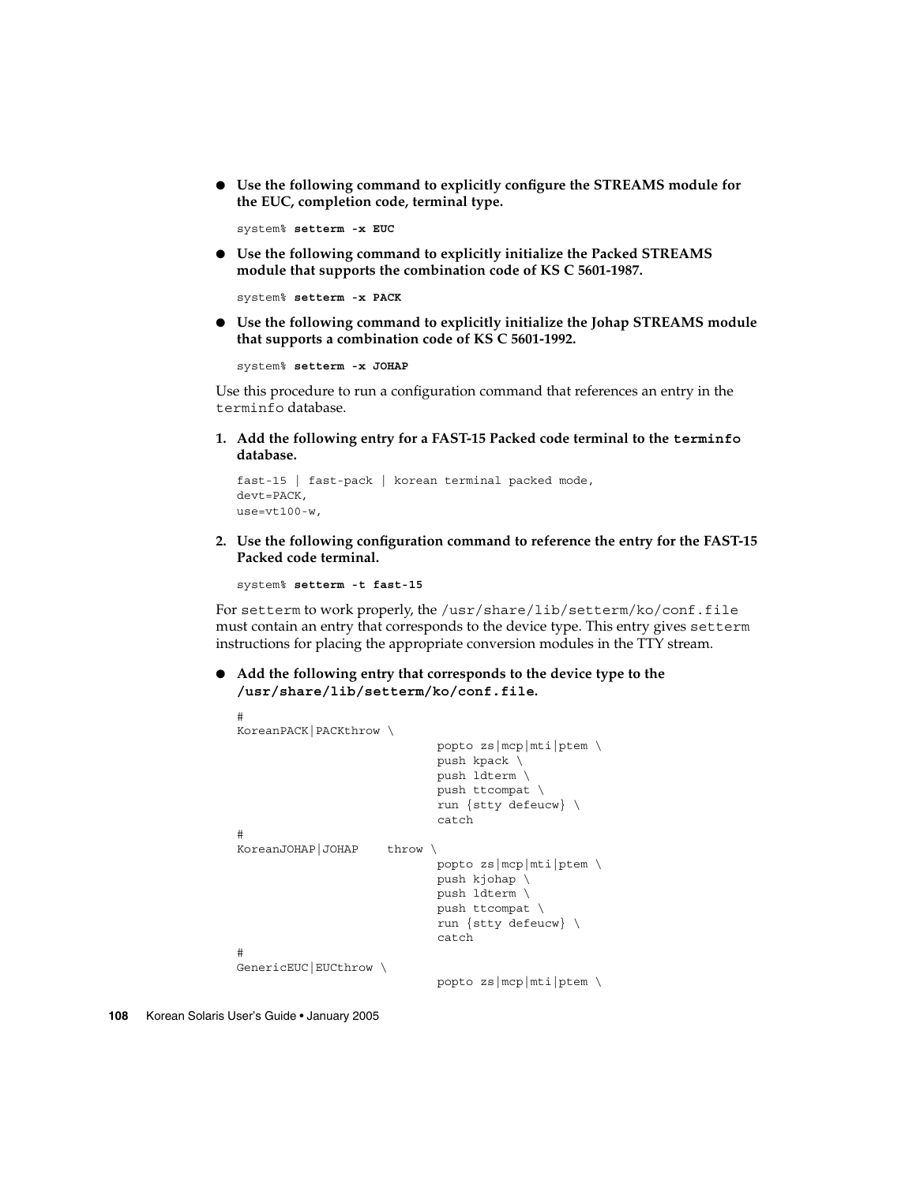- **Use the following command to explicitly configure the STREAMS module for the EUC, completion code, terminal type.**

```
system% setterm -x EUC
```

- **Use the following command to explicitly initialize the Packed STREAMS module that supports the combination code of KS C 5601-1987.**

```
system% setterm -x PACK
```

- **Use the following command to explicitly initialize the Johap STREAMS module that supports a combination code of KS C 5601-1992.**

```
system% setterm -x JOHAP
```

Use this procedure to run a configuration command that references an entry in the `terminfo` database.

1. **Add the following entry for a FAST-15 Packed code terminal to the `terminfo` database.**

```
fast-15 | fast-pack | korean terminal packed mode,
devt=PACK,
use=vt100-w,
```

2. **Use the following configuration command to reference the entry for the FAST-15 Packed code terminal.**

```
system% setterm -t fast-15
```

For `setterm` to work properly, the `/usr/share/lib/setterm/ko/conf.file` must contain an entry that corresponds to the device type. This entry gives `setterm` instructions for placing the appropriate conversion modules in the TTY stream.

- **Add the following entry that corresponds to the device type to the `/usr/share/lib/setterm/ko/conf.file`.**

```
#
KoreanPACK|PACKthrow \
                            popto zs|mcp|mti|ptem \
                            push kpack \
                            push ldterm \
                            push ttcompat \
                            run {stty defeucw} \
                            catch
#
KoreanJOHAP|JOHAP    throw \
                            popto zs|mcp|mti|ptem \
                            push kjohap \
                            push ldterm \
                            push ttcompat \
                            run {stty defeucw} \
                            catch
#
GenericEUC|EUCthrow \
                            popto zs|mcp|mti|ptem \
```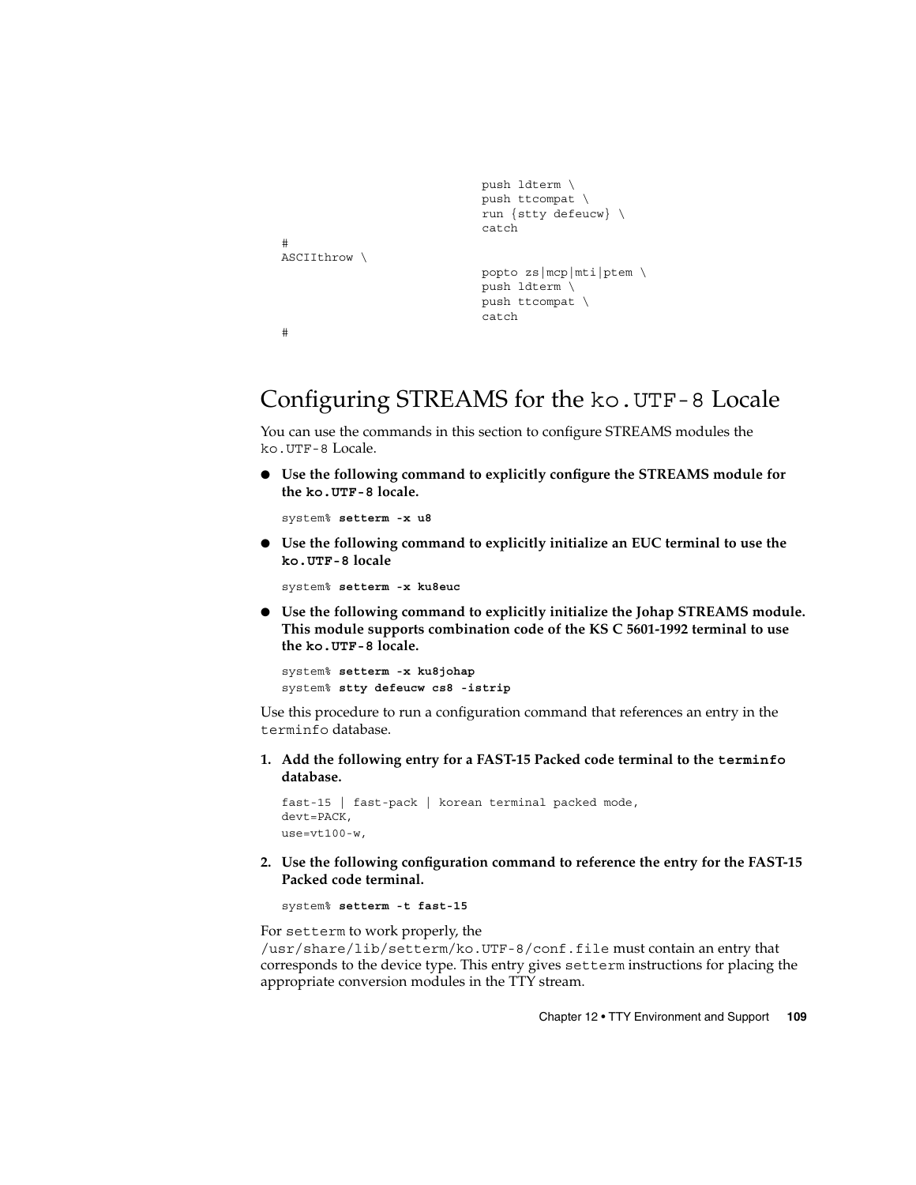```
                                push ldterm \
                                push ttcompat \
                                run {stty defeucw} \
                                catch
#
ASCIIthrow \
                                popto zs|mcp|mti|ptem \
                                push ldterm \
                                push ttcompat \
                                catch
#
```

## Configuring STREAMS for the `ko.UTF-8` Locale

You can use the commands in this section to configure STREAMS modules the `ko.UTF-8` Locale.

- **Use the following command to explicitly configure the STREAMS module for the `ko.UTF-8` locale.**

  ```
  system% setterm -x u8
  ```

- **Use the following command to explicitly initialize an EUC terminal to use the `ko.UTF-8` locale**

  ```
  system% setterm -x ku8euc
  ```

- **Use the following command to explicitly initialize the Johap STREAMS module. This module supports combination code of the KS C 5601-1992 terminal to use the `ko.UTF-8` locale.**

  ```
  system% setterm -x ku8johap
  system% stty defeucw cs8 -istrip
  ```

Use this procedure to run a configuration command that references an entry in the `terminfo` database.

1. **Add the following entry for a FAST-15 Packed code terminal to the `terminfo` database.**

   ```
   fast-15 | fast-pack | korean terminal packed mode,
   devt=PACK,
   use=vt100-w,
   ```

2. **Use the following configuration command to reference the entry for the FAST-15 Packed code terminal.**

   ```
   system% setterm -t fast-15
   ```

For `setterm` to work properly, the `/usr/share/lib/setterm/ko.UTF-8/conf.file` must contain an entry that corresponds to the device type. This entry gives `setterm` instructions for placing the appropriate conversion modules in the TTY stream.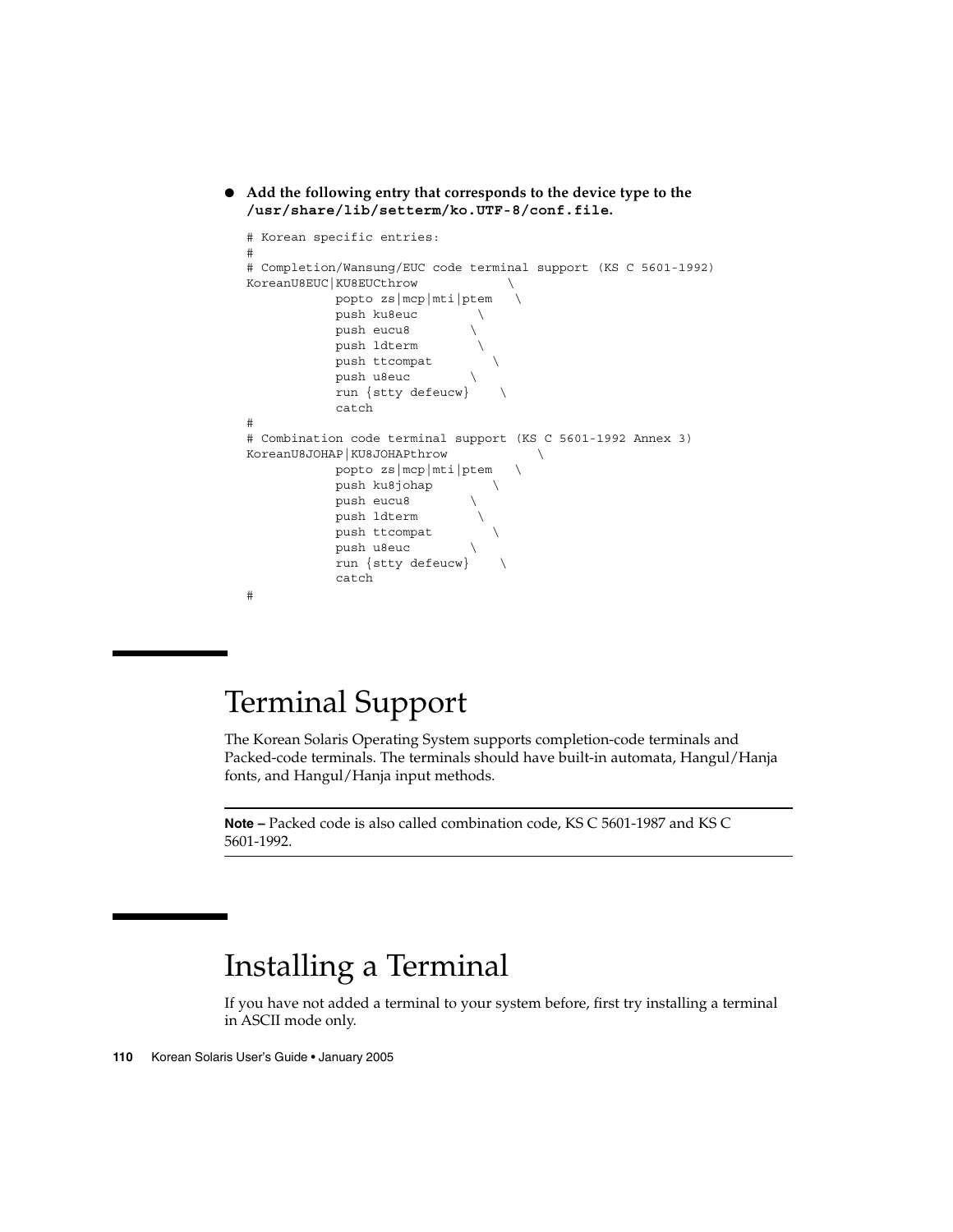- **Add the following entry that corresponds to the device type to the `/usr/share/lib/setterm/ko.UTF-8/conf.file`.**

```
# Korean specific entries:
#
# Completion/Wansung/EUC code terminal support (KS C 5601-1992)
KoreanU8EUC|KU8EUCthrow            \
            popto zs|mcp|mti|ptem   \
            push ku8euc        \
            push eucu8        \
            push ldterm        \
            push ttcompat        \
            push u8euc        \
            run {stty defeucw}    \
            catch
#
# Combination code terminal support (KS C 5601-1992 Annex 3)
KoreanU8JOHAP|KU8JOHAPthrow            \
            popto zs|mcp|mti|ptem   \
            push ku8johap        \
            push eucu8        \
            push ldterm        \
            push ttcompat        \
            push u8euc        \
            run {stty defeucw}    \
            catch
#
```

# Terminal Support

The Korean Solaris Operating System supports completion-code terminals and Packed-code terminals. The terminals should have built-in automata, Hangul/Hanja fonts, and Hangul/Hanja input methods.

---

**Note –** Packed code is also called combination code, KS C 5601-1987 and KS C 5601-1992.

---

# Installing a Terminal

If you have not added a terminal to your system before, first try installing a terminal in ASCII mode only.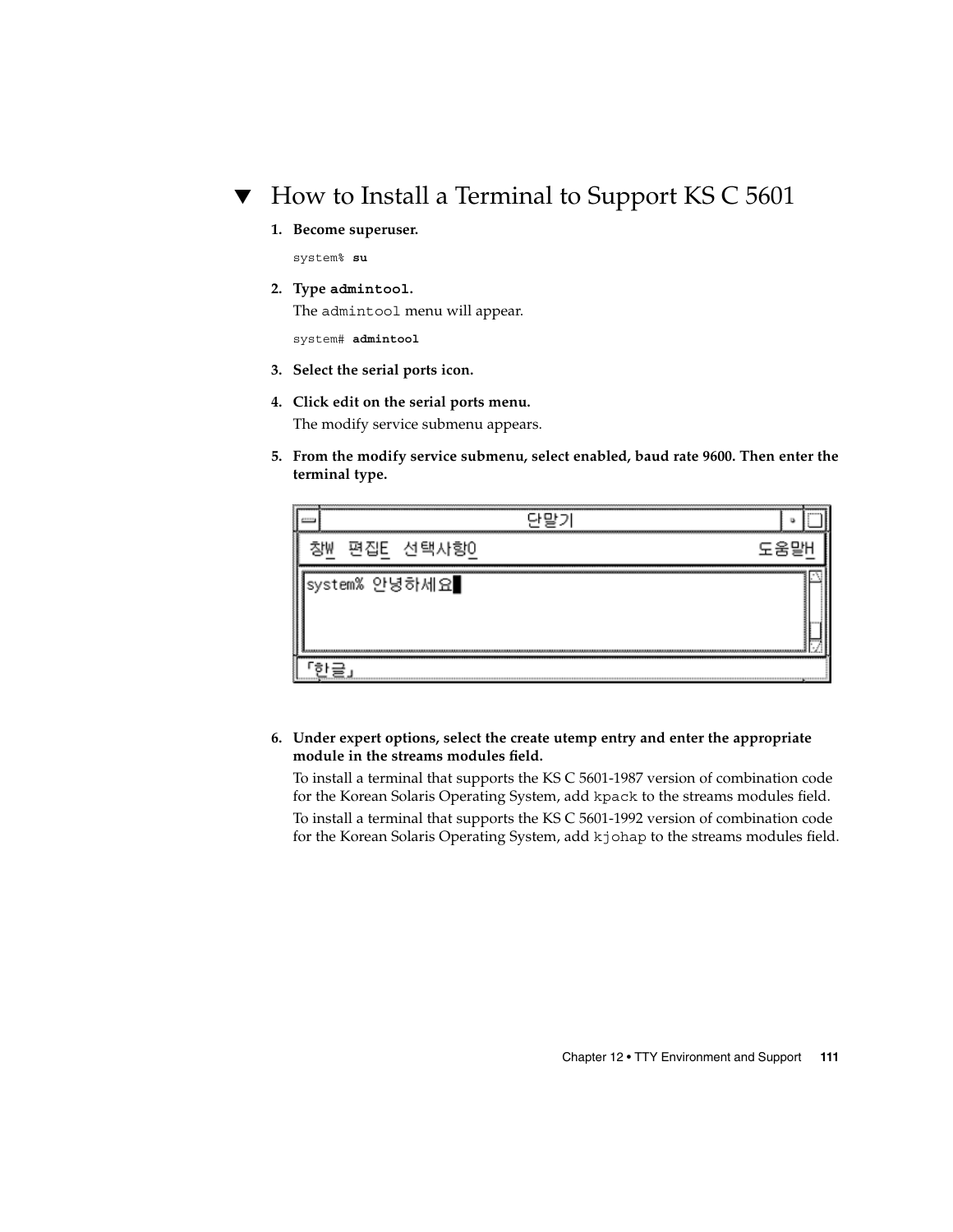## ▼ How to Install a Terminal to Support KS C 5601

1. **Become superuser.**

```
system% su
```

2. **Type `admintool`.**

   The `admintool` menu will appear.

```
system# admintool
```

3. **Select the serial ports icon.**

4. **Click edit on the serial ports menu.**

   The modify service submenu appears.

5. **From the modify service submenu, select enabled, baud rate 9600. Then enter the terminal type.**

6. **Under expert options, select the create utemp entry and enter the appropriate module in the streams modules field.**

   To install a terminal that supports the KS C 5601-1987 version of combination code for the Korean Solaris Operating System, add `kpack` to the streams modules field.

   To install a terminal that supports the KS C 5601-1992 version of combination code for the Korean Solaris Operating System, add `kjohap` to the streams modules field.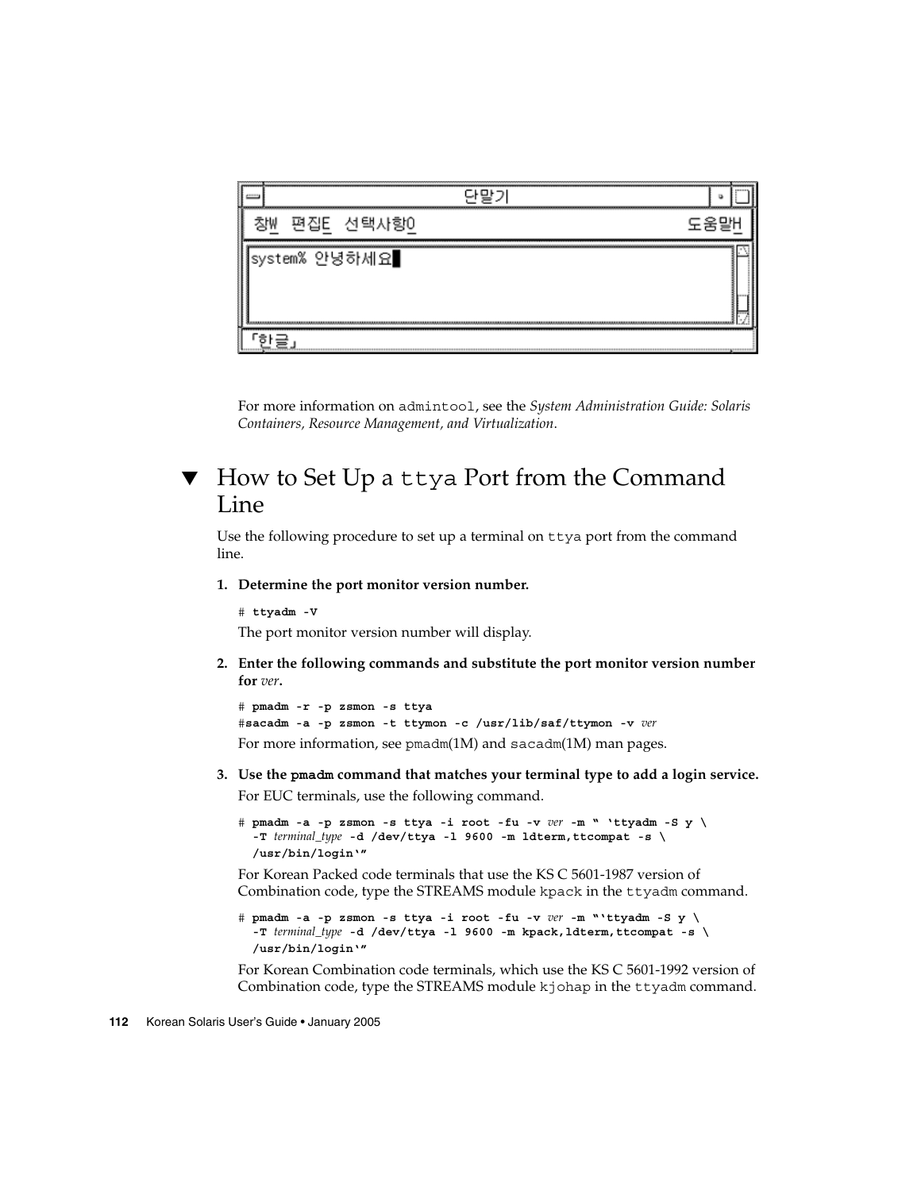For more information on `admintool`, see the *System Administration Guide: Solaris Containers, Resource Management, and Virtualization*.

## ▼ How to Set Up a `ttya` Port from the Command Line

Use the following procedure to set up a terminal on `ttya` port from the command line.

1. **Determine the port monitor version number.**

   ```
   # ttyadm -V
   ```

   The port monitor version number will display.

2. **Enter the following commands and substitute the port monitor version number for *ver*.**

   ```
   # pmadm -r -p zsmon -s ttya
   #sacadm -a -p zsmon -t ttymon -c /usr/lib/saf/ttymon -v ver
   ```

   For more information, see `pmadm`(1M) and `sacadm`(1M) man pages.

3. **Use the `pmadm` command that matches your terminal type to add a login service.**

   For EUC terminals, use the following command.

   ```
   # pmadm -a -p zsmon -s ttya -i root -fu -v ver -m " 'ttyadm -S y \
     -T terminal_type -d /dev/ttya -l 9600 -m ldterm,ttcompat -s \
     /usr/bin/login'"
   ```

   For Korean Packed code terminals that use the KS C 5601-1987 version of Combination code, type the STREAMS module `kpack` in the `ttyadm` command.

   ```
   # pmadm -a -p zsmon -s ttya -i root -fu -v ver -m "'ttyadm -S y \
     -T terminal_type -d /dev/ttya -l 9600 -m kpack,ldterm,ttcompat -s \
     /usr/bin/login'"
   ```

   For Korean Combination code terminals, which use the KS C 5601-1992 version of Combination code, type the STREAMS module `kjohap` in the `ttyadm` command.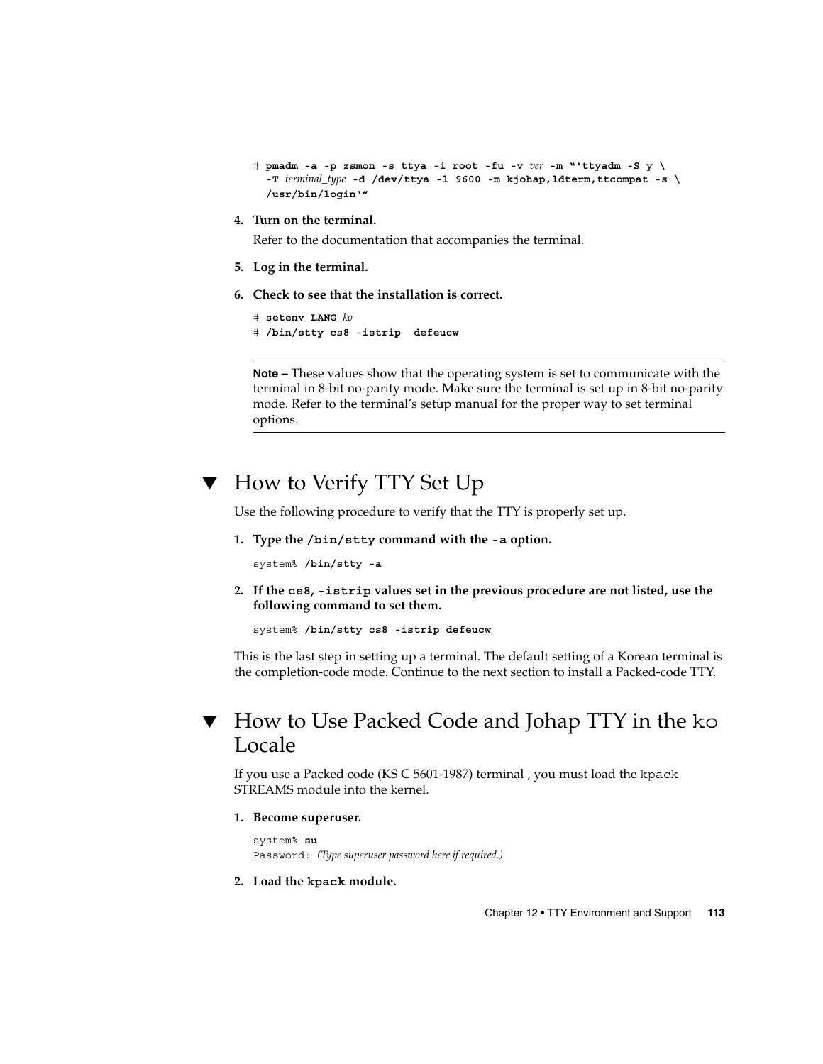```
# pmadm -a -p zsmon -s ttya -i root -fu -v ver -m "'ttyadm -S y \
  -T terminal_type -d /dev/ttya -l 9600 -m kjohap,ldterm,ttcompat -s \
  /usr/bin/login'"
```

4. **Turn on the terminal.**

   Refer to the documentation that accompanies the terminal.

5. **Log in the terminal.**

6. **Check to see that the installation is correct.**

```
# setenv LANG ko
# /bin/stty cs8 -istrip  defeucw
```

---

**Note –** These values show that the operating system is set to communicate with the terminal in 8-bit no-parity mode. Make sure the terminal is set up in 8-bit no-parity mode. Refer to the terminal's setup manual for the proper way to set terminal options.

---

## ▼ How to Verify TTY Set Up

Use the following procedure to verify that the TTY is properly set up.

1. **Type the `/bin/stty` command with the `-a` option.**

```
system% /bin/stty -a
```

2. **If the `cs8`, `-istrip` values set in the previous procedure are not listed, use the following command to set them.**

```
system% /bin/stty cs8 -istrip defeucw
```

This is the last step in setting up a terminal. The default setting of a Korean terminal is the completion-code mode. Continue to the next section to install a Packed-code TTY.

## ▼ How to Use Packed Code and Johap TTY in the `ko` Locale

If you use a Packed code (KS C 5601-1987) terminal , you must load the `kpack` STREAMS module into the kernel.

1. **Become superuser.**

```
system% su
Password: (Type superuser password here if required.)
```

2. **Load the `kpack` module.**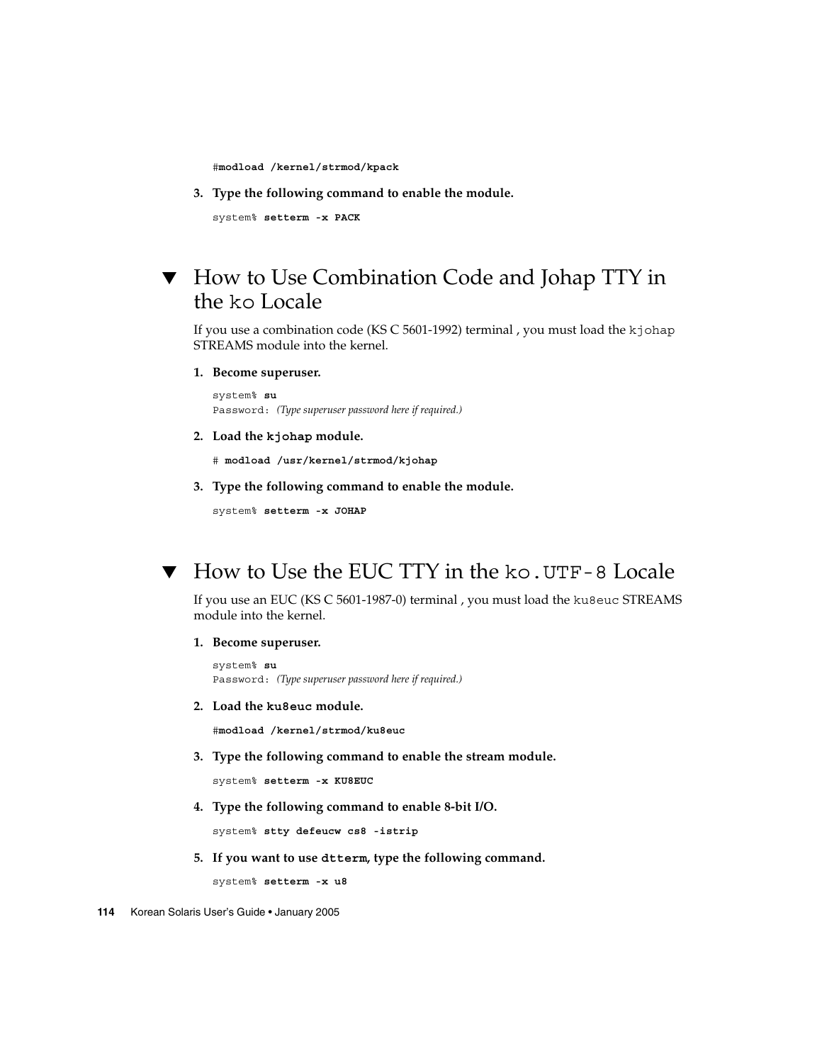```
#modload /kernel/strmod/kpack
```

3. **Type the following command to enable the module.**

```
system% setterm -x PACK
```

## ▼ How to Use Combination Code and Johap TTY in the `ko` Locale

If you use a combination code (KS C 5601-1992) terminal , you must load the `kjohap` STREAMS module into the kernel.

1. **Become superuser.**

```
system% su
Password: (Type superuser password here if required.)
```

2. **Load the `kjohap` module.**

```
# modload /usr/kernel/strmod/kjohap
```

3. **Type the following command to enable the module.**

```
system% setterm -x JOHAP
```

## ▼ How to Use the EUC TTY in the `ko.UTF-8` Locale

If you use an EUC (KS C 5601-1987-0) terminal , you must load the `ku8euc` STREAMS module into the kernel.

1. **Become superuser.**

```
system% su
Password: (Type superuser password here if required.)
```

2. **Load the `ku8euc` module.**

```
#modload /kernel/strmod/ku8euc
```

3. **Type the following command to enable the stream module.**

```
system% setterm -x KU8EUC
```

4. **Type the following command to enable 8-bit I/O.**

```
system% stty defeucw cs8 -istrip
```

5. **If you want to use `dtterm`, type the following command.**

```
system% setterm -x u8
```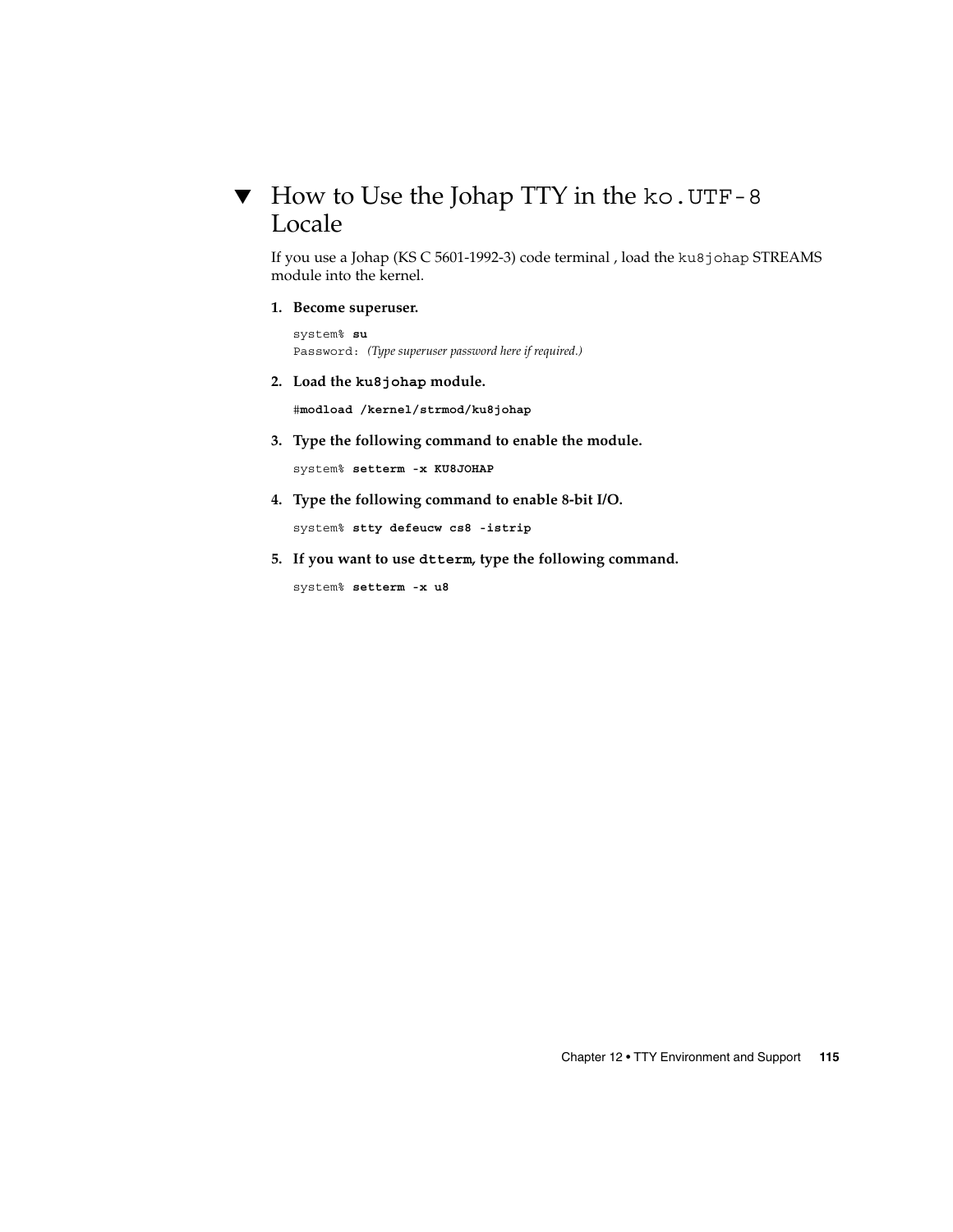## ▼ How to Use the Johap TTY in the `ko.UTF-8` Locale

If you use a Johap (KS C 5601-1992-3) code terminal , load the `ku8johap` STREAMS module into the kernel.

1. **Become superuser.**

   ```
   system% su
   Password: (Type superuser password here if required.)
   ```

2. **Load the `ku8johap` module.**

   ```
   #modload /kernel/strmod/ku8johap
   ```

3. **Type the following command to enable the module.**

   ```
   system% setterm -x KU8JOHAP
   ```

4. **Type the following command to enable 8-bit I/O.**

   ```
   system% stty defeucw cs8 -istrip
   ```

5. **If you want to use `dtterm`, type the following command.**

   ```
   system% setterm -x u8
   ```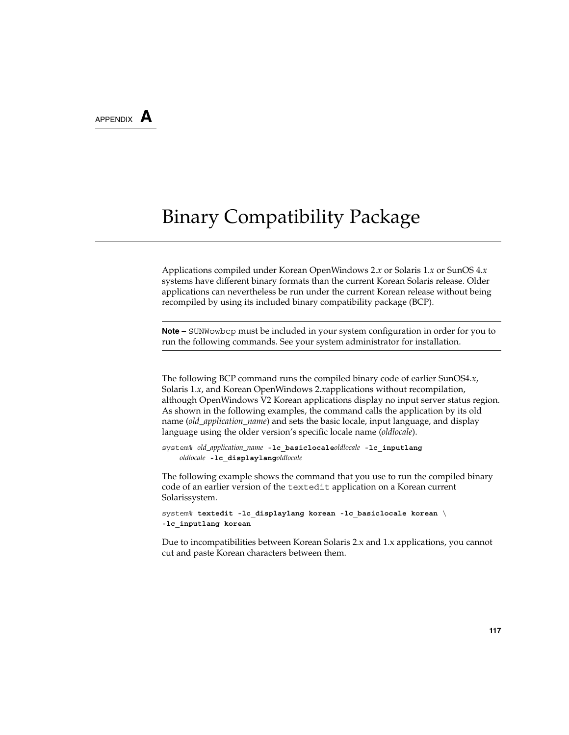APPENDIX **A**

# Binary Compatibility Package

Applications compiled under Korean OpenWindows 2.*x* or Solaris 1.*x* or SunOS 4.*x* systems have different binary formats than the current Korean Solaris release. Older applications can nevertheless be run under the current Korean release without being recompiled by using its included binary compatibility package (BCP).

---

**Note –** `SUNWowbcp` must be included in your system configuration in order for you to run the following commands. See your system administrator for installation.

---

The following BCP command runs the compiled binary code of earlier SunOS4.*x*, Solaris 1.*x*, and Korean OpenWindows 2.*x*applications without recompilation, although OpenWindows V2 Korean applications display no input server status region. As shown in the following examples, the command calls the application by its old name (*old_application_name*) and sets the basic locale, input language, and display language using the older version's specific locale name (*oldlocale*).

```
system% old_application_name -lc_basiclocaleoldlocale -lc_inputlang
    oldlocale -lc_displaylangoldlocale
```

The following example shows the command that you use to run the compiled binary code of an earlier version of the `textedit` application on a Korean current Solarissystem.

```
system% textedit -lc_displaylang korean -lc_basiclocale korean \
-lc_inputlang korean
```

Due to incompatibilities between Korean Solaris 2.x and 1.x applications, you cannot cut and paste Korean characters between them.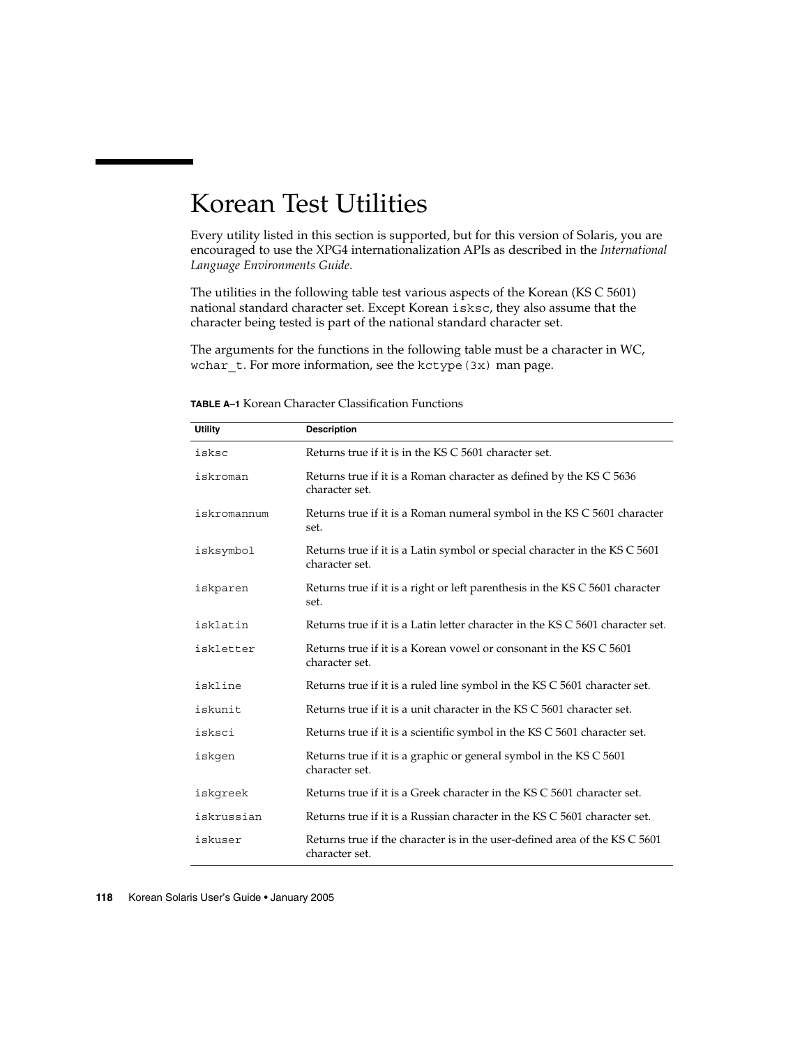# Korean Test Utilities

Every utility listed in this section is supported, but for this version of Solaris, you are encouraged to use the XPG4 internationalization APIs as described in the *International Language Environments Guide*.

The utilities in the following table test various aspects of the Korean (KS C 5601) national standard character set. Except Korean `isksc`, they also assume that the character being tested is part of the national standard character set.

The arguments for the functions in the following table must be a character in WC, `wchar_t`. For more information, see the `kctype(3x)` man page.

**TABLE A–1** Korean Character Classification Functions

| Utility | Description |
| --- | --- |
| `isksc` | Returns true if it is in the KS C 5601 character set. |
| `iskroman` | Returns true if it is a Roman character as defined by the KS C 5636 character set. |
| `iskromannum` | Returns true if it is a Roman numeral symbol in the KS C 5601 character set. |
| `isksymbol` | Returns true if it is a Latin symbol or special character in the KS C 5601 character set. |
| `iskparen` | Returns true if it is a right or left parenthesis in the KS C 5601 character set. |
| `isklatin` | Returns true if it is a Latin letter character in the KS C 5601 character set. |
| `iskletter` | Returns true if it is a Korean vowel or consonant in the KS C 5601 character set. |
| `iskline` | Returns true if it is a ruled line symbol in the KS C 5601 character set. |
| `iskunit` | Returns true if it is a unit character in the KS C 5601 character set. |
| `isksci` | Returns true if it is a scientific symbol in the KS C 5601 character set. |
| `iskgen` | Returns true if it is a graphic or general symbol in the KS C 5601 character set. |
| `iskgreek` | Returns true if it is a Greek character in the KS C 5601 character set. |
| `iskrussian` | Returns true if it is a Russian character in the KS C 5601 character set. |
| `iskuser` | Returns true if the character is in the user-defined area of the KS C 5601 character set. |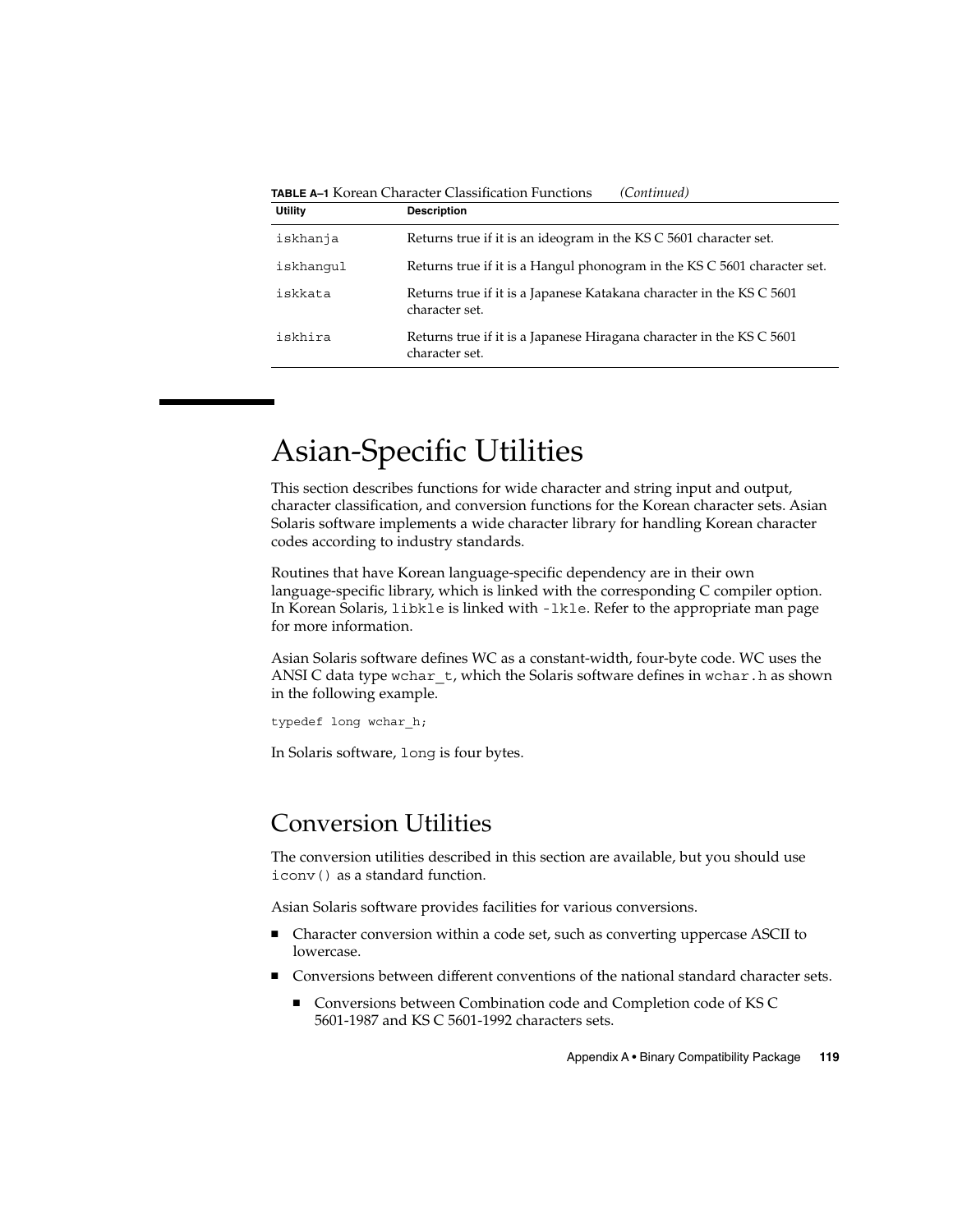**TABLE A–1** Korean Character Classification Functions *(Continued)*

| Utility | Description |
|---|---|
| iskhanja | Returns true if it is an ideogram in the KS C 5601 character set. |
| iskhangul | Returns true if it is a Hangul phonogram in the KS C 5601 character set. |
| iskkata | Returns true if it is a Japanese Katakana character in the KS C 5601 character set. |
| iskhira | Returns true if it is a Japanese Hiragana character in the KS C 5601 character set. |

# Asian-Specific Utilities

This section describes functions for wide character and string input and output, character classification, and conversion functions for the Korean character sets. Asian Solaris software implements a wide character library for handling Korean character codes according to industry standards.

Routines that have Korean language-specific dependency are in their own language-specific library, which is linked with the corresponding C compiler option. In Korean Solaris, `libkle` is linked with `-lkle`. Refer to the appropriate man page for more information.

Asian Solaris software defines WC as a constant-width, four-byte code. WC uses the ANSI C data type `wchar_t`, which the Solaris software defines in `wchar.h` as shown in the following example.

```
typedef long wchar_h;
```

In Solaris software, `long` is four bytes.

## Conversion Utilities

The conversion utilities described in this section are available, but you should use `iconv()` as a standard function.

Asian Solaris software provides facilities for various conversions.

- Character conversion within a code set, such as converting uppercase ASCII to lowercase.
- Conversions between different conventions of the national standard character sets.
  - Conversions between Combination code and Completion code of KS C 5601-1987 and KS C 5601-1992 characters sets.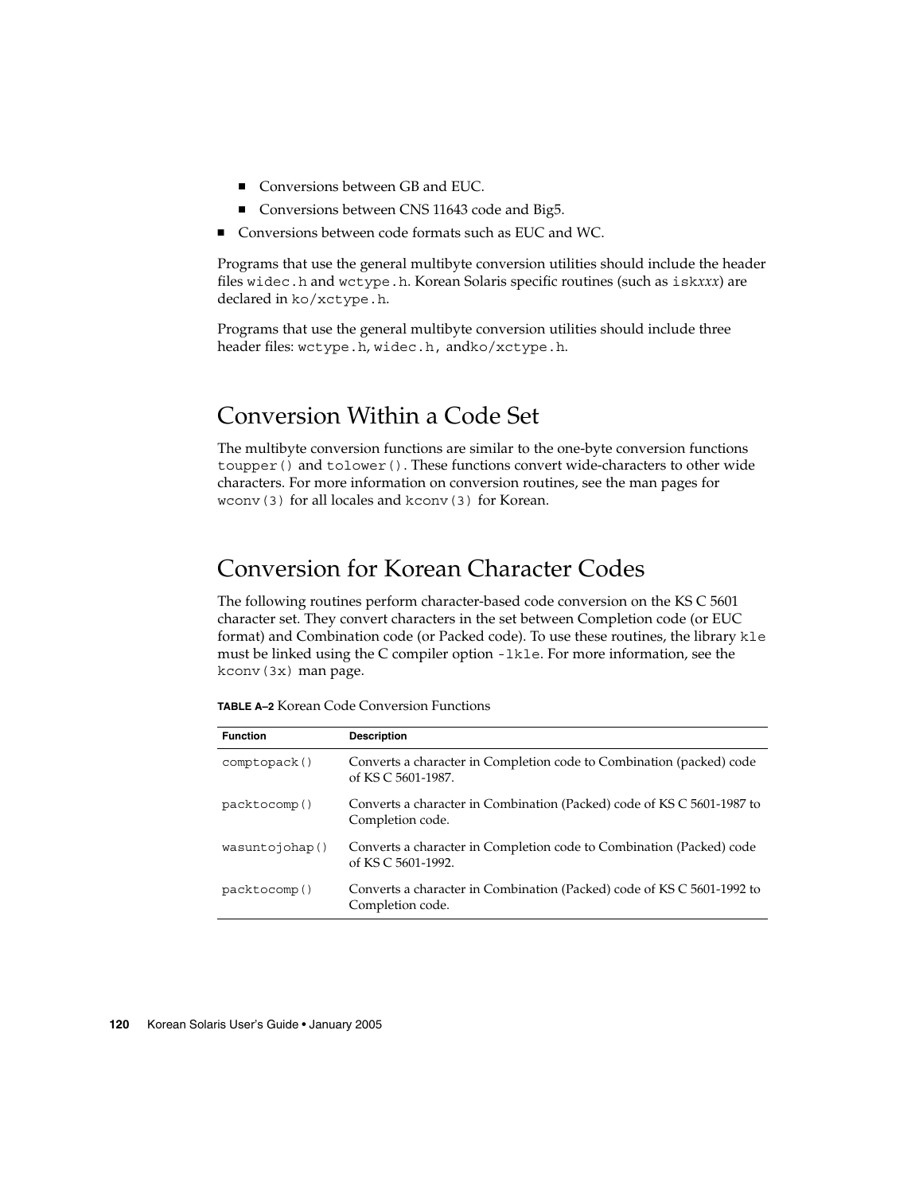- Conversions between GB and EUC.
- Conversions between CNS 11643 code and Big5.

- Conversions between code formats such as EUC and WC.

Programs that use the general multibyte conversion utilities should include the header files `widec.h` and `wctype.h`. Korean Solaris specific routines (such as `isk`*xxx*) are declared in `ko/xctype.h`.

Programs that use the general multibyte conversion utilities should include three header files: `wctype.h`, `widec.h`, and`ko/xctype.h`.

## Conversion Within a Code Set

The multibyte conversion functions are similar to the one-byte conversion functions `toupper()` and `tolower()`. These functions convert wide-characters to other wide characters. For more information on conversion routines, see the man pages for `wconv(3)` for all locales and `kconv(3)` for Korean.

## Conversion for Korean Character Codes

The following routines perform character-based code conversion on the KS C 5601 character set. They convert characters in the set between Completion code (or EUC format) and Combination code (or Packed code). To use these routines, the library `kle` must be linked using the C compiler option `-lkle`. For more information, see the `kconv(3x)` man page.

**TABLE A–2** Korean Code Conversion Functions

| Function | Description |
| --- | --- |
| `comptopack()` | Converts a character in Completion code to Combination (packed) code of KS C 5601-1987. |
| `packtocomp()` | Converts a character in Combination (Packed) code of KS C 5601-1987 to Completion code. |
| `wasuntojohap()` | Converts a character in Completion code to Combination (Packed) code of KS C 5601-1992. |
| `packtocomp()` | Converts a character in Combination (Packed) code of KS C 5601-1992 to Completion code. |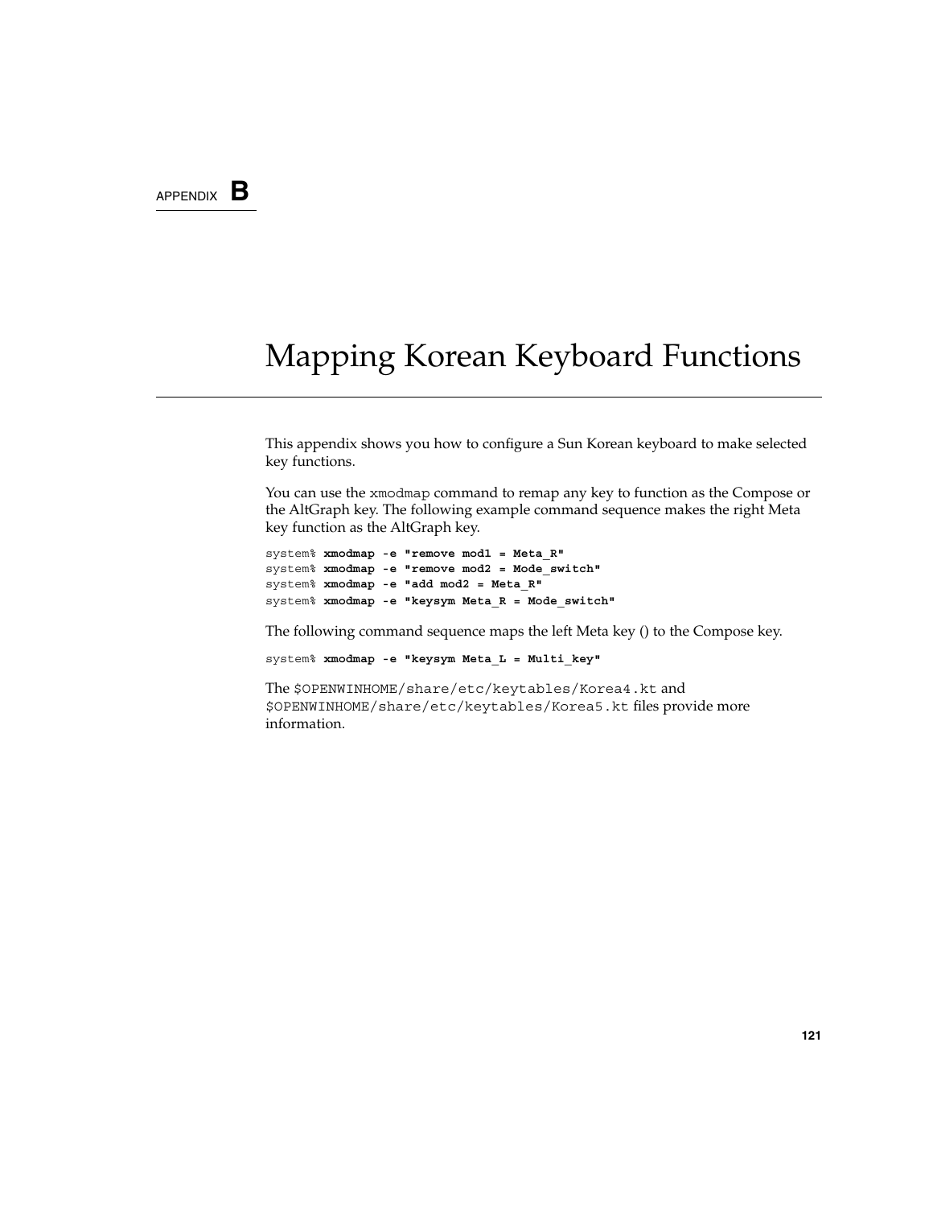APPENDIX **B**

# Mapping Korean Keyboard Functions

This appendix shows you how to configure a Sun Korean keyboard to make selected key functions.

You can use the `xmodmap` command to remap any key to function as the Compose or the AltGraph key. The following example command sequence makes the right Meta key function as the AltGraph key.

```
system% xmodmap -e "remove mod1 = Meta_R"
system% xmodmap -e "remove mod2 = Mode_switch"
system% xmodmap -e "add mod2 = Meta_R"
system% xmodmap -e "keysym Meta_R = Mode_switch"
```

The following command sequence maps the left Meta key () to the Compose key.

```
system% xmodmap -e "keysym Meta_L = Multi_key"
```

The `$OPENWINHOME/share/etc/keytables/Korea4.kt` and `$OPENWINHOME/share/etc/keytables/Korea5.kt` files provide more information.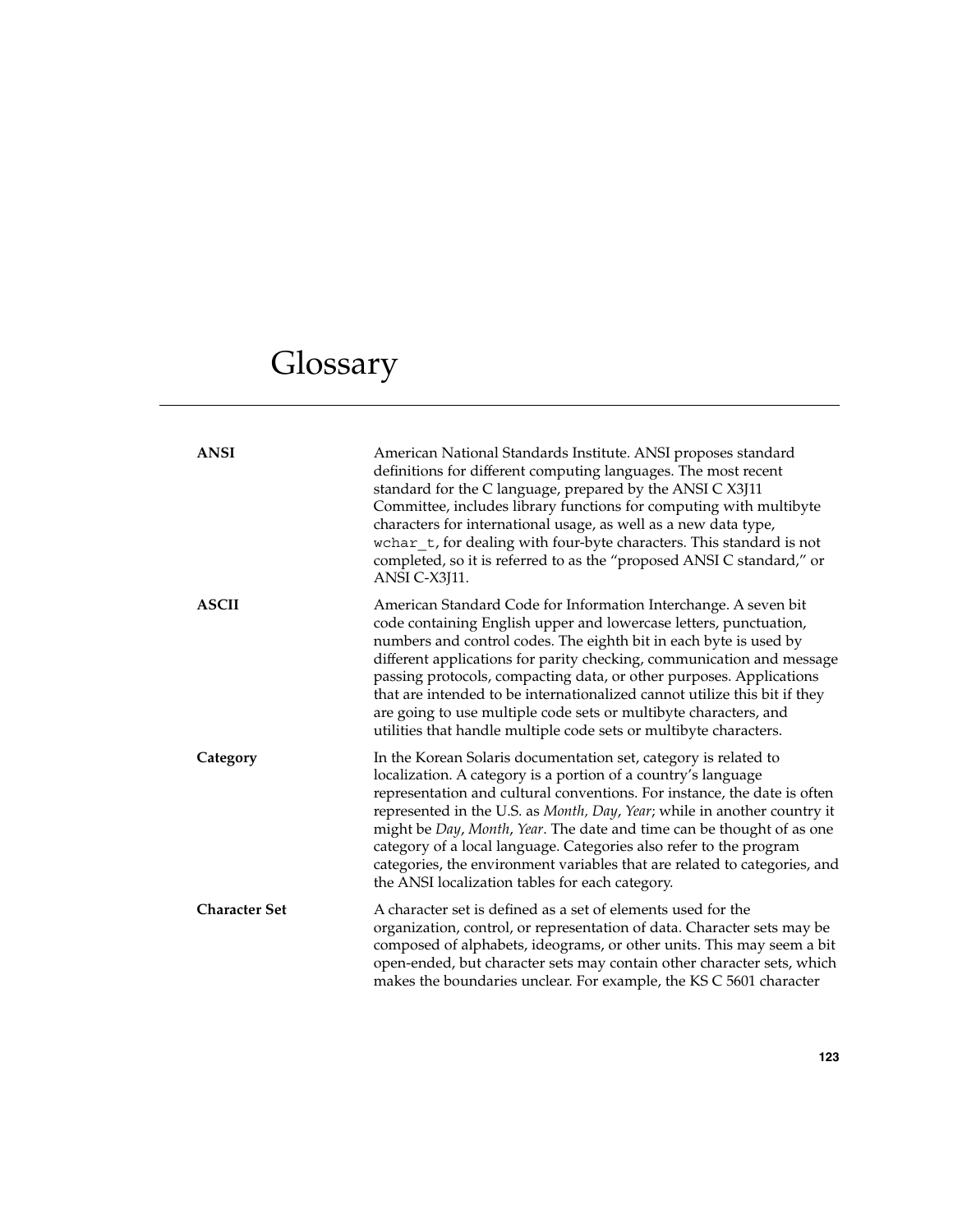# Glossary

**ANSI**

American National Standards Institute. ANSI proposes standard definitions for different computing languages. The most recent standard for the C language, prepared by the ANSI C X3J11 Committee, includes library functions for computing with multibyte characters for international usage, as well as a new data type, `wchar_t`, for dealing with four-byte characters. This standard is not completed, so it is referred to as the "proposed ANSI C standard," or ANSI C-X3J11.

**ASCII**

American Standard Code for Information Interchange. A seven bit code containing English upper and lowercase letters, punctuation, numbers and control codes. The eighth bit in each byte is used by different applications for parity checking, communication and message passing protocols, compacting data, or other purposes. Applications that are intended to be internationalized cannot utilize this bit if they are going to use multiple code sets or multibyte characters, and utilities that handle multiple code sets or multibyte characters.

**Category**

In the Korean Solaris documentation set, category is related to localization. A category is a portion of a country's language representation and cultural conventions. For instance, the date is often represented in the U.S. as *Month, Day*, *Year*; while in another country it might be *Day*, *Month*, *Year*. The date and time can be thought of as one category of a local language. Categories also refer to the program categories, the environment variables that are related to categories, and the ANSI localization tables for each category.

**Character Set**

A character set is defined as a set of elements used for the organization, control, or representation of data. Character sets may be composed of alphabets, ideograms, or other units. This may seem a bit open-ended, but character sets may contain other character sets, which makes the boundaries unclear. For example, the KS C 5601 character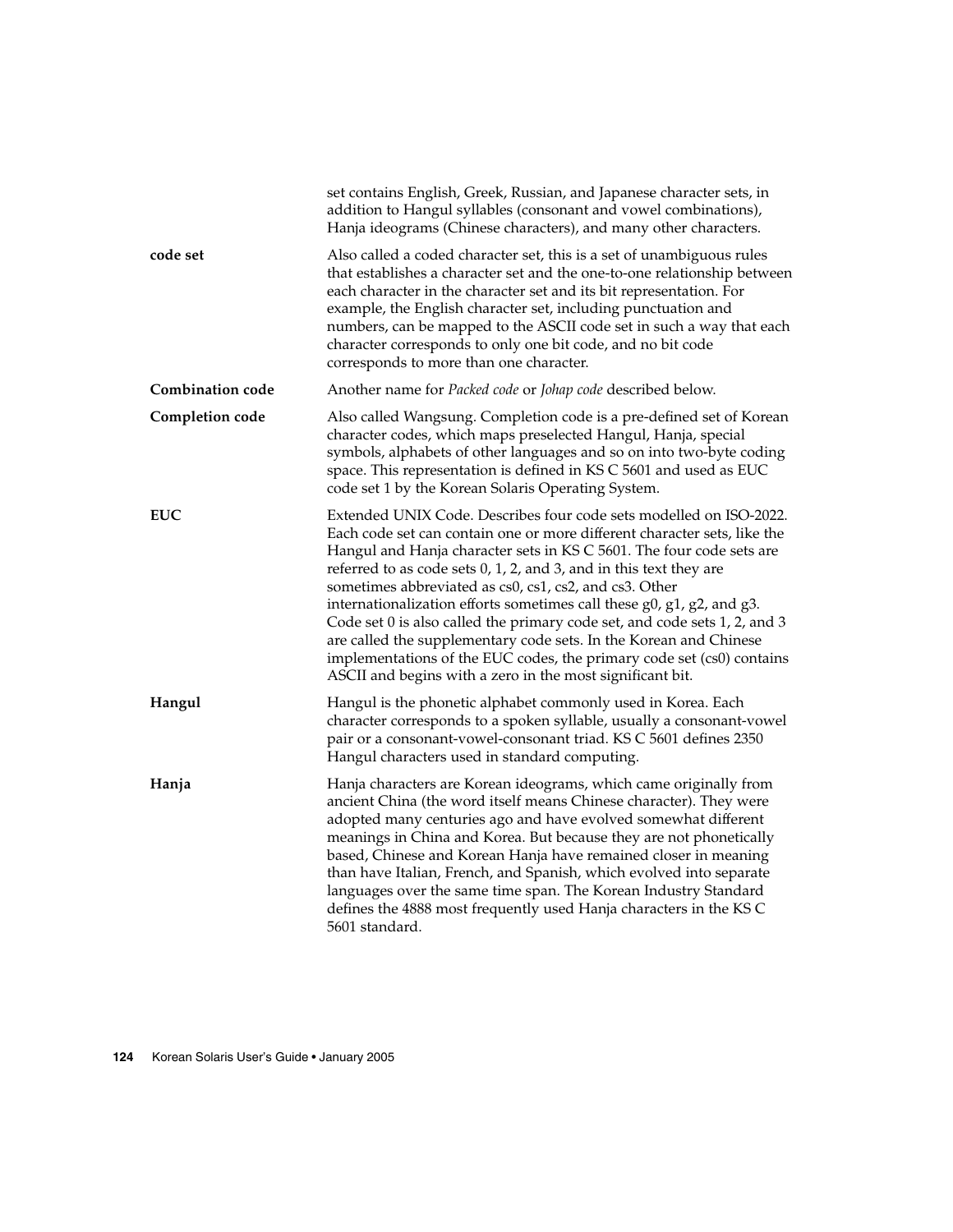set contains English, Greek, Russian, and Japanese character sets, in addition to Hangul syllables (consonant and vowel combinations), Hanja ideograms (Chinese characters), and many other characters.

**code set**
: Also called a coded character set, this is a set of unambiguous rules that establishes a character set and the one-to-one relationship between each character in the character set and its bit representation. For example, the English character set, including punctuation and numbers, can be mapped to the ASCII code set in such a way that each character corresponds to only one bit code, and no bit code corresponds to more than one character.

**Combination code**
: Another name for *Packed code* or *Johap code* described below.

**Completion code**
: Also called Wangsung. Completion code is a pre-defined set of Korean character codes, which maps preselected Hangul, Hanja, special symbols, alphabets of other languages and so on into two-byte coding space. This representation is defined in KS C 5601 and used as EUC code set 1 by the Korean Solaris Operating System.

**EUC**
: Extended UNIX Code. Describes four code sets modelled on ISO-2022. Each code set can contain one or more different character sets, like the Hangul and Hanja character sets in KS C 5601. The four code sets are referred to as code sets 0, 1, 2, and 3, and in this text they are sometimes abbreviated as cs0, cs1, cs2, and cs3. Other internationalization efforts sometimes call these g0, g1, g2, and g3. Code set 0 is also called the primary code set, and code sets 1, 2, and 3 are called the supplementary code sets. In the Korean and Chinese implementations of the EUC codes, the primary code set (cs0) contains ASCII and begins with a zero in the most significant bit.

**Hangul**
: Hangul is the phonetic alphabet commonly used in Korea. Each character corresponds to a spoken syllable, usually a consonant-vowel pair or a consonant-vowel-consonant triad. KS C 5601 defines 2350 Hangul characters used in standard computing.

**Hanja**
: Hanja characters are Korean ideograms, which came originally from ancient China (the word itself means Chinese character). They were adopted many centuries ago and have evolved somewhat different meanings in China and Korea. But because they are not phonetically based, Chinese and Korean Hanja have remained closer in meaning than have Italian, French, and Spanish, which evolved into separate languages over the same time span. The Korean Industry Standard defines the 4888 most frequently used Hanja characters in the KS C 5601 standard.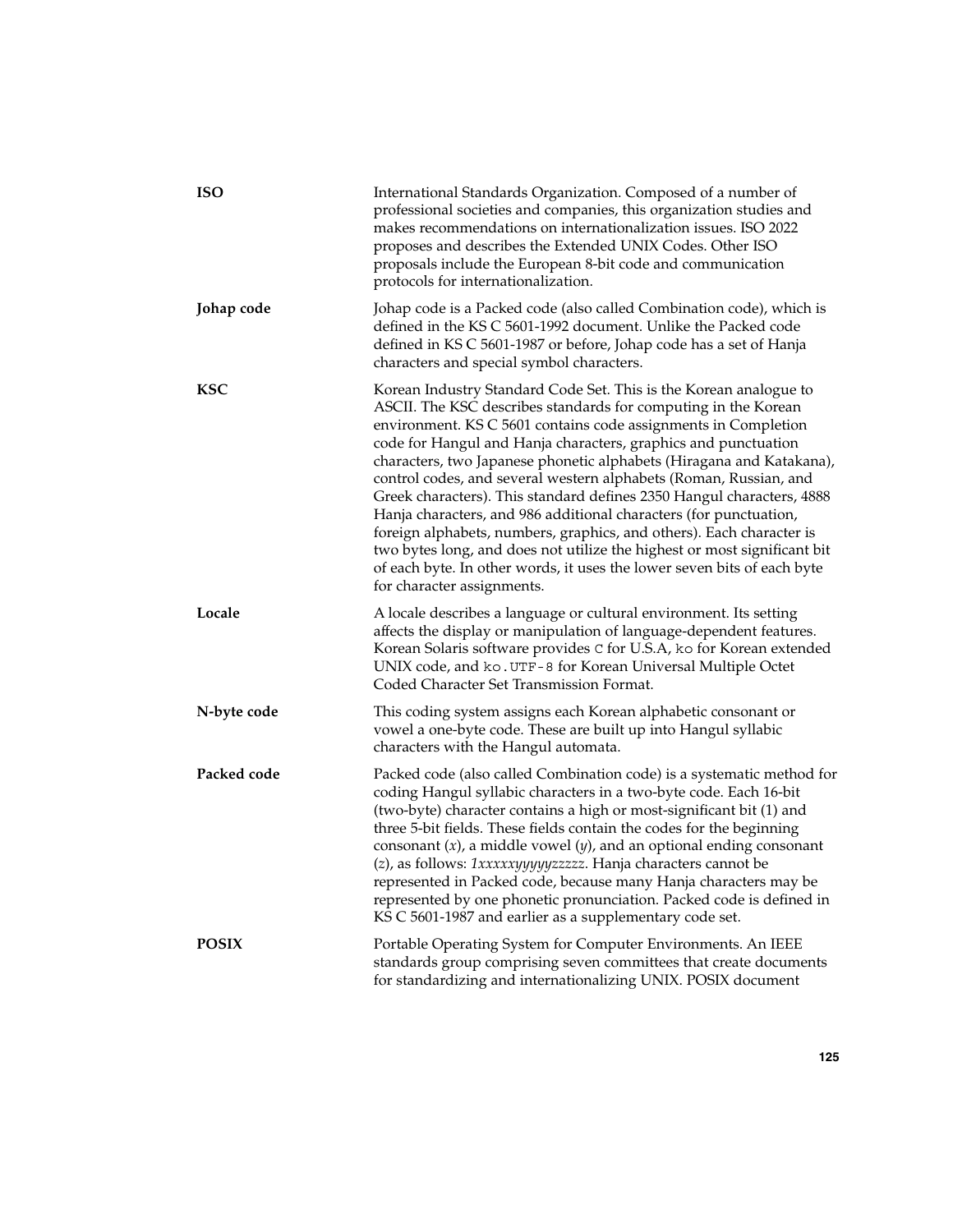**ISO**

International Standards Organization. Composed of a number of professional societies and companies, this organization studies and makes recommendations on internationalization issues. ISO 2022 proposes and describes the Extended UNIX Codes. Other ISO proposals include the European 8-bit code and communication protocols for internationalization.

**Johap code**

Johap code is a Packed code (also called Combination code), which is defined in the KS C 5601-1992 document. Unlike the Packed code defined in KS C 5601-1987 or before, Johap code has a set of Hanja characters and special symbol characters.

**KSC**

Korean Industry Standard Code Set. This is the Korean analogue to ASCII. The KSC describes standards for computing in the Korean environment. KS C 5601 contains code assignments in Completion code for Hangul and Hanja characters, graphics and punctuation characters, two Japanese phonetic alphabets (Hiragana and Katakana), control codes, and several western alphabets (Roman, Russian, and Greek characters). This standard defines 2350 Hangul characters, 4888 Hanja characters, and 986 additional characters (for punctuation, foreign alphabets, numbers, graphics, and others). Each character is two bytes long, and does not utilize the highest or most significant bit of each byte. In other words, it uses the lower seven bits of each byte for character assignments.

**Locale**

A locale describes a language or cultural environment. Its setting affects the display or manipulation of language-dependent features. Korean Solaris software provides `C` for U.S.A, `ko` for Korean extended UNIX code, and `ko.UTF-8` for Korean Universal Multiple Octet Coded Character Set Transmission Format.

**N-byte code**

This coding system assigns each Korean alphabetic consonant or vowel a one-byte code. These are built up into Hangul syllabic characters with the Hangul automata.

**Packed code**

Packed code (also called Combination code) is a systematic method for coding Hangul syllabic characters in a two-byte code. Each 16-bit (two-byte) character contains a high or most-significant bit (1) and three 5-bit fields. These fields contain the codes for the beginning consonant (*x*), a middle vowel (*y*), and an optional ending consonant (*z*), as follows: *1xxxxxyyyyyzzzzz*. Hanja characters cannot be represented in Packed code, because many Hanja characters may be represented by one phonetic pronunciation. Packed code is defined in KS C 5601-1987 and earlier as a supplementary code set.

**POSIX**

Portable Operating System for Computer Environments. An IEEE standards group comprising seven committees that create documents for standardizing and internationalizing UNIX. POSIX document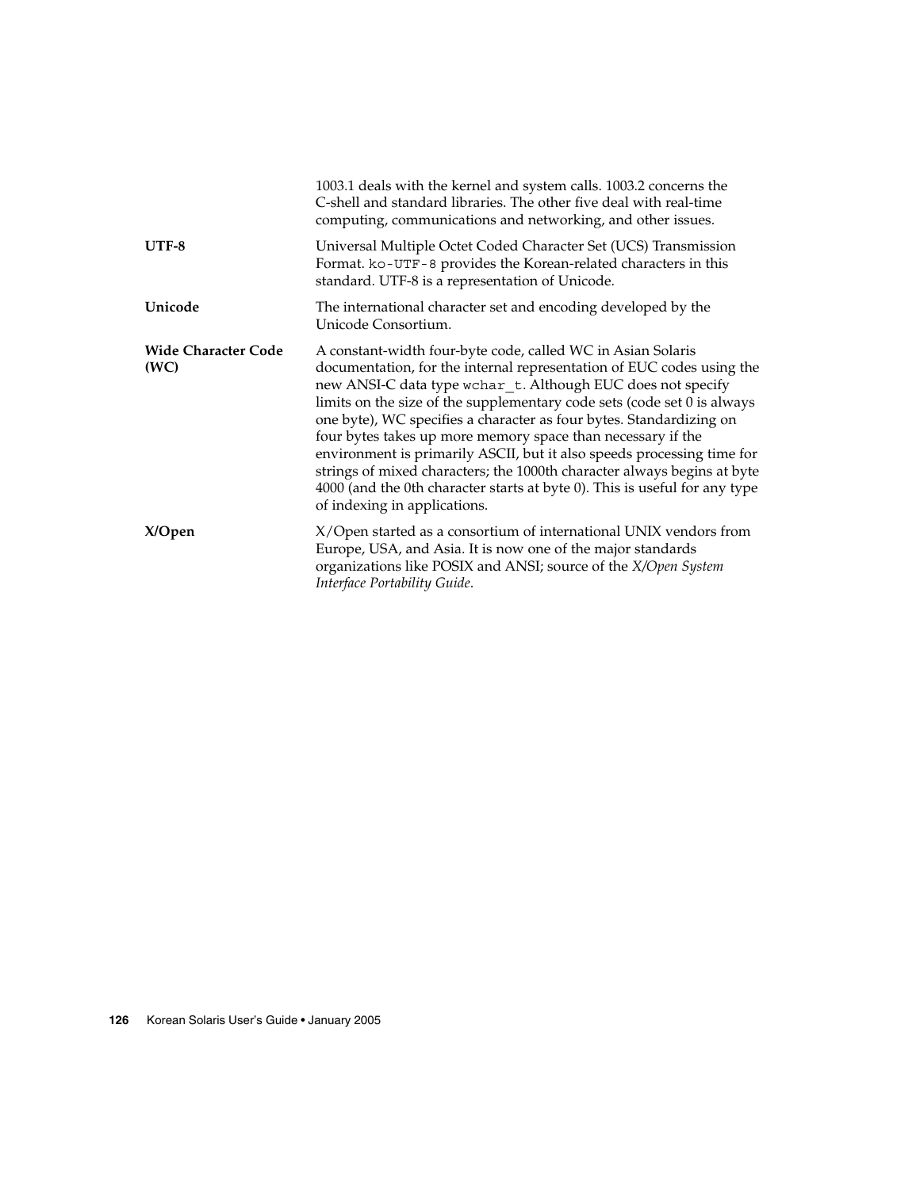1003.1 deals with the kernel and system calls. 1003.2 concerns the C-shell and standard libraries. The other five deal with real-time computing, communications and networking, and other issues.

**UTF-8**

Universal Multiple Octet Coded Character Set (UCS) Transmission Format. `ko-UTF-8` provides the Korean-related characters in this standard. UTF-8 is a representation of Unicode.

**Unicode**

The international character set and encoding developed by the Unicode Consortium.

**Wide Character Code (WC)**

A constant-width four-byte code, called WC in Asian Solaris documentation, for the internal representation of EUC codes using the new ANSI-C data type `wchar_t`. Although EUC does not specify limits on the size of the supplementary code sets (code set 0 is always one byte), WC specifies a character as four bytes. Standardizing on four bytes takes up more memory space than necessary if the environment is primarily ASCII, but it also speeds processing time for strings of mixed characters; the 1000th character always begins at byte 4000 (and the 0th character starts at byte 0). This is useful for any type of indexing in applications.

**X/Open**

X/Open started as a consortium of international UNIX vendors from Europe, USA, and Asia. It is now one of the major standards organizations like POSIX and ANSI; source of the *X/Open System Interface Portability Guide*.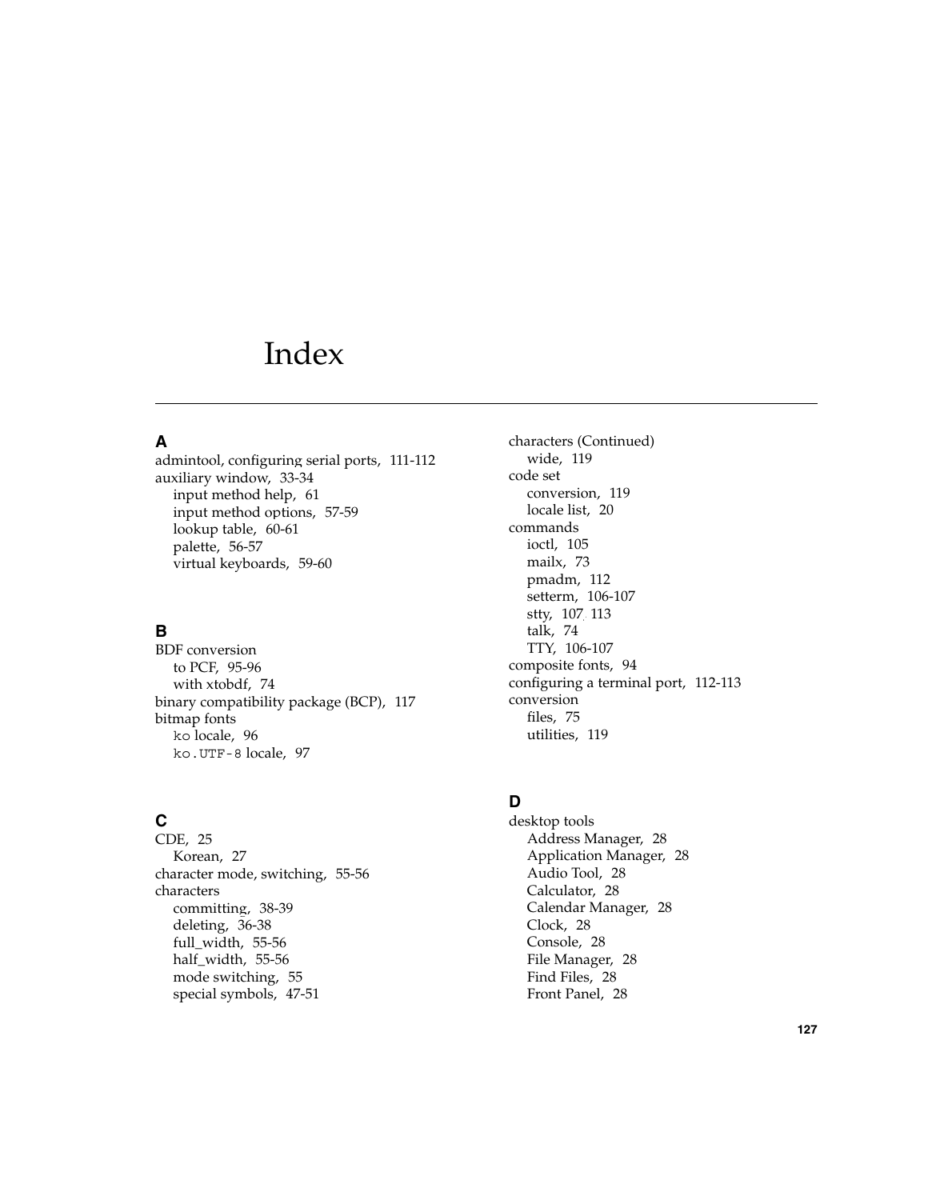# Index

## A

admintool, configuring serial ports, 111-112
auxiliary window, 33-34
  input method help, 61
  input method options, 57-59
  lookup table, 60-61
  palette, 56-57
  virtual keyboards, 59-60

## B

BDF conversion
  to PCF, 95-96
  with xtobdf, 74
binary compatibility package (BCP), 117
bitmap fonts
  `ko` locale, 96
  `ko.UTF-8` locale, 97

## C

CDE, 25
  Korean, 27
character mode, switching, 55-56
characters
  committing, 38-39
  deleting, 36-38
  full_width, 55-56
  half_width, 55-56
  mode switching, 55
  special symbols, 47-51
characters (Continued)
  wide, 119
code set
  conversion, 119
  locale list, 20
commands
  ioctl, 105
  mailx, 73
  pmadm, 112
  setterm, 106-107
  stty, 107, 113
  talk, 74
  TTY, 106-107
composite fonts, 94
configuring a terminal port, 112-113
conversion
  files, 75
  utilities, 119

## D

desktop tools
  Address Manager, 28
  Application Manager, 28
  Audio Tool, 28
  Calculator, 28
  Calendar Manager, 28
  Clock, 28
  Console, 28
  File Manager, 28
  Find Files, 28
  Front Panel, 28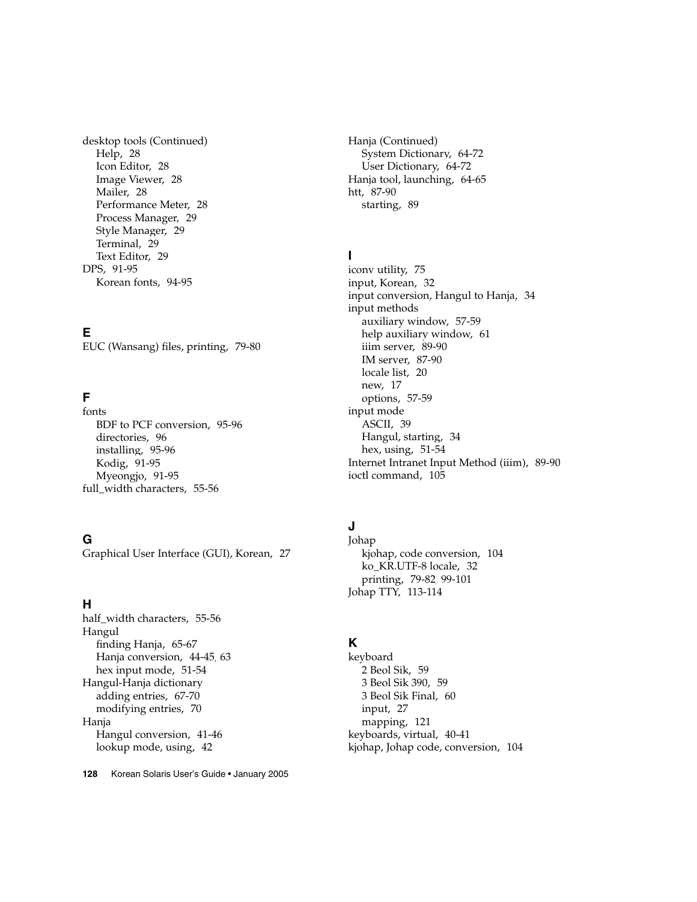desktop tools (Continued)
  Help, 28
  Icon Editor, 28
  Image Viewer, 28
  Mailer, 28
  Performance Meter, 28
  Process Manager, 29
  Style Manager, 29
  Terminal, 29
  Text Editor, 29
DPS, 91-95
  Korean fonts, 94-95

## E

EUC (Wansang) files, printing, 79-80

## F

fonts
  BDF to PCF conversion, 95-96
  directories, 96
  installing, 95-96
  Kodig, 91-95
  Myeongjo, 91-95
full_width characters, 55-56

## G

Graphical User Interface (GUI), Korean, 27

## H

half_width characters, 55-56
Hangul
  finding Hanja, 65-67
  Hanja conversion, 44-45, 63
  hex input mode, 51-54
Hangul-Hanja dictionary
  adding entries, 67-70
  modifying entries, 70
Hanja
  Hangul conversion, 41-46
  lookup mode, using, 42

Hanja (Continued)
  System Dictionary, 64-72
  User Dictionary, 64-72
Hanja tool, launching, 64-65
htt, 87-90
  starting, 89

## I

iconv utility, 75
input, Korean, 32
input conversion, Hangul to Hanja, 34
input methods
  auxiliary window, 57-59
  help auxiliary window, 61
  iiim server, 89-90
  IM server, 87-90
  locale list, 20
  new, 17
  options, 57-59
input mode
  ASCII, 39
  Hangul, starting, 34
  hex, using, 51-54
Internet Intranet Input Method (iiim), 89-90
ioctl command, 105

## J

Johap
  kjohap, code conversion, 104
  ko_KR.UTF-8 locale, 32
  printing, 79-82, 99-101
Johap TTY, 113-114

## K

keyboard
  2 Beol Sik, 59
  3 Beol Sik 390, 59
  3 Beol Sik Final, 60
  input, 27
  mapping, 121
keyboards, virtual, 40-41
kjohap, Johap code, conversion, 104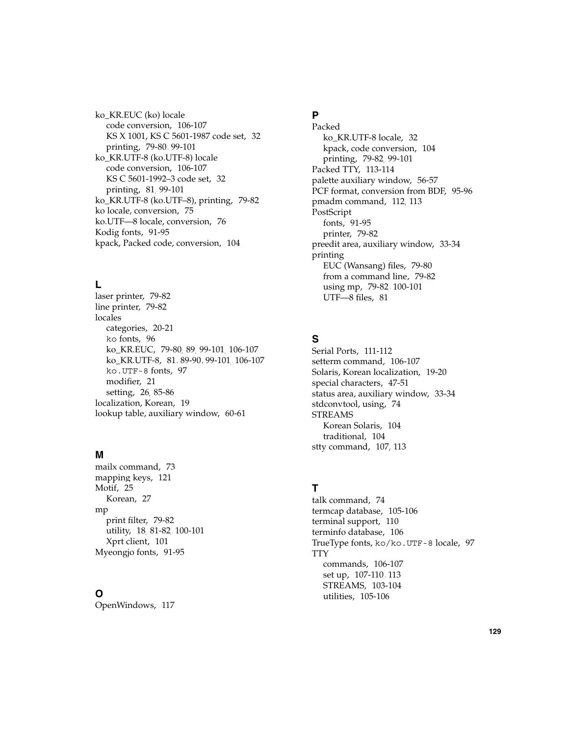ko_KR.EUC (ko) locale
- code conversion, 106-107
- KS X 1001, KS C 5601-1987 code set, 32
- printing, 79-80, 99-101

ko_KR.UTF-8 (ko.UTF-8) locale
- code conversion, 106-107
- KS C 5601-1992–3 code set, 32
- printing, 81, 99-101

ko_KR.UTF-8 (ko.UTF–8), printing, 79-82
ko locale, conversion, 75
ko.UTF—8 locale, conversion, 76
Kodig fonts, 91-95
kpack, Packed code, conversion, 104

## L

laser printer, 79-82
line printer, 79-82
locales
- categories, 20-21
- `ko` fonts, 96
- ko_KR.EUC, 79-80, 89, 99-101, 106-107
- ko_KR.UTF-8, 81, 89-90, 99-101, 106-107
- `ko.UTF-8` fonts, 97
- modifier, 21
- setting, 26, 85-86

localization, Korean, 19
lookup table, auxiliary window, 60-61

## M

mailx command, 73
mapping keys, 121
Motif, 25
- Korean, 27

mp
- print filter, 79-82
- utility, 18, 81-82, 100-101
- Xprt client, 101

Myeongjo fonts, 91-95

## O

OpenWindows, 117

## P

Packed
- ko_KR.UTF-8 locale, 32
- kpack, code conversion, 104
- printing, 79-82, 99-101

Packed TTY, 113-114
palette auxiliary window, 56-57
PCF format, conversion from BDF, 95-96
pmadm command, 112, 113
PostScript
- fonts, 91-95
- printer, 79-82

preedit area, auxiliary window, 33-34
printing
- EUC (Wansang) files, 79-80
- from a command line, 79-82
- using mp, 79-82, 100-101
- UTF—8 files, 81

## S

Serial Ports, 111-112
setterm command, 106-107
Solaris, Korean localization, 19-20
special characters, 47-51
status area, auxiliary window, 33-34
stdconvtool, using, 74
STREAMS
- Korean Solaris, 104
- traditional, 104

stty command, 107, 113

## T

talk command, 74
termcap database, 105-106
terminal support, 110
terminfo database, 106
TrueType fonts, `ko/ko.UTF-8` locale, 97
TTY
- commands, 106-107
- set up, 107-110, 113
- STREAMS, 103-104
- utilities, 105-106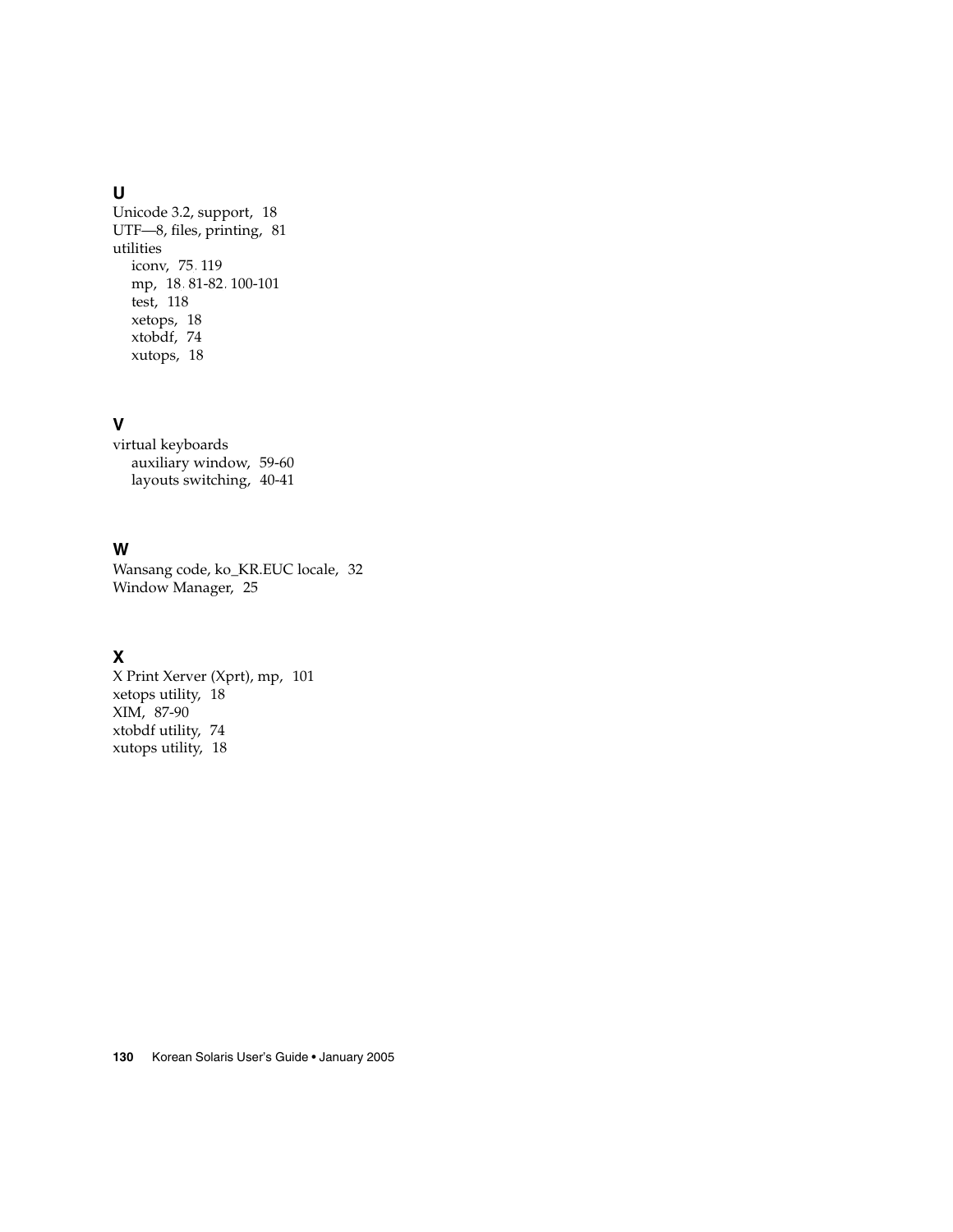## U

Unicode 3.2, support, 18
UTF—8, files, printing, 81
utilities
- iconv, 75, 119
- mp, 18, 81-82, 100-101
- test, 118
- xetops, 18
- xtobdf, 74
- xutops, 18

## V

virtual keyboards
- auxiliary window, 59-60
- layouts switching, 40-41

## W

Wansang code, ko_KR.EUC locale, 32
Window Manager, 25

## X

X Print Xerver (Xprt), mp, 101
xetops utility, 18
XIM, 87-90
xtobdf utility, 74
xutops utility, 18